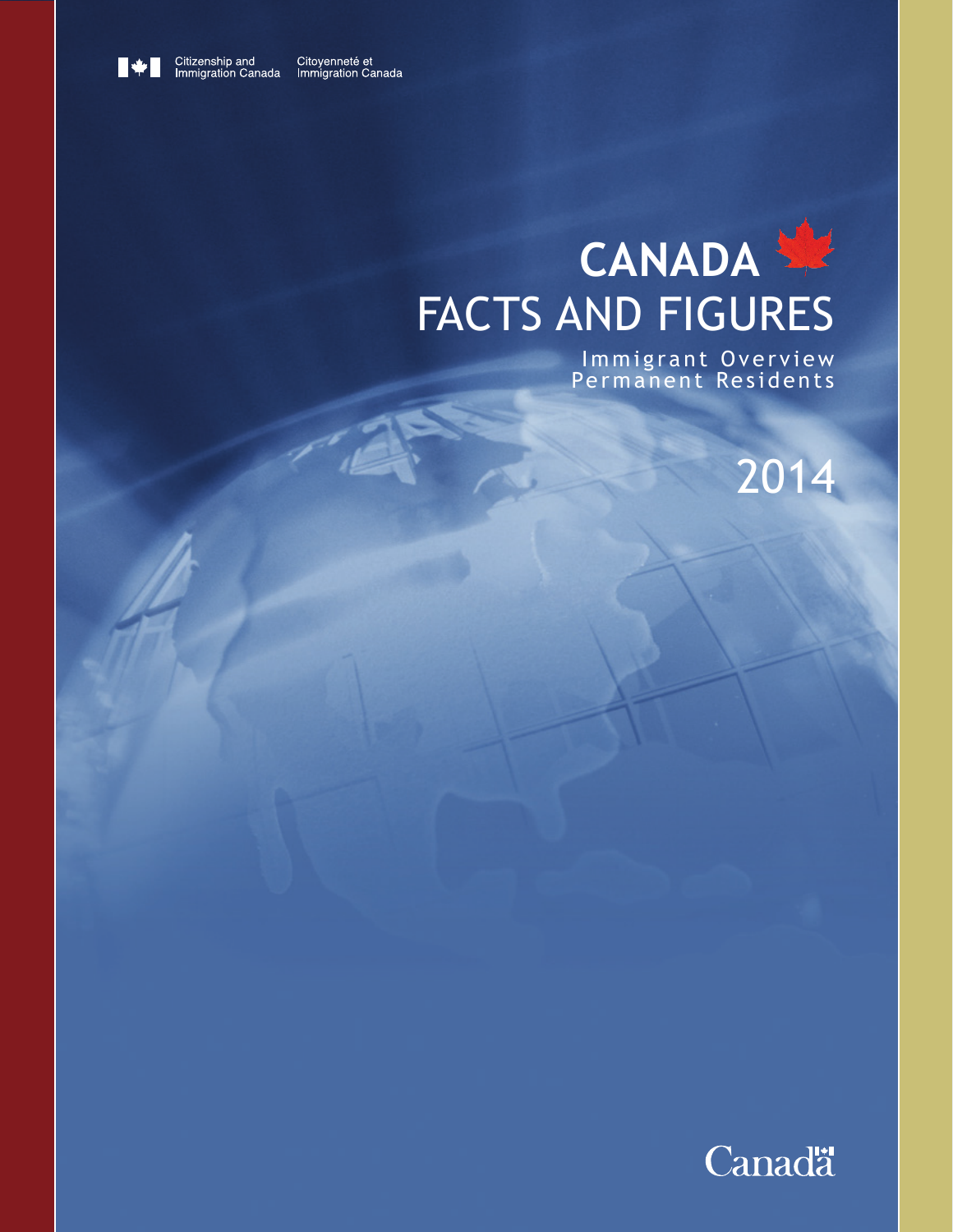Citizenship and Immigration Canada | Citoyenneté et Immigration Canada

# CANADA
# FACTS AND FIGURES

Immigrant Overview
Permanent Residents

2014

Canada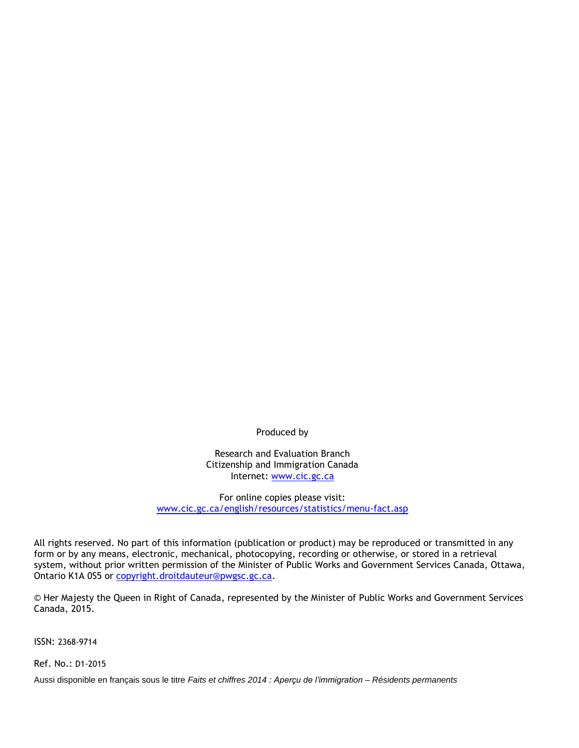Produced by

Research and Evaluation Branch
Citizenship and Immigration Canada
Internet: [www.cic.gc.ca](http://www.cic.gc.ca)

For online copies please visit:
[www.cic.gc.ca/english/resources/statistics/menu-fact.asp](http://www.cic.gc.ca/english/resources/statistics/menu-fact.asp)

All rights reserved. No part of this information (publication or product) may be reproduced or transmitted in any form or by any means, electronic, mechanical, photocopying, recording or otherwise, or stored in a retrieval system, without prior written permission of the Minister of Public Works and Government Services Canada, Ottawa, Ontario K1A 0S5 or [copyright.droitdauteur@pwgsc.gc.ca](mailto:copyright.droitdauteur@pwgsc.gc.ca).

© Her Majesty the Queen in Right of Canada, represented by the Minister of Public Works and Government Services Canada, 2015.

ISSN: 2368-9714

Ref. No.: D1-2015

Aussi disponible en français sous le titre *Faits et chiffres 2014 : Aperçu de l'immigration – Résidents permanents*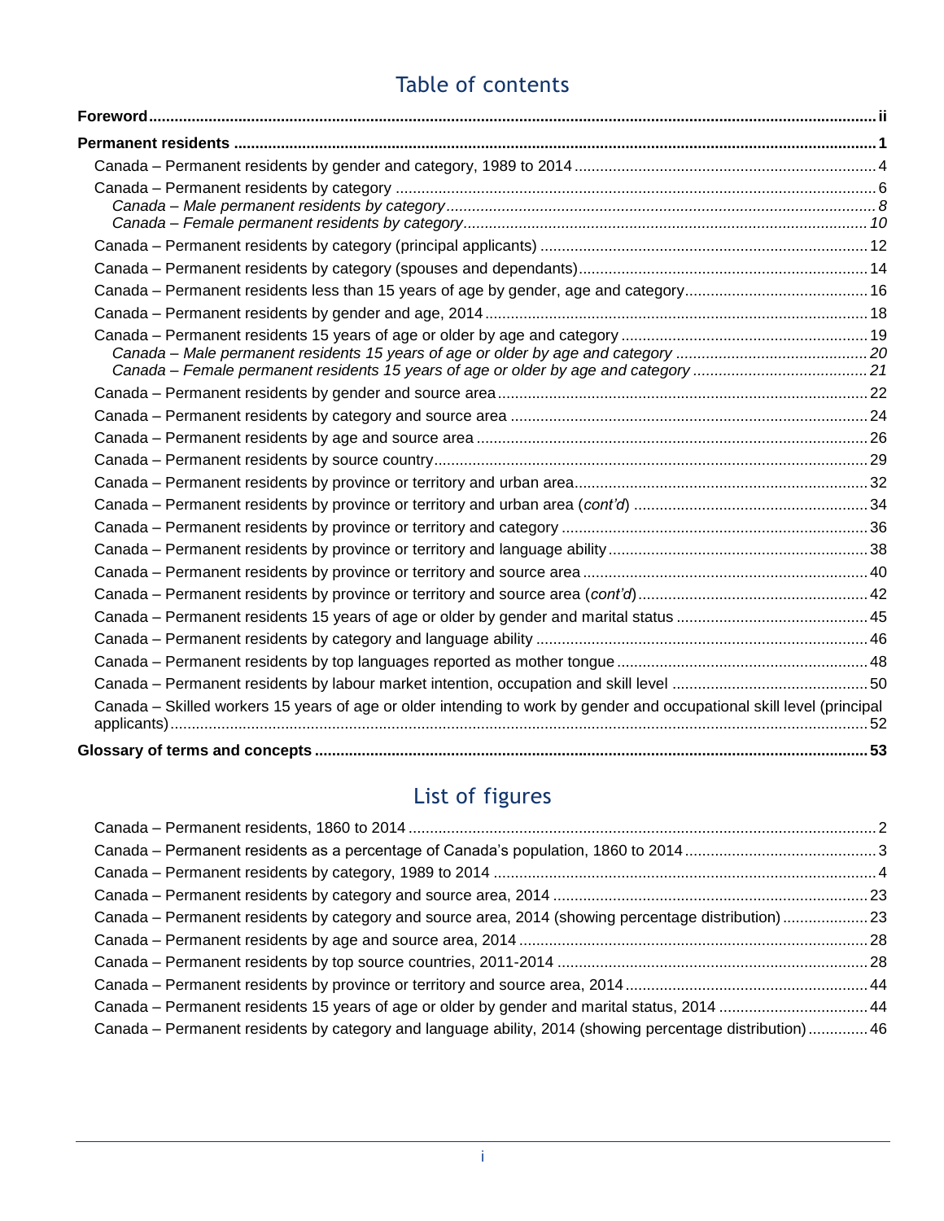# Table of contents

**Foreword** ii

**Permanent residents** 1

- Canada – Permanent residents by gender and category, 1989 to 2014 4
- Canada – Permanent residents by category 6
  - *Canada – Male permanent residents by category 8*
  - *Canada – Female permanent residents by category 10*
- Canada – Permanent residents by category (principal applicants) 12
- Canada – Permanent residents by category (spouses and dependants) 14
- Canada – Permanent residents less than 15 years of age by gender, age and category 16
- Canada – Permanent residents by gender and age, 2014 18
- Canada – Permanent residents 15 years of age or older by age and category 19
  - *Canada – Male permanent residents 15 years of age or older by age and category 20*
  - *Canada – Female permanent residents 15 years of age or older by age and category 21*
- Canada – Permanent residents by gender and source area 22
- Canada – Permanent residents by category and source area 24
- Canada – Permanent residents by age and source area 26
- Canada – Permanent residents by source country 29
- Canada – Permanent residents by province or territory and urban area 32
- Canada – Permanent residents by province or territory and urban area (*cont'd*) 34
- Canada – Permanent residents by province or territory and category 36
- Canada – Permanent residents by province or territory and language ability 38
- Canada – Permanent residents by province or territory and source area 40
- Canada – Permanent residents by province or territory and source area (*cont'd*) 42
- Canada – Permanent residents 15 years of age or older by gender and marital status 45
- Canada – Permanent residents by category and language ability 46
- Canada – Permanent residents by top languages reported as mother tongue 48
- Canada – Permanent residents by labour market intention, occupation and skill level 50
- Canada – Skilled workers 15 years of age or older intending to work by gender and occupational skill level (principal applicants) 52

**Glossary of terms and concepts** 53

# List of figures

- Canada – Permanent residents, 1860 to 2014 2
- Canada – Permanent residents as a percentage of Canada's population, 1860 to 2014 3
- Canada – Permanent residents by category, 1989 to 2014 4
- Canada – Permanent residents by category and source area, 2014 23
- Canada – Permanent residents by category and source area, 2014 (showing percentage distribution) 23
- Canada – Permanent residents by age and source area, 2014 28
- Canada – Permanent residents by top source countries, 2011-2014 28
- Canada – Permanent residents by province or territory and source area, 2014 44
- Canada – Permanent residents 15 years of age or older by gender and marital status, 2014 44
- Canada – Permanent residents by category and language ability, 2014 (showing percentage distribution) 46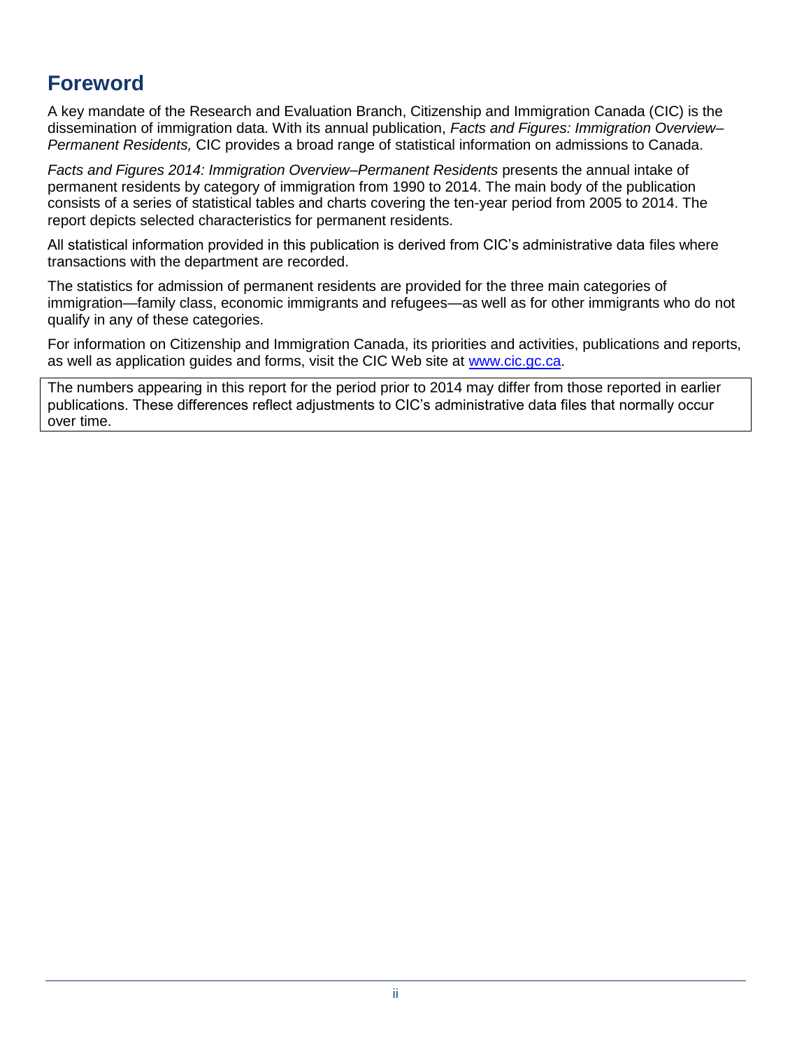# Foreword

A key mandate of the Research and Evaluation Branch, Citizenship and Immigration Canada (CIC) is the dissemination of immigration data. With its annual publication, *Facts and Figures: Immigration Overview–Permanent Residents,* CIC provides a broad range of statistical information on admissions to Canada.

*Facts and Figures 2014: Immigration Overview–Permanent Residents* presents the annual intake of permanent residents by category of immigration from 1990 to 2014. The main body of the publication consists of a series of statistical tables and charts covering the ten-year period from 2005 to 2014. The report depicts selected characteristics for permanent residents.

All statistical information provided in this publication is derived from CIC's administrative data files where transactions with the department are recorded.

The statistics for admission of permanent residents are provided for the three main categories of immigration—family class, economic immigrants and refugees—as well as for other immigrants who do not qualify in any of these categories.

For information on Citizenship and Immigration Canada, its priorities and activities, publications and reports, as well as application guides and forms, visit the CIC Web site at [www.cic.gc.ca](http://www.cic.gc.ca).

> The numbers appearing in this report for the period prior to 2014 may differ from those reported in earlier publications. These differences reflect adjustments to CIC's administrative data files that normally occur over time.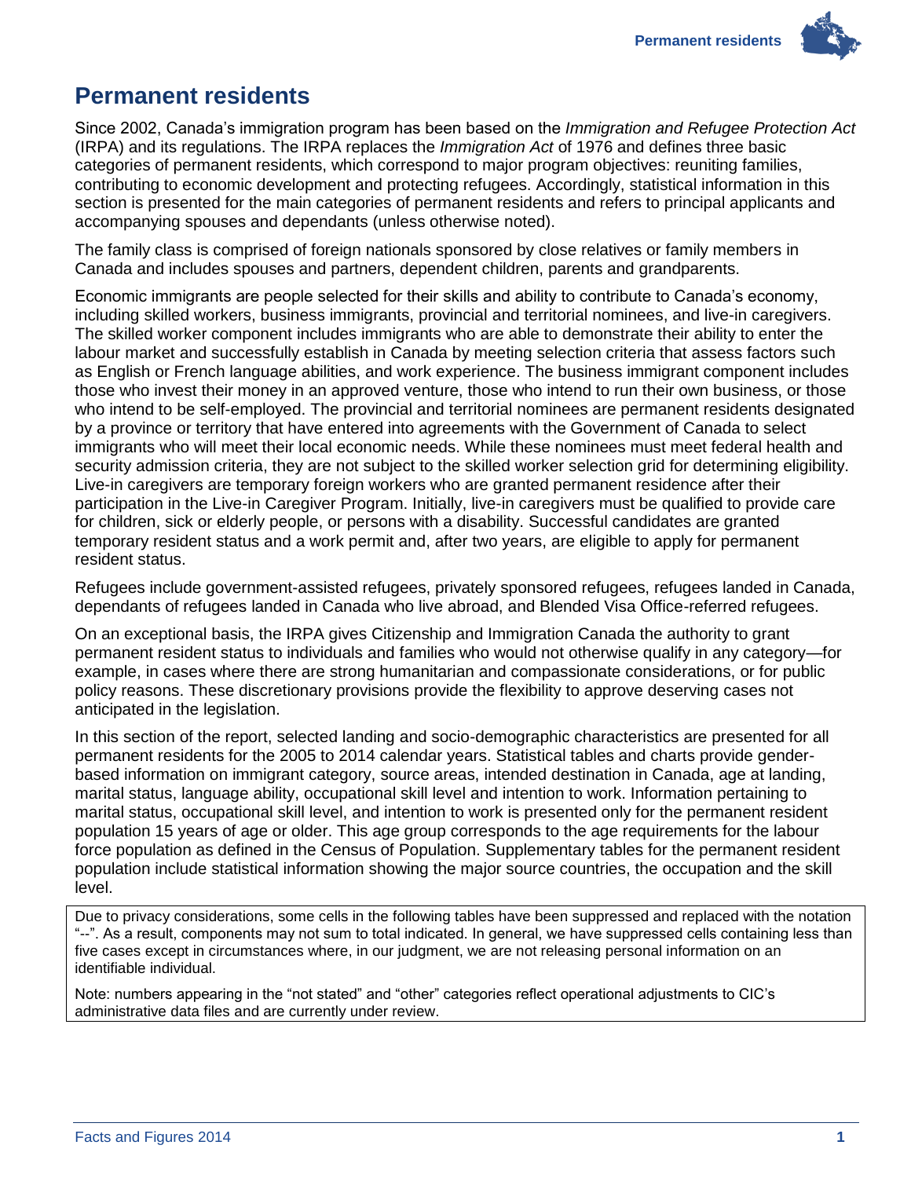# Permanent residents

Since 2002, Canada's immigration program has been based on the *Immigration and Refugee Protection Act* (IRPA) and its regulations. The IRPA replaces the *Immigration Act* of 1976 and defines three basic categories of permanent residents, which correspond to major program objectives: reuniting families, contributing to economic development and protecting refugees. Accordingly, statistical information in this section is presented for the main categories of permanent residents and refers to principal applicants and accompanying spouses and dependants (unless otherwise noted).

The family class is comprised of foreign nationals sponsored by close relatives or family members in Canada and includes spouses and partners, dependent children, parents and grandparents.

Economic immigrants are people selected for their skills and ability to contribute to Canada's economy, including skilled workers, business immigrants, provincial and territorial nominees, and live-in caregivers. The skilled worker component includes immigrants who are able to demonstrate their ability to enter the labour market and successfully establish in Canada by meeting selection criteria that assess factors such as English or French language abilities, and work experience. The business immigrant component includes those who invest their money in an approved venture, those who intend to run their own business, or those who intend to be self-employed. The provincial and territorial nominees are permanent residents designated by a province or territory that have entered into agreements with the Government of Canada to select immigrants who will meet their local economic needs. While these nominees must meet federal health and security admission criteria, they are not subject to the skilled worker selection grid for determining eligibility. Live-in caregivers are temporary foreign workers who are granted permanent residence after their participation in the Live-in Caregiver Program. Initially, live-in caregivers must be qualified to provide care for children, sick or elderly people, or persons with a disability. Successful candidates are granted temporary resident status and a work permit and, after two years, are eligible to apply for permanent resident status.

Refugees include government-assisted refugees, privately sponsored refugees, refugees landed in Canada, dependants of refugees landed in Canada who live abroad, and Blended Visa Office-referred refugees.

On an exceptional basis, the IRPA gives Citizenship and Immigration Canada the authority to grant permanent resident status to individuals and families who would not otherwise qualify in any category—for example, in cases where there are strong humanitarian and compassionate considerations, or for public policy reasons. These discretionary provisions provide the flexibility to approve deserving cases not anticipated in the legislation.

In this section of the report, selected landing and socio-demographic characteristics are presented for all permanent residents for the 2005 to 2014 calendar years. Statistical tables and charts provide gender-based information on immigrant category, source areas, intended destination in Canada, age at landing, marital status, language ability, occupational skill level and intention to work. Information pertaining to marital status, occupational skill level, and intention to work is presented only for the permanent resident population 15 years of age or older. This age group corresponds to the age requirements for the labour force population as defined in the Census of Population. Supplementary tables for the permanent resident population include statistical information showing the major source countries, the occupation and the skill level.

Due to privacy considerations, some cells in the following tables have been suppressed and replaced with the notation "--". As a result, components may not sum to total indicated. In general, we have suppressed cells containing less than five cases except in circumstances where, in our judgment, we are not releasing personal information on an identifiable individual.

Note: numbers appearing in the "not stated" and "other" categories reflect operational adjustments to CIC's administrative data files and are currently under review.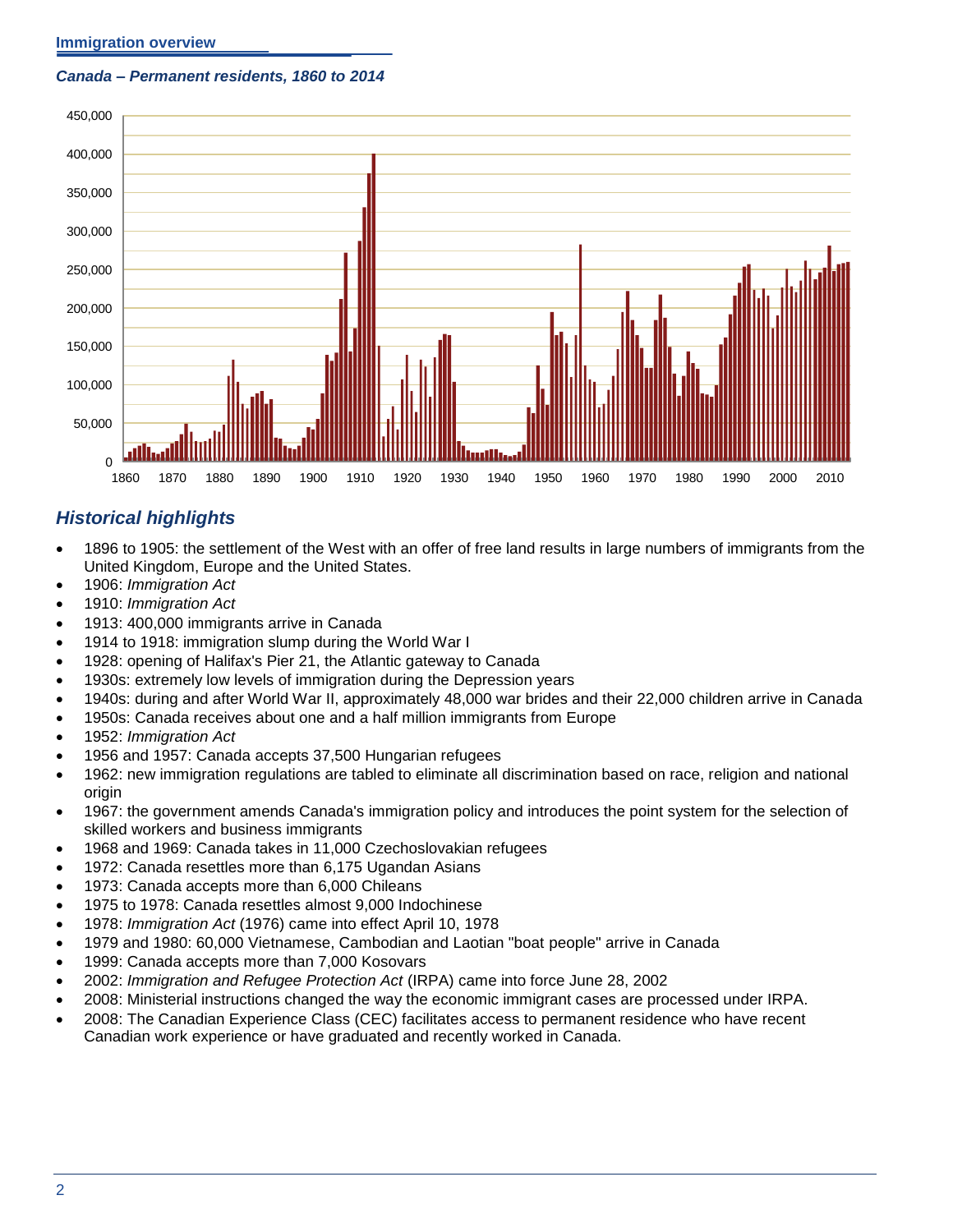## Immigration overview

***Canada – Permanent residents, 1860 to 2014***

## *Historical highlights*

- 1896 to 1905: the settlement of the West with an offer of free land results in large numbers of immigrants from the United Kingdom, Europe and the United States.
- 1906: *Immigration Act*
- 1910: *Immigration Act*
- 1913: 400,000 immigrants arrive in Canada
- 1914 to 1918: immigration slump during the World War I
- 1928: opening of Halifax's Pier 21, the Atlantic gateway to Canada
- 1930s: extremely low levels of immigration during the Depression years
- 1940s: during and after World War II, approximately 48,000 war brides and their 22,000 children arrive in Canada
- 1950s: Canada receives about one and a half million immigrants from Europe
- 1952: *Immigration Act*
- 1956 and 1957: Canada accepts 37,500 Hungarian refugees
- 1962: new immigration regulations are tabled to eliminate all discrimination based on race, religion and national origin
- 1967: the government amends Canada's immigration policy and introduces the point system for the selection of skilled workers and business immigrants
- 1968 and 1969: Canada takes in 11,000 Czechoslovakian refugees
- 1972: Canada resettles more than 6,175 Ugandan Asians
- 1973: Canada accepts more than 6,000 Chileans
- 1975 to 1978: Canada resettles almost 9,000 Indochinese
- 1978: *Immigration Act* (1976) came into effect April 10, 1978
- 1979 and 1980: 60,000 Vietnamese, Cambodian and Laotian "boat people" arrive in Canada
- 1999: Canada accepts more than 7,000 Kosovars
- 2002: *Immigration and Refugee Protection Act* (IRPA) came into force June 28, 2002
- 2008: Ministerial instructions changed the way the economic immigrant cases are processed under IRPA.
- 2008: The Canadian Experience Class (CEC) facilitates access to permanent residence who have recent Canadian work experience or have graduated and recently worked in Canada.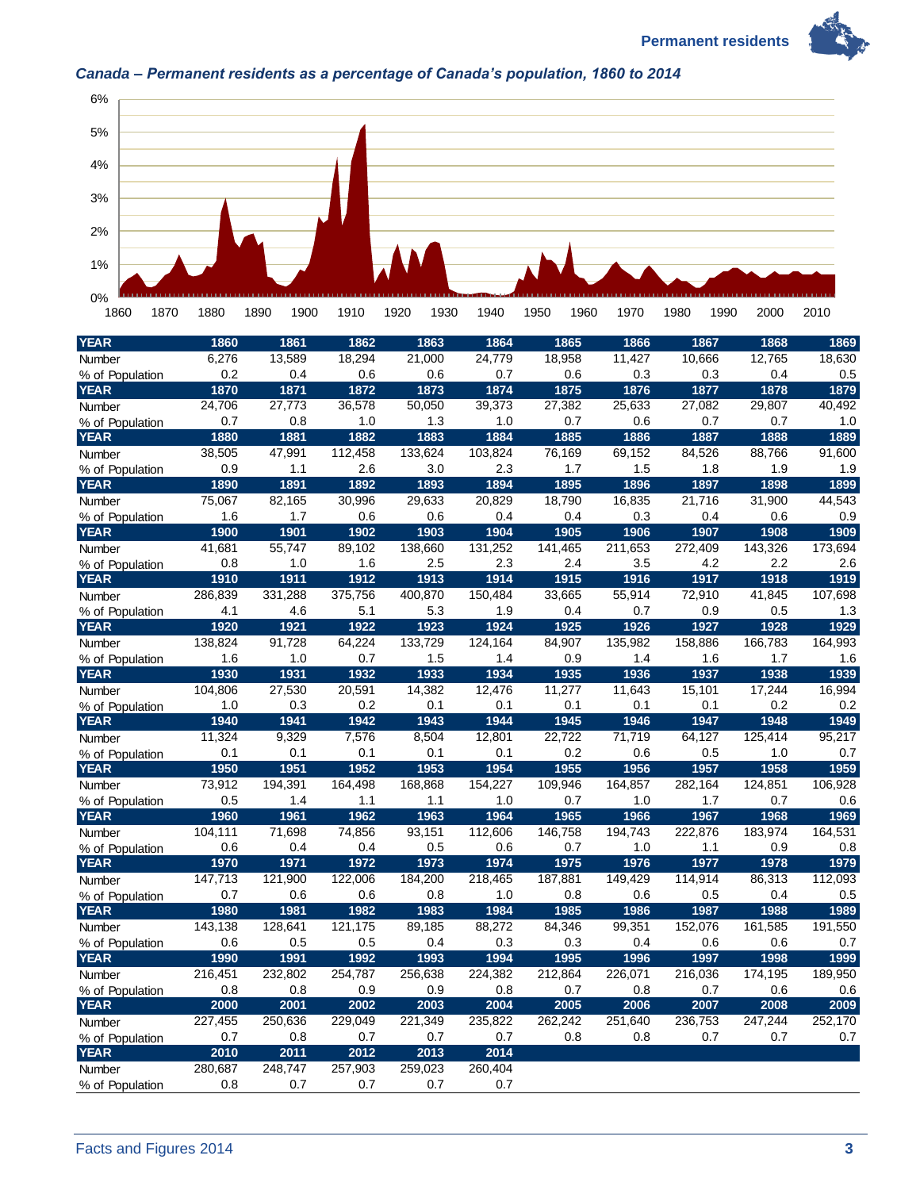*Canada – Permanent residents as a percentage of Canada's population, 1860 to 2014*

| YEAR | 1860 | 1861 | 1862 | 1863 | 1864 | 1865 | 1866 | 1867 | 1868 | 1869 |
|---|---|---|---|---|---|---|---|---|---|---|
| Number | 6,276 | 13,589 | 18,294 | 21,000 | 24,779 | 18,958 | 11,427 | 10,666 | 12,765 | 18,630 |
| % of Population | 0.2 | 0.4 | 0.6 | 0.6 | 0.7 | 0.6 | 0.3 | 0.3 | 0.4 | 0.5 |
| **YEAR** | **1870** | **1871** | **1872** | **1873** | **1874** | **1875** | **1876** | **1877** | **1878** | **1879** |
| Number | 24,706 | 27,773 | 36,578 | 50,050 | 39,373 | 27,382 | 25,633 | 27,082 | 29,807 | 40,492 |
| % of Population | 0.7 | 0.8 | 1.0 | 1.3 | 1.0 | 0.7 | 0.6 | 0.7 | 0.7 | 1.0 |
| **YEAR** | **1880** | **1881** | **1882** | **1883** | **1884** | **1885** | **1886** | **1887** | **1888** | **1889** |
| Number | 38,505 | 47,991 | 112,458 | 133,624 | 103,824 | 76,169 | 69,152 | 84,526 | 88,766 | 91,600 |
| % of Population | 0.9 | 1.1 | 2.6 | 3.0 | 2.3 | 1.7 | 1.5 | 1.8 | 1.9 | 1.9 |
| **YEAR** | **1890** | **1891** | **1892** | **1893** | **1894** | **1895** | **1896** | **1897** | **1898** | **1899** |
| Number | 75,067 | 82,165 | 30,996 | 29,633 | 20,829 | 18,790 | 16,835 | 21,716 | 31,900 | 44,543 |
| % of Population | 1.6 | 1.7 | 0.6 | 0.6 | 0.4 | 0.4 | 0.3 | 0.4 | 0.6 | 0.9 |
| **YEAR** | **1900** | **1901** | **1902** | **1903** | **1904** | **1905** | **1906** | **1907** | **1908** | **1909** |
| Number | 41,681 | 55,747 | 89,102 | 138,660 | 131,252 | 141,465 | 211,653 | 272,409 | 143,326 | 173,694 |
| % of Population | 0.8 | 1.0 | 1.6 | 2.5 | 2.3 | 2.4 | 3.5 | 4.2 | 2.2 | 2.6 |
| **YEAR** | **1910** | **1911** | **1912** | **1913** | **1914** | **1915** | **1916** | **1917** | **1918** | **1919** |
| Number | 286,839 | 331,288 | 375,756 | 400,870 | 150,484 | 33,665 | 55,914 | 72,910 | 41,845 | 107,698 |
| % of Population | 4.1 | 4.6 | 5.1 | 5.3 | 1.9 | 0.4 | 0.7 | 0.9 | 0.5 | 1.3 |
| **YEAR** | **1920** | **1921** | **1922** | **1923** | **1924** | **1925** | **1926** | **1927** | **1928** | **1929** |
| Number | 138,824 | 91,728 | 64,224 | 133,729 | 124,164 | 84,907 | 135,982 | 158,886 | 166,783 | 164,993 |
| % of Population | 1.6 | 1.0 | 0.7 | 1.5 | 1.4 | 0.9 | 1.4 | 1.6 | 1.7 | 1.6 |
| **YEAR** | **1930** | **1931** | **1932** | **1933** | **1934** | **1935** | **1936** | **1937** | **1938** | **1939** |
| Number | 104,806 | 27,530 | 20,591 | 14,382 | 12,476 | 11,277 | 11,643 | 15,101 | 17,244 | 16,994 |
| % of Population | 1.0 | 0.3 | 0.2 | 0.1 | 0.1 | 0.1 | 0.1 | 0.1 | 0.2 | 0.2 |
| **YEAR** | **1940** | **1941** | **1942** | **1943** | **1944** | **1945** | **1946** | **1947** | **1948** | **1949** |
| Number | 11,324 | 9,329 | 7,576 | 8,504 | 12,801 | 22,722 | 71,719 | 64,127 | 125,414 | 95,217 |
| % of Population | 0.1 | 0.1 | 0.1 | 0.1 | 0.1 | 0.2 | 0.6 | 0.5 | 1.0 | 0.7 |
| **YEAR** | **1950** | **1951** | **1952** | **1953** | **1954** | **1955** | **1956** | **1957** | **1958** | **1959** |
| Number | 73,912 | 194,391 | 164,498 | 168,868 | 154,227 | 109,946 | 164,857 | 282,164 | 124,851 | 106,928 |
| % of Population | 0.5 | 1.4 | 1.1 | 1.1 | 1.0 | 0.7 | 1.0 | 1.7 | 0.7 | 0.6 |
| **YEAR** | **1960** | **1961** | **1962** | **1963** | **1964** | **1965** | **1966** | **1967** | **1968** | **1969** |
| Number | 104,111 | 71,698 | 74,856 | 93,151 | 112,606 | 146,758 | 194,743 | 222,876 | 183,974 | 164,531 |
| % of Population | 0.6 | 0.4 | 0.4 | 0.5 | 0.6 | 0.7 | 1.0 | 1.1 | 0.9 | 0.8 |
| **YEAR** | **1970** | **1971** | **1972** | **1973** | **1974** | **1975** | **1976** | **1977** | **1978** | **1979** |
| Number | 147,713 | 121,900 | 122,006 | 184,200 | 218,465 | 187,881 | 149,429 | 114,914 | 86,313 | 112,093 |
| % of Population | 0.7 | 0.6 | 0.6 | 0.8 | 1.0 | 0.8 | 0.6 | 0.5 | 0.4 | 0.5 |
| **YEAR** | **1980** | **1981** | **1982** | **1983** | **1984** | **1985** | **1986** | **1987** | **1988** | **1989** |
| Number | 143,138 | 128,641 | 121,175 | 89,185 | 88,272 | 84,346 | 99,351 | 152,076 | 161,585 | 191,550 |
| % of Population | 0.6 | 0.5 | 0.5 | 0.4 | 0.3 | 0.3 | 0.4 | 0.6 | 0.6 | 0.7 |
| **YEAR** | **1990** | **1991** | **1992** | **1993** | **1994** | **1995** | **1996** | **1997** | **1998** | **1999** |
| Number | 216,451 | 232,802 | 254,787 | 256,638 | 224,382 | 212,864 | 226,071 | 216,036 | 174,195 | 189,950 |
| % of Population | 0.8 | 0.8 | 0.9 | 0.9 | 0.8 | 0.7 | 0.8 | 0.7 | 0.6 | 0.6 |
| **YEAR** | **2000** | **2001** | **2002** | **2003** | **2004** | **2005** | **2006** | **2007** | **2008** | **2009** |
| Number | 227,455 | 250,636 | 229,049 | 221,349 | 235,822 | 262,242 | 251,640 | 236,753 | 247,244 | 252,170 |
| % of Population | 0.7 | 0.8 | 0.7 | 0.7 | 0.7 | 0.8 | 0.8 | 0.7 | 0.7 | 0.7 |
| **YEAR** | **2010** | **2011** | **2012** | **2013** | **2014** | | | | | |
| Number | 280,687 | 248,747 | 257,903 | 259,023 | 260,404 | | | | | |
| % of Population | 0.8 | 0.7 | 0.7 | 0.7 | 0.7 | | | | | |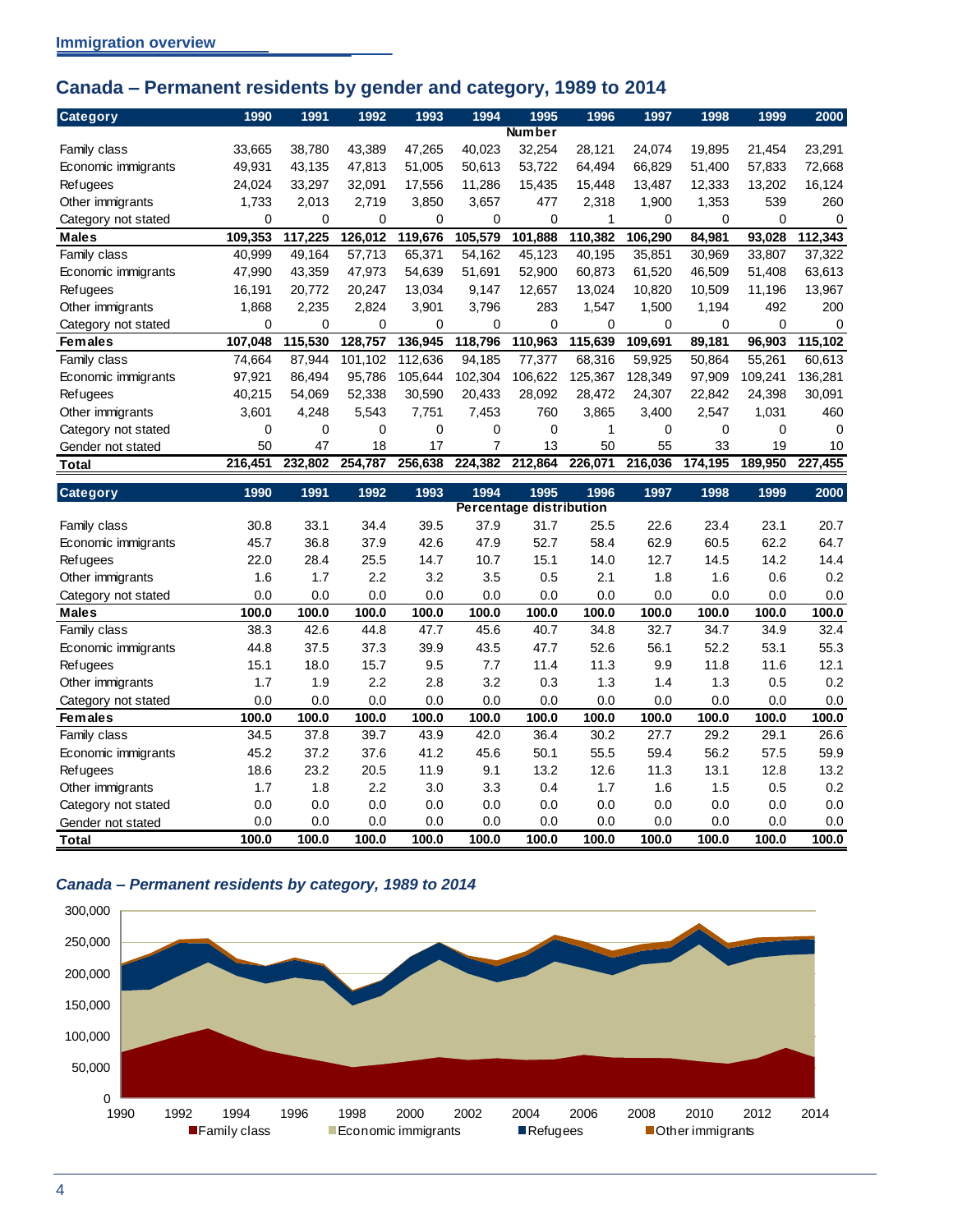## Canada – Permanent residents by gender and category, 1989 to 2014

| Category | 1990 | 1991 | 1992 | 1993 | 1994 | 1995 | 1996 | 1997 | 1998 | 1999 | 2000 |
|---|---|---|---|---|---|---|---|---|---|---|---|
| | | | | | | Number | | | | | |
| Family class | 33,665 | 38,780 | 43,389 | 47,265 | 40,023 | 32,254 | 28,121 | 24,074 | 19,895 | 21,454 | 23,291 |
| Economic immigrants | 49,931 | 43,135 | 47,813 | 51,005 | 50,613 | 53,722 | 64,494 | 66,829 | 51,400 | 57,833 | 72,668 |
| Refugees | 24,024 | 33,297 | 32,091 | 17,556 | 11,286 | 15,435 | 15,448 | 13,487 | 12,333 | 13,202 | 16,124 |
| Other immigrants | 1,733 | 2,013 | 2,719 | 3,850 | 3,657 | 477 | 2,318 | 1,900 | 1,353 | 539 | 260 |
| Category not stated | 0 | 0 | 0 | 0 | 0 | 0 | 1 | 0 | 0 | 0 | 0 |
| **Males** | **109,353** | **117,225** | **126,012** | **119,676** | **105,579** | **101,888** | **110,382** | **106,290** | **84,981** | **93,028** | **112,343** |
| Family class | 40,999 | 49,164 | 57,713 | 65,371 | 54,162 | 45,123 | 40,195 | 35,851 | 30,969 | 33,807 | 37,322 |
| Economic immigrants | 47,990 | 43,359 | 47,973 | 54,639 | 51,691 | 52,900 | 60,873 | 61,520 | 46,509 | 51,408 | 63,613 |
| Refugees | 16,191 | 20,772 | 20,247 | 13,034 | 9,147 | 12,657 | 13,024 | 10,820 | 10,509 | 11,196 | 13,967 |
| Other immigrants | 1,868 | 2,235 | 2,824 | 3,901 | 3,796 | 283 | 1,547 | 1,500 | 1,194 | 492 | 200 |
| Category not stated | 0 | 0 | 0 | 0 | 0 | 0 | 0 | 0 | 0 | 0 | 0 |
| **Females** | **107,048** | **115,530** | **128,757** | **136,945** | **118,796** | **110,963** | **115,639** | **109,691** | **89,181** | **96,903** | **115,102** |
| Family class | 74,664 | 87,944 | 101,102 | 112,636 | 94,185 | 77,377 | 68,316 | 59,925 | 50,864 | 55,261 | 60,613 |
| Economic immigrants | 97,921 | 86,494 | 95,786 | 105,644 | 102,304 | 106,622 | 125,367 | 128,349 | 97,909 | 109,241 | 136,281 |
| Refugees | 40,215 | 54,069 | 52,338 | 30,590 | 20,433 | 28,092 | 28,472 | 24,307 | 22,842 | 24,398 | 30,091 |
| Other immigrants | 3,601 | 4,248 | 5,543 | 7,751 | 7,453 | 760 | 3,865 | 3,400 | 2,547 | 1,031 | 460 |
| Category not stated | 0 | 0 | 0 | 0 | 0 | 0 | 1 | 0 | 0 | 0 | 0 |
| Gender not stated | 50 | 47 | 18 | 17 | 7 | 13 | 50 | 55 | 33 | 19 | 10 |
| **Total** | **216,451** | **232,802** | **254,787** | **256,638** | **224,382** | **212,864** | **226,071** | **216,036** | **174,195** | **189,950** | **227,455** |

| Category | 1990 | 1991 | 1992 | 1993 | 1994 | 1995 | 1996 | 1997 | 1998 | 1999 | 2000 |
|---|---|---|---|---|---|---|---|---|---|---|---|
| | | | | | | Percentage distribution | | | | | |
| Family class | 30.8 | 33.1 | 34.4 | 39.5 | 37.9 | 31.7 | 25.5 | 22.6 | 23.4 | 23.1 | 20.7 |
| Economic immigrants | 45.7 | 36.8 | 37.9 | 42.6 | 47.9 | 52.7 | 58.4 | 62.9 | 60.5 | 62.2 | 64.7 |
| Refugees | 22.0 | 28.4 | 25.5 | 14.7 | 10.7 | 15.1 | 14.0 | 12.7 | 14.5 | 14.2 | 14.4 |
| Other immigrants | 1.6 | 1.7 | 2.2 | 3.2 | 3.5 | 0.5 | 2.1 | 1.8 | 1.6 | 0.6 | 0.2 |
| Category not stated | 0.0 | 0.0 | 0.0 | 0.0 | 0.0 | 0.0 | 0.0 | 0.0 | 0.0 | 0.0 | 0.0 |
| **Males** | **100.0** | **100.0** | **100.0** | **100.0** | **100.0** | **100.0** | **100.0** | **100.0** | **100.0** | **100.0** | **100.0** |
| Family class | 38.3 | 42.6 | 44.8 | 47.7 | 45.6 | 40.7 | 34.8 | 32.7 | 34.7 | 34.9 | 32.4 |
| Economic immigrants | 44.8 | 37.5 | 37.3 | 39.9 | 43.5 | 47.7 | 52.6 | 56.1 | 52.2 | 53.1 | 55.3 |
| Refugees | 15.1 | 18.0 | 15.7 | 9.5 | 7.7 | 11.4 | 11.3 | 9.9 | 11.8 | 11.6 | 12.1 |
| Other immigrants | 1.7 | 1.9 | 2.2 | 2.8 | 3.2 | 0.3 | 1.3 | 1.4 | 1.3 | 0.5 | 0.2 |
| Category not stated | 0.0 | 0.0 | 0.0 | 0.0 | 0.0 | 0.0 | 0.0 | 0.0 | 0.0 | 0.0 | 0.0 |
| **Females** | **100.0** | **100.0** | **100.0** | **100.0** | **100.0** | **100.0** | **100.0** | **100.0** | **100.0** | **100.0** | **100.0** |
| Family class | 34.5 | 37.8 | 39.7 | 43.9 | 42.0 | 36.4 | 30.2 | 27.7 | 29.2 | 29.1 | 26.6 |
| Economic immigrants | 45.2 | 37.2 | 37.6 | 41.2 | 45.6 | 50.1 | 55.5 | 59.4 | 56.2 | 57.5 | 59.9 |
| Refugees | 18.6 | 23.2 | 20.5 | 11.9 | 9.1 | 13.2 | 12.6 | 11.3 | 13.1 | 12.8 | 13.2 |
| Other immigrants | 1.7 | 1.8 | 2.2 | 3.0 | 3.3 | 0.4 | 1.7 | 1.6 | 1.5 | 0.5 | 0.2 |
| Category not stated | 0.0 | 0.0 | 0.0 | 0.0 | 0.0 | 0.0 | 0.0 | 0.0 | 0.0 | 0.0 | 0.0 |
| Gender not stated | 0.0 | 0.0 | 0.0 | 0.0 | 0.0 | 0.0 | 0.0 | 0.0 | 0.0 | 0.0 | 0.0 |
| **Total** | **100.0** | **100.0** | **100.0** | **100.0** | **100.0** | **100.0** | **100.0** | **100.0** | **100.0** | **100.0** | **100.0** |

### *Canada – Permanent residents by category, 1989 to 2014*

Chart legend: Family class, Economic immigrants, Refugees, Other immigrants (y-axis 0 to 300,000; x-axis 1990 to 2014)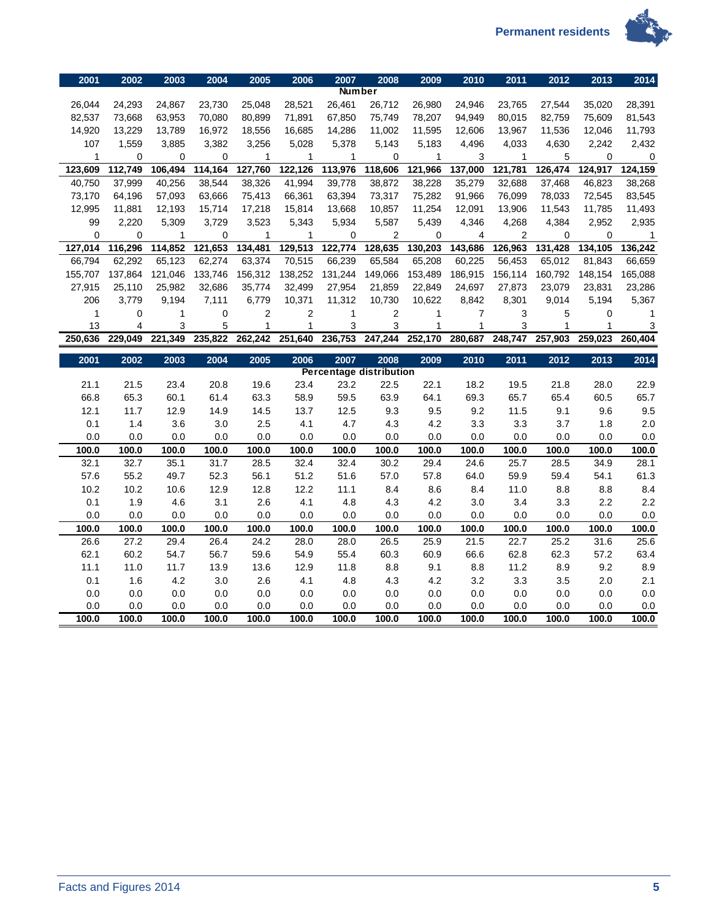| 2001 | 2002 | 2003 | 2004 | 2005 | 2006 | 2007 | 2008 | 2009 | 2010 | 2011 | 2012 | 2013 | 2014 |
|---|---|---|---|---|---|---|---|---|---|---|---|---|---|
| **Number** | | | | | | | | | | | | | |
| 26,044 | 24,293 | 24,867 | 23,730 | 25,048 | 28,521 | 26,461 | 26,712 | 26,980 | 24,946 | 23,765 | 27,544 | 35,020 | 28,391 |
| 82,537 | 73,668 | 63,953 | 70,080 | 80,899 | 71,891 | 67,850 | 75,749 | 78,207 | 94,949 | 80,015 | 82,759 | 75,609 | 81,543 |
| 14,920 | 13,229 | 13,789 | 16,972 | 18,556 | 16,685 | 14,286 | 11,002 | 11,595 | 12,606 | 13,967 | 11,536 | 12,046 | 11,793 |
| 107 | 1,559 | 3,885 | 3,382 | 3,256 | 5,028 | 5,378 | 5,143 | 5,183 | 4,496 | 4,033 | 4,630 | 2,242 | 2,432 |
| 1 | 0 | 0 | 0 | 1 | 1 | 1 | 0 | 1 | 3 | 1 | 5 | 0 | 0 |
| **123,609** | **112,749** | **106,494** | **114,164** | **127,760** | **122,126** | **113,976** | **118,606** | **121,966** | **137,000** | **121,781** | **126,474** | **124,917** | **124,159** |
| 40,750 | 37,999 | 40,256 | 38,544 | 38,326 | 41,994 | 39,778 | 38,872 | 38,228 | 35,279 | 32,688 | 37,468 | 46,823 | 38,268 |
| 73,170 | 64,196 | 57,093 | 63,666 | 75,413 | 66,361 | 63,394 | 73,317 | 75,282 | 91,966 | 76,099 | 78,033 | 72,545 | 83,545 |
| 12,995 | 11,881 | 12,193 | 15,714 | 17,218 | 15,814 | 13,668 | 10,857 | 11,254 | 12,091 | 13,906 | 11,543 | 11,785 | 11,493 |
| 99 | 2,220 | 5,309 | 3,729 | 3,523 | 5,343 | 5,934 | 5,587 | 5,439 | 4,346 | 4,268 | 4,384 | 2,952 | 2,935 |
| 0 | 0 | 1 | 0 | 1 | 1 | 0 | 2 | 0 | 4 | 2 | 0 | 0 | 1 |
| **127,014** | **116,296** | **114,852** | **121,653** | **134,481** | **129,513** | **122,774** | **128,635** | **130,203** | **143,686** | **126,963** | **131,428** | **134,105** | **136,242** |
| 66,794 | 62,292 | 65,123 | 62,274 | 63,374 | 70,515 | 66,239 | 65,584 | 65,208 | 60,225 | 56,453 | 65,012 | 81,843 | 66,659 |
| 155,707 | 137,864 | 121,046 | 133,746 | 156,312 | 138,252 | 131,244 | 149,066 | 153,489 | 186,915 | 156,114 | 160,792 | 148,154 | 165,088 |
| 27,915 | 25,110 | 25,982 | 32,686 | 35,774 | 32,499 | 27,954 | 21,859 | 22,849 | 24,697 | 27,873 | 23,079 | 23,831 | 23,286 |
| 206 | 3,779 | 9,194 | 7,111 | 6,779 | 10,371 | 11,312 | 10,730 | 10,622 | 8,842 | 8,301 | 9,014 | 5,194 | 5,367 |
| 1 | 0 | 1 | 0 | 2 | 2 | 1 | 2 | 1 | 7 | 3 | 5 | 0 | 1 |
| 13 | 4 | 3 | 5 | 1 | 1 | 3 | 3 | 1 | 1 | 3 | 1 | 1 | 3 |
| **250,636** | **229,049** | **221,349** | **235,822** | **262,242** | **251,640** | **236,753** | **247,244** | **252,170** | **280,687** | **248,747** | **257,903** | **259,023** | **260,404** |

| 2001 | 2002 | 2003 | 2004 | 2005 | 2006 | 2007 | 2008 | 2009 | 2010 | 2011 | 2012 | 2013 | 2014 |
|---|---|---|---|---|---|---|---|---|---|---|---|---|---|
| **Percentage distribution** | | | | | | | | | | | | | |
| 21.1 | 21.5 | 23.4 | 20.8 | 19.6 | 23.4 | 23.2 | 22.5 | 22.1 | 18.2 | 19.5 | 21.8 | 28.0 | 22.9 |
| 66.8 | 65.3 | 60.1 | 61.4 | 63.3 | 58.9 | 59.5 | 63.9 | 64.1 | 69.3 | 65.7 | 65.4 | 60.5 | 65.7 |
| 12.1 | 11.7 | 12.9 | 14.9 | 14.5 | 13.7 | 12.5 | 9.3 | 9.5 | 9.2 | 11.5 | 9.1 | 9.6 | 9.5 |
| 0.1 | 1.4 | 3.6 | 3.0 | 2.5 | 4.1 | 4.7 | 4.3 | 4.2 | 3.3 | 3.3 | 3.7 | 1.8 | 2.0 |
| 0.0 | 0.0 | 0.0 | 0.0 | 0.0 | 0.0 | 0.0 | 0.0 | 0.0 | 0.0 | 0.0 | 0.0 | 0.0 | 0.0 |
| **100.0** | **100.0** | **100.0** | **100.0** | **100.0** | **100.0** | **100.0** | **100.0** | **100.0** | **100.0** | **100.0** | **100.0** | **100.0** | **100.0** |
| 32.1 | 32.7 | 35.1 | 31.7 | 28.5 | 32.4 | 32.4 | 30.2 | 29.4 | 24.6 | 25.7 | 28.5 | 34.9 | 28.1 |
| 57.6 | 55.2 | 49.7 | 52.3 | 56.1 | 51.2 | 51.6 | 57.0 | 57.8 | 64.0 | 59.9 | 59.4 | 54.1 | 61.3 |
| 10.2 | 10.2 | 10.6 | 12.9 | 12.8 | 12.2 | 11.1 | 8.4 | 8.6 | 8.4 | 11.0 | 8.8 | 8.8 | 8.4 |
| 0.1 | 1.9 | 4.6 | 3.1 | 2.6 | 4.1 | 4.8 | 4.3 | 4.2 | 3.0 | 3.4 | 3.3 | 2.2 | 2.2 |
| 0.0 | 0.0 | 0.0 | 0.0 | 0.0 | 0.0 | 0.0 | 0.0 | 0.0 | 0.0 | 0.0 | 0.0 | 0.0 | 0.0 |
| **100.0** | **100.0** | **100.0** | **100.0** | **100.0** | **100.0** | **100.0** | **100.0** | **100.0** | **100.0** | **100.0** | **100.0** | **100.0** | **100.0** |
| 26.6 | 27.2 | 29.4 | 26.4 | 24.2 | 28.0 | 28.0 | 26.5 | 25.9 | 21.5 | 22.7 | 25.2 | 31.6 | 25.6 |
| 62.1 | 60.2 | 54.7 | 56.7 | 59.6 | 54.9 | 55.4 | 60.3 | 60.9 | 66.6 | 62.8 | 62.3 | 57.2 | 63.4 |
| 11.1 | 11.0 | 11.7 | 13.9 | 13.6 | 12.9 | 11.8 | 8.8 | 9.1 | 8.8 | 11.2 | 8.9 | 9.2 | 8.9 |
| 0.1 | 1.6 | 4.2 | 3.0 | 2.6 | 4.1 | 4.8 | 4.3 | 4.2 | 3.2 | 3.3 | 3.5 | 2.0 | 2.1 |
| 0.0 | 0.0 | 0.0 | 0.0 | 0.0 | 0.0 | 0.0 | 0.0 | 0.0 | 0.0 | 0.0 | 0.0 | 0.0 | 0.0 |
| 0.0 | 0.0 | 0.0 | 0.0 | 0.0 | 0.0 | 0.0 | 0.0 | 0.0 | 0.0 | 0.0 | 0.0 | 0.0 | 0.0 |
| **100.0** | **100.0** | **100.0** | **100.0** | **100.0** | **100.0** | **100.0** | **100.0** | **100.0** | **100.0** | **100.0** | **100.0** | **100.0** | **100.0** |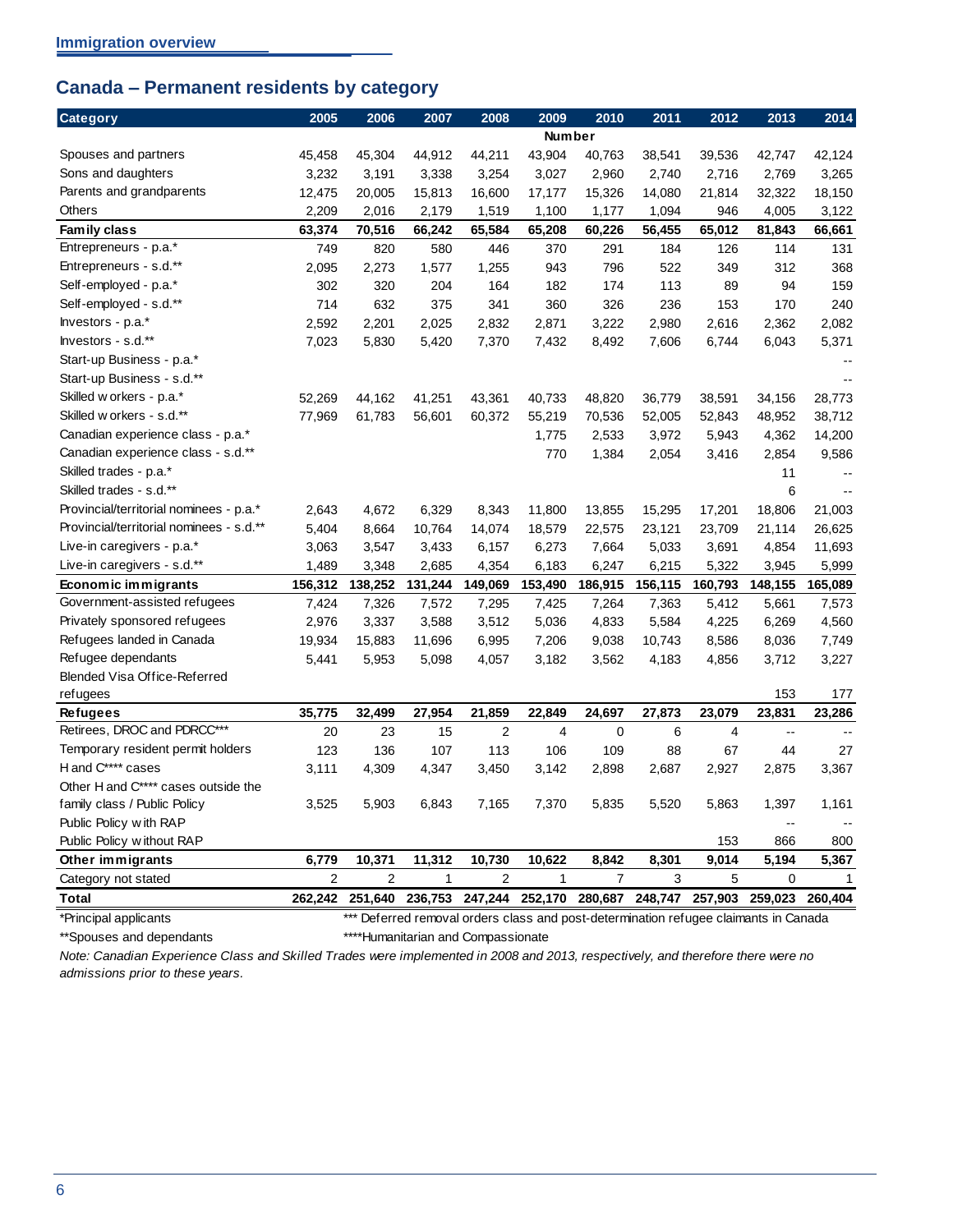## Immigration overview

## Canada – Permanent residents by category

| Category | 2005 | 2006 | 2007 | 2008 | 2009 | 2010 | 2011 | 2012 | 2013 | 2014 |
|---|---|---|---|---|---|---|---|---|---|---|
| | | | | | Number | | | | | |
| Spouses and partners | 45,458 | 45,304 | 44,912 | 44,211 | 43,904 | 40,763 | 38,541 | 39,536 | 42,747 | 42,124 |
| Sons and daughters | 3,232 | 3,191 | 3,338 | 3,254 | 3,027 | 2,960 | 2,740 | 2,716 | 2,769 | 3,265 |
| Parents and grandparents | 12,475 | 20,005 | 15,813 | 16,600 | 17,177 | 15,326 | 14,080 | 21,814 | 32,322 | 18,150 |
| Others | 2,209 | 2,016 | 2,179 | 1,519 | 1,100 | 1,177 | 1,094 | 946 | 4,005 | 3,122 |
| **Family class** | **63,374** | **70,516** | **66,242** | **65,584** | **65,208** | **60,226** | **56,455** | **65,012** | **81,843** | **66,661** |
| Entrepreneurs - p.a.* | 749 | 820 | 580 | 446 | 370 | 291 | 184 | 126 | 114 | 131 |
| Entrepreneurs - s.d.** | 2,095 | 2,273 | 1,577 | 1,255 | 943 | 796 | 522 | 349 | 312 | 368 |
| Self-employed - p.a.* | 302 | 320 | 204 | 164 | 182 | 174 | 113 | 89 | 94 | 159 |
| Self-employed - s.d.** | 714 | 632 | 375 | 341 | 360 | 326 | 236 | 153 | 170 | 240 |
| Investors - p.a.* | 2,592 | 2,201 | 2,025 | 2,832 | 2,871 | 3,222 | 2,980 | 2,616 | 2,362 | 2,082 |
| Investors - s.d.** | 7,023 | 5,830 | 5,420 | 7,370 | 7,432 | 8,492 | 7,606 | 6,744 | 6,043 | 5,371 |
| Start-up Business - p.a.* | | | | | | | | | | -- |
| Start-up Business - s.d.** | | | | | | | | | | -- |
| Skilled workers - p.a.* | 52,269 | 44,162 | 41,251 | 43,361 | 40,733 | 48,820 | 36,779 | 38,591 | 34,156 | 28,773 |
| Skilled workers - s.d.** | 77,969 | 61,783 | 56,601 | 60,372 | 55,219 | 70,536 | 52,005 | 52,843 | 48,952 | 38,712 |
| Canadian experience class - p.a.* | | | | | 1,775 | 2,533 | 3,972 | 5,943 | 4,362 | 14,200 |
| Canadian experience class - s.d.** | | | | | 770 | 1,384 | 2,054 | 3,416 | 2,854 | 9,586 |
| Skilled trades - p.a.* | | | | | | | | | 11 | -- |
| Skilled trades - s.d.** | | | | | | | | | 6 | -- |
| Provincial/territorial nominees - p.a.* | 2,643 | 4,672 | 6,329 | 8,343 | 11,800 | 13,855 | 15,295 | 17,201 | 18,806 | 21,003 |
| Provincial/territorial nominees - s.d.** | 5,404 | 8,664 | 10,764 | 14,074 | 18,579 | 22,575 | 23,121 | 23,709 | 21,114 | 26,625 |
| Live-in caregivers - p.a.* | 3,063 | 3,547 | 3,433 | 6,157 | 6,273 | 7,664 | 5,033 | 3,691 | 4,854 | 11,693 |
| Live-in caregivers - s.d.** | 1,489 | 3,348 | 2,685 | 4,354 | 6,183 | 6,247 | 6,215 | 5,322 | 3,945 | 5,999 |
| **Economic immigrants** | **156,312** | **138,252** | **131,244** | **149,069** | **153,490** | **186,915** | **156,115** | **160,793** | **148,155** | **165,089** |
| Government-assisted refugees | 7,424 | 7,326 | 7,572 | 7,295 | 7,425 | 7,264 | 7,363 | 5,412 | 5,661 | 7,573 |
| Privately sponsored refugees | 2,976 | 3,337 | 3,588 | 3,512 | 5,036 | 4,833 | 5,584 | 4,225 | 6,269 | 4,560 |
| Refugees landed in Canada | 19,934 | 15,883 | 11,696 | 6,995 | 7,206 | 9,038 | 10,743 | 8,586 | 8,036 | 7,749 |
| Refugee dependants | 5,441 | 5,953 | 5,098 | 4,057 | 3,182 | 3,562 | 4,183 | 4,856 | 3,712 | 3,227 |
| Blended Visa Office-Referred refugees | | | | | | | | | 153 | 177 |
| **Refugees** | **35,775** | **32,499** | **27,954** | **21,859** | **22,849** | **24,697** | **27,873** | **23,079** | **23,831** | **23,286** |
| Retirees, DROC and PDRCC*** | 20 | 23 | 15 | 2 | 4 | 0 | 6 | 4 | -- | -- |
| Temporary resident permit holders | 123 | 136 | 107 | 113 | 106 | 109 | 88 | 67 | 44 | 27 |
| H and C**** cases | 3,111 | 4,309 | 4,347 | 3,450 | 3,142 | 2,898 | 2,687 | 2,927 | 2,875 | 3,367 |
| Other H and C**** cases outside the family class / Public Policy | 3,525 | 5,903 | 6,843 | 7,165 | 7,370 | 5,835 | 5,520 | 5,863 | 1,397 | 1,161 |
| Public Policy with RAP | | | | | | | | | -- | -- |
| Public Policy without RAP | | | | | | | | 153 | 866 | 800 |
| **Other immigrants** | **6,779** | **10,371** | **11,312** | **10,730** | **10,622** | **8,842** | **8,301** | **9,014** | **5,194** | **5,367** |
| Category not stated | 2 | 2 | 1 | 2 | 1 | 7 | 3 | 5 | 0 | 1 |
| **Total** | **262,242** | **251,640** | **236,753** | **247,244** | **252,170** | **280,687** | **248,747** | **257,903** | **259,023** | **260,404** |

*Principal applicants

**Spouses and dependants

*** Deferred removal orders class and post-determination refugee claimants in Canada

****Humanitarian and Compassionate

*Note: Canadian Experience Class and Skilled Trades were implemented in 2008 and 2013, respectively, and therefore there were no admissions prior to these years.*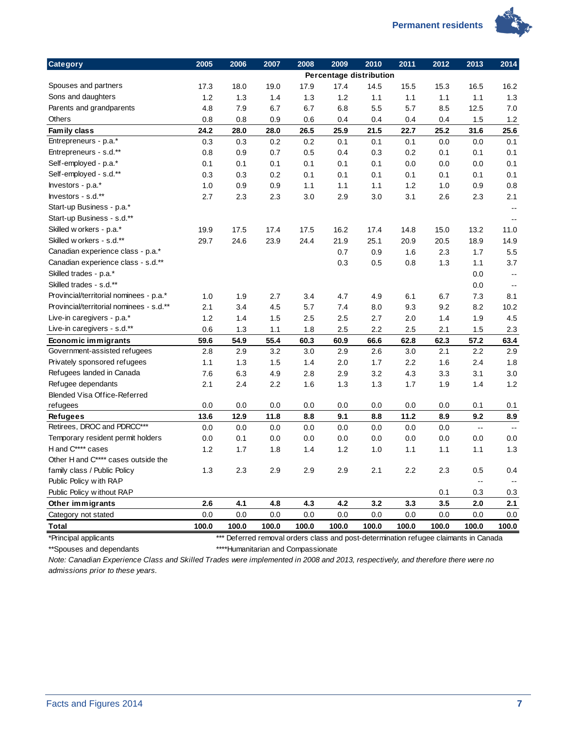| Category | 2005 | 2006 | 2007 | 2008 | 2009 | 2010 | 2011 | 2012 | 2013 | 2014 |
|---|---|---|---|---|---|---|---|---|---|---|
| | Percentage distribution | | | | | | | | | |
| Spouses and partners | 17.3 | 18.0 | 19.0 | 17.9 | 17.4 | 14.5 | 15.5 | 15.3 | 16.5 | 16.2 |
| Sons and daughters | 1.2 | 1.3 | 1.4 | 1.3 | 1.2 | 1.1 | 1.1 | 1.1 | 1.1 | 1.3 |
| Parents and grandparents | 4.8 | 7.9 | 6.7 | 6.7 | 6.8 | 5.5 | 5.7 | 8.5 | 12.5 | 7.0 |
| Others | 0.8 | 0.8 | 0.9 | 0.6 | 0.4 | 0.4 | 0.4 | 0.4 | 1.5 | 1.2 |
| **Family class** | **24.2** | **28.0** | **28.0** | **26.5** | **25.9** | **21.5** | **22.7** | **25.2** | **31.6** | **25.6** |
| Entrepreneurs - p.a.* | 0.3 | 0.3 | 0.2 | 0.2 | 0.1 | 0.1 | 0.1 | 0.0 | 0.0 | 0.1 |
| Entrepreneurs - s.d.** | 0.8 | 0.9 | 0.7 | 0.5 | 0.4 | 0.3 | 0.2 | 0.1 | 0.1 | 0.1 |
| Self-employed - p.a.* | 0.1 | 0.1 | 0.1 | 0.1 | 0.1 | 0.1 | 0.0 | 0.0 | 0.0 | 0.1 |
| Self-employed - s.d.** | 0.3 | 0.3 | 0.2 | 0.1 | 0.1 | 0.1 | 0.1 | 0.1 | 0.1 | 0.1 |
| Investors - p.a.* | 1.0 | 0.9 | 0.9 | 1.1 | 1.1 | 1.1 | 1.2 | 1.0 | 0.9 | 0.8 |
| Investors - s.d.** | 2.7 | 2.3 | 2.3 | 3.0 | 2.9 | 3.0 | 3.1 | 2.6 | 2.3 | 2.1 |
| Start-up Business - p.a.* | | | | | | | | | | -- |
| Start-up Business - s.d.** | | | | | | | | | | -- |
| Skilled workers - p.a.* | 19.9 | 17.5 | 17.4 | 17.5 | 16.2 | 17.4 | 14.8 | 15.0 | 13.2 | 11.0 |
| Skilled workers - s.d.** | 29.7 | 24.6 | 23.9 | 24.4 | 21.9 | 25.1 | 20.9 | 20.5 | 18.9 | 14.9 |
| Canadian experience class - p.a.* | | | | | 0.7 | 0.9 | 1.6 | 2.3 | 1.7 | 5.5 |
| Canadian experience class - s.d.** | | | | | 0.3 | 0.5 | 0.8 | 1.3 | 1.1 | 3.7 |
| Skilled trades - p.a.* | | | | | | | | | 0.0 | -- |
| Skilled trades - s.d.** | | | | | | | | | 0.0 | -- |
| Provincial/territorial nominees - p.a.* | 1.0 | 1.9 | 2.7 | 3.4 | 4.7 | 4.9 | 6.1 | 6.7 | 7.3 | 8.1 |
| Provincial/territorial nominees - s.d.** | 2.1 | 3.4 | 4.5 | 5.7 | 7.4 | 8.0 | 9.3 | 9.2 | 8.2 | 10.2 |
| Live-in caregivers - p.a.* | 1.2 | 1.4 | 1.5 | 2.5 | 2.5 | 2.7 | 2.0 | 1.4 | 1.9 | 4.5 |
| Live-in caregivers - s.d.** | 0.6 | 1.3 | 1.1 | 1.8 | 2.5 | 2.2 | 2.5 | 2.1 | 1.5 | 2.3 |
| **Economic immigrants** | **59.6** | **54.9** | **55.4** | **60.3** | **60.9** | **66.6** | **62.8** | **62.3** | **57.2** | **63.4** |
| Government-assisted refugees | 2.8 | 2.9 | 3.2 | 3.0 | 2.9 | 2.6 | 3.0 | 2.1 | 2.2 | 2.9 |
| Privately sponsored refugees | 1.1 | 1.3 | 1.5 | 1.4 | 2.0 | 1.7 | 2.2 | 1.6 | 2.4 | 1.8 |
| Refugees landed in Canada | 7.6 | 6.3 | 4.9 | 2.8 | 2.9 | 3.2 | 4.3 | 3.3 | 3.1 | 3.0 |
| Refugee dependants | 2.1 | 2.4 | 2.2 | 1.6 | 1.3 | 1.3 | 1.7 | 1.9 | 1.4 | 1.2 |
| Blended Visa Office-Referred refugees | 0.0 | 0.0 | 0.0 | 0.0 | 0.0 | 0.0 | 0.0 | 0.0 | 0.1 | 0.1 |
| **Refugees** | **13.6** | **12.9** | **11.8** | **8.8** | **9.1** | **8.8** | **11.2** | **8.9** | **9.2** | **8.9** |
| Retirees, DROC and PDRCC*** | 0.0 | 0.0 | 0.0 | 0.0 | 0.0 | 0.0 | 0.0 | 0.0 | -- | -- |
| Temporary resident permit holders | 0.0 | 0.1 | 0.0 | 0.0 | 0.0 | 0.0 | 0.0 | 0.0 | 0.0 | 0.0 |
| H and C**** cases | 1.2 | 1.7 | 1.8 | 1.4 | 1.2 | 1.0 | 1.1 | 1.1 | 1.1 | 1.3 |
| Other H and C**** cases outside the family class / Public Policy | 1.3 | 2.3 | 2.9 | 2.9 | 2.9 | 2.1 | 2.2 | 2.3 | 0.5 | 0.4 |
| Public Policy with RAP | | | | | | | | | -- | -- |
| Public Policy without RAP | | | | | | | | 0.1 | 0.3 | 0.3 |
| **Other immigrants** | **2.6** | **4.1** | **4.8** | **4.3** | **4.2** | **3.2** | **3.3** | **3.5** | **2.0** | **2.1** |
| Category not stated | 0.0 | 0.0 | 0.0 | 0.0 | 0.0 | 0.0 | 0.0 | 0.0 | 0.0 | 0.0 |
| **Total** | **100.0** | **100.0** | **100.0** | **100.0** | **100.0** | **100.0** | **100.0** | **100.0** | **100.0** | **100.0** |

*Principal applicants

**Spouses and dependants

*** Deferred removal orders class and post-determination refugee claimants in Canada

****Humanitarian and Compassionate

*Note: Canadian Experience Class and Skilled Trades were implemented in 2008 and 2013, respectively, and therefore there were no admissions prior to these years.*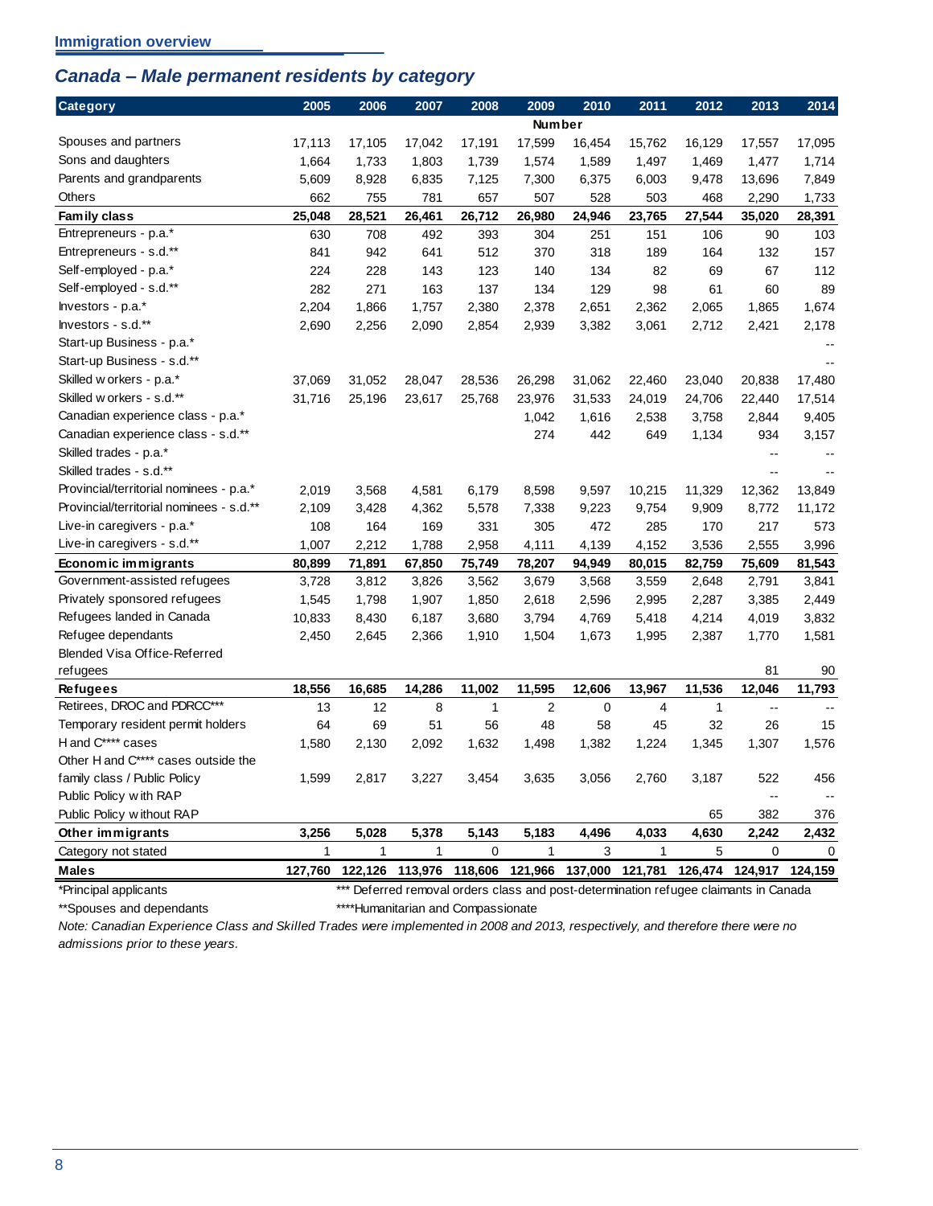## Immigration overview

## *Canada – Male permanent residents by category*

| Category | 2005 | 2006 | 2007 | 2008 | 2009 | 2010 | 2011 | 2012 | 2013 | 2014 |
|---|---|---|---|---|---|---|---|---|---|---|
| | | | | | **Number** | | | | | |
| Spouses and partners | 17,113 | 17,105 | 17,042 | 17,191 | 17,599 | 16,454 | 15,762 | 16,129 | 17,557 | 17,095 |
| Sons and daughters | 1,664 | 1,733 | 1,803 | 1,739 | 1,574 | 1,589 | 1,497 | 1,469 | 1,477 | 1,714 |
| Parents and grandparents | 5,609 | 8,928 | 6,835 | 7,125 | 7,300 | 6,375 | 6,003 | 9,478 | 13,696 | 7,849 |
| Others | 662 | 755 | 781 | 657 | 507 | 528 | 503 | 468 | 2,290 | 1,733 |
| **Family class** | **25,048** | **28,521** | **26,461** | **26,712** | **26,980** | **24,946** | **23,765** | **27,544** | **35,020** | **28,391** |
| Entrepreneurs - p.a.* | 630 | 708 | 492 | 393 | 304 | 251 | 151 | 106 | 90 | 103 |
| Entrepreneurs - s.d.** | 841 | 942 | 641 | 512 | 370 | 318 | 189 | 164 | 132 | 157 |
| Self-employed - p.a.* | 224 | 228 | 143 | 123 | 140 | 134 | 82 | 69 | 67 | 112 |
| Self-employed - s.d.** | 282 | 271 | 163 | 137 | 134 | 129 | 98 | 61 | 60 | 89 |
| Investors - p.a.* | 2,204 | 1,866 | 1,757 | 2,380 | 2,378 | 2,651 | 2,362 | 2,065 | 1,865 | 1,674 |
| Investors - s.d.** | 2,690 | 2,256 | 2,090 | 2,854 | 2,939 | 3,382 | 3,061 | 2,712 | 2,421 | 2,178 |
| Start-up Business - p.a.* | | | | | | | | | | -- |
| Start-up Business - s.d.** | | | | | | | | | | -- |
| Skilled workers - p.a.* | 37,069 | 31,052 | 28,047 | 28,536 | 26,298 | 31,062 | 22,460 | 23,040 | 20,838 | 17,480 |
| Skilled workers - s.d.** | 31,716 | 25,196 | 23,617 | 25,768 | 23,976 | 31,533 | 24,019 | 24,706 | 22,440 | 17,514 |
| Canadian experience class - p.a.* | | | | | 1,042 | 1,616 | 2,538 | 3,758 | 2,844 | 9,405 |
| Canadian experience class - s.d.** | | | | | 274 | 442 | 649 | 1,134 | 934 | 3,157 |
| Skilled trades - p.a.* | | | | | | | | | -- | -- |
| Skilled trades - s.d.** | | | | | | | | | -- | -- |
| Provincial/territorial nominees - p.a.* | 2,019 | 3,568 | 4,581 | 6,179 | 8,598 | 9,597 | 10,215 | 11,329 | 12,362 | 13,849 |
| Provincial/territorial nominees - s.d.** | 2,109 | 3,428 | 4,362 | 5,578 | 7,338 | 9,223 | 9,754 | 9,909 | 8,772 | 11,172 |
| Live-in caregivers - p.a.* | 108 | 164 | 169 | 331 | 305 | 472 | 285 | 170 | 217 | 573 |
| Live-in caregivers - s.d.** | 1,007 | 2,212 | 1,788 | 2,958 | 4,111 | 4,139 | 4,152 | 3,536 | 2,555 | 3,996 |
| **Economic immigrants** | **80,899** | **71,891** | **67,850** | **75,749** | **78,207** | **94,949** | **80,015** | **82,759** | **75,609** | **81,543** |
| Government-assisted refugees | 3,728 | 3,812 | 3,826 | 3,562 | 3,679 | 3,568 | 3,559 | 2,648 | 2,791 | 3,841 |
| Privately sponsored refugees | 1,545 | 1,798 | 1,907 | 1,850 | 2,618 | 2,596 | 2,995 | 2,287 | 3,385 | 2,449 |
| Refugees landed in Canada | 10,833 | 8,430 | 6,187 | 3,680 | 3,794 | 4,769 | 5,418 | 4,214 | 4,019 | 3,832 |
| Refugee dependants | 2,450 | 2,645 | 2,366 | 1,910 | 1,504 | 1,673 | 1,995 | 2,387 | 1,770 | 1,581 |
| Blended Visa Office-Referred refugees | | | | | | | | | 81 | 90 |
| **Refugees** | **18,556** | **16,685** | **14,286** | **11,002** | **11,595** | **12,606** | **13,967** | **11,536** | **12,046** | **11,793** |
| Retirees, DROC and PDRCC*** | 13 | 12 | 8 | 1 | 2 | 0 | 4 | 1 | -- | -- |
| Temporary resident permit holders | 64 | 69 | 51 | 56 | 48 | 58 | 45 | 32 | 26 | 15 |
| H and C**** cases | 1,580 | 2,130 | 2,092 | 1,632 | 1,498 | 1,382 | 1,224 | 1,345 | 1,307 | 1,576 |
| Other H and C**** cases outside the family class / Public Policy | 1,599 | 2,817 | 3,227 | 3,454 | 3,635 | 3,056 | 2,760 | 3,187 | 522 | 456 |
| Public Policy with RAP | | | | | | | | | -- | -- |
| Public Policy without RAP | | | | | | | | 65 | 382 | 376 |
| **Other immigrants** | **3,256** | **5,028** | **5,378** | **5,143** | **5,183** | **4,496** | **4,033** | **4,630** | **2,242** | **2,432** |
| Category not stated | 1 | 1 | 1 | 0 | 1 | 3 | 1 | 5 | 0 | 0 |
| **Males** | **127,760** | **122,126** | **113,976** | **118,606** | **121,966** | **137,000** | **121,781** | **126,474** | **124,917** | **124,159** |

*Principal applicants

**Spouses and dependants

*** Deferred removal orders class and post-determination refugee claimants in Canada

****Humanitarian and Compassionate

*Note: Canadian Experience Class and Skilled Trades were implemented in 2008 and 2013, respectively, and therefore there were no admissions prior to these years.*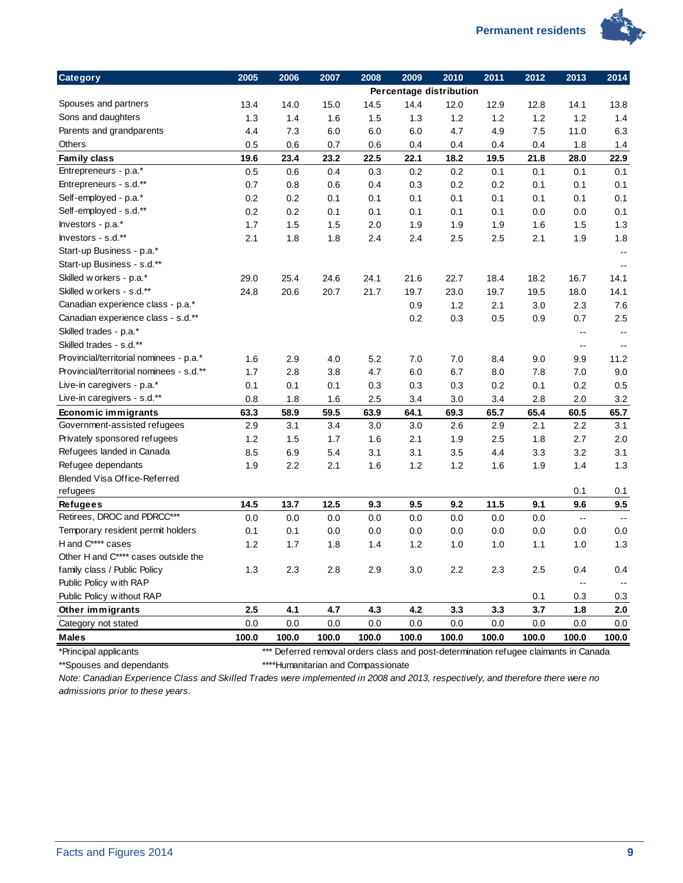| Category | 2005 | 2006 | 2007 | 2008 | 2009 | 2010 | 2011 | 2012 | 2013 | 2014 |
|---|---|---|---|---|---|---|---|---|---|---|
| | Percentage distribution | | | | | | | | | |
| Spouses and partners | 13.4 | 14.0 | 15.0 | 14.5 | 14.4 | 12.0 | 12.9 | 12.8 | 14.1 | 13.8 |
| Sons and daughters | 1.3 | 1.4 | 1.6 | 1.5 | 1.3 | 1.2 | 1.2 | 1.2 | 1.2 | 1.4 |
| Parents and grandparents | 4.4 | 7.3 | 6.0 | 6.0 | 6.0 | 4.7 | 4.9 | 7.5 | 11.0 | 6.3 |
| Others | 0.5 | 0.6 | 0.7 | 0.6 | 0.4 | 0.4 | 0.4 | 0.4 | 1.8 | 1.4 |
| **Family class** | **19.6** | **23.4** | **23.2** | **22.5** | **22.1** | **18.2** | **19.5** | **21.8** | **28.0** | **22.9** |
| Entrepreneurs - p.a.* | 0.5 | 0.6 | 0.4 | 0.3 | 0.2 | 0.2 | 0.1 | 0.1 | 0.1 | 0.1 |
| Entrepreneurs - s.d.** | 0.7 | 0.8 | 0.6 | 0.4 | 0.3 | 0.2 | 0.2 | 0.1 | 0.1 | 0.1 |
| Self-employed - p.a.* | 0.2 | 0.2 | 0.1 | 0.1 | 0.1 | 0.1 | 0.1 | 0.1 | 0.1 | 0.1 |
| Self-employed - s.d.** | 0.2 | 0.2 | 0.1 | 0.1 | 0.1 | 0.1 | 0.1 | 0.0 | 0.0 | 0.1 |
| Investors - p.a.* | 1.7 | 1.5 | 1.5 | 2.0 | 1.9 | 1.9 | 1.9 | 1.6 | 1.5 | 1.3 |
| Investors - s.d.** | 2.1 | 1.8 | 1.8 | 2.4 | 2.4 | 2.5 | 2.5 | 2.1 | 1.9 | 1.8 |
| Start-up Business - p.a.* | | | | | | | | | | -- |
| Start-up Business - s.d.** | | | | | | | | | | -- |
| Skilled workers - p.a.* | 29.0 | 25.4 | 24.6 | 24.1 | 21.6 | 22.7 | 18.4 | 18.2 | 16.7 | 14.1 |
| Skilled workers - s.d.** | 24.8 | 20.6 | 20.7 | 21.7 | 19.7 | 23.0 | 19.7 | 19.5 | 18.0 | 14.1 |
| Canadian experience class - p.a.* | | | | | 0.9 | 1.2 | 2.1 | 3.0 | 2.3 | 7.6 |
| Canadian experience class - s.d.** | | | | | 0.2 | 0.3 | 0.5 | 0.9 | 0.7 | 2.5 |
| Skilled trades - p.a.* | | | | | | | | | -- | -- |
| Skilled trades - s.d.** | | | | | | | | | -- | -- |
| Provincial/territorial nominees - p.a.* | 1.6 | 2.9 | 4.0 | 5.2 | 7.0 | 7.0 | 8.4 | 9.0 | 9.9 | 11.2 |
| Provincial/territorial nominees - s.d.** | 1.7 | 2.8 | 3.8 | 4.7 | 6.0 | 6.7 | 8.0 | 7.8 | 7.0 | 9.0 |
| Live-in caregivers - p.a.* | 0.1 | 0.1 | 0.1 | 0.3 | 0.3 | 0.3 | 0.2 | 0.1 | 0.2 | 0.5 |
| Live-in caregivers - s.d.** | 0.8 | 1.8 | 1.6 | 2.5 | 3.4 | 3.0 | 3.4 | 2.8 | 2.0 | 3.2 |
| **Economic immigrants** | **63.3** | **58.9** | **59.5** | **63.9** | **64.1** | **69.3** | **65.7** | **65.4** | **60.5** | **65.7** |
| Government-assisted refugees | 2.9 | 3.1 | 3.4 | 3.0 | 3.0 | 2.6 | 2.9 | 2.1 | 2.2 | 3.1 |
| Privately sponsored refugees | 1.2 | 1.5 | 1.7 | 1.6 | 2.1 | 1.9 | 2.5 | 1.8 | 2.7 | 2.0 |
| Refugees landed in Canada | 8.5 | 6.9 | 5.4 | 3.1 | 3.1 | 3.5 | 4.4 | 3.3 | 3.2 | 3.1 |
| Refugee dependants | 1.9 | 2.2 | 2.1 | 1.6 | 1.2 | 1.2 | 1.6 | 1.9 | 1.4 | 1.3 |
| Blended Visa Office-Referred refugees | | | | | | | | | 0.1 | 0.1 |
| **Refugees** | **14.5** | **13.7** | **12.5** | **9.3** | **9.5** | **9.2** | **11.5** | **9.1** | **9.6** | **9.5** |
| Retirees, DROC and PDRCC*** | 0.0 | 0.0 | 0.0 | 0.0 | 0.0 | 0.0 | 0.0 | 0.0 | -- | -- |
| Temporary resident permit holders | 0.1 | 0.1 | 0.0 | 0.0 | 0.0 | 0.0 | 0.0 | 0.0 | 0.0 | 0.0 |
| H and C**** cases | 1.2 | 1.7 | 1.8 | 1.4 | 1.2 | 1.0 | 1.0 | 1.1 | 1.0 | 1.3 |
| Other H and C**** cases outside the family class / Public Policy | 1.3 | 2.3 | 2.8 | 2.9 | 3.0 | 2.2 | 2.3 | 2.5 | 0.4 | 0.4 |
| Public Policy with RAP | | | | | | | | | -- | -- |
| Public Policy without RAP | | | | | | | | 0.1 | 0.3 | 0.3 |
| **Other immigrants** | **2.5** | **4.1** | **4.7** | **4.3** | **4.2** | **3.3** | **3.3** | **3.7** | **1.8** | **2.0** |
| Category not stated | 0.0 | 0.0 | 0.0 | 0.0 | 0.0 | 0.0 | 0.0 | 0.0 | 0.0 | 0.0 |
| **Males** | **100.0** | **100.0** | **100.0** | **100.0** | **100.0** | **100.0** | **100.0** | **100.0** | **100.0** | **100.0** |

*Principal applicants

**Spouses and dependants

*** Deferred removal orders class and post-determination refugee claimants in Canada

****Humanitarian and Compassionate

*Note: Canadian Experience Class and Skilled Trades were implemented in 2008 and 2013, respectively, and therefore there were no admissions prior to these years.*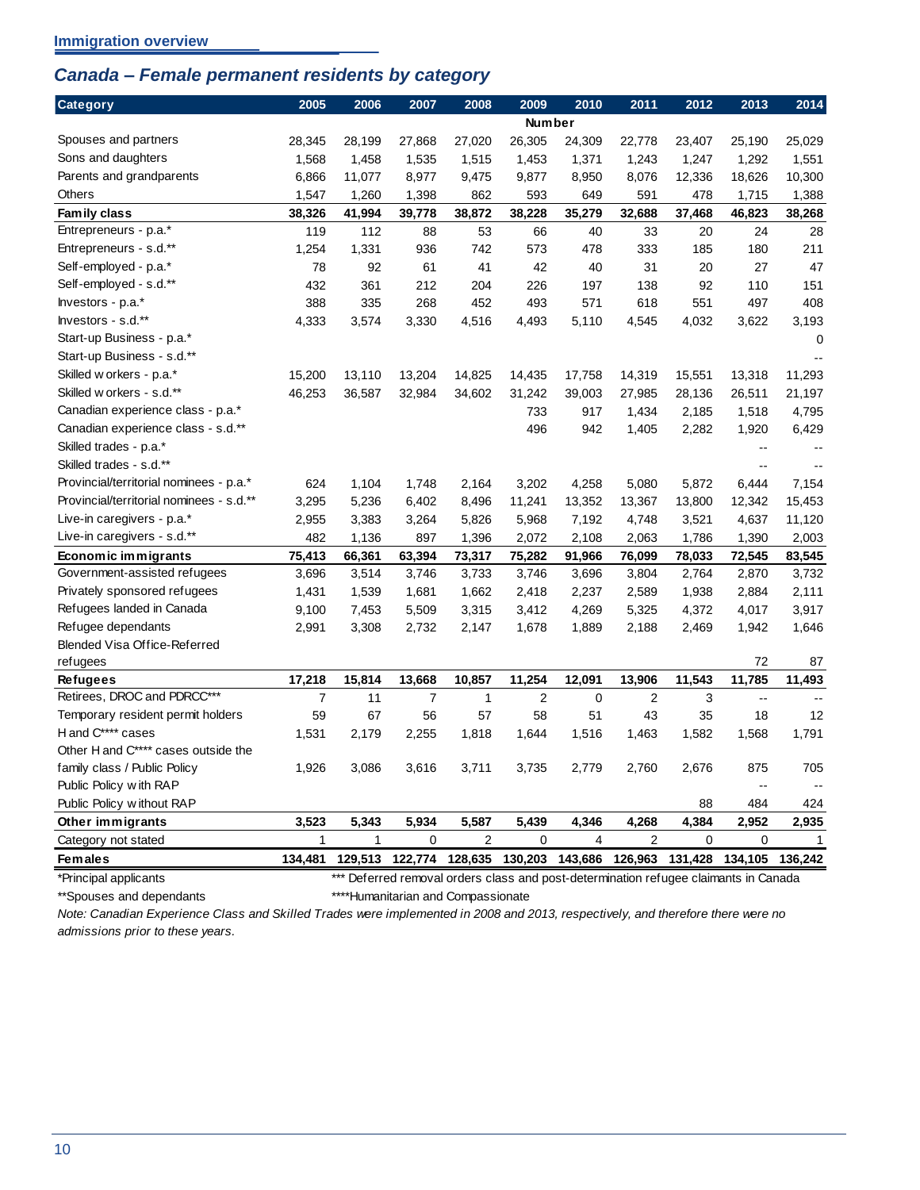**Immigration overview**

## *Canada – Female permanent residents by category*

| Category | 2005 | 2006 | 2007 | 2008 | 2009 | 2010 | 2011 | 2012 | 2013 | 2014 |
|---|---|---|---|---|---|---|---|---|---|---|
| | | | | | **Number** | | | | | |
| Spouses and partners | 28,345 | 28,199 | 27,868 | 27,020 | 26,305 | 24,309 | 22,778 | 23,407 | 25,190 | 25,029 |
| Sons and daughters | 1,568 | 1,458 | 1,535 | 1,515 | 1,453 | 1,371 | 1,243 | 1,247 | 1,292 | 1,551 |
| Parents and grandparents | 6,866 | 11,077 | 8,977 | 9,475 | 9,877 | 8,950 | 8,076 | 12,336 | 18,626 | 10,300 |
| Others | 1,547 | 1,260 | 1,398 | 862 | 593 | 649 | 591 | 478 | 1,715 | 1,388 |
| **Family class** | **38,326** | **41,994** | **39,778** | **38,872** | **38,228** | **35,279** | **32,688** | **37,468** | **46,823** | **38,268** |
| Entrepreneurs - p.a.* | 119 | 112 | 88 | 53 | 66 | 40 | 33 | 20 | 24 | 28 |
| Entrepreneurs - s.d.** | 1,254 | 1,331 | 936 | 742 | 573 | 478 | 333 | 185 | 180 | 211 |
| Self-employed - p.a.* | 78 | 92 | 61 | 41 | 42 | 40 | 31 | 20 | 27 | 47 |
| Self-employed - s.d.** | 432 | 361 | 212 | 204 | 226 | 197 | 138 | 92 | 110 | 151 |
| Investors - p.a.* | 388 | 335 | 268 | 452 | 493 | 571 | 618 | 551 | 497 | 408 |
| Investors - s.d.** | 4,333 | 3,574 | 3,330 | 4,516 | 4,493 | 5,110 | 4,545 | 4,032 | 3,622 | 3,193 |
| Start-up Business - p.a.* | | | | | | | | | | 0 |
| Start-up Business - s.d.** | | | | | | | | | | -- |
| Skilled workers - p.a.* | 15,200 | 13,110 | 13,204 | 14,825 | 14,435 | 17,758 | 14,319 | 15,551 | 13,318 | 11,293 |
| Skilled workers - s.d.** | 46,253 | 36,587 | 32,984 | 34,602 | 31,242 | 39,003 | 27,985 | 28,136 | 26,511 | 21,197 |
| Canadian experience class - p.a.* | | | | | 733 | 917 | 1,434 | 2,185 | 1,518 | 4,795 |
| Canadian experience class - s.d.** | | | | | 496 | 942 | 1,405 | 2,282 | 1,920 | 6,429 |
| Skilled trades - p.a.* | | | | | | | | | -- | -- |
| Skilled trades - s.d.** | | | | | | | | | -- | -- |
| Provincial/territorial nominees - p.a.* | 624 | 1,104 | 1,748 | 2,164 | 3,202 | 4,258 | 5,080 | 5,872 | 6,444 | 7,154 |
| Provincial/territorial nominees - s.d.** | 3,295 | 5,236 | 6,402 | 8,496 | 11,241 | 13,352 | 13,367 | 13,800 | 12,342 | 15,453 |
| Live-in caregivers - p.a.* | 2,955 | 3,383 | 3,264 | 5,826 | 5,968 | 7,192 | 4,748 | 3,521 | 4,637 | 11,120 |
| Live-in caregivers - s.d.** | 482 | 1,136 | 897 | 1,396 | 2,072 | 2,108 | 2,063 | 1,786 | 1,390 | 2,003 |
| **Economic immigrants** | **75,413** | **66,361** | **63,394** | **73,317** | **75,282** | **91,966** | **76,099** | **78,033** | **72,545** | **83,545** |
| Government-assisted refugees | 3,696 | 3,514 | 3,746 | 3,733 | 3,746 | 3,696 | 3,804 | 2,764 | 2,870 | 3,732 |
| Privately sponsored refugees | 1,431 | 1,539 | 1,681 | 1,662 | 2,418 | 2,237 | 2,589 | 1,938 | 2,884 | 2,111 |
| Refugees landed in Canada | 9,100 | 7,453 | 5,509 | 3,315 | 3,412 | 4,269 | 5,325 | 4,372 | 4,017 | 3,917 |
| Refugee dependants | 2,991 | 3,308 | 2,732 | 2,147 | 1,678 | 1,889 | 2,188 | 2,469 | 1,942 | 1,646 |
| Blended Visa Office-Referred refugees | | | | | | | | | 72 | 87 |
| **Refugees** | **17,218** | **15,814** | **13,668** | **10,857** | **11,254** | **12,091** | **13,906** | **11,543** | **11,785** | **11,493** |
| Retirees, DROC and PDRCC*** | 7 | 11 | 7 | 1 | 2 | 0 | 2 | 3 | -- | -- |
| Temporary resident permit holders | 59 | 67 | 56 | 57 | 58 | 51 | 43 | 35 | 18 | 12 |
| H and C**** cases | 1,531 | 2,179 | 2,255 | 1,818 | 1,644 | 1,516 | 1,463 | 1,582 | 1,568 | 1,791 |
| Other H and C**** cases outside the family class / Public Policy | 1,926 | 3,086 | 3,616 | 3,711 | 3,735 | 2,779 | 2,760 | 2,676 | 875 | 705 |
| Public Policy with RAP | | | | | | | | | -- | -- |
| Public Policy without RAP | | | | | | | | 88 | 484 | 424 |
| **Other immigrants** | **3,523** | **5,343** | **5,934** | **5,587** | **5,439** | **4,346** | **4,268** | **4,384** | **2,952** | **2,935** |
| Category not stated | 1 | 1 | 0 | 2 | 0 | 4 | 2 | 0 | 0 | 1 |
| **Females** | **134,481** | **129,513** | **122,774** | **128,635** | **130,203** | **143,686** | **126,963** | **131,428** | **134,105** | **136,242** |

*Principal applicants

**Spouses and dependants

*** Deferred removal orders class and post-determination refugee claimants in Canada

****Humanitarian and Compassionate

*Note: Canadian Experience Class and Skilled Trades were implemented in 2008 and 2013, respectively, and therefore there were no admissions prior to these years.*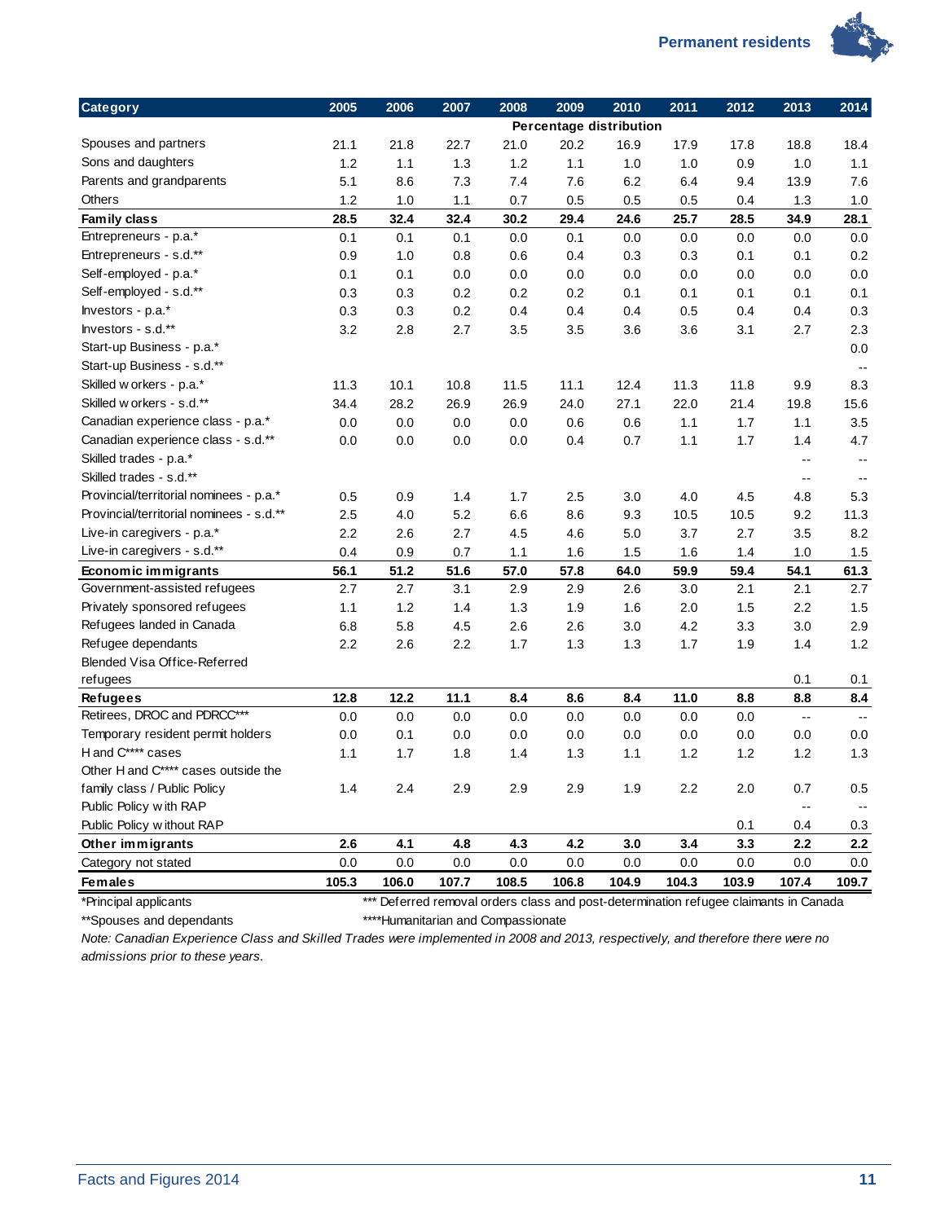| Category | 2005 | 2006 | 2007 | 2008 | 2009 | 2010 | 2011 | 2012 | 2013 | 2014 |
|---|---|---|---|---|---|---|---|---|---|---|
| | Percentage distribution | | | | | | | | | |
| Spouses and partners | 21.1 | 21.8 | 22.7 | 21.0 | 20.2 | 16.9 | 17.9 | 17.8 | 18.8 | 18.4 |
| Sons and daughters | 1.2 | 1.1 | 1.3 | 1.2 | 1.1 | 1.0 | 1.0 | 0.9 | 1.0 | 1.1 |
| Parents and grandparents | 5.1 | 8.6 | 7.3 | 7.4 | 7.6 | 6.2 | 6.4 | 9.4 | 13.9 | 7.6 |
| Others | 1.2 | 1.0 | 1.1 | 0.7 | 0.5 | 0.5 | 0.5 | 0.4 | 1.3 | 1.0 |
| **Family class** | **28.5** | **32.4** | **32.4** | **30.2** | **29.4** | **24.6** | **25.7** | **28.5** | **34.9** | **28.1** |
| Entrepreneurs - p.a.* | 0.1 | 0.1 | 0.1 | 0.0 | 0.1 | 0.0 | 0.0 | 0.0 | 0.0 | 0.0 |
| Entrepreneurs - s.d.** | 0.9 | 1.0 | 0.8 | 0.6 | 0.4 | 0.3 | 0.3 | 0.1 | 0.1 | 0.2 |
| Self-employed - p.a.* | 0.1 | 0.1 | 0.0 | 0.0 | 0.0 | 0.0 | 0.0 | 0.0 | 0.0 | 0.0 |
| Self-employed - s.d.** | 0.3 | 0.3 | 0.2 | 0.2 | 0.2 | 0.1 | 0.1 | 0.1 | 0.1 | 0.1 |
| Investors - p.a.* | 0.3 | 0.3 | 0.2 | 0.4 | 0.4 | 0.4 | 0.5 | 0.4 | 0.4 | 0.3 |
| Investors - s.d.** | 3.2 | 2.8 | 2.7 | 3.5 | 3.5 | 3.6 | 3.6 | 3.1 | 2.7 | 2.3 |
| Start-up Business - p.a.* | | | | | | | | | | 0.0 |
| Start-up Business - s.d.** | | | | | | | | | | -- |
| Skilled workers - p.a.* | 11.3 | 10.1 | 10.8 | 11.5 | 11.1 | 12.4 | 11.3 | 11.8 | 9.9 | 8.3 |
| Skilled workers - s.d.** | 34.4 | 28.2 | 26.9 | 26.9 | 24.0 | 27.1 | 22.0 | 21.4 | 19.8 | 15.6 |
| Canadian experience class - p.a.* | 0.0 | 0.0 | 0.0 | 0.0 | 0.6 | 0.6 | 1.1 | 1.7 | 1.1 | 3.5 |
| Canadian experience class - s.d.** | 0.0 | 0.0 | 0.0 | 0.0 | 0.4 | 0.7 | 1.1 | 1.7 | 1.4 | 4.7 |
| Skilled trades - p.a.* | | | | | | | | | -- | -- |
| Skilled trades - s.d.** | | | | | | | | | -- | -- |
| Provincial/territorial nominees - p.a.* | 0.5 | 0.9 | 1.4 | 1.7 | 2.5 | 3.0 | 4.0 | 4.5 | 4.8 | 5.3 |
| Provincial/territorial nominees - s.d.** | 2.5 | 4.0 | 5.2 | 6.6 | 8.6 | 9.3 | 10.5 | 10.5 | 9.2 | 11.3 |
| Live-in caregivers - p.a.* | 2.2 | 2.6 | 2.7 | 4.5 | 4.6 | 5.0 | 3.7 | 2.7 | 3.5 | 8.2 |
| Live-in caregivers - s.d.** | 0.4 | 0.9 | 0.7 | 1.1 | 1.6 | 1.5 | 1.6 | 1.4 | 1.0 | 1.5 |
| **Economic immigrants** | **56.1** | **51.2** | **51.6** | **57.0** | **57.8** | **64.0** | **59.9** | **59.4** | **54.1** | **61.3** |
| Government-assisted refugees | 2.7 | 2.7 | 3.1 | 2.9 | 2.9 | 2.6 | 3.0 | 2.1 | 2.1 | 2.7 |
| Privately sponsored refugees | 1.1 | 1.2 | 1.4 | 1.3 | 1.9 | 1.6 | 2.0 | 1.5 | 2.2 | 1.5 |
| Refugees landed in Canada | 6.8 | 5.8 | 4.5 | 2.6 | 2.6 | 3.0 | 4.2 | 3.3 | 3.0 | 2.9 |
| Refugee dependants | 2.2 | 2.6 | 2.2 | 1.7 | 1.3 | 1.3 | 1.7 | 1.9 | 1.4 | 1.2 |
| Blended Visa Office-Referred refugees | | | | | | | | | 0.1 | 0.1 |
| **Refugees** | **12.8** | **12.2** | **11.1** | **8.4** | **8.6** | **8.4** | **11.0** | **8.8** | **8.8** | **8.4** |
| Retirees, DROC and PDRCC*** | 0.0 | 0.0 | 0.0 | 0.0 | 0.0 | 0.0 | 0.0 | 0.0 | -- | -- |
| Temporary resident permit holders | 0.0 | 0.1 | 0.0 | 0.0 | 0.0 | 0.0 | 0.0 | 0.0 | 0.0 | 0.0 |
| H and C**** cases | 1.1 | 1.7 | 1.8 | 1.4 | 1.3 | 1.1 | 1.2 | 1.2 | 1.2 | 1.3 |
| Other H and C**** cases outside the family class / Public Policy | 1.4 | 2.4 | 2.9 | 2.9 | 2.9 | 1.9 | 2.2 | 2.0 | 0.7 | 0.5 |
| Public Policy with RAP | | | | | | | | | -- | -- |
| Public Policy without RAP | | | | | | | | 0.1 | 0.4 | 0.3 |
| **Other immigrants** | **2.6** | **4.1** | **4.8** | **4.3** | **4.2** | **3.0** | **3.4** | **3.3** | **2.2** | **2.2** |
| Category not stated | 0.0 | 0.0 | 0.0 | 0.0 | 0.0 | 0.0 | 0.0 | 0.0 | 0.0 | 0.0 |
| **Females** | **105.3** | **106.0** | **107.7** | **108.5** | **106.8** | **104.9** | **104.3** | **103.9** | **107.4** | **109.7** |

*Principal applicants

**Spouses and dependants

*** Deferred removal orders class and post-determination refugee claimants in Canada

****Humanitarian and Compassionate

*Note: Canadian Experience Class and Skilled Trades were implemented in 2008 and 2013, respectively, and therefore there were no admissions prior to these years.*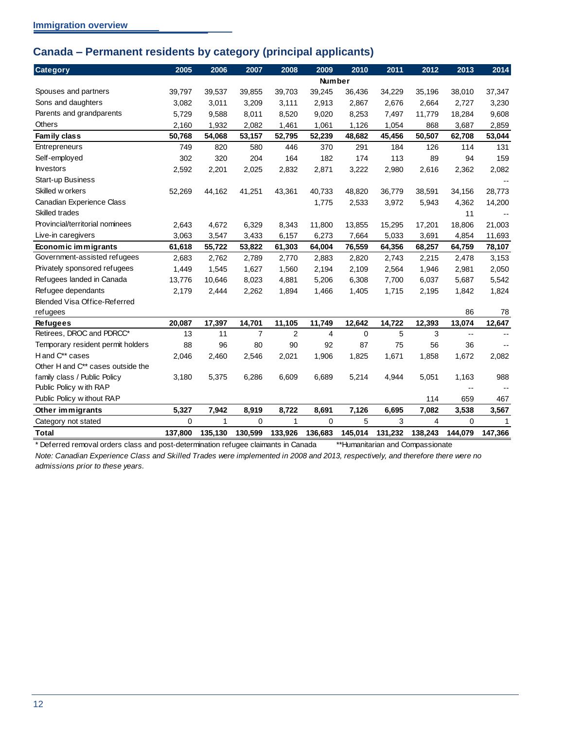## Immigration overview

## Canada – Permanent residents by category (principal applicants)

| Category | 2005 | 2006 | 2007 | 2008 | 2009 | 2010 | 2011 | 2012 | 2013 | 2014 |
|---|---|---|---|---|---|---|---|---|---|---|
| | | | | | Number | | | | | |
| Spouses and partners | 39,797 | 39,537 | 39,855 | 39,703 | 39,245 | 36,436 | 34,229 | 35,196 | 38,010 | 37,347 |
| Sons and daughters | 3,082 | 3,011 | 3,209 | 3,111 | 2,913 | 2,867 | 2,676 | 2,664 | 2,727 | 3,230 |
| Parents and grandparents | 5,729 | 9,588 | 8,011 | 8,520 | 9,020 | 8,253 | 7,497 | 11,779 | 18,284 | 9,608 |
| Others | 2,160 | 1,932 | 2,082 | 1,461 | 1,061 | 1,126 | 1,054 | 868 | 3,687 | 2,859 |
| **Family class** | **50,768** | **54,068** | **53,157** | **52,795** | **52,239** | **48,682** | **45,456** | **50,507** | **62,708** | **53,044** |
| Entrepreneurs | 749 | 820 | 580 | 446 | 370 | 291 | 184 | 126 | 114 | 131 |
| Self-employed | 302 | 320 | 204 | 164 | 182 | 174 | 113 | 89 | 94 | 159 |
| Investors | 2,592 | 2,201 | 2,025 | 2,832 | 2,871 | 3,222 | 2,980 | 2,616 | 2,362 | 2,082 |
| Start-up Business | | | | | | | | | | -- |
| Skilled workers | 52,269 | 44,162 | 41,251 | 43,361 | 40,733 | 48,820 | 36,779 | 38,591 | 34,156 | 28,773 |
| Canadian Experience Class | | | | | 1,775 | 2,533 | 3,972 | 5,943 | 4,362 | 14,200 |
| Skilled trades | | | | | | | | | 11 | -- |
| Provincial/territorial nominees | 2,643 | 4,672 | 6,329 | 8,343 | 11,800 | 13,855 | 15,295 | 17,201 | 18,806 | 21,003 |
| Live-in caregivers | 3,063 | 3,547 | 3,433 | 6,157 | 6,273 | 7,664 | 5,033 | 3,691 | 4,854 | 11,693 |
| **Economic immigrants** | **61,618** | **55,722** | **53,822** | **61,303** | **64,004** | **76,559** | **64,356** | **68,257** | **64,759** | **78,107** |
| Government-assisted refugees | 2,683 | 2,762 | 2,789 | 2,770 | 2,883 | 2,820 | 2,743 | 2,215 | 2,478 | 3,153 |
| Privately sponsored refugees | 1,449 | 1,545 | 1,627 | 1,560 | 2,194 | 2,109 | 2,564 | 1,946 | 2,981 | 2,050 |
| Refugees landed in Canada | 13,776 | 10,646 | 8,023 | 4,881 | 5,206 | 6,308 | 7,700 | 6,037 | 5,687 | 5,542 |
| Refugee dependants | 2,179 | 2,444 | 2,262 | 1,894 | 1,466 | 1,405 | 1,715 | 2,195 | 1,842 | 1,824 |
| Blended Visa Office-Referred refugees | | | | | | | | | 86 | 78 |
| **Refugees** | **20,087** | **17,397** | **14,701** | **11,105** | **11,749** | **12,642** | **14,722** | **12,393** | **13,074** | **12,647** |
| Retirees, DROC and PDRCC* | 13 | 11 | 7 | 2 | 4 | 0 | 5 | 3 | -- | -- |
| Temporary resident permit holders | 88 | 96 | 80 | 90 | 92 | 87 | 75 | 56 | 36 | -- |
| H and C** cases | 2,046 | 2,460 | 2,546 | 2,021 | 1,906 | 1,825 | 1,671 | 1,858 | 1,672 | 2,082 |
| Other H and C** cases outside the family class / Public Policy | 3,180 | 5,375 | 6,286 | 6,609 | 6,689 | 5,214 | 4,944 | 5,051 | 1,163 | 988 |
| Public Policy with RAP | | | | | | | | | -- | -- |
| Public Policy without RAP | | | | | | | | 114 | 659 | 467 |
| **Other immigrants** | **5,327** | **7,942** | **8,919** | **8,722** | **8,691** | **7,126** | **6,695** | **7,082** | **3,538** | **3,567** |
| Category not stated | 0 | 1 | 0 | 1 | 0 | 5 | 3 | 4 | 0 | 1 |
| **Total** | **137,800** | **135,130** | **130,599** | **133,926** | **136,683** | **145,014** | **131,232** | **138,243** | **144,079** | **147,366** |

* Deferred removal orders class and post-determination refugee claimants in Canada **Humanitarian and Compassionate

*Note: Canadian Experience Class and Skilled Trades were implemented in 2008 and 2013, respectively, and therefore there were no admissions prior to these years.*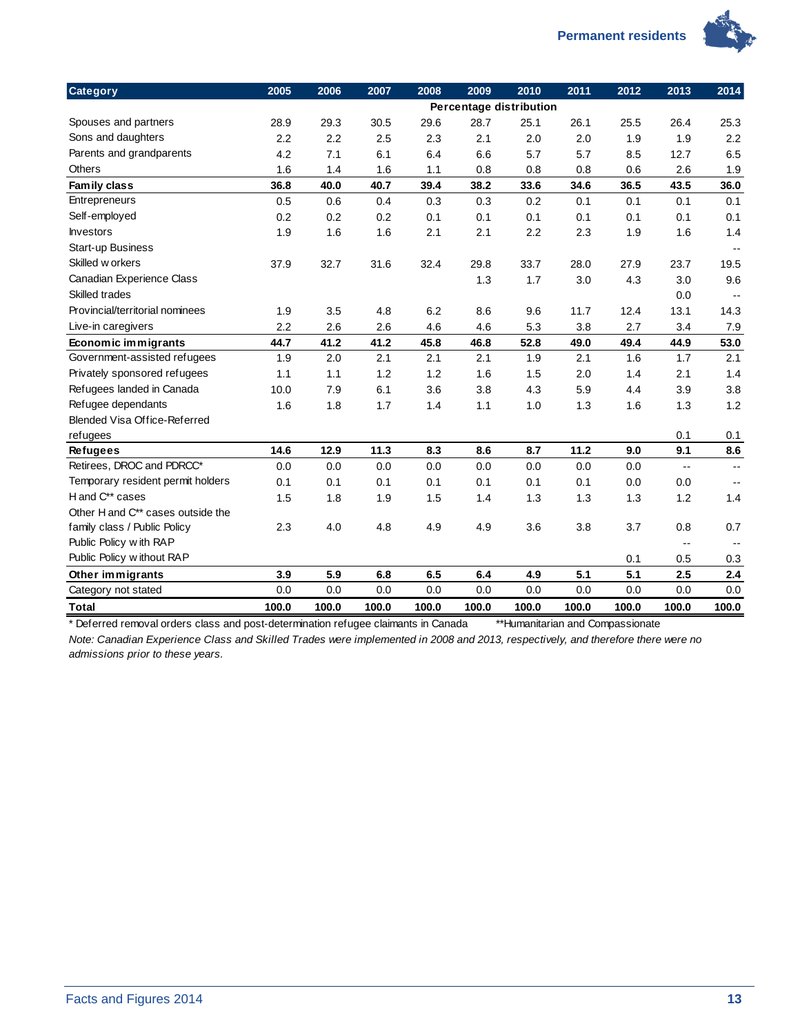| Category | 2005 | 2006 | 2007 | 2008 | 2009 | 2010 | 2011 | 2012 | 2013 | 2014 |
|---|---|---|---|---|---|---|---|---|---|---|
| | Percentage distribution | | | | | | | | | |
| Spouses and partners | 28.9 | 29.3 | 30.5 | 29.6 | 28.7 | 25.1 | 26.1 | 25.5 | 26.4 | 25.3 |
| Sons and daughters | 2.2 | 2.2 | 2.5 | 2.3 | 2.1 | 2.0 | 2.0 | 1.9 | 1.9 | 2.2 |
| Parents and grandparents | 4.2 | 7.1 | 6.1 | 6.4 | 6.6 | 5.7 | 5.7 | 8.5 | 12.7 | 6.5 |
| Others | 1.6 | 1.4 | 1.6 | 1.1 | 0.8 | 0.8 | 0.8 | 0.6 | 2.6 | 1.9 |
| **Family class** | **36.8** | **40.0** | **40.7** | **39.4** | **38.2** | **33.6** | **34.6** | **36.5** | **43.5** | **36.0** |
| Entrepreneurs | 0.5 | 0.6 | 0.4 | 0.3 | 0.3 | 0.2 | 0.1 | 0.1 | 0.1 | 0.1 |
| Self-employed | 0.2 | 0.2 | 0.2 | 0.1 | 0.1 | 0.1 | 0.1 | 0.1 | 0.1 | 0.1 |
| Investors | 1.9 | 1.6 | 1.6 | 2.1 | 2.1 | 2.2 | 2.3 | 1.9 | 1.6 | 1.4 |
| Start-up Business | | | | | | | | | | -- |
| Skilled workers | 37.9 | 32.7 | 31.6 | 32.4 | 29.8 | 33.7 | 28.0 | 27.9 | 23.7 | 19.5 |
| Canadian Experience Class | | | | | 1.3 | 1.7 | 3.0 | 4.3 | 3.0 | 9.6 |
| Skilled trades | | | | | | | | | 0.0 | -- |
| Provincial/territorial nominees | 1.9 | 3.5 | 4.8 | 6.2 | 8.6 | 9.6 | 11.7 | 12.4 | 13.1 | 14.3 |
| Live-in caregivers | 2.2 | 2.6 | 2.6 | 4.6 | 4.6 | 5.3 | 3.8 | 2.7 | 3.4 | 7.9 |
| **Economic immigrants** | **44.7** | **41.2** | **41.2** | **45.8** | **46.8** | **52.8** | **49.0** | **49.4** | **44.9** | **53.0** |
| Government-assisted refugees | 1.9 | 2.0 | 2.1 | 2.1 | 2.1 | 1.9 | 2.1 | 1.6 | 1.7 | 2.1 |
| Privately sponsored refugees | 1.1 | 1.1 | 1.2 | 1.2 | 1.6 | 1.5 | 2.0 | 1.4 | 2.1 | 1.4 |
| Refugees landed in Canada | 10.0 | 7.9 | 6.1 | 3.6 | 3.8 | 4.3 | 5.9 | 4.4 | 3.9 | 3.8 |
| Refugee dependants | 1.6 | 1.8 | 1.7 | 1.4 | 1.1 | 1.0 | 1.3 | 1.6 | 1.3 | 1.2 |
| Blended Visa Office-Referred refugees | | | | | | | | | 0.1 | 0.1 |
| **Refugees** | **14.6** | **12.9** | **11.3** | **8.3** | **8.6** | **8.7** | **11.2** | **9.0** | **9.1** | **8.6** |
| Retirees, DROC and PDRCC* | 0.0 | 0.0 | 0.0 | 0.0 | 0.0 | 0.0 | 0.0 | 0.0 | -- | -- |
| Temporary resident permit holders | 0.1 | 0.1 | 0.1 | 0.1 | 0.1 | 0.1 | 0.1 | 0.0 | 0.0 | -- |
| H and C** cases | 1.5 | 1.8 | 1.9 | 1.5 | 1.4 | 1.3 | 1.3 | 1.3 | 1.2 | 1.4 |
| Other H and C** cases outside the family class / Public Policy | 2.3 | 4.0 | 4.8 | 4.9 | 4.9 | 3.6 | 3.8 | 3.7 | 0.8 | 0.7 |
| Public Policy with RAP | | | | | | | | | -- | -- |
| Public Policy without RAP | | | | | | | | 0.1 | 0.5 | 0.3 |
| **Other immigrants** | **3.9** | **5.9** | **6.8** | **6.5** | **6.4** | **4.9** | **5.1** | **5.1** | **2.5** | **2.4** |
| Category not stated | 0.0 | 0.0 | 0.0 | 0.0 | 0.0 | 0.0 | 0.0 | 0.0 | 0.0 | 0.0 |
| **Total** | **100.0** | **100.0** | **100.0** | **100.0** | **100.0** | **100.0** | **100.0** | **100.0** | **100.0** | **100.0** |

* Deferred removal orders class and post-determination refugee claimants in Canada **Humanitarian and Compassionate

*Note: Canadian Experience Class and Skilled Trades were implemented in 2008 and 2013, respectively, and therefore there were no admissions prior to these years.*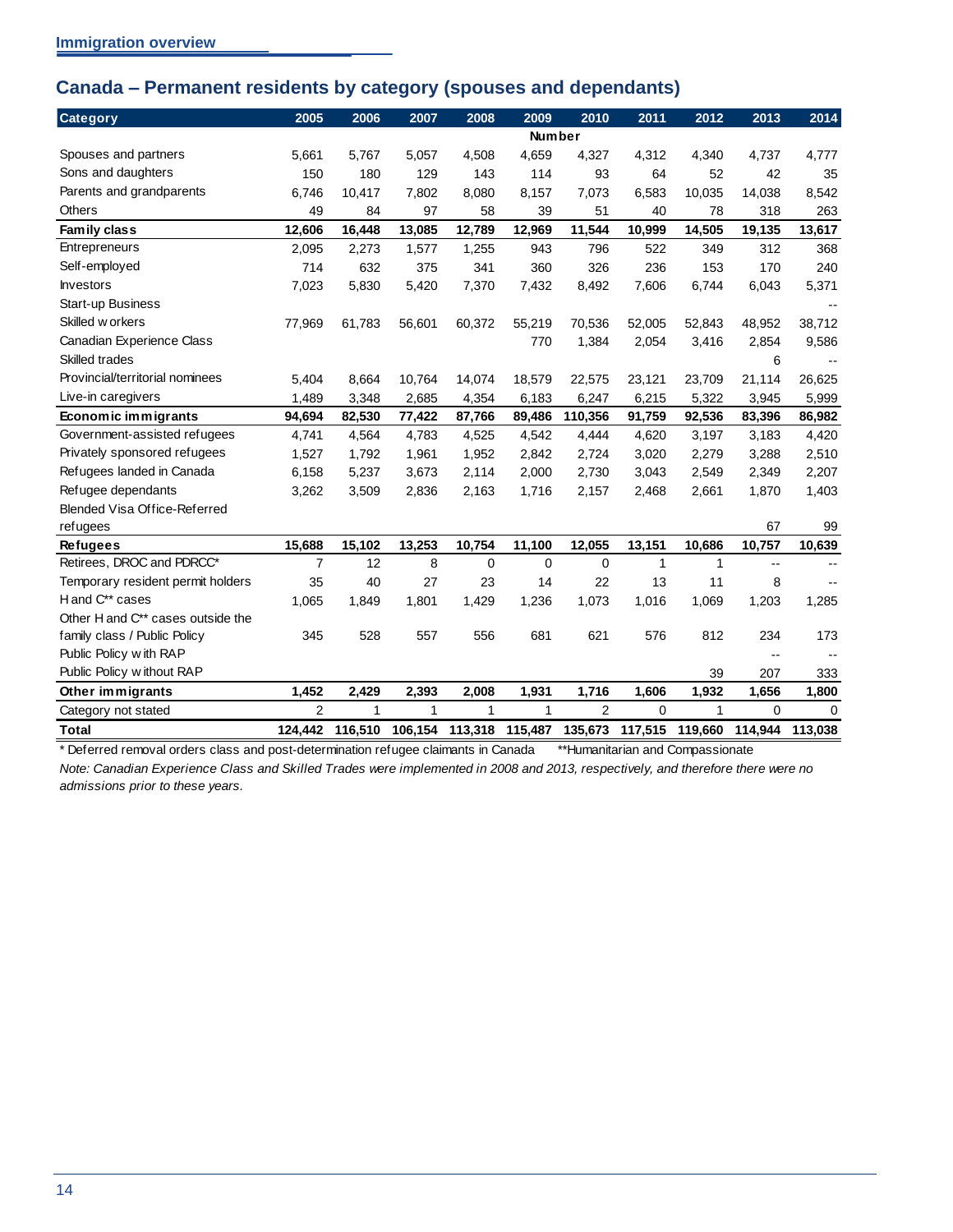## Immigration overview

## Canada – Permanent residents by category (spouses and dependants)

| Category | 2005 | 2006 | 2007 | 2008 | 2009 | 2010 | 2011 | 2012 | 2013 | 2014 |
|---|---|---|---|---|---|---|---|---|---|---|
| | Number | | | | | | | | | |
| Spouses and partners | 5,661 | 5,767 | 5,057 | 4,508 | 4,659 | 4,327 | 4,312 | 4,340 | 4,737 | 4,777 |
| Sons and daughters | 150 | 180 | 129 | 143 | 114 | 93 | 64 | 52 | 42 | 35 |
| Parents and grandparents | 6,746 | 10,417 | 7,802 | 8,080 | 8,157 | 7,073 | 6,583 | 10,035 | 14,038 | 8,542 |
| Others | 49 | 84 | 97 | 58 | 39 | 51 | 40 | 78 | 318 | 263 |
| **Family class** | **12,606** | **16,448** | **13,085** | **12,789** | **12,969** | **11,544** | **10,999** | **14,505** | **19,135** | **13,617** |
| Entrepreneurs | 2,095 | 2,273 | 1,577 | 1,255 | 943 | 796 | 522 | 349 | 312 | 368 |
| Self-employed | 714 | 632 | 375 | 341 | 360 | 326 | 236 | 153 | 170 | 240 |
| Investors | 7,023 | 5,830 | 5,420 | 7,370 | 7,432 | 8,492 | 7,606 | 6,744 | 6,043 | 5,371 |
| Start-up Business | | | | | | | | | | -- |
| Skilled workers | 77,969 | 61,783 | 56,601 | 60,372 | 55,219 | 70,536 | 52,005 | 52,843 | 48,952 | 38,712 |
| Canadian Experience Class | | | | | 770 | 1,384 | 2,054 | 3,416 | 2,854 | 9,586 |
| Skilled trades | | | | | | | | | 6 | -- |
| Provincial/territorial nominees | 5,404 | 8,664 | 10,764 | 14,074 | 18,579 | 22,575 | 23,121 | 23,709 | 21,114 | 26,625 |
| Live-in caregivers | 1,489 | 3,348 | 2,685 | 4,354 | 6,183 | 6,247 | 6,215 | 5,322 | 3,945 | 5,999 |
| **Economic immigrants** | **94,694** | **82,530** | **77,422** | **87,766** | **89,486** | **110,356** | **91,759** | **92,536** | **83,396** | **86,982** |
| Government-assisted refugees | 4,741 | 4,564 | 4,783 | 4,525 | 4,542 | 4,444 | 4,620 | 3,197 | 3,183 | 4,420 |
| Privately sponsored refugees | 1,527 | 1,792 | 1,961 | 1,952 | 2,842 | 2,724 | 3,020 | 2,279 | 3,288 | 2,510 |
| Refugees landed in Canada | 6,158 | 5,237 | 3,673 | 2,114 | 2,000 | 2,730 | 3,043 | 2,549 | 2,349 | 2,207 |
| Refugee dependants | 3,262 | 3,509 | 2,836 | 2,163 | 1,716 | 2,157 | 2,468 | 2,661 | 1,870 | 1,403 |
| Blended Visa Office-Referred refugees | | | | | | | | | 67 | 99 |
| **Refugees** | **15,688** | **15,102** | **13,253** | **10,754** | **11,100** | **12,055** | **13,151** | **10,686** | **10,757** | **10,639** |
| Retirees, DROC and PDRCC* | 7 | 12 | 8 | 0 | 0 | 0 | 1 | 1 | -- | -- |
| Temporary resident permit holders | 35 | 40 | 27 | 23 | 14 | 22 | 13 | 11 | 8 | -- |
| H and C** cases | 1,065 | 1,849 | 1,801 | 1,429 | 1,236 | 1,073 | 1,016 | 1,069 | 1,203 | 1,285 |
| Other H and C** cases outside the family class / Public Policy | 345 | 528 | 557 | 556 | 681 | 621 | 576 | 812 | 234 | 173 |
| Public Policy with RAP | | | | | | | | | -- | -- |
| Public Policy without RAP | | | | | | | | 39 | 207 | 333 |
| **Other immigrants** | **1,452** | **2,429** | **2,393** | **2,008** | **1,931** | **1,716** | **1,606** | **1,932** | **1,656** | **1,800** |
| Category not stated | 2 | 1 | 1 | 1 | 1 | 2 | 0 | 1 | 0 | 0 |
| **Total** | **124,442** | **116,510** | **106,154** | **113,318** | **115,487** | **135,673** | **117,515** | **119,660** | **114,944** | **113,038** |

* Deferred removal orders class and post-determination refugee claimants in Canada  **Humanitarian and Compassionate

*Note: Canadian Experience Class and Skilled Trades were implemented in 2008 and 2013, respectively, and therefore there were no admissions prior to these years.*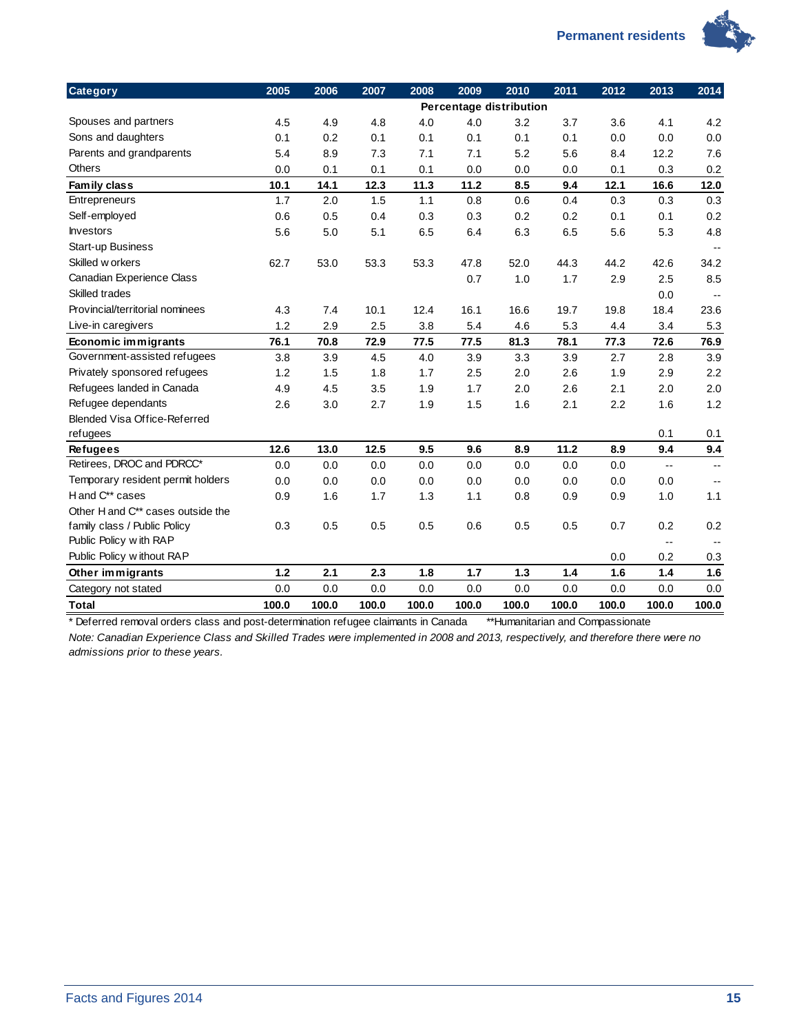| Category | 2005 | 2006 | 2007 | 2008 | 2009 | 2010 | 2011 | 2012 | 2013 | 2014 |
|---|---|---|---|---|---|---|---|---|---|---|
| | Percentage distribution | | | | | | | | | |
| Spouses and partners | 4.5 | 4.9 | 4.8 | 4.0 | 4.0 | 3.2 | 3.7 | 3.6 | 4.1 | 4.2 |
| Sons and daughters | 0.1 | 0.2 | 0.1 | 0.1 | 0.1 | 0.1 | 0.1 | 0.0 | 0.0 | 0.0 |
| Parents and grandparents | 5.4 | 8.9 | 7.3 | 7.1 | 7.1 | 5.2 | 5.6 | 8.4 | 12.2 | 7.6 |
| Others | 0.0 | 0.1 | 0.1 | 0.1 | 0.0 | 0.0 | 0.0 | 0.1 | 0.3 | 0.2 |
| **Family class** | **10.1** | **14.1** | **12.3** | **11.3** | **11.2** | **8.5** | **9.4** | **12.1** | **16.6** | **12.0** |
| Entrepreneurs | 1.7 | 2.0 | 1.5 | 1.1 | 0.8 | 0.6 | 0.4 | 0.3 | 0.3 | 0.3 |
| Self-employed | 0.6 | 0.5 | 0.4 | 0.3 | 0.3 | 0.2 | 0.2 | 0.1 | 0.1 | 0.2 |
| Investors | 5.6 | 5.0 | 5.1 | 6.5 | 6.4 | 6.3 | 6.5 | 5.6 | 5.3 | 4.8 |
| Start-up Business | | | | | | | | | | -- |
| Skilled workers | 62.7 | 53.0 | 53.3 | 53.3 | 47.8 | 52.0 | 44.3 | 44.2 | 42.6 | 34.2 |
| Canadian Experience Class | | | | | 0.7 | 1.0 | 1.7 | 2.9 | 2.5 | 8.5 |
| Skilled trades | | | | | | | | | 0.0 | -- |
| Provincial/territorial nominees | 4.3 | 7.4 | 10.1 | 12.4 | 16.1 | 16.6 | 19.7 | 19.8 | 18.4 | 23.6 |
| Live-in caregivers | 1.2 | 2.9 | 2.5 | 3.8 | 5.4 | 4.6 | 5.3 | 4.4 | 3.4 | 5.3 |
| **Economic immigrants** | **76.1** | **70.8** | **72.9** | **77.5** | **77.5** | **81.3** | **78.1** | **77.3** | **72.6** | **76.9** |
| Government-assisted refugees | 3.8 | 3.9 | 4.5 | 4.0 | 3.9 | 3.3 | 3.9 | 2.7 | 2.8 | 3.9 |
| Privately sponsored refugees | 1.2 | 1.5 | 1.8 | 1.7 | 2.5 | 2.0 | 2.6 | 1.9 | 2.9 | 2.2 |
| Refugees landed in Canada | 4.9 | 4.5 | 3.5 | 1.9 | 1.7 | 2.0 | 2.6 | 2.1 | 2.0 | 2.0 |
| Refugee dependants | 2.6 | 3.0 | 2.7 | 1.9 | 1.5 | 1.6 | 2.1 | 2.2 | 1.6 | 1.2 |
| Blended Visa Office-Referred refugees | | | | | | | | | 0.1 | 0.1 |
| **Refugees** | **12.6** | **13.0** | **12.5** | **9.5** | **9.6** | **8.9** | **11.2** | **8.9** | **9.4** | **9.4** |
| Retirees, DROC and PDRCC* | 0.0 | 0.0 | 0.0 | 0.0 | 0.0 | 0.0 | 0.0 | 0.0 | -- | -- |
| Temporary resident permit holders | 0.0 | 0.0 | 0.0 | 0.0 | 0.0 | 0.0 | 0.0 | 0.0 | 0.0 | -- |
| H and C** cases | 0.9 | 1.6 | 1.7 | 1.3 | 1.1 | 0.8 | 0.9 | 0.9 | 1.0 | 1.1 |
| Other H and C** cases outside the family class / Public Policy | 0.3 | 0.5 | 0.5 | 0.5 | 0.6 | 0.5 | 0.5 | 0.7 | 0.2 | 0.2 |
| Public Policy with RAP | | | | | | | | | -- | -- |
| Public Policy without RAP | | | | | | | | 0.0 | 0.2 | 0.3 |
| **Other immigrants** | **1.2** | **2.1** | **2.3** | **1.8** | **1.7** | **1.3** | **1.4** | **1.6** | **1.4** | **1.6** |
| Category not stated | 0.0 | 0.0 | 0.0 | 0.0 | 0.0 | 0.0 | 0.0 | 0.0 | 0.0 | 0.0 |
| **Total** | **100.0** | **100.0** | **100.0** | **100.0** | **100.0** | **100.0** | **100.0** | **100.0** | **100.0** | **100.0** |

* Deferred removal orders class and post-determination refugee claimants in Canada **Humanitarian and Compassionate

*Note: Canadian Experience Class and Skilled Trades were implemented in 2008 and 2013, respectively, and therefore there were no admissions prior to these years.*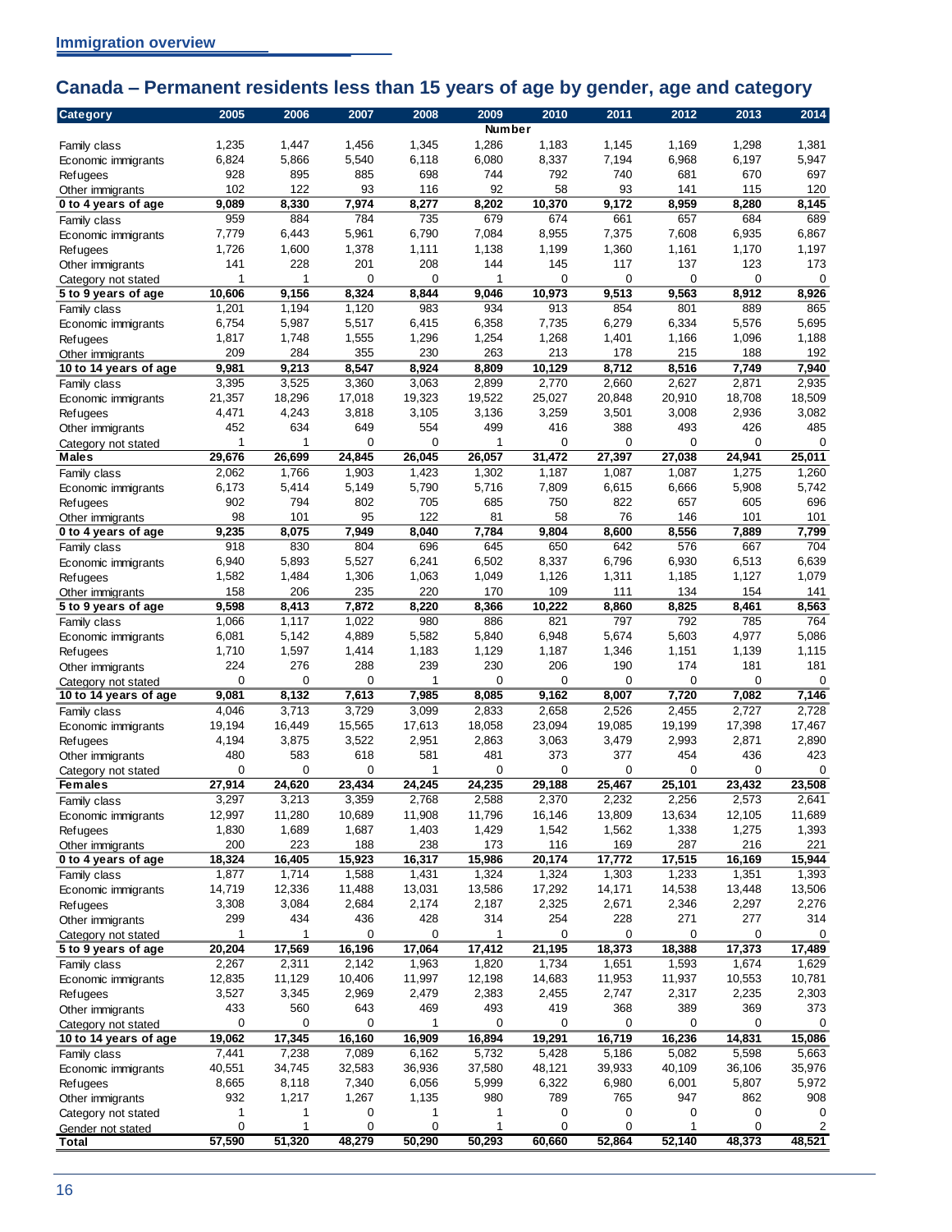## Canada – Permanent residents less than 15 years of age by gender, age and category

| Category | 2005 | 2006 | 2007 | 2008 | 2009 | 2010 | 2011 | 2012 | 2013 | 2014 |
|---|---|---|---|---|---|---|---|---|---|---|
| | | | | | Number | | | | | |
| Family class | 1,235 | 1,447 | 1,456 | 1,345 | 1,286 | 1,183 | 1,145 | 1,169 | 1,298 | 1,381 |
| Economic immigrants | 6,824 | 5,866 | 5,540 | 6,118 | 6,080 | 8,337 | 7,194 | 6,968 | 6,197 | 5,947 |
| Refugees | 928 | 895 | 885 | 698 | 744 | 792 | 740 | 681 | 670 | 697 |
| Other immigrants | 102 | 122 | 93 | 116 | 92 | 58 | 93 | 141 | 115 | 120 |
| **0 to 4 years of age** | **9,089** | **8,330** | **7,974** | **8,277** | **8,202** | **10,370** | **9,172** | **8,959** | **8,280** | **8,145** |
| Family class | 959 | 884 | 784 | 735 | 679 | 674 | 661 | 657 | 684 | 689 |
| Economic immigrants | 7,779 | 6,443 | 5,961 | 6,790 | 7,084 | 8,955 | 7,375 | 7,608 | 6,935 | 6,867 |
| Refugees | 1,726 | 1,600 | 1,378 | 1,111 | 1,138 | 1,199 | 1,360 | 1,161 | 1,170 | 1,197 |
| Other immigrants | 141 | 228 | 201 | 208 | 144 | 145 | 117 | 137 | 123 | 173 |
| Category not stated | 1 | 1 | 0 | 0 | 1 | 0 | 0 | 0 | 0 | 0 |
| **5 to 9 years of age** | **10,606** | **9,156** | **8,324** | **8,844** | **9,046** | **10,973** | **9,513** | **9,563** | **8,912** | **8,926** |
| Family class | 1,201 | 1,194 | 1,120 | 983 | 934 | 913 | 854 | 801 | 889 | 865 |
| Economic immigrants | 6,754 | 5,987 | 5,517 | 6,415 | 6,358 | 7,735 | 6,279 | 6,334 | 5,576 | 5,695 |
| Refugees | 1,817 | 1,748 | 1,555 | 1,296 | 1,254 | 1,268 | 1,401 | 1,166 | 1,096 | 1,188 |
| Other immigrants | 209 | 284 | 355 | 230 | 263 | 213 | 178 | 215 | 188 | 192 |
| **10 to 14 years of age** | **9,981** | **9,213** | **8,547** | **8,924** | **8,809** | **10,129** | **8,712** | **8,516** | **7,749** | **7,940** |
| Family class | 3,395 | 3,525 | 3,360 | 3,063 | 2,899 | 2,770 | 2,660 | 2,627 | 2,871 | 2,935 |
| Economic immigrants | 21,357 | 18,296 | 17,018 | 19,323 | 19,522 | 25,027 | 20,848 | 20,910 | 18,708 | 18,509 |
| Refugees | 4,471 | 4,243 | 3,818 | 3,105 | 3,136 | 3,259 | 3,501 | 3,008 | 2,936 | 3,082 |
| Other immigrants | 452 | 634 | 649 | 554 | 499 | 416 | 388 | 493 | 426 | 485 |
| Category not stated | 1 | 1 | 0 | 0 | 1 | 0 | 0 | 0 | 0 | 0 |
| **Males** | **29,676** | **26,699** | **24,845** | **26,045** | **26,057** | **31,472** | **27,397** | **27,038** | **24,941** | **25,011** |
| Family class | 2,062 | 1,766 | 1,903 | 1,423 | 1,302 | 1,187 | 1,087 | 1,087 | 1,275 | 1,260 |
| Economic immigrants | 6,173 | 5,414 | 5,149 | 5,790 | 5,716 | 7,809 | 6,615 | 6,666 | 5,908 | 5,742 |
| Refugees | 902 | 794 | 802 | 705 | 685 | 750 | 822 | 657 | 605 | 696 |
| Other immigrants | 98 | 101 | 95 | 122 | 81 | 58 | 76 | 146 | 101 | 101 |
| **0 to 4 years of age** | **9,235** | **8,075** | **7,949** | **8,040** | **7,784** | **9,804** | **8,600** | **8,556** | **7,889** | **7,799** |
| Family class | 918 | 830 | 804 | 696 | 645 | 650 | 642 | 576 | 667 | 704 |
| Economic immigrants | 6,940 | 5,893 | 5,527 | 6,241 | 6,502 | 8,337 | 6,796 | 6,930 | 6,513 | 6,639 |
| Refugees | 1,582 | 1,484 | 1,306 | 1,063 | 1,049 | 1,126 | 1,311 | 1,185 | 1,127 | 1,079 |
| Other immigrants | 158 | 206 | 235 | 220 | 170 | 109 | 111 | 134 | 154 | 141 |
| **5 to 9 years of age** | **9,598** | **8,413** | **7,872** | **8,220** | **8,366** | **10,222** | **8,860** | **8,825** | **8,461** | **8,563** |
| Family class | 1,066 | 1,117 | 1,022 | 980 | 886 | 821 | 797 | 792 | 785 | 764 |
| Economic immigrants | 6,081 | 5,142 | 4,889 | 5,582 | 5,840 | 6,948 | 5,674 | 5,603 | 4,977 | 5,086 |
| Refugees | 1,710 | 1,597 | 1,414 | 1,183 | 1,129 | 1,187 | 1,346 | 1,151 | 1,139 | 1,115 |
| Other immigrants | 224 | 276 | 288 | 239 | 230 | 206 | 190 | 174 | 181 | 181 |
| Category not stated | 0 | 0 | 0 | 1 | 0 | 0 | 0 | 0 | 0 | 0 |
| **10 to 14 years of age** | **9,081** | **8,132** | **7,613** | **7,985** | **8,085** | **9,162** | **8,007** | **7,720** | **7,082** | **7,146** |
| Family class | 4,046 | 3,713 | 3,729 | 3,099 | 2,833 | 2,658 | 2,526 | 2,455 | 2,727 | 2,728 |
| Economic immigrants | 19,194 | 16,449 | 15,565 | 17,613 | 18,058 | 23,094 | 19,085 | 19,199 | 17,398 | 17,467 |
| Refugees | 4,194 | 3,875 | 3,522 | 2,951 | 2,863 | 3,063 | 3,479 | 2,993 | 2,871 | 2,890 |
| Other immigrants | 480 | 583 | 618 | 581 | 481 | 373 | 377 | 454 | 436 | 423 |
| Category not stated | 0 | 0 | 0 | 1 | 0 | 0 | 0 | 0 | 0 | 0 |
| **Females** | **27,914** | **24,620** | **23,434** | **24,245** | **24,235** | **29,188** | **25,467** | **25,101** | **23,432** | **23,508** |
| Family class | 3,297 | 3,213 | 3,359 | 2,768 | 2,588 | 2,370 | 2,232 | 2,256 | 2,573 | 2,641 |
| Economic immigrants | 12,997 | 11,280 | 10,689 | 11,908 | 11,796 | 16,146 | 13,809 | 13,634 | 12,105 | 11,689 |
| Refugees | 1,830 | 1,689 | 1,687 | 1,403 | 1,429 | 1,542 | 1,562 | 1,338 | 1,275 | 1,393 |
| Other immigrants | 200 | 223 | 188 | 238 | 173 | 116 | 169 | 287 | 216 | 221 |
| **0 to 4 years of age** | **18,324** | **16,405** | **15,923** | **16,317** | **15,986** | **20,174** | **17,772** | **17,515** | **16,169** | **15,944** |
| Family class | 1,877 | 1,714 | 1,588 | 1,431 | 1,324 | 1,324 | 1,303 | 1,233 | 1,351 | 1,393 |
| Economic immigrants | 14,719 | 12,336 | 11,488 | 13,031 | 13,586 | 17,292 | 14,171 | 14,538 | 13,448 | 13,506 |
| Refugees | 3,308 | 3,084 | 2,684 | 2,174 | 2,187 | 2,325 | 2,671 | 2,346 | 2,297 | 2,276 |
| Other immigrants | 299 | 434 | 436 | 428 | 314 | 254 | 228 | 271 | 277 | 314 |
| Category not stated | 1 | 1 | 0 | 0 | 1 | 0 | 0 | 0 | 0 | 0 |
| **5 to 9 years of age** | **20,204** | **17,569** | **16,196** | **17,064** | **17,412** | **21,195** | **18,373** | **18,388** | **17,373** | **17,489** |
| Family class | 2,267 | 2,311 | 2,142 | 1,963 | 1,820 | 1,734 | 1,651 | 1,593 | 1,674 | 1,629 |
| Economic immigrants | 12,835 | 11,129 | 10,406 | 11,997 | 12,198 | 14,683 | 11,953 | 11,937 | 10,553 | 10,781 |
| Refugees | 3,527 | 3,345 | 2,969 | 2,479 | 2,383 | 2,455 | 2,747 | 2,317 | 2,235 | 2,303 |
| Other immigrants | 433 | 560 | 643 | 469 | 493 | 419 | 368 | 389 | 369 | 373 |
| Category not stated | 0 | 0 | 0 | 1 | 0 | 0 | 0 | 0 | 0 | 0 |
| **10 to 14 years of age** | **19,062** | **17,345** | **16,160** | **16,909** | **16,894** | **19,291** | **16,719** | **16,236** | **14,831** | **15,086** |
| Family class | 7,441 | 7,238 | 7,089 | 6,162 | 5,732 | 5,428 | 5,186 | 5,082 | 5,598 | 5,663 |
| Economic immigrants | 40,551 | 34,745 | 32,583 | 36,936 | 37,580 | 48,121 | 39,933 | 40,109 | 36,106 | 35,976 |
| Refugees | 8,665 | 8,118 | 7,340 | 6,056 | 5,999 | 6,322 | 6,980 | 6,001 | 5,807 | 5,972 |
| Other immigrants | 932 | 1,217 | 1,267 | 1,135 | 980 | 789 | 765 | 947 | 862 | 908 |
| Category not stated | 1 | 1 | 0 | 1 | 1 | 0 | 0 | 0 | 0 | 0 |
| Gender not stated | 0 | 1 | 0 | 0 | 1 | 0 | 0 | 1 | 0 | 2 |
| **Total** | **57,590** | **51,320** | **48,279** | **50,290** | **50,293** | **60,660** | **52,864** | **52,140** | **48,373** | **48,521** |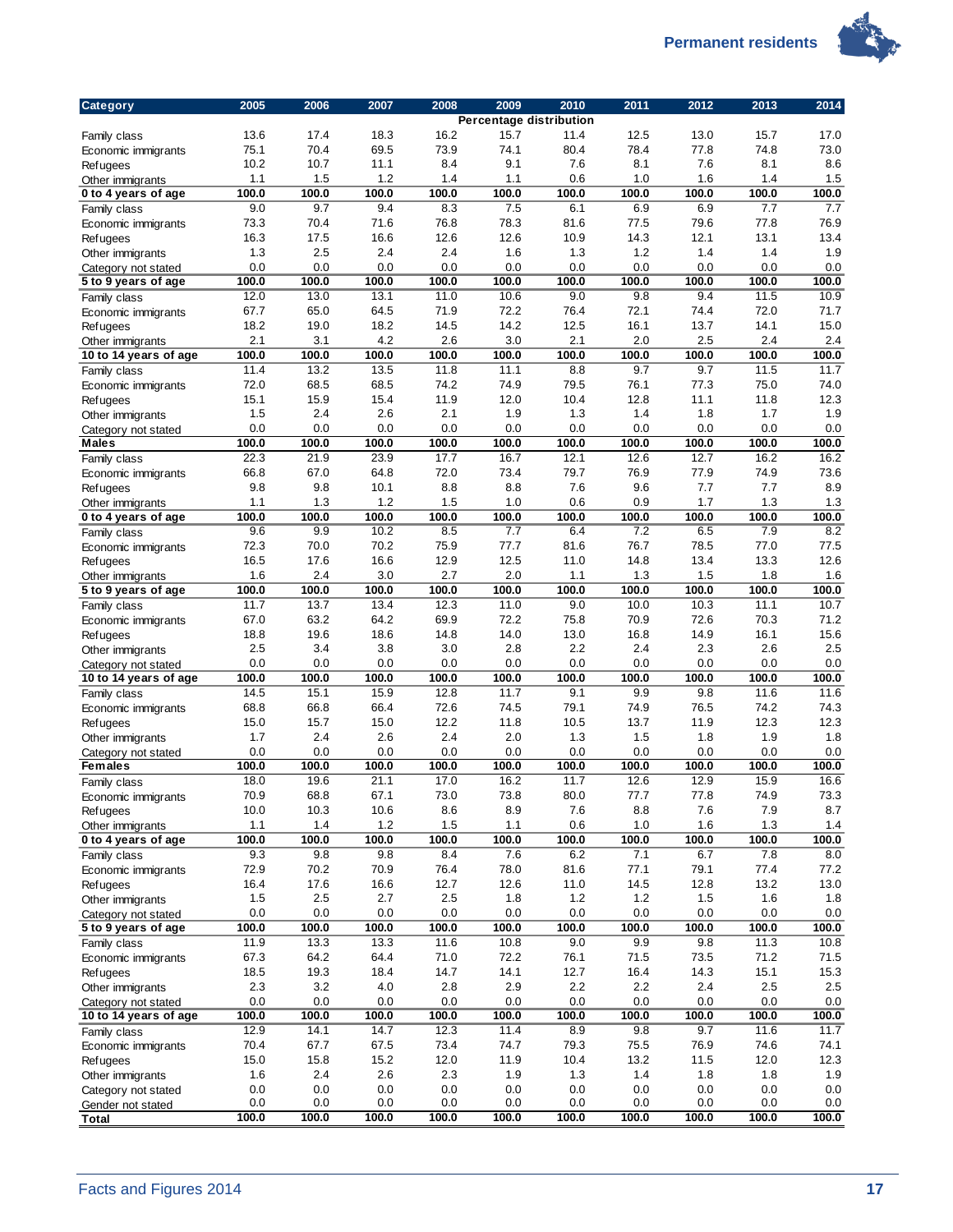| Category | 2005 | 2006 | 2007 | 2008 | 2009 | 2010 | 2011 | 2012 | 2013 | 2014 |
|---|---|---|---|---|---|---|---|---|---|---|
| | | | | | Percentage distribution | | | | | |
| Family class | 13.6 | 17.4 | 18.3 | 16.2 | 15.7 | 11.4 | 12.5 | 13.0 | 15.7 | 17.0 |
| Economic immigrants | 75.1 | 70.4 | 69.5 | 73.9 | 74.1 | 80.4 | 78.4 | 77.8 | 74.8 | 73.0 |
| Refugees | 10.2 | 10.7 | 11.1 | 8.4 | 9.1 | 7.6 | 8.1 | 7.6 | 8.1 | 8.6 |
| Other immigrants | 1.1 | 1.5 | 1.2 | 1.4 | 1.1 | 0.6 | 1.0 | 1.6 | 1.4 | 1.5 |
| **0 to 4 years of age** | **100.0** | **100.0** | **100.0** | **100.0** | **100.0** | **100.0** | **100.0** | **100.0** | **100.0** | **100.0** |
| Family class | 9.0 | 9.7 | 9.4 | 8.3 | 7.5 | 6.1 | 6.9 | 6.9 | 7.7 | 7.7 |
| Economic immigrants | 73.3 | 70.4 | 71.6 | 76.8 | 78.3 | 81.6 | 77.5 | 79.6 | 77.8 | 76.9 |
| Refugees | 16.3 | 17.5 | 16.6 | 12.6 | 12.6 | 10.9 | 14.3 | 12.1 | 13.1 | 13.4 |
| Other immigrants | 1.3 | 2.5 | 2.4 | 2.4 | 1.6 | 1.3 | 1.2 | 1.4 | 1.4 | 1.9 |
| Category not stated | 0.0 | 0.0 | 0.0 | 0.0 | 0.0 | 0.0 | 0.0 | 0.0 | 0.0 | 0.0 |
| **5 to 9 years of age** | **100.0** | **100.0** | **100.0** | **100.0** | **100.0** | **100.0** | **100.0** | **100.0** | **100.0** | **100.0** |
| Family class | 12.0 | 13.0 | 13.1 | 11.0 | 10.6 | 9.0 | 9.8 | 9.4 | 11.5 | 10.9 |
| Economic immigrants | 67.7 | 65.0 | 64.5 | 71.9 | 72.2 | 76.4 | 72.1 | 74.4 | 72.0 | 71.7 |
| Refugees | 18.2 | 19.0 | 18.2 | 14.5 | 14.2 | 12.5 | 16.1 | 13.7 | 14.1 | 15.0 |
| Other immigrants | 2.1 | 3.1 | 4.2 | 2.6 | 3.0 | 2.1 | 2.0 | 2.5 | 2.4 | 2.4 |
| **10 to 14 years of age** | **100.0** | **100.0** | **100.0** | **100.0** | **100.0** | **100.0** | **100.0** | **100.0** | **100.0** | **100.0** |
| Family class | 11.4 | 13.2 | 13.5 | 11.8 | 11.1 | 8.8 | 9.7 | 9.7 | 11.5 | 11.7 |
| Economic immigrants | 72.0 | 68.5 | 68.5 | 74.2 | 74.9 | 79.5 | 76.1 | 77.3 | 75.0 | 74.0 |
| Refugees | 15.1 | 15.9 | 15.4 | 11.9 | 12.0 | 10.4 | 12.8 | 11.1 | 11.8 | 12.3 |
| Other immigrants | 1.5 | 2.4 | 2.6 | 2.1 | 1.9 | 1.3 | 1.4 | 1.8 | 1.7 | 1.9 |
| Category not stated | 0.0 | 0.0 | 0.0 | 0.0 | 0.0 | 0.0 | 0.0 | 0.0 | 0.0 | 0.0 |
| **Males** | **100.0** | **100.0** | **100.0** | **100.0** | **100.0** | **100.0** | **100.0** | **100.0** | **100.0** | **100.0** |
| Family class | 22.3 | 21.9 | 23.9 | 17.7 | 16.7 | 12.1 | 12.6 | 12.7 | 16.2 | 16.2 |
| Economic immigrants | 66.8 | 67.0 | 64.8 | 72.0 | 73.4 | 79.7 | 76.9 | 77.9 | 74.9 | 73.6 |
| Refugees | 9.8 | 9.8 | 10.1 | 8.8 | 8.8 | 7.6 | 9.6 | 7.7 | 7.7 | 8.9 |
| Other immigrants | 1.1 | 1.3 | 1.2 | 1.5 | 1.0 | 0.6 | 0.9 | 1.7 | 1.3 | 1.3 |
| **0 to 4 years of age** | **100.0** | **100.0** | **100.0** | **100.0** | **100.0** | **100.0** | **100.0** | **100.0** | **100.0** | **100.0** |
| Family class | 9.6 | 9.9 | 10.2 | 8.5 | 7.7 | 6.4 | 7.2 | 6.5 | 7.9 | 8.2 |
| Economic immigrants | 72.3 | 70.0 | 70.2 | 75.9 | 77.7 | 81.6 | 76.7 | 78.5 | 77.0 | 77.5 |
| Refugees | 16.5 | 17.6 | 16.6 | 12.9 | 12.5 | 11.0 | 14.8 | 13.4 | 13.3 | 12.6 |
| Other immigrants | 1.6 | 2.4 | 3.0 | 2.7 | 2.0 | 1.1 | 1.3 | 1.5 | 1.8 | 1.6 |
| **5 to 9 years of age** | **100.0** | **100.0** | **100.0** | **100.0** | **100.0** | **100.0** | **100.0** | **100.0** | **100.0** | **100.0** |
| Family class | 11.7 | 13.7 | 13.4 | 12.3 | 11.0 | 9.0 | 10.0 | 10.3 | 11.1 | 10.7 |
| Economic immigrants | 67.0 | 63.2 | 64.2 | 69.9 | 72.2 | 75.8 | 70.9 | 72.6 | 70.3 | 71.2 |
| Refugees | 18.8 | 19.6 | 18.6 | 14.8 | 14.0 | 13.0 | 16.8 | 14.9 | 16.1 | 15.6 |
| Other immigrants | 2.5 | 3.4 | 3.8 | 3.0 | 2.8 | 2.2 | 2.4 | 2.3 | 2.6 | 2.5 |
| Category not stated | 0.0 | 0.0 | 0.0 | 0.0 | 0.0 | 0.0 | 0.0 | 0.0 | 0.0 | 0.0 |
| **10 to 14 years of age** | **100.0** | **100.0** | **100.0** | **100.0** | **100.0** | **100.0** | **100.0** | **100.0** | **100.0** | **100.0** |
| Family class | 14.5 | 15.1 | 15.9 | 12.8 | 11.7 | 9.1 | 9.9 | 9.8 | 11.6 | 11.6 |
| Economic immigrants | 68.8 | 66.8 | 66.4 | 72.6 | 74.5 | 79.1 | 74.9 | 76.5 | 74.2 | 74.3 |
| Refugees | 15.0 | 15.7 | 15.0 | 12.2 | 11.8 | 10.5 | 13.7 | 11.9 | 12.3 | 12.3 |
| Other immigrants | 1.7 | 2.4 | 2.6 | 2.4 | 2.0 | 1.3 | 1.5 | 1.8 | 1.9 | 1.8 |
| Category not stated | 0.0 | 0.0 | 0.0 | 0.0 | 0.0 | 0.0 | 0.0 | 0.0 | 0.0 | 0.0 |
| **Females** | **100.0** | **100.0** | **100.0** | **100.0** | **100.0** | **100.0** | **100.0** | **100.0** | **100.0** | **100.0** |
| Family class | 18.0 | 19.6 | 21.1 | 17.0 | 16.2 | 11.7 | 12.6 | 12.9 | 15.9 | 16.6 |
| Economic immigrants | 70.9 | 68.8 | 67.1 | 73.0 | 73.8 | 80.0 | 77.7 | 77.8 | 74.9 | 73.3 |
| Refugees | 10.0 | 10.3 | 10.6 | 8.6 | 8.9 | 7.6 | 8.8 | 7.6 | 7.9 | 8.7 |
| Other immigrants | 1.1 | 1.4 | 1.2 | 1.5 | 1.1 | 0.6 | 1.0 | 1.6 | 1.3 | 1.4 |
| **0 to 4 years of age** | **100.0** | **100.0** | **100.0** | **100.0** | **100.0** | **100.0** | **100.0** | **100.0** | **100.0** | **100.0** |
| Family class | 9.3 | 9.8 | 9.8 | 8.4 | 7.6 | 6.2 | 7.1 | 6.7 | 7.8 | 8.0 |
| Economic immigrants | 72.9 | 70.2 | 70.9 | 76.4 | 78.0 | 81.6 | 77.1 | 79.1 | 77.4 | 77.2 |
| Refugees | 16.4 | 17.6 | 16.6 | 12.7 | 12.6 | 11.0 | 14.5 | 12.8 | 13.2 | 13.0 |
| Other immigrants | 1.5 | 2.5 | 2.7 | 2.5 | 1.8 | 1.2 | 1.2 | 1.5 | 1.6 | 1.8 |
| Category not stated | 0.0 | 0.0 | 0.0 | 0.0 | 0.0 | 0.0 | 0.0 | 0.0 | 0.0 | 0.0 |
| **5 to 9 years of age** | **100.0** | **100.0** | **100.0** | **100.0** | **100.0** | **100.0** | **100.0** | **100.0** | **100.0** | **100.0** |
| Family class | 11.9 | 13.3 | 13.3 | 11.6 | 10.8 | 9.0 | 9.9 | 9.8 | 11.3 | 10.8 |
| Economic immigrants | 67.3 | 64.2 | 64.4 | 71.0 | 72.2 | 76.1 | 71.5 | 73.5 | 71.2 | 71.5 |
| Refugees | 18.5 | 19.3 | 18.4 | 14.7 | 14.1 | 12.7 | 16.4 | 14.3 | 15.1 | 15.3 |
| Other immigrants | 2.3 | 3.2 | 4.0 | 2.8 | 2.9 | 2.2 | 2.2 | 2.4 | 2.5 | 2.5 |
| Category not stated | 0.0 | 0.0 | 0.0 | 0.0 | 0.0 | 0.0 | 0.0 | 0.0 | 0.0 | 0.0 |
| **10 to 14 years of age** | **100.0** | **100.0** | **100.0** | **100.0** | **100.0** | **100.0** | **100.0** | **100.0** | **100.0** | **100.0** |
| Family class | 12.9 | 14.1 | 14.7 | 12.3 | 11.4 | 8.9 | 9.8 | 9.7 | 11.6 | 11.7 |
| Economic immigrants | 70.4 | 67.7 | 67.5 | 73.4 | 74.7 | 79.3 | 75.5 | 76.9 | 74.6 | 74.1 |
| Refugees | 15.0 | 15.8 | 15.2 | 12.0 | 11.9 | 10.4 | 13.2 | 11.5 | 12.0 | 12.3 |
| Other immigrants | 1.6 | 2.4 | 2.6 | 2.3 | 1.9 | 1.3 | 1.4 | 1.8 | 1.8 | 1.9 |
| Category not stated | 0.0 | 0.0 | 0.0 | 0.0 | 0.0 | 0.0 | 0.0 | 0.0 | 0.0 | 0.0 |
| Gender not stated | 0.0 | 0.0 | 0.0 | 0.0 | 0.0 | 0.0 | 0.0 | 0.0 | 0.0 | 0.0 |
| **Total** | **100.0** | **100.0** | **100.0** | **100.0** | **100.0** | **100.0** | **100.0** | **100.0** | **100.0** | **100.0** |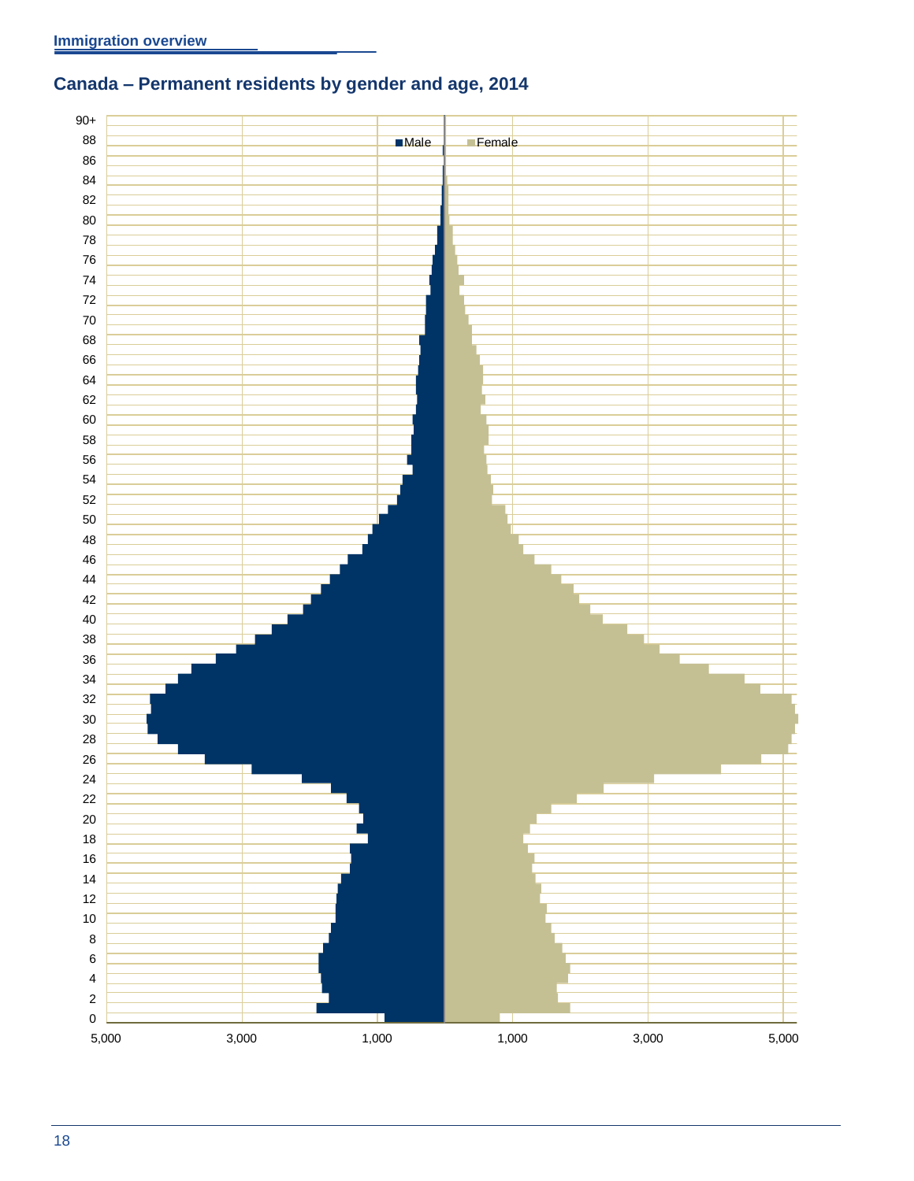## Canada – Permanent residents by gender and age, 2014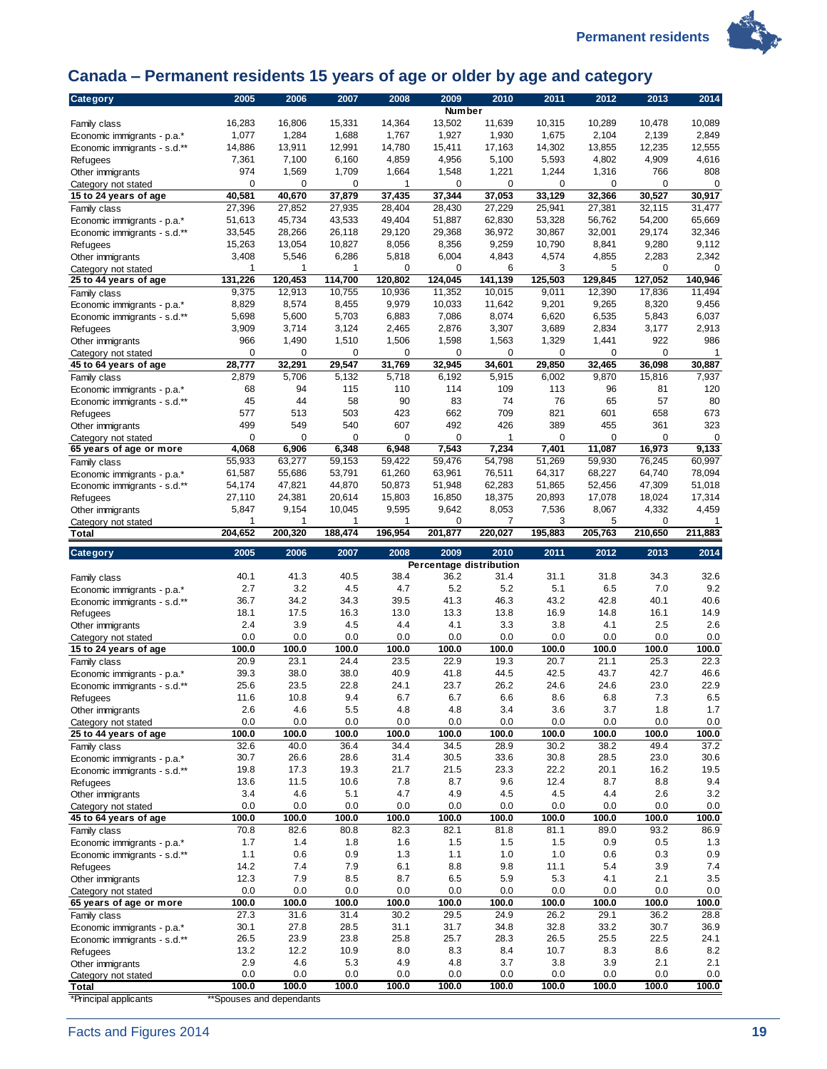## Canada – Permanent residents 15 years of age or older by age and category

| Category | 2005 | 2006 | 2007 | 2008 | 2009 | 2010 | 2011 | 2012 | 2013 | 2014 |
|---|---|---|---|---|---|---|---|---|---|---|
| | | | | | **Number** | | | | | |
| Family class | 16,283 | 16,806 | 15,331 | 14,364 | 13,502 | 11,639 | 10,315 | 10,289 | 10,478 | 10,089 |
| Economic immigrants - p.a.* | 1,077 | 1,284 | 1,688 | 1,767 | 1,927 | 1,930 | 1,675 | 2,104 | 2,139 | 2,849 |
| Economic immigrants - s.d.** | 14,886 | 13,911 | 12,991 | 14,780 | 15,411 | 17,163 | 14,302 | 13,855 | 12,235 | 12,555 |
| Refugees | 7,361 | 7,100 | 6,160 | 4,859 | 4,956 | 5,100 | 5,593 | 4,802 | 4,909 | 4,616 |
| Other immigrants | 974 | 1,569 | 1,709 | 1,664 | 1,548 | 1,221 | 1,244 | 1,316 | 766 | 808 |
| Category not stated | 0 | 0 | 0 | 1 | 0 | 0 | 0 | 0 | 0 | 0 |
| **15 to 24 years of age** | **40,581** | **40,670** | **37,879** | **37,435** | **37,344** | **37,053** | **33,129** | **32,366** | **30,527** | **30,917** |
| Family class | 27,396 | 27,852 | 27,935 | 28,404 | 28,430 | 27,229 | 25,941 | 27,381 | 32,115 | 31,477 |
| Economic immigrants - p.a.* | 51,613 | 45,734 | 43,533 | 49,404 | 51,887 | 62,830 | 53,328 | 56,762 | 54,200 | 65,669 |
| Economic immigrants - s.d.** | 33,545 | 28,266 | 26,118 | 29,120 | 29,368 | 36,972 | 30,867 | 32,001 | 29,174 | 32,346 |
| Refugees | 15,263 | 13,054 | 10,827 | 8,056 | 8,356 | 9,259 | 10,790 | 8,841 | 9,280 | 9,112 |
| Other immigrants | 3,408 | 5,546 | 6,286 | 5,818 | 6,004 | 4,843 | 4,574 | 4,855 | 2,283 | 2,342 |
| Category not stated | 1 | 1 | 1 | 0 | 0 | 6 | 3 | 5 | 0 | 0 |
| **25 to 44 years of age** | **131,226** | **120,453** | **114,700** | **120,802** | **124,045** | **141,139** | **125,503** | **129,845** | **127,052** | **140,946** |
| Family class | 9,375 | 12,913 | 10,755 | 10,936 | 11,352 | 10,015 | 9,011 | 12,390 | 17,836 | 11,494 |
| Economic immigrants - p.a.* | 8,829 | 8,574 | 8,455 | 9,979 | 10,033 | 11,642 | 9,201 | 9,265 | 8,320 | 9,456 |
| Economic immigrants - s.d.** | 5,698 | 5,600 | 5,703 | 6,883 | 7,086 | 8,074 | 6,620 | 6,535 | 5,843 | 6,037 |
| Refugees | 3,909 | 3,714 | 3,124 | 2,465 | 2,876 | 3,307 | 3,689 | 2,834 | 3,177 | 2,913 |
| Other immigrants | 966 | 1,490 | 1,510 | 1,506 | 1,598 | 1,563 | 1,329 | 1,441 | 922 | 986 |
| Category not stated | 0 | 0 | 0 | 0 | 0 | 0 | 0 | 0 | 0 | 1 |
| **45 to 64 years of age** | **28,777** | **32,291** | **29,547** | **31,769** | **32,945** | **34,601** | **29,850** | **32,465** | **36,098** | **30,887** |
| Family class | 2,879 | 5,706 | 5,132 | 5,718 | 6,192 | 5,915 | 6,002 | 9,870 | 15,816 | 7,937 |
| Economic immigrants - p.a.* | 68 | 94 | 115 | 110 | 114 | 109 | 113 | 96 | 81 | 120 |
| Economic immigrants - s.d.** | 45 | 44 | 58 | 90 | 83 | 74 | 76 | 65 | 57 | 80 |
| Refugees | 577 | 513 | 503 | 423 | 662 | 709 | 821 | 601 | 658 | 673 |
| Other immigrants | 499 | 549 | 540 | 607 | 492 | 426 | 389 | 455 | 361 | 323 |
| Category not stated | 0 | 0 | 0 | 0 | 0 | 1 | 0 | 0 | 0 | 0 |
| **65 years of age or more** | **4,068** | **6,906** | **6,348** | **6,948** | **7,543** | **7,234** | **7,401** | **11,087** | **16,973** | **9,133** |
| Family class | 55,933 | 63,277 | 59,153 | 59,422 | 59,476 | 54,798 | 51,269 | 59,930 | 76,245 | 60,997 |
| Economic immigrants - p.a.* | 61,587 | 55,686 | 53,791 | 61,260 | 63,961 | 76,511 | 64,317 | 68,227 | 64,740 | 78,094 |
| Economic immigrants - s.d.** | 54,174 | 47,821 | 44,870 | 50,873 | 51,948 | 62,283 | 51,865 | 52,456 | 47,309 | 51,018 |
| Refugees | 27,110 | 24,381 | 20,614 | 15,803 | 16,850 | 18,375 | 20,893 | 17,078 | 18,024 | 17,314 |
| Other immigrants | 5,847 | 9,154 | 10,045 | 9,595 | 9,642 | 8,053 | 7,536 | 8,067 | 4,332 | 4,459 |
| Category not stated | 1 | 1 | 1 | 1 | 0 | 7 | 3 | 5 | 0 | 1 |
| **Total** | **204,652** | **200,320** | **188,474** | **196,954** | **201,877** | **220,027** | **195,883** | **205,763** | **210,650** | **211,883** |

| Category | 2005 | 2006 | 2007 | 2008 | 2009 | 2010 | 2011 | 2012 | 2013 | 2014 |
|---|---|---|---|---|---|---|---|---|---|---|
| | | | | | **Percentage distribution** | | | | | |
| Family class | 40.1 | 41.3 | 40.5 | 38.4 | 36.2 | 31.4 | 31.1 | 31.8 | 34.3 | 32.6 |
| Economic immigrants - p.a.* | 2.7 | 3.2 | 4.5 | 4.7 | 5.2 | 5.2 | 5.1 | 6.5 | 7.0 | 9.2 |
| Economic immigrants - s.d.** | 36.7 | 34.2 | 34.3 | 39.5 | 41.3 | 46.3 | 43.2 | 42.8 | 40.1 | 40.6 |
| Refugees | 18.1 | 17.5 | 16.3 | 13.0 | 13.3 | 13.8 | 16.9 | 14.8 | 16.1 | 14.9 |
| Other immigrants | 2.4 | 3.9 | 4.5 | 4.4 | 4.1 | 3.3 | 3.8 | 4.1 | 2.5 | 2.6 |
| Category not stated | 0.0 | 0.0 | 0.0 | 0.0 | 0.0 | 0.0 | 0.0 | 0.0 | 0.0 | 0.0 |
| **15 to 24 years of age** | **100.0** | **100.0** | **100.0** | **100.0** | **100.0** | **100.0** | **100.0** | **100.0** | **100.0** | **100.0** |
| Family class | 20.9 | 23.1 | 24.4 | 23.5 | 22.9 | 19.3 | 20.7 | 21.1 | 25.3 | 22.3 |
| Economic immigrants - p.a.* | 39.3 | 38.0 | 38.0 | 40.9 | 41.8 | 44.5 | 42.5 | 43.7 | 42.7 | 46.6 |
| Economic immigrants - s.d.** | 25.6 | 23.5 | 22.8 | 24.1 | 23.7 | 26.2 | 24.6 | 24.6 | 23.0 | 22.9 |
| Refugees | 11.6 | 10.8 | 9.4 | 6.7 | 6.7 | 6.6 | 8.6 | 6.8 | 7.3 | 6.5 |
| Other immigrants | 2.6 | 4.6 | 5.5 | 4.8 | 4.8 | 3.4 | 3.6 | 3.7 | 1.8 | 1.7 |
| Category not stated | 0.0 | 0.0 | 0.0 | 0.0 | 0.0 | 0.0 | 0.0 | 0.0 | 0.0 | 0.0 |
| **25 to 44 years of age** | **100.0** | **100.0** | **100.0** | **100.0** | **100.0** | **100.0** | **100.0** | **100.0** | **100.0** | **100.0** |
| Family class | 32.6 | 40.0 | 36.4 | 34.4 | 34.5 | 28.9 | 30.2 | 38.2 | 49.4 | 37.2 |
| Economic immigrants - p.a.* | 30.7 | 26.6 | 28.6 | 31.4 | 30.5 | 33.6 | 30.8 | 28.5 | 23.0 | 30.6 |
| Economic immigrants - s.d.** | 19.8 | 17.3 | 19.3 | 21.7 | 21.5 | 23.3 | 22.2 | 20.1 | 16.2 | 19.5 |
| Refugees | 13.6 | 11.5 | 10.6 | 7.8 | 8.7 | 9.6 | 12.4 | 8.7 | 8.8 | 9.4 |
| Other immigrants | 3.4 | 4.6 | 5.1 | 4.7 | 4.9 | 4.5 | 4.5 | 4.4 | 2.6 | 3.2 |
| Category not stated | 0.0 | 0.0 | 0.0 | 0.0 | 0.0 | 0.0 | 0.0 | 0.0 | 0.0 | 0.0 |
| **45 to 64 years of age** | **100.0** | **100.0** | **100.0** | **100.0** | **100.0** | **100.0** | **100.0** | **100.0** | **100.0** | **100.0** |
| Family class | 70.8 | 82.6 | 80.8 | 82.3 | 82.1 | 81.8 | 81.1 | 89.0 | 93.2 | 86.9 |
| Economic immigrants - p.a.* | 1.7 | 1.4 | 1.8 | 1.6 | 1.5 | 1.5 | 1.5 | 0.9 | 0.5 | 1.3 |
| Economic immigrants - s.d.** | 1.1 | 0.6 | 0.9 | 1.3 | 1.1 | 1.0 | 1.0 | 0.6 | 0.3 | 0.9 |
| Refugees | 14.2 | 7.4 | 7.9 | 6.1 | 8.8 | 9.8 | 11.1 | 5.4 | 3.9 | 7.4 |
| Other immigrants | 12.3 | 7.9 | 8.5 | 8.7 | 6.5 | 5.9 | 5.3 | 4.1 | 2.1 | 3.5 |
| Category not stated | 0.0 | 0.0 | 0.0 | 0.0 | 0.0 | 0.0 | 0.0 | 0.0 | 0.0 | 0.0 |
| **65 years of age or more** | **100.0** | **100.0** | **100.0** | **100.0** | **100.0** | **100.0** | **100.0** | **100.0** | **100.0** | **100.0** |
| Family class | 27.3 | 31.6 | 31.4 | 30.2 | 29.5 | 24.9 | 26.2 | 29.1 | 36.2 | 28.8 |
| Economic immigrants - p.a.* | 30.1 | 27.8 | 28.5 | 31.1 | 31.7 | 34.8 | 32.8 | 33.2 | 30.7 | 36.9 |
| Economic immigrants - s.d.** | 26.5 | 23.9 | 23.8 | 25.8 | 25.7 | 28.3 | 26.5 | 25.5 | 22.5 | 24.1 |
| Refugees | 13.2 | 12.2 | 10.9 | 8.0 | 8.3 | 8.4 | 10.7 | 8.3 | 8.6 | 8.2 |
| Other immigrants | 2.9 | 4.6 | 5.3 | 4.9 | 4.8 | 3.7 | 3.8 | 3.9 | 2.1 | 2.1 |
| Category not stated | 0.0 | 0.0 | 0.0 | 0.0 | 0.0 | 0.0 | 0.0 | 0.0 | 0.0 | 0.0 |
| **Total** | **100.0** | **100.0** | **100.0** | **100.0** | **100.0** | **100.0** | **100.0** | **100.0** | **100.0** | **100.0** |

*Principal applicants **Spouses and dependants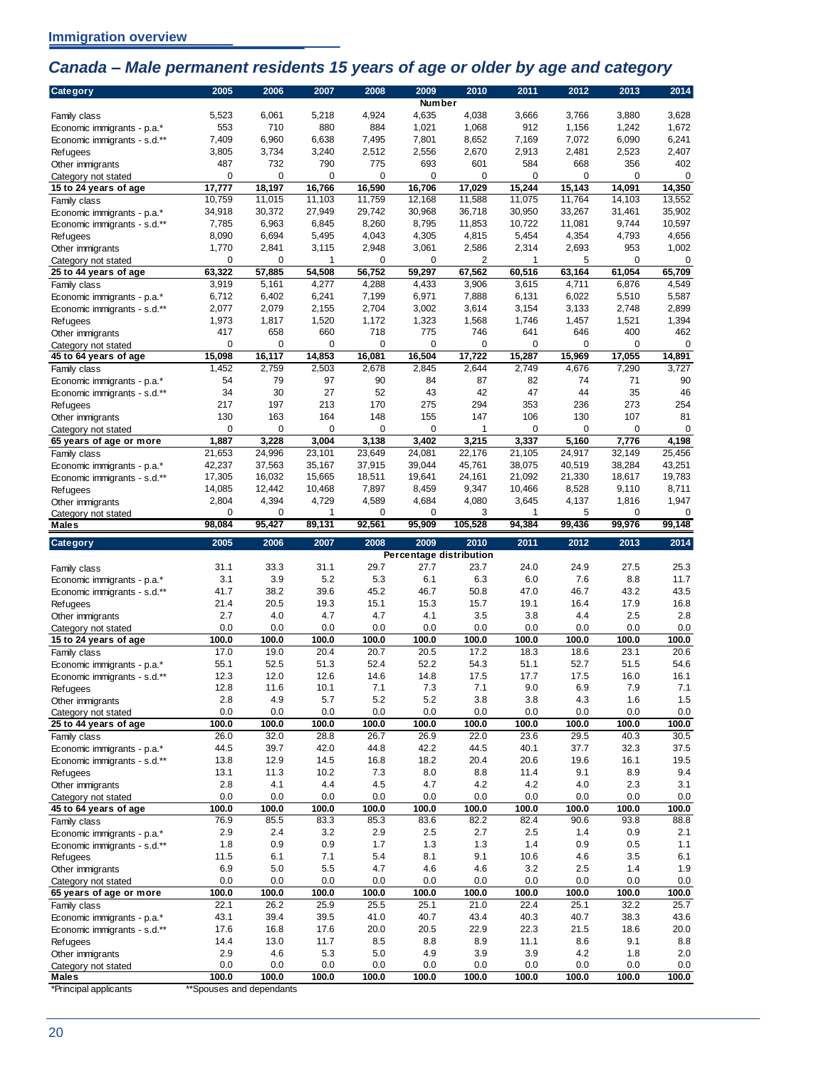## Canada – Male permanent residents 15 years of age or older by age and category

| Category | 2005 | 2006 | 2007 | 2008 | 2009 | 2010 | 2011 | 2012 | 2013 | 2014 |
|---|---|---|---|---|---|---|---|---|---|---|
| | | | | | **Number** | | | | | |
| Family class | 5,523 | 6,061 | 5,218 | 4,924 | 4,635 | 4,038 | 3,666 | 3,766 | 3,880 | 3,628 |
| Economic immigrants - p.a.* | 553 | 710 | 880 | 884 | 1,021 | 1,068 | 912 | 1,156 | 1,242 | 1,672 |
| Economic immigrants - s.d.** | 7,409 | 6,960 | 6,638 | 7,495 | 7,801 | 8,652 | 7,169 | 7,072 | 6,090 | 6,241 |
| Refugees | 3,805 | 3,734 | 3,240 | 2,512 | 2,556 | 2,670 | 2,913 | 2,481 | 2,523 | 2,407 |
| Other immigrants | 487 | 732 | 790 | 775 | 693 | 601 | 584 | 668 | 356 | 402 |
| Category not stated | 0 | 0 | 0 | 0 | 0 | 0 | 0 | 0 | 0 | 0 |
| **15 to 24 years of age** | **17,777** | **18,197** | **16,766** | **16,590** | **16,706** | **17,029** | **15,244** | **15,143** | **14,091** | **14,350** |
| Family class | 10,759 | 11,015 | 11,103 | 11,759 | 12,168 | 11,588 | 11,075 | 11,764 | 14,103 | 13,552 |
| Economic immigrants - p.a.* | 34,918 | 30,372 | 27,949 | 29,742 | 30,968 | 36,718 | 30,950 | 33,267 | 31,461 | 35,902 |
| Economic immigrants - s.d.** | 7,785 | 6,963 | 6,845 | 8,260 | 8,795 | 11,853 | 10,722 | 11,081 | 9,744 | 10,597 |
| Refugees | 8,090 | 6,694 | 5,495 | 4,043 | 4,305 | 4,815 | 5,454 | 4,354 | 4,793 | 4,656 |
| Other immigrants | 1,770 | 2,841 | 3,115 | 2,948 | 3,061 | 2,586 | 2,314 | 2,693 | 953 | 1,002 |
| Category not stated | 0 | 0 | 1 | 0 | 0 | 2 | 1 | 5 | 0 | 0 |
| **25 to 44 years of age** | **63,322** | **57,885** | **54,508** | **56,752** | **59,297** | **67,562** | **60,516** | **63,164** | **61,054** | **65,709** |
| Family class | 3,919 | 5,161 | 4,277 | 4,288 | 4,433 | 3,906 | 3,615 | 4,711 | 6,876 | 4,549 |
| Economic immigrants - p.a.* | 6,712 | 6,402 | 6,241 | 7,199 | 6,971 | 7,888 | 6,131 | 6,022 | 5,510 | 5,587 |
| Economic immigrants - s.d.** | 2,077 | 2,079 | 2,155 | 2,704 | 3,002 | 3,614 | 3,154 | 3,133 | 2,748 | 2,899 |
| Refugees | 1,973 | 1,817 | 1,520 | 1,172 | 1,323 | 1,568 | 1,746 | 1,457 | 1,521 | 1,394 |
| Other immigrants | 417 | 658 | 660 | 718 | 775 | 746 | 641 | 646 | 400 | 462 |
| Category not stated | 0 | 0 | 0 | 0 | 0 | 0 | 0 | 0 | 0 | 0 |
| **45 to 64 years of age** | **15,098** | **16,117** | **14,853** | **16,081** | **16,504** | **17,722** | **15,287** | **15,969** | **17,055** | **14,891** |
| Family class | 1,452 | 2,759 | 2,503 | 2,678 | 2,845 | 2,644 | 2,749 | 4,676 | 7,290 | 3,727 |
| Economic immigrants - p.a.* | 54 | 79 | 97 | 90 | 84 | 87 | 82 | 74 | 71 | 90 |
| Economic immigrants - s.d.** | 34 | 30 | 27 | 52 | 43 | 42 | 47 | 44 | 35 | 46 |
| Refugees | 217 | 197 | 213 | 170 | 275 | 294 | 353 | 236 | 273 | 254 |
| Other immigrants | 130 | 163 | 164 | 148 | 155 | 147 | 106 | 130 | 107 | 81 |
| Category not stated | 0 | 0 | 0 | 0 | 0 | 1 | 0 | 0 | 0 | 0 |
| **65 years of age or more** | **1,887** | **3,228** | **3,004** | **3,138** | **3,402** | **3,215** | **3,337** | **5,160** | **7,776** | **4,198** |
| Family class | 21,653 | 24,996 | 23,101 | 23,649 | 24,081 | 22,176 | 21,105 | 24,917 | 32,149 | 25,456 |
| Economic immigrants - p.a.* | 42,237 | 37,563 | 35,167 | 37,915 | 39,044 | 45,761 | 38,075 | 40,519 | 38,284 | 43,251 |
| Economic immigrants - s.d.** | 17,305 | 16,032 | 15,665 | 18,511 | 19,641 | 24,161 | 21,092 | 21,330 | 18,617 | 19,783 |
| Refugees | 14,085 | 12,442 | 10,468 | 7,897 | 8,459 | 9,347 | 10,466 | 8,528 | 9,110 | 8,711 |
| Other immigrants | 2,804 | 4,394 | 4,729 | 4,589 | 4,684 | 4,080 | 3,645 | 4,137 | 1,816 | 1,947 |
| Category not stated | 0 | 0 | 1 | 0 | 0 | 3 | 1 | 5 | 0 | 0 |
| **Males** | **98,084** | **95,427** | **89,131** | **92,561** | **95,909** | **105,528** | **94,384** | **99,436** | **99,976** | **99,148** |

| Category | 2005 | 2006 | 2007 | 2008 | 2009 | 2010 | 2011 | 2012 | 2013 | 2014 |
|---|---|---|---|---|---|---|---|---|---|---|
| | | | | | **Percentage distribution** | | | | | |
| Family class | 31.1 | 33.3 | 31.1 | 29.7 | 27.7 | 23.7 | 24.0 | 24.9 | 27.5 | 25.3 |
| Economic immigrants - p.a.* | 3.1 | 3.9 | 5.2 | 5.3 | 6.1 | 6.3 | 6.0 | 7.6 | 8.8 | 11.7 |
| Economic immigrants - s.d.** | 41.7 | 38.2 | 39.6 | 45.2 | 46.7 | 50.8 | 47.0 | 46.7 | 43.2 | 43.5 |
| Refugees | 21.4 | 20.5 | 19.3 | 15.1 | 15.3 | 15.7 | 19.1 | 16.4 | 17.9 | 16.8 |
| Other immigrants | 2.7 | 4.0 | 4.7 | 4.7 | 4.1 | 3.5 | 3.8 | 4.4 | 2.5 | 2.8 |
| Category not stated | 0.0 | 0.0 | 0.0 | 0.0 | 0.0 | 0.0 | 0.0 | 0.0 | 0.0 | 0.0 |
| **15 to 24 years of age** | **100.0** | **100.0** | **100.0** | **100.0** | **100.0** | **100.0** | **100.0** | **100.0** | **100.0** | **100.0** |
| Family class | 17.0 | 19.0 | 20.4 | 20.7 | 20.5 | 17.2 | 18.3 | 18.6 | 23.1 | 20.6 |
| Economic immigrants - p.a.* | 55.1 | 52.5 | 51.3 | 52.4 | 52.2 | 54.3 | 51.1 | 52.7 | 51.5 | 54.6 |
| Economic immigrants - s.d.** | 12.3 | 12.0 | 12.6 | 14.6 | 14.8 | 17.5 | 17.7 | 17.5 | 16.0 | 16.1 |
| Refugees | 12.8 | 11.6 | 10.1 | 7.1 | 7.3 | 7.1 | 9.0 | 6.9 | 7.9 | 7.1 |
| Other immigrants | 2.8 | 4.9 | 5.7 | 5.2 | 5.2 | 3.8 | 3.8 | 4.3 | 1.6 | 1.5 |
| Category not stated | 0.0 | 0.0 | 0.0 | 0.0 | 0.0 | 0.0 | 0.0 | 0.0 | 0.0 | 0.0 |
| **25 to 44 years of age** | **100.0** | **100.0** | **100.0** | **100.0** | **100.0** | **100.0** | **100.0** | **100.0** | **100.0** | **100.0** |
| Family class | 26.0 | 32.0 | 28.8 | 26.7 | 26.9 | 22.0 | 23.6 | 29.5 | 40.3 | 30.5 |
| Economic immigrants - p.a.* | 44.5 | 39.7 | 42.0 | 44.8 | 42.2 | 44.5 | 40.1 | 37.7 | 32.3 | 37.5 |
| Economic immigrants - s.d.** | 13.8 | 12.9 | 14.5 | 16.8 | 18.2 | 20.4 | 20.6 | 19.6 | 16.1 | 19.5 |
| Refugees | 13.1 | 11.3 | 10.2 | 7.3 | 8.0 | 8.8 | 11.4 | 9.1 | 8.9 | 9.4 |
| Other immigrants | 2.8 | 4.1 | 4.4 | 4.5 | 4.7 | 4.2 | 4.2 | 4.0 | 2.3 | 3.1 |
| Category not stated | 0.0 | 0.0 | 0.0 | 0.0 | 0.0 | 0.0 | 0.0 | 0.0 | 0.0 | 0.0 |
| **45 to 64 years of age** | **100.0** | **100.0** | **100.0** | **100.0** | **100.0** | **100.0** | **100.0** | **100.0** | **100.0** | **100.0** |
| Family class | 76.9 | 85.5 | 83.3 | 85.3 | 83.6 | 82.2 | 82.4 | 90.6 | 93.8 | 88.8 |
| Economic immigrants - p.a.* | 2.9 | 2.4 | 3.2 | 2.9 | 2.5 | 2.7 | 2.5 | 1.4 | 0.9 | 2.1 |
| Economic immigrants - s.d.** | 1.8 | 0.9 | 0.9 | 1.7 | 1.3 | 1.3 | 1.4 | 0.9 | 0.5 | 1.1 |
| Refugees | 11.5 | 6.1 | 7.1 | 5.4 | 8.1 | 9.1 | 10.6 | 4.6 | 3.5 | 6.1 |
| Other immigrants | 6.9 | 5.0 | 5.5 | 4.7 | 4.6 | 4.6 | 3.2 | 2.5 | 1.4 | 1.9 |
| Category not stated | 0.0 | 0.0 | 0.0 | 0.0 | 0.0 | 0.0 | 0.0 | 0.0 | 0.0 | 0.0 |
| **65 years of age or more** | **100.0** | **100.0** | **100.0** | **100.0** | **100.0** | **100.0** | **100.0** | **100.0** | **100.0** | **100.0** |
| Family class | 22.1 | 26.2 | 25.9 | 25.5 | 25.1 | 21.0 | 22.4 | 25.1 | 32.2 | 25.7 |
| Economic immigrants - p.a.* | 43.1 | 39.4 | 39.5 | 41.0 | 40.7 | 43.4 | 40.3 | 40.7 | 38.3 | 43.6 |
| Economic immigrants - s.d.** | 17.6 | 16.8 | 17.6 | 20.0 | 20.5 | 22.9 | 22.3 | 21.5 | 18.6 | 20.0 |
| Refugees | 14.4 | 13.0 | 11.7 | 8.5 | 8.8 | 8.9 | 11.1 | 8.6 | 9.1 | 8.8 |
| Other immigrants | 2.9 | 4.6 | 5.3 | 5.0 | 4.9 | 3.9 | 3.9 | 4.2 | 1.8 | 2.0 |
| Category not stated | 0.0 | 0.0 | 0.0 | 0.0 | 0.0 | 0.0 | 0.0 | 0.0 | 0.0 | 0.0 |
| **Males** | **100.0** | **100.0** | **100.0** | **100.0** | **100.0** | **100.0** | **100.0** | **100.0** | **100.0** | **100.0** |

*Principal applicants **Spouses and dependants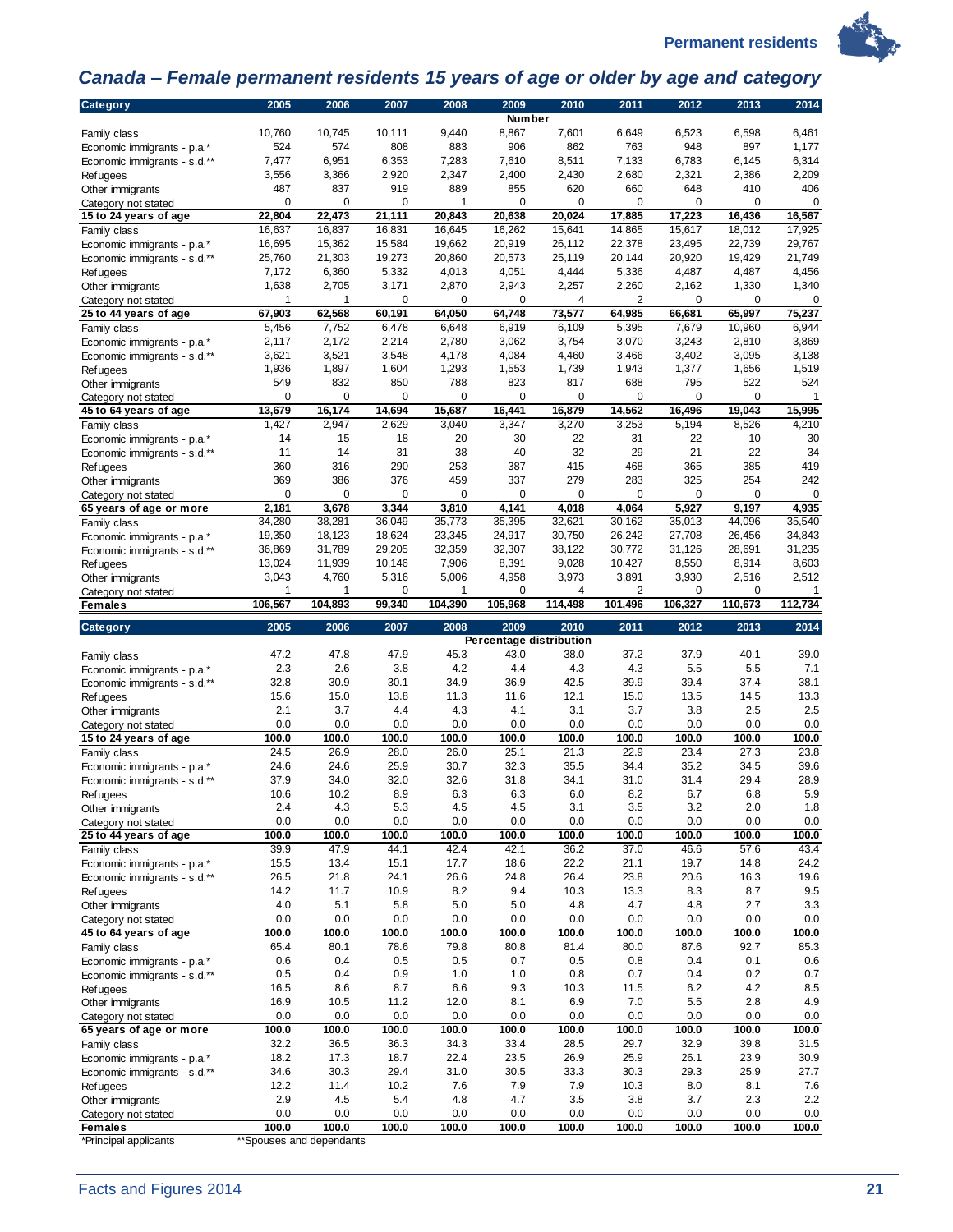## Canada – Female permanent residents 15 years of age or older by age and category

| Category | 2005 | 2006 | 2007 | 2008 | 2009 | 2010 | 2011 | 2012 | 2013 | 2014 |
|---|---|---|---|---|---|---|---|---|---|---|
| | | | | | Number | | | | | |
| Family class | 10,760 | 10,745 | 10,111 | 9,440 | 8,867 | 7,601 | 6,649 | 6,523 | 6,598 | 6,461 |
| Economic immigrants - p.a.* | 524 | 574 | 808 | 883 | 906 | 862 | 763 | 948 | 897 | 1,177 |
| Economic immigrants - s.d.** | 7,477 | 6,951 | 6,353 | 7,283 | 7,610 | 8,511 | 7,133 | 6,783 | 6,145 | 6,314 |
| Refugees | 3,556 | 3,366 | 2,920 | 2,347 | 2,400 | 2,430 | 2,680 | 2,321 | 2,386 | 2,209 |
| Other immigrants | 487 | 837 | 919 | 889 | 855 | 620 | 660 | 648 | 410 | 406 |
| Category not stated | 0 | 0 | 0 | 1 | 0 | 0 | 0 | 0 | 0 | 0 |
| **15 to 24 years of age** | **22,804** | **22,473** | **21,111** | **20,843** | **20,638** | **20,024** | **17,885** | **17,223** | **16,436** | **16,567** |
| Family class | 16,637 | 16,837 | 16,831 | 16,645 | 16,262 | 15,641 | 14,865 | 15,617 | 18,012 | 17,925 |
| Economic immigrants - p.a.* | 16,695 | 15,362 | 15,584 | 19,662 | 20,919 | 26,112 | 22,378 | 23,495 | 22,739 | 29,767 |
| Economic immigrants - s.d.** | 25,760 | 21,303 | 19,273 | 20,860 | 20,573 | 25,119 | 20,144 | 20,920 | 19,429 | 21,749 |
| Refugees | 7,172 | 6,360 | 5,332 | 4,013 | 4,051 | 4,444 | 5,336 | 4,487 | 4,487 | 4,456 |
| Other immigrants | 1,638 | 2,705 | 3,171 | 2,870 | 2,943 | 2,257 | 2,260 | 2,162 | 1,330 | 1,340 |
| Category not stated | 1 | 1 | 0 | 0 | 0 | 4 | 2 | 0 | 0 | 0 |
| **25 to 44 years of age** | **67,903** | **62,568** | **60,191** | **64,050** | **64,748** | **73,577** | **64,985** | **66,681** | **65,997** | **75,237** |
| Family class | 5,456 | 7,752 | 6,478 | 6,648 | 6,919 | 6,109 | 5,395 | 7,679 | 10,960 | 6,944 |
| Economic immigrants - p.a.* | 2,117 | 2,172 | 2,214 | 2,780 | 3,062 | 3,754 | 3,070 | 3,243 | 2,810 | 3,869 |
| Economic immigrants - s.d.** | 3,621 | 3,521 | 3,548 | 4,178 | 4,084 | 4,460 | 3,466 | 3,402 | 3,095 | 3,138 |
| Refugees | 1,936 | 1,897 | 1,604 | 1,293 | 1,553 | 1,739 | 1,943 | 1,377 | 1,656 | 1,519 |
| Other immigrants | 549 | 832 | 850 | 788 | 823 | 817 | 688 | 795 | 522 | 524 |
| Category not stated | 0 | 0 | 0 | 0 | 0 | 0 | 0 | 0 | 0 | 1 |
| **45 to 64 years of age** | **13,679** | **16,174** | **14,694** | **15,687** | **16,441** | **16,879** | **14,562** | **16,496** | **19,043** | **15,995** |
| Family class | 1,427 | 2,947 | 2,629 | 3,040 | 3,347 | 3,270 | 3,253 | 5,194 | 8,526 | 4,210 |
| Economic immigrants - p.a.* | 14 | 15 | 18 | 20 | 30 | 22 | 31 | 22 | 10 | 30 |
| Economic immigrants - s.d.** | 11 | 14 | 31 | 38 | 40 | 32 | 29 | 21 | 22 | 34 |
| Refugees | 360 | 316 | 290 | 253 | 387 | 415 | 468 | 365 | 385 | 419 |
| Other immigrants | 369 | 386 | 376 | 459 | 337 | 279 | 283 | 325 | 254 | 242 |
| Category not stated | 0 | 0 | 0 | 0 | 0 | 0 | 0 | 0 | 0 | 0 |
| **65 years of age or more** | **2,181** | **3,678** | **3,344** | **3,810** | **4,141** | **4,018** | **4,064** | **5,927** | **9,197** | **4,935** |
| Family class | 34,280 | 38,281 | 36,049 | 35,773 | 35,395 | 32,621 | 30,162 | 35,013 | 44,096 | 35,540 |
| Economic immigrants - p.a.* | 19,350 | 18,123 | 18,624 | 23,345 | 24,917 | 30,750 | 26,242 | 27,708 | 26,456 | 34,843 |
| Economic immigrants - s.d.** | 36,869 | 31,789 | 29,205 | 32,359 | 32,307 | 38,122 | 30,772 | 31,126 | 28,691 | 31,235 |
| Refugees | 13,024 | 11,939 | 10,146 | 7,906 | 8,391 | 9,028 | 10,427 | 8,550 | 8,914 | 8,603 |
| Other immigrants | 3,043 | 4,760 | 5,316 | 5,006 | 4,958 | 3,973 | 3,891 | 3,930 | 2,516 | 2,512 |
| Category not stated | 1 | 1 | 0 | 1 | 0 | 4 | 2 | 0 | 0 | 1 |
| **Females** | **106,567** | **104,893** | **99,340** | **104,390** | **105,968** | **114,498** | **101,496** | **106,327** | **110,673** | **112,734** |

| Category | 2005 | 2006 | 2007 | 2008 | 2009 | 2010 | 2011 | 2012 | 2013 | 2014 |
|---|---|---|---|---|---|---|---|---|---|---|
| | | | | | Percentage distribution | | | | | |
| Family class | 47.2 | 47.8 | 47.9 | 45.3 | 43.0 | 38.0 | 37.2 | 37.9 | 40.1 | 39.0 |
| Economic immigrants - p.a.* | 2.3 | 2.6 | 3.8 | 4.2 | 4.4 | 4.3 | 4.3 | 5.5 | 5.5 | 7.1 |
| Economic immigrants - s.d.** | 32.8 | 30.9 | 30.1 | 34.9 | 36.9 | 42.5 | 39.9 | 39.4 | 37.4 | 38.1 |
| Refugees | 15.6 | 15.0 | 13.8 | 11.3 | 11.6 | 12.1 | 15.0 | 13.5 | 14.5 | 13.3 |
| Other immigrants | 2.1 | 3.7 | 4.4 | 4.3 | 4.1 | 3.1 | 3.7 | 3.8 | 2.5 | 2.5 |
| Category not stated | 0.0 | 0.0 | 0.0 | 0.0 | 0.0 | 0.0 | 0.0 | 0.0 | 0.0 | 0.0 |
| **15 to 24 years of age** | **100.0** | **100.0** | **100.0** | **100.0** | **100.0** | **100.0** | **100.0** | **100.0** | **100.0** | **100.0** |
| Family class | 24.5 | 26.9 | 28.0 | 26.0 | 25.1 | 21.3 | 22.9 | 23.4 | 27.3 | 23.8 |
| Economic immigrants - p.a.* | 24.6 | 24.6 | 25.9 | 30.7 | 32.3 | 35.5 | 34.4 | 35.2 | 34.5 | 39.6 |
| Economic immigrants - s.d.** | 37.9 | 34.0 | 32.0 | 32.6 | 31.8 | 34.1 | 31.0 | 31.4 | 29.4 | 28.9 |
| Refugees | 10.6 | 10.2 | 8.9 | 6.3 | 6.3 | 6.0 | 8.2 | 6.7 | 6.8 | 5.9 |
| Other immigrants | 2.4 | 4.3 | 5.3 | 4.5 | 4.5 | 3.1 | 3.5 | 3.2 | 2.0 | 1.8 |
| Category not stated | 0.0 | 0.0 | 0.0 | 0.0 | 0.0 | 0.0 | 0.0 | 0.0 | 0.0 | 0.0 |
| **25 to 44 years of age** | **100.0** | **100.0** | **100.0** | **100.0** | **100.0** | **100.0** | **100.0** | **100.0** | **100.0** | **100.0** |
| Family class | 39.9 | 47.9 | 44.1 | 42.4 | 42.1 | 36.2 | 37.0 | 46.6 | 57.6 | 43.4 |
| Economic immigrants - p.a.* | 15.5 | 13.4 | 15.1 | 17.7 | 18.6 | 22.2 | 21.1 | 19.7 | 14.8 | 24.2 |
| Economic immigrants - s.d.** | 26.5 | 21.8 | 24.1 | 26.6 | 24.8 | 26.4 | 23.8 | 20.6 | 16.3 | 19.6 |
| Refugees | 14.2 | 11.7 | 10.9 | 8.2 | 9.4 | 10.3 | 13.3 | 8.3 | 8.7 | 9.5 |
| Other immigrants | 4.0 | 5.1 | 5.8 | 5.0 | 5.0 | 4.8 | 4.7 | 4.8 | 2.7 | 3.3 |
| Category not stated | 0.0 | 0.0 | 0.0 | 0.0 | 0.0 | 0.0 | 0.0 | 0.0 | 0.0 | 0.0 |
| **45 to 64 years of age** | **100.0** | **100.0** | **100.0** | **100.0** | **100.0** | **100.0** | **100.0** | **100.0** | **100.0** | **100.0** |
| Family class | 65.4 | 80.1 | 78.6 | 79.8 | 80.8 | 81.4 | 80.0 | 87.6 | 92.7 | 85.3 |
| Economic immigrants - p.a.* | 0.6 | 0.4 | 0.5 | 0.5 | 0.7 | 0.5 | 0.8 | 0.4 | 0.1 | 0.6 |
| Economic immigrants - s.d.** | 0.5 | 0.4 | 0.9 | 1.0 | 1.0 | 0.8 | 0.7 | 0.4 | 0.2 | 0.7 |
| Refugees | 16.5 | 8.6 | 8.7 | 6.6 | 9.3 | 10.3 | 11.5 | 6.2 | 4.2 | 8.5 |
| Other immigrants | 16.9 | 10.5 | 11.2 | 12.0 | 8.1 | 6.9 | 7.0 | 5.5 | 2.8 | 4.9 |
| Category not stated | 0.0 | 0.0 | 0.0 | 0.0 | 0.0 | 0.0 | 0.0 | 0.0 | 0.0 | 0.0 |
| **65 years of age or more** | **100.0** | **100.0** | **100.0** | **100.0** | **100.0** | **100.0** | **100.0** | **100.0** | **100.0** | **100.0** |
| Family class | 32.2 | 36.5 | 36.3 | 34.3 | 33.4 | 28.5 | 29.7 | 32.9 | 39.8 | 31.5 |
| Economic immigrants - p.a.* | 18.2 | 17.3 | 18.7 | 22.4 | 23.5 | 26.9 | 25.9 | 26.1 | 23.9 | 30.9 |
| Economic immigrants - s.d.** | 34.6 | 30.3 | 29.4 | 31.0 | 30.5 | 33.3 | 30.3 | 29.3 | 25.9 | 27.7 |
| Refugees | 12.2 | 11.4 | 10.2 | 7.6 | 7.9 | 7.9 | 10.3 | 8.0 | 8.1 | 7.6 |
| Other immigrants | 2.9 | 4.5 | 5.4 | 4.8 | 4.7 | 3.5 | 3.8 | 3.7 | 2.3 | 2.2 |
| Category not stated | 0.0 | 0.0 | 0.0 | 0.0 | 0.0 | 0.0 | 0.0 | 0.0 | 0.0 | 0.0 |
| **Females** | **100.0** | **100.0** | **100.0** | **100.0** | **100.0** | **100.0** | **100.0** | **100.0** | **100.0** | **100.0** |

*Principal applicants  **Spouses and dependants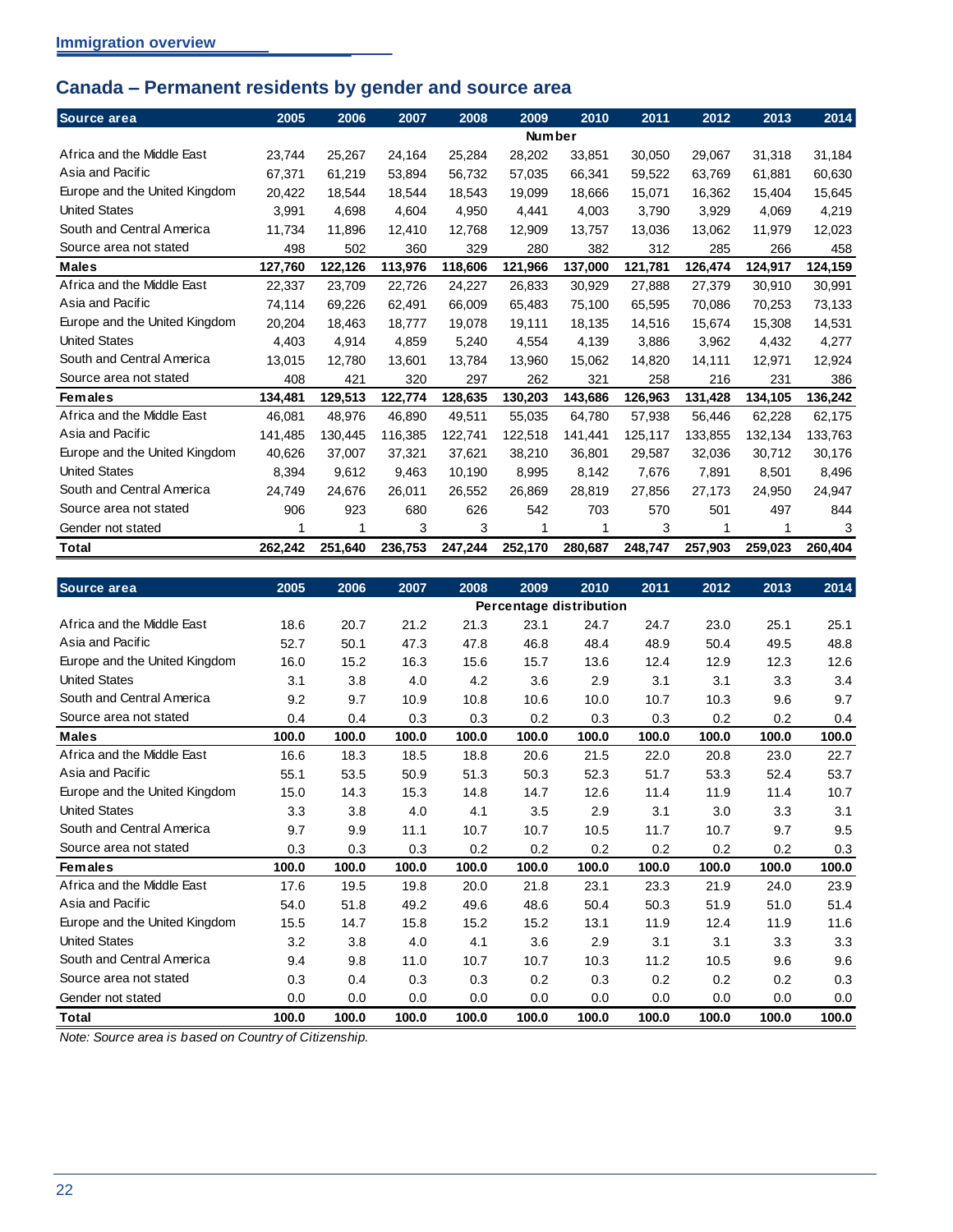## Canada – Permanent residents by gender and source area

| Source area | 2005 | 2006 | 2007 | 2008 | 2009 | 2010 | 2011 | 2012 | 2013 | 2014 |
|---|---|---|---|---|---|---|---|---|---|---|
| | | | | | **Number** | | | | | |
| Africa and the Middle East | 23,744 | 25,267 | 24,164 | 25,284 | 28,202 | 33,851 | 30,050 | 29,067 | 31,318 | 31,184 |
| Asia and Pacific | 67,371 | 61,219 | 53,894 | 56,732 | 57,035 | 66,341 | 59,522 | 63,769 | 61,881 | 60,630 |
| Europe and the United Kingdom | 20,422 | 18,544 | 18,544 | 18,543 | 19,099 | 18,666 | 15,071 | 16,362 | 15,404 | 15,645 |
| United States | 3,991 | 4,698 | 4,604 | 4,950 | 4,441 | 4,003 | 3,790 | 3,929 | 4,069 | 4,219 |
| South and Central America | 11,734 | 11,896 | 12,410 | 12,768 | 12,909 | 13,757 | 13,036 | 13,062 | 11,979 | 12,023 |
| Source area not stated | 498 | 502 | 360 | 329 | 280 | 382 | 312 | 285 | 266 | 458 |
| **Males** | **127,760** | **122,126** | **113,976** | **118,606** | **121,966** | **137,000** | **121,781** | **126,474** | **124,917** | **124,159** |
| Africa and the Middle East | 22,337 | 23,709 | 22,726 | 24,227 | 26,833 | 30,929 | 27,888 | 27,379 | 30,910 | 30,991 |
| Asia and Pacific | 74,114 | 69,226 | 62,491 | 66,009 | 65,483 | 75,100 | 65,595 | 70,086 | 70,253 | 73,133 |
| Europe and the United Kingdom | 20,204 | 18,463 | 18,777 | 19,078 | 19,111 | 18,135 | 14,516 | 15,674 | 15,308 | 14,531 |
| United States | 4,403 | 4,914 | 4,859 | 5,240 | 4,554 | 4,139 | 3,886 | 3,962 | 4,432 | 4,277 |
| South and Central America | 13,015 | 12,780 | 13,601 | 13,784 | 13,960 | 15,062 | 14,820 | 14,111 | 12,971 | 12,924 |
| Source area not stated | 408 | 421 | 320 | 297 | 262 | 321 | 258 | 216 | 231 | 386 |
| **Females** | **134,481** | **129,513** | **122,774** | **128,635** | **130,203** | **143,686** | **126,963** | **131,428** | **134,105** | **136,242** |
| Africa and the Middle East | 46,081 | 48,976 | 46,890 | 49,511 | 55,035 | 64,780 | 57,938 | 56,446 | 62,228 | 62,175 |
| Asia and Pacific | 141,485 | 130,445 | 116,385 | 122,741 | 122,518 | 141,441 | 125,117 | 133,855 | 132,134 | 133,763 |
| Europe and the United Kingdom | 40,626 | 37,007 | 37,321 | 37,621 | 38,210 | 36,801 | 29,587 | 32,036 | 30,712 | 30,176 |
| United States | 8,394 | 9,612 | 9,463 | 10,190 | 8,995 | 8,142 | 7,676 | 7,891 | 8,501 | 8,496 |
| South and Central America | 24,749 | 24,676 | 26,011 | 26,552 | 26,869 | 28,819 | 27,856 | 27,173 | 24,950 | 24,947 |
| Source area not stated | 906 | 923 | 680 | 626 | 542 | 703 | 570 | 501 | 497 | 844 |
| Gender not stated | 1 | 1 | 3 | 3 | 1 | 1 | 3 | 1 | 1 | 3 |
| **Total** | **262,242** | **251,640** | **236,753** | **247,244** | **252,170** | **280,687** | **248,747** | **257,903** | **259,023** | **260,404** |

| Source area | 2005 | 2006 | 2007 | 2008 | 2009 | 2010 | 2011 | 2012 | 2013 | 2014 |
|---|---|---|---|---|---|---|---|---|---|---|
| | | | | | **Percentage distribution** | | | | | |
| Africa and the Middle East | 18.6 | 20.7 | 21.2 | 21.3 | 23.1 | 24.7 | 24.7 | 23.0 | 25.1 | 25.1 |
| Asia and Pacific | 52.7 | 50.1 | 47.3 | 47.8 | 46.8 | 48.4 | 48.9 | 50.4 | 49.5 | 48.8 |
| Europe and the United Kingdom | 16.0 | 15.2 | 16.3 | 15.6 | 15.7 | 13.6 | 12.4 | 12.9 | 12.3 | 12.6 |
| United States | 3.1 | 3.8 | 4.0 | 4.2 | 3.6 | 2.9 | 3.1 | 3.1 | 3.3 | 3.4 |
| South and Central America | 9.2 | 9.7 | 10.9 | 10.8 | 10.6 | 10.0 | 10.7 | 10.3 | 9.6 | 9.7 |
| Source area not stated | 0.4 | 0.4 | 0.3 | 0.3 | 0.2 | 0.3 | 0.3 | 0.2 | 0.2 | 0.4 |
| **Males** | **100.0** | **100.0** | **100.0** | **100.0** | **100.0** | **100.0** | **100.0** | **100.0** | **100.0** | **100.0** |
| Africa and the Middle East | 16.6 | 18.3 | 18.5 | 18.8 | 20.6 | 21.5 | 22.0 | 20.8 | 23.0 | 22.7 |
| Asia and Pacific | 55.1 | 53.5 | 50.9 | 51.3 | 50.3 | 52.3 | 51.7 | 53.3 | 52.4 | 53.7 |
| Europe and the United Kingdom | 15.0 | 14.3 | 15.3 | 14.8 | 14.7 | 12.6 | 11.4 | 11.9 | 11.4 | 10.7 |
| United States | 3.3 | 3.8 | 4.0 | 4.1 | 3.5 | 2.9 | 3.1 | 3.0 | 3.3 | 3.1 |
| South and Central America | 9.7 | 9.9 | 11.1 | 10.7 | 10.7 | 10.5 | 11.7 | 10.7 | 9.7 | 9.5 |
| Source area not stated | 0.3 | 0.3 | 0.3 | 0.2 | 0.2 | 0.2 | 0.2 | 0.2 | 0.2 | 0.3 |
| **Females** | **100.0** | **100.0** | **100.0** | **100.0** | **100.0** | **100.0** | **100.0** | **100.0** | **100.0** | **100.0** |
| Africa and the Middle East | 17.6 | 19.5 | 19.8 | 20.0 | 21.8 | 23.1 | 23.3 | 21.9 | 24.0 | 23.9 |
| Asia and Pacific | 54.0 | 51.8 | 49.2 | 49.6 | 48.6 | 50.4 | 50.3 | 51.9 | 51.0 | 51.4 |
| Europe and the United Kingdom | 15.5 | 14.7 | 15.8 | 15.2 | 15.2 | 13.1 | 11.9 | 12.4 | 11.9 | 11.6 |
| United States | 3.2 | 3.8 | 4.0 | 4.1 | 3.6 | 2.9 | 3.1 | 3.1 | 3.3 | 3.3 |
| South and Central America | 9.4 | 9.8 | 11.0 | 10.7 | 10.7 | 10.3 | 11.2 | 10.5 | 9.6 | 9.6 |
| Source area not stated | 0.3 | 0.4 | 0.3 | 0.3 | 0.2 | 0.3 | 0.2 | 0.2 | 0.2 | 0.3 |
| Gender not stated | 0.0 | 0.0 | 0.0 | 0.0 | 0.0 | 0.0 | 0.0 | 0.0 | 0.0 | 0.0 |
| **Total** | **100.0** | **100.0** | **100.0** | **100.0** | **100.0** | **100.0** | **100.0** | **100.0** | **100.0** | **100.0** |

*Note: Source area is based on Country of Citizenship.*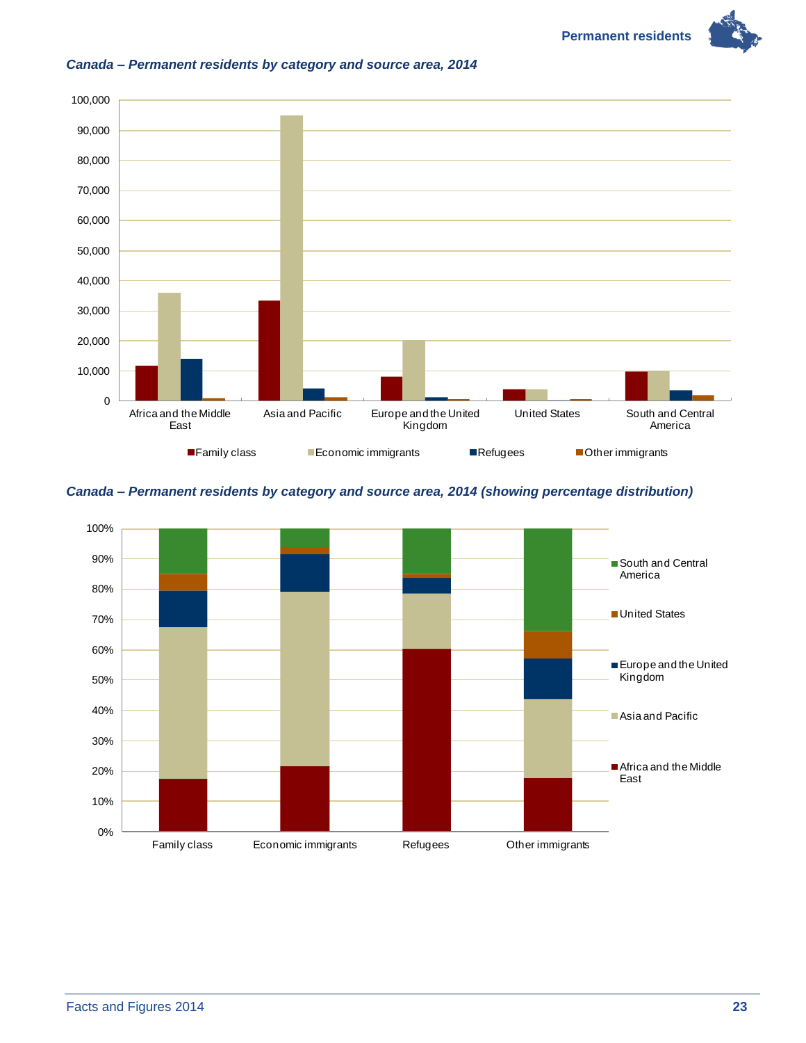*Canada – Permanent residents by category and source area, 2014*

*Canada – Permanent residents by category and source area, 2014 (showing percentage distribution)*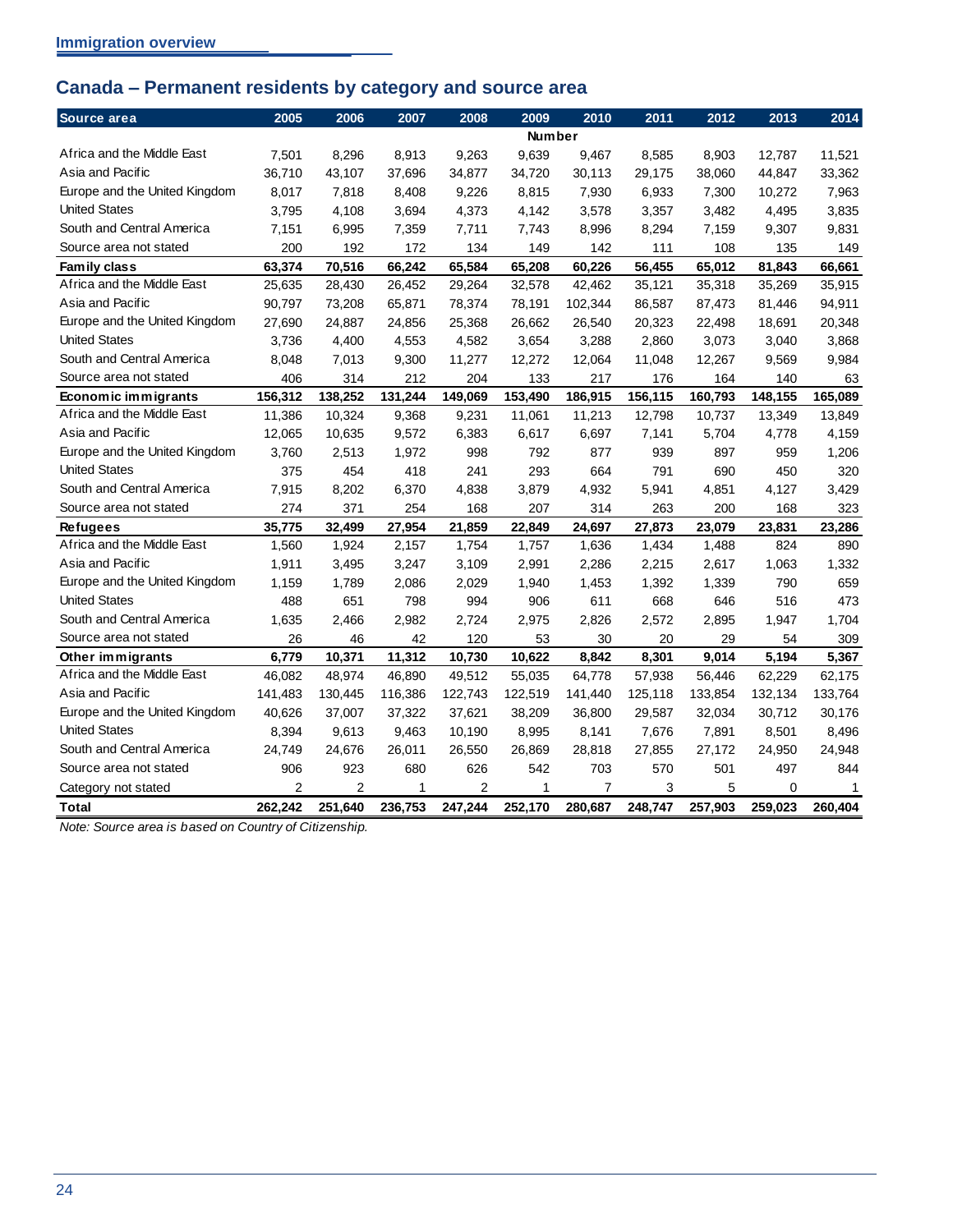## Canada – Permanent residents by category and source area

| Source area | 2005 | 2006 | 2007 | 2008 | 2009 | 2010 | 2011 | 2012 | 2013 | 2014 |
|---|---|---|---|---|---|---|---|---|---|---|
| | | | | | Number | | | | | |
| Africa and the Middle East | 7,501 | 8,296 | 8,913 | 9,263 | 9,639 | 9,467 | 8,585 | 8,903 | 12,787 | 11,521 |
| Asia and Pacific | 36,710 | 43,107 | 37,696 | 34,877 | 34,720 | 30,113 | 29,175 | 38,060 | 44,847 | 33,362 |
| Europe and the United Kingdom | 8,017 | 7,818 | 8,408 | 9,226 | 8,815 | 7,930 | 6,933 | 7,300 | 10,272 | 7,963 |
| United States | 3,795 | 4,108 | 3,694 | 4,373 | 4,142 | 3,578 | 3,357 | 3,482 | 4,495 | 3,835 |
| South and Central America | 7,151 | 6,995 | 7,359 | 7,711 | 7,743 | 8,996 | 8,294 | 7,159 | 9,307 | 9,831 |
| Source area not stated | 200 | 192 | 172 | 134 | 149 | 142 | 111 | 108 | 135 | 149 |
| **Family class** | **63,374** | **70,516** | **66,242** | **65,584** | **65,208** | **60,226** | **56,455** | **65,012** | **81,843** | **66,661** |
| Africa and the Middle East | 25,635 | 28,430 | 26,452 | 29,264 | 32,578 | 42,462 | 35,121 | 35,318 | 35,269 | 35,915 |
| Asia and Pacific | 90,797 | 73,208 | 65,871 | 78,374 | 78,191 | 102,344 | 86,587 | 87,473 | 81,446 | 94,911 |
| Europe and the United Kingdom | 27,690 | 24,887 | 24,856 | 25,368 | 26,662 | 26,540 | 20,323 | 22,498 | 18,691 | 20,348 |
| United States | 3,736 | 4,400 | 4,553 | 4,582 | 3,654 | 3,288 | 2,860 | 3,073 | 3,040 | 3,868 |
| South and Central America | 8,048 | 7,013 | 9,300 | 11,277 | 12,272 | 12,064 | 11,048 | 12,267 | 9,569 | 9,984 |
| Source area not stated | 406 | 314 | 212 | 204 | 133 | 217 | 176 | 164 | 140 | 63 |
| **Economic immigrants** | **156,312** | **138,252** | **131,244** | **149,069** | **153,490** | **186,915** | **156,115** | **160,793** | **148,155** | **165,089** |
| Africa and the Middle East | 11,386 | 10,324 | 9,368 | 9,231 | 11,061 | 11,213 | 12,798 | 10,737 | 13,349 | 13,849 |
| Asia and Pacific | 12,065 | 10,635 | 9,572 | 6,383 | 6,617 | 6,697 | 7,141 | 5,704 | 4,778 | 4,159 |
| Europe and the United Kingdom | 3,760 | 2,513 | 1,972 | 998 | 792 | 877 | 939 | 897 | 959 | 1,206 |
| United States | 375 | 454 | 418 | 241 | 293 | 664 | 791 | 690 | 450 | 320 |
| South and Central America | 7,915 | 8,202 | 6,370 | 4,838 | 3,879 | 4,932 | 5,941 | 4,851 | 4,127 | 3,429 |
| Source area not stated | 274 | 371 | 254 | 168 | 207 | 314 | 263 | 200 | 168 | 323 |
| **Refugees** | **35,775** | **32,499** | **27,954** | **21,859** | **22,849** | **24,697** | **27,873** | **23,079** | **23,831** | **23,286** |
| Africa and the Middle East | 1,560 | 1,924 | 2,157 | 1,754 | 1,757 | 1,636 | 1,434 | 1,488 | 824 | 890 |
| Asia and Pacific | 1,911 | 3,495 | 3,247 | 3,109 | 2,991 | 2,286 | 2,215 | 2,617 | 1,063 | 1,332 |
| Europe and the United Kingdom | 1,159 | 1,789 | 2,086 | 2,029 | 1,940 | 1,453 | 1,392 | 1,339 | 790 | 659 |
| United States | 488 | 651 | 798 | 994 | 906 | 611 | 668 | 646 | 516 | 473 |
| South and Central America | 1,635 | 2,466 | 2,982 | 2,724 | 2,975 | 2,826 | 2,572 | 2,895 | 1,947 | 1,704 |
| Source area not stated | 26 | 46 | 42 | 120 | 53 | 30 | 20 | 29 | 54 | 309 |
| **Other immigrants** | **6,779** | **10,371** | **11,312** | **10,730** | **10,622** | **8,842** | **8,301** | **9,014** | **5,194** | **5,367** |
| Africa and the Middle East | 46,082 | 48,974 | 46,890 | 49,512 | 55,035 | 64,778 | 57,938 | 56,446 | 62,229 | 62,175 |
| Asia and Pacific | 141,483 | 130,445 | 116,386 | 122,743 | 122,519 | 141,440 | 125,118 | 133,854 | 132,134 | 133,764 |
| Europe and the United Kingdom | 40,626 | 37,007 | 37,322 | 37,621 | 38,209 | 36,800 | 29,587 | 32,034 | 30,712 | 30,176 |
| United States | 8,394 | 9,613 | 9,463 | 10,190 | 8,995 | 8,141 | 7,676 | 7,891 | 8,501 | 8,496 |
| South and Central America | 24,749 | 24,676 | 26,011 | 26,550 | 26,869 | 28,818 | 27,855 | 27,172 | 24,950 | 24,948 |
| Source area not stated | 906 | 923 | 680 | 626 | 542 | 703 | 570 | 501 | 497 | 844 |
| Category not stated | 2 | 2 | 1 | 2 | 1 | 7 | 3 | 5 | 0 | 1 |
| **Total** | **262,242** | **251,640** | **236,753** | **247,244** | **252,170** | **280,687** | **248,747** | **257,903** | **259,023** | **260,404** |

*Note: Source area is based on Country of Citizenship.*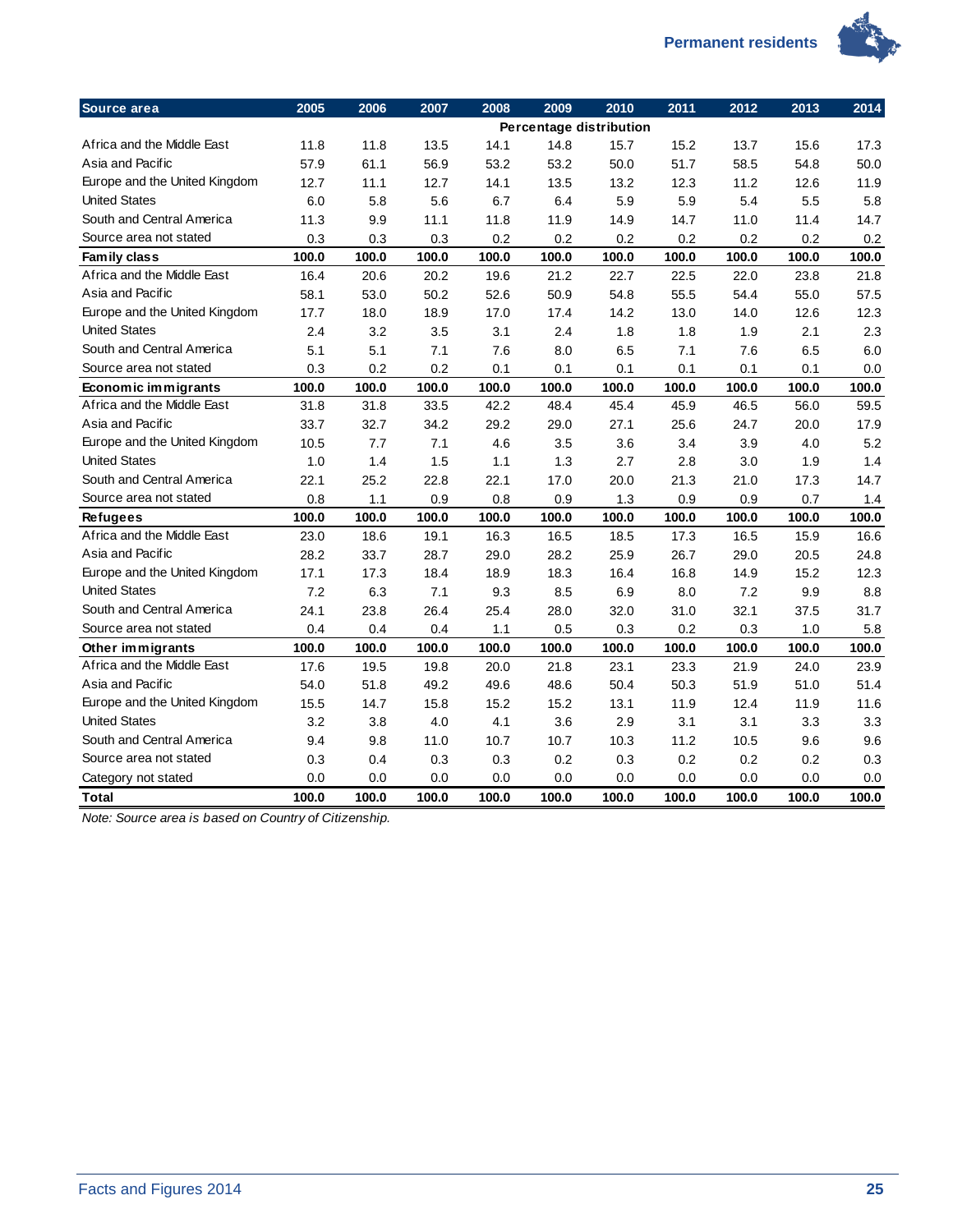| Source area | 2005 | 2006 | 2007 | 2008 | 2009 | 2010 | 2011 | 2012 | 2013 | 2014 |
|---|---|---|---|---|---|---|---|---|---|---|
| | Percentage distribution | | | | | | | | | |
| Africa and the Middle East | 11.8 | 11.8 | 13.5 | 14.1 | 14.8 | 15.7 | 15.2 | 13.7 | 15.6 | 17.3 |
| Asia and Pacific | 57.9 | 61.1 | 56.9 | 53.2 | 53.2 | 50.0 | 51.7 | 58.5 | 54.8 | 50.0 |
| Europe and the United Kingdom | 12.7 | 11.1 | 12.7 | 14.1 | 13.5 | 13.2 | 12.3 | 11.2 | 12.6 | 11.9 |
| United States | 6.0 | 5.8 | 5.6 | 6.7 | 6.4 | 5.9 | 5.9 | 5.4 | 5.5 | 5.8 |
| South and Central America | 11.3 | 9.9 | 11.1 | 11.8 | 11.9 | 14.9 | 14.7 | 11.0 | 11.4 | 14.7 |
| Source area not stated | 0.3 | 0.3 | 0.3 | 0.2 | 0.2 | 0.2 | 0.2 | 0.2 | 0.2 | 0.2 |
| **Family class** | **100.0** | **100.0** | **100.0** | **100.0** | **100.0** | **100.0** | **100.0** | **100.0** | **100.0** | **100.0** |
| Africa and the Middle East | 16.4 | 20.6 | 20.2 | 19.6 | 21.2 | 22.7 | 22.5 | 22.0 | 23.8 | 21.8 |
| Asia and Pacific | 58.1 | 53.0 | 50.2 | 52.6 | 50.9 | 54.8 | 55.5 | 54.4 | 55.0 | 57.5 |
| Europe and the United Kingdom | 17.7 | 18.0 | 18.9 | 17.0 | 17.4 | 14.2 | 13.0 | 14.0 | 12.6 | 12.3 |
| United States | 2.4 | 3.2 | 3.5 | 3.1 | 2.4 | 1.8 | 1.8 | 1.9 | 2.1 | 2.3 |
| South and Central America | 5.1 | 5.1 | 7.1 | 7.6 | 8.0 | 6.5 | 7.1 | 7.6 | 6.5 | 6.0 |
| Source area not stated | 0.3 | 0.2 | 0.2 | 0.1 | 0.1 | 0.1 | 0.1 | 0.1 | 0.1 | 0.0 |
| **Economic immigrants** | **100.0** | **100.0** | **100.0** | **100.0** | **100.0** | **100.0** | **100.0** | **100.0** | **100.0** | **100.0** |
| Africa and the Middle East | 31.8 | 31.8 | 33.5 | 42.2 | 48.4 | 45.4 | 45.9 | 46.5 | 56.0 | 59.5 |
| Asia and Pacific | 33.7 | 32.7 | 34.2 | 29.2 | 29.0 | 27.1 | 25.6 | 24.7 | 20.0 | 17.9 |
| Europe and the United Kingdom | 10.5 | 7.7 | 7.1 | 4.6 | 3.5 | 3.6 | 3.4 | 3.9 | 4.0 | 5.2 |
| United States | 1.0 | 1.4 | 1.5 | 1.1 | 1.3 | 2.7 | 2.8 | 3.0 | 1.9 | 1.4 |
| South and Central America | 22.1 | 25.2 | 22.8 | 22.1 | 17.0 | 20.0 | 21.3 | 21.0 | 17.3 | 14.7 |
| Source area not stated | 0.8 | 1.1 | 0.9 | 0.8 | 0.9 | 1.3 | 0.9 | 0.9 | 0.7 | 1.4 |
| **Refugees** | **100.0** | **100.0** | **100.0** | **100.0** | **100.0** | **100.0** | **100.0** | **100.0** | **100.0** | **100.0** |
| Africa and the Middle East | 23.0 | 18.6 | 19.1 | 16.3 | 16.5 | 18.5 | 17.3 | 16.5 | 15.9 | 16.6 |
| Asia and Pacific | 28.2 | 33.7 | 28.7 | 29.0 | 28.2 | 25.9 | 26.7 | 29.0 | 20.5 | 24.8 |
| Europe and the United Kingdom | 17.1 | 17.3 | 18.4 | 18.9 | 18.3 | 16.4 | 16.8 | 14.9 | 15.2 | 12.3 |
| United States | 7.2 | 6.3 | 7.1 | 9.3 | 8.5 | 6.9 | 8.0 | 7.2 | 9.9 | 8.8 |
| South and Central America | 24.1 | 23.8 | 26.4 | 25.4 | 28.0 | 32.0 | 31.0 | 32.1 | 37.5 | 31.7 |
| Source area not stated | 0.4 | 0.4 | 0.4 | 1.1 | 0.5 | 0.3 | 0.2 | 0.3 | 1.0 | 5.8 |
| **Other immigrants** | **100.0** | **100.0** | **100.0** | **100.0** | **100.0** | **100.0** | **100.0** | **100.0** | **100.0** | **100.0** |
| Africa and the Middle East | 17.6 | 19.5 | 19.8 | 20.0 | 21.8 | 23.1 | 23.3 | 21.9 | 24.0 | 23.9 |
| Asia and Pacific | 54.0 | 51.8 | 49.2 | 49.6 | 48.6 | 50.4 | 50.3 | 51.9 | 51.0 | 51.4 |
| Europe and the United Kingdom | 15.5 | 14.7 | 15.8 | 15.2 | 15.2 | 13.1 | 11.9 | 12.4 | 11.9 | 11.6 |
| United States | 3.2 | 3.8 | 4.0 | 4.1 | 3.6 | 2.9 | 3.1 | 3.1 | 3.3 | 3.3 |
| South and Central America | 9.4 | 9.8 | 11.0 | 10.7 | 10.7 | 10.3 | 11.2 | 10.5 | 9.6 | 9.6 |
| Source area not stated | 0.3 | 0.4 | 0.3 | 0.3 | 0.2 | 0.3 | 0.2 | 0.2 | 0.2 | 0.3 |
| Category not stated | 0.0 | 0.0 | 0.0 | 0.0 | 0.0 | 0.0 | 0.0 | 0.0 | 0.0 | 0.0 |
| **Total** | **100.0** | **100.0** | **100.0** | **100.0** | **100.0** | **100.0** | **100.0** | **100.0** | **100.0** | **100.0** |

*Note: Source area is based on Country of Citizenship.*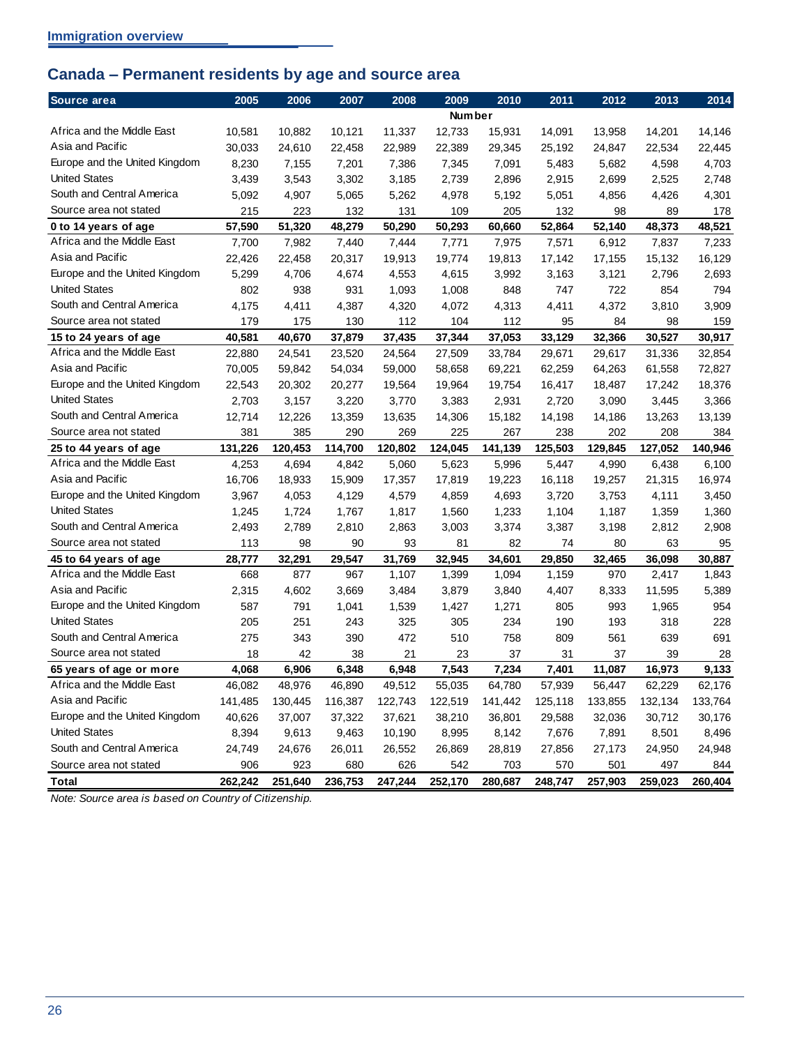## Canada – Permanent residents by age and source area

| Source area | 2005 | 2006 | 2007 | 2008 | 2009 | 2010 | 2011 | 2012 | 2013 | 2014 |
|---|---|---|---|---|---|---|---|---|---|---|
| | | | | | Number | | | | | |
| Africa and the Middle East | 10,581 | 10,882 | 10,121 | 11,337 | 12,733 | 15,931 | 14,091 | 13,958 | 14,201 | 14,146 |
| Asia and Pacific | 30,033 | 24,610 | 22,458 | 22,989 | 22,389 | 29,345 | 25,192 | 24,847 | 22,534 | 22,445 |
| Europe and the United Kingdom | 8,230 | 7,155 | 7,201 | 7,386 | 7,345 | 7,091 | 5,483 | 5,682 | 4,598 | 4,703 |
| United States | 3,439 | 3,543 | 3,302 | 3,185 | 2,739 | 2,896 | 2,915 | 2,699 | 2,525 | 2,748 |
| South and Central America | 5,092 | 4,907 | 5,065 | 5,262 | 4,978 | 5,192 | 5,051 | 4,856 | 4,426 | 4,301 |
| Source area not stated | 215 | 223 | 132 | 131 | 109 | 205 | 132 | 98 | 89 | 178 |
| **0 to 14 years of age** | **57,590** | **51,320** | **48,279** | **50,290** | **50,293** | **60,660** | **52,864** | **52,140** | **48,373** | **48,521** |
| Africa and the Middle East | 7,700 | 7,982 | 7,440 | 7,444 | 7,771 | 7,975 | 7,571 | 6,912 | 7,837 | 7,233 |
| Asia and Pacific | 22,426 | 22,458 | 20,317 | 19,913 | 19,774 | 19,813 | 17,142 | 17,155 | 15,132 | 16,129 |
| Europe and the United Kingdom | 5,299 | 4,706 | 4,674 | 4,553 | 4,615 | 3,992 | 3,163 | 3,121 | 2,796 | 2,693 |
| United States | 802 | 938 | 931 | 1,093 | 1,008 | 848 | 747 | 722 | 854 | 794 |
| South and Central America | 4,175 | 4,411 | 4,387 | 4,320 | 4,072 | 4,313 | 4,411 | 4,372 | 3,810 | 3,909 |
| Source area not stated | 179 | 175 | 130 | 112 | 104 | 112 | 95 | 84 | 98 | 159 |
| **15 to 24 years of age** | **40,581** | **40,670** | **37,879** | **37,435** | **37,344** | **37,053** | **33,129** | **32,366** | **30,527** | **30,917** |
| Africa and the Middle East | 22,880 | 24,541 | 23,520 | 24,564 | 27,509 | 33,784 | 29,671 | 29,617 | 31,336 | 32,854 |
| Asia and Pacific | 70,005 | 59,842 | 54,034 | 59,000 | 58,658 | 69,221 | 62,259 | 64,263 | 61,558 | 72,827 |
| Europe and the United Kingdom | 22,543 | 20,302 | 20,277 | 19,564 | 19,964 | 19,754 | 16,417 | 18,487 | 17,242 | 18,376 |
| United States | 2,703 | 3,157 | 3,220 | 3,770 | 3,383 | 2,931 | 2,720 | 3,090 | 3,445 | 3,366 |
| South and Central America | 12,714 | 12,226 | 13,359 | 13,635 | 14,306 | 15,182 | 14,198 | 14,186 | 13,263 | 13,139 |
| Source area not stated | 381 | 385 | 290 | 269 | 225 | 267 | 238 | 202 | 208 | 384 |
| **25 to 44 years of age** | **131,226** | **120,453** | **114,700** | **120,802** | **124,045** | **141,139** | **125,503** | **129,845** | **127,052** | **140,946** |
| Africa and the Middle East | 4,253 | 4,694 | 4,842 | 5,060 | 5,623 | 5,996 | 5,447 | 4,990 | 6,438 | 6,100 |
| Asia and Pacific | 16,706 | 18,933 | 15,909 | 17,357 | 17,819 | 19,223 | 16,118 | 19,257 | 21,315 | 16,974 |
| Europe and the United Kingdom | 3,967 | 4,053 | 4,129 | 4,579 | 4,859 | 4,693 | 3,720 | 3,753 | 4,111 | 3,450 |
| United States | 1,245 | 1,724 | 1,767 | 1,817 | 1,560 | 1,233 | 1,104 | 1,187 | 1,359 | 1,360 |
| South and Central America | 2,493 | 2,789 | 2,810 | 2,863 | 3,003 | 3,374 | 3,387 | 3,198 | 2,812 | 2,908 |
| Source area not stated | 113 | 98 | 90 | 93 | 81 | 82 | 74 | 80 | 63 | 95 |
| **45 to 64 years of age** | **28,777** | **32,291** | **29,547** | **31,769** | **32,945** | **34,601** | **29,850** | **32,465** | **36,098** | **30,887** |
| Africa and the Middle East | 668 | 877 | 967 | 1,107 | 1,399 | 1,094 | 1,159 | 970 | 2,417 | 1,843 |
| Asia and Pacific | 2,315 | 4,602 | 3,669 | 3,484 | 3,879 | 3,840 | 4,407 | 8,333 | 11,595 | 5,389 |
| Europe and the United Kingdom | 587 | 791 | 1,041 | 1,539 | 1,427 | 1,271 | 805 | 993 | 1,965 | 954 |
| United States | 205 | 251 | 243 | 325 | 305 | 234 | 190 | 193 | 318 | 228 |
| South and Central America | 275 | 343 | 390 | 472 | 510 | 758 | 809 | 561 | 639 | 691 |
| Source area not stated | 18 | 42 | 38 | 21 | 23 | 37 | 31 | 37 | 39 | 28 |
| **65 years of age or more** | **4,068** | **6,906** | **6,348** | **6,948** | **7,543** | **7,234** | **7,401** | **11,087** | **16,973** | **9,133** |
| Africa and the Middle East | 46,082 | 48,976 | 46,890 | 49,512 | 55,035 | 64,780 | 57,939 | 56,447 | 62,229 | 62,176 |
| Asia and Pacific | 141,485 | 130,445 | 116,387 | 122,743 | 122,519 | 141,442 | 125,118 | 133,855 | 132,134 | 133,764 |
| Europe and the United Kingdom | 40,626 | 37,007 | 37,322 | 37,621 | 38,210 | 36,801 | 29,588 | 32,036 | 30,712 | 30,176 |
| United States | 8,394 | 9,613 | 9,463 | 10,190 | 8,995 | 8,142 | 7,676 | 7,891 | 8,501 | 8,496 |
| South and Central America | 24,749 | 24,676 | 26,011 | 26,552 | 26,869 | 28,819 | 27,856 | 27,173 | 24,950 | 24,948 |
| Source area not stated | 906 | 923 | 680 | 626 | 542 | 703 | 570 | 501 | 497 | 844 |
| **Total** | **262,242** | **251,640** | **236,753** | **247,244** | **252,170** | **280,687** | **248,747** | **257,903** | **259,023** | **260,404** |

*Note: Source area is based on Country of Citizenship.*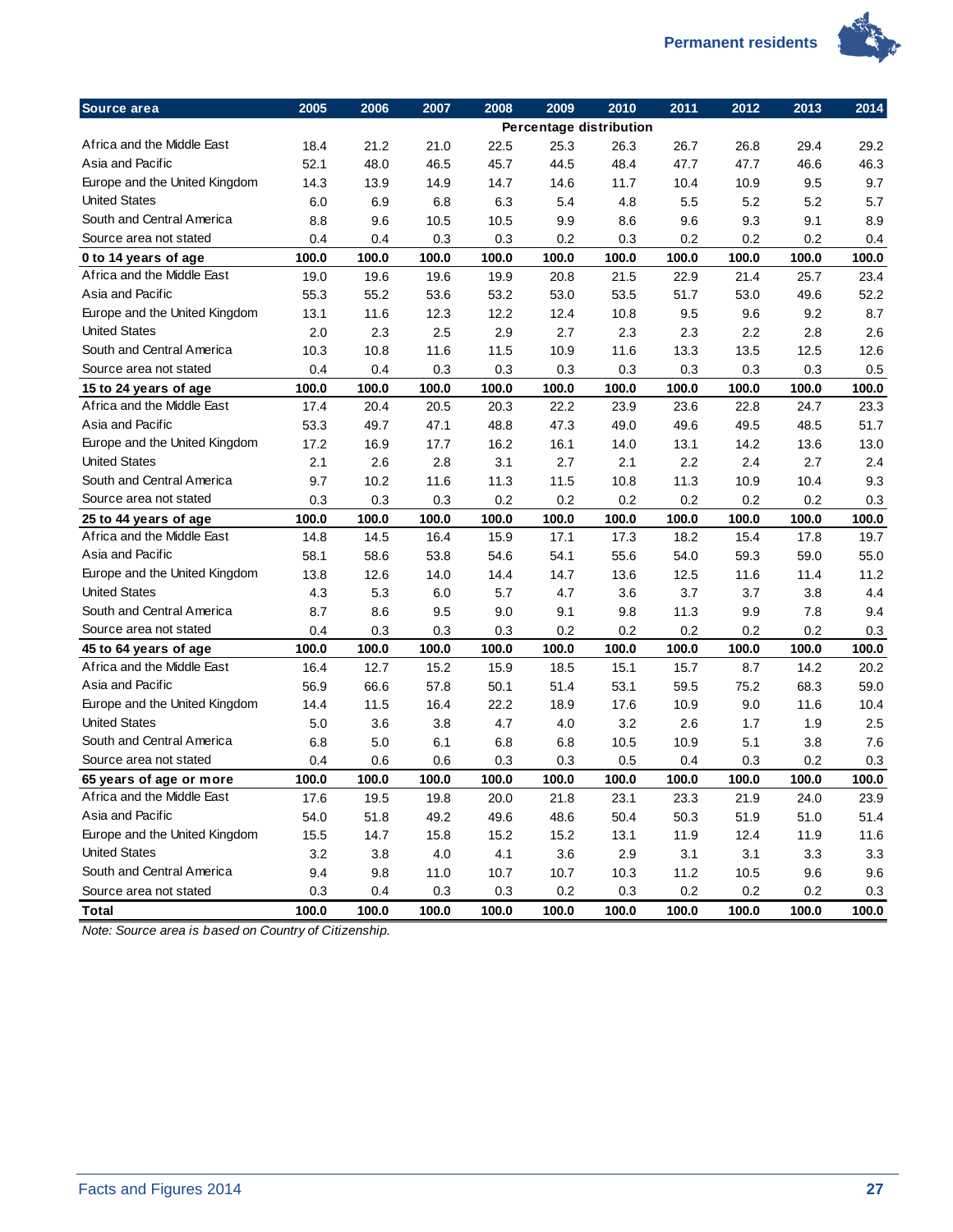| Source area | 2005 | 2006 | 2007 | 2008 | 2009 | 2010 | 2011 | 2012 | 2013 | 2014 |
|---|---|---|---|---|---|---|---|---|---|---|
| | | | | | Percentage distribution | | | | | |
| Africa and the Middle East | 18.4 | 21.2 | 21.0 | 22.5 | 25.3 | 26.3 | 26.7 | 26.8 | 29.4 | 29.2 |
| Asia and Pacific | 52.1 | 48.0 | 46.5 | 45.7 | 44.5 | 48.4 | 47.7 | 47.7 | 46.6 | 46.3 |
| Europe and the United Kingdom | 14.3 | 13.9 | 14.9 | 14.7 | 14.6 | 11.7 | 10.4 | 10.9 | 9.5 | 9.7 |
| United States | 6.0 | 6.9 | 6.8 | 6.3 | 5.4 | 4.8 | 5.5 | 5.2 | 5.2 | 5.7 |
| South and Central America | 8.8 | 9.6 | 10.5 | 10.5 | 9.9 | 8.6 | 9.6 | 9.3 | 9.1 | 8.9 |
| Source area not stated | 0.4 | 0.4 | 0.3 | 0.3 | 0.2 | 0.3 | 0.2 | 0.2 | 0.2 | 0.4 |
| **0 to 14 years of age** | **100.0** | **100.0** | **100.0** | **100.0** | **100.0** | **100.0** | **100.0** | **100.0** | **100.0** | **100.0** |
| Africa and the Middle East | 19.0 | 19.6 | 19.6 | 19.9 | 20.8 | 21.5 | 22.9 | 21.4 | 25.7 | 23.4 |
| Asia and Pacific | 55.3 | 55.2 | 53.6 | 53.2 | 53.0 | 53.5 | 51.7 | 53.0 | 49.6 | 52.2 |
| Europe and the United Kingdom | 13.1 | 11.6 | 12.3 | 12.2 | 12.4 | 10.8 | 9.5 | 9.6 | 9.2 | 8.7 |
| United States | 2.0 | 2.3 | 2.5 | 2.9 | 2.7 | 2.3 | 2.3 | 2.2 | 2.8 | 2.6 |
| South and Central America | 10.3 | 10.8 | 11.6 | 11.5 | 10.9 | 11.6 | 13.3 | 13.5 | 12.5 | 12.6 |
| Source area not stated | 0.4 | 0.4 | 0.3 | 0.3 | 0.3 | 0.3 | 0.3 | 0.3 | 0.3 | 0.5 |
| **15 to 24 years of age** | **100.0** | **100.0** | **100.0** | **100.0** | **100.0** | **100.0** | **100.0** | **100.0** | **100.0** | **100.0** |
| Africa and the Middle East | 17.4 | 20.4 | 20.5 | 20.3 | 22.2 | 23.9 | 23.6 | 22.8 | 24.7 | 23.3 |
| Asia and Pacific | 53.3 | 49.7 | 47.1 | 48.8 | 47.3 | 49.0 | 49.6 | 49.5 | 48.5 | 51.7 |
| Europe and the United Kingdom | 17.2 | 16.9 | 17.7 | 16.2 | 16.1 | 14.0 | 13.1 | 14.2 | 13.6 | 13.0 |
| United States | 2.1 | 2.6 | 2.8 | 3.1 | 2.7 | 2.1 | 2.2 | 2.4 | 2.7 | 2.4 |
| South and Central America | 9.7 | 10.2 | 11.6 | 11.3 | 11.5 | 10.8 | 11.3 | 10.9 | 10.4 | 9.3 |
| Source area not stated | 0.3 | 0.3 | 0.3 | 0.2 | 0.2 | 0.2 | 0.2 | 0.2 | 0.2 | 0.3 |
| **25 to 44 years of age** | **100.0** | **100.0** | **100.0** | **100.0** | **100.0** | **100.0** | **100.0** | **100.0** | **100.0** | **100.0** |
| Africa and the Middle East | 14.8 | 14.5 | 16.4 | 15.9 | 17.1 | 17.3 | 18.2 | 15.4 | 17.8 | 19.7 |
| Asia and Pacific | 58.1 | 58.6 | 53.8 | 54.6 | 54.1 | 55.6 | 54.0 | 59.3 | 59.0 | 55.0 |
| Europe and the United Kingdom | 13.8 | 12.6 | 14.0 | 14.4 | 14.7 | 13.6 | 12.5 | 11.6 | 11.4 | 11.2 |
| United States | 4.3 | 5.3 | 6.0 | 5.7 | 4.7 | 3.6 | 3.7 | 3.7 | 3.8 | 4.4 |
| South and Central America | 8.7 | 8.6 | 9.5 | 9.0 | 9.1 | 9.8 | 11.3 | 9.9 | 7.8 | 9.4 |
| Source area not stated | 0.4 | 0.3 | 0.3 | 0.3 | 0.2 | 0.2 | 0.2 | 0.2 | 0.2 | 0.3 |
| **45 to 64 years of age** | **100.0** | **100.0** | **100.0** | **100.0** | **100.0** | **100.0** | **100.0** | **100.0** | **100.0** | **100.0** |
| Africa and the Middle East | 16.4 | 12.7 | 15.2 | 15.9 | 18.5 | 15.1 | 15.7 | 8.7 | 14.2 | 20.2 |
| Asia and Pacific | 56.9 | 66.6 | 57.8 | 50.1 | 51.4 | 53.1 | 59.5 | 75.2 | 68.3 | 59.0 |
| Europe and the United Kingdom | 14.4 | 11.5 | 16.4 | 22.2 | 18.9 | 17.6 | 10.9 | 9.0 | 11.6 | 10.4 |
| United States | 5.0 | 3.6 | 3.8 | 4.7 | 4.0 | 3.2 | 2.6 | 1.7 | 1.9 | 2.5 |
| South and Central America | 6.8 | 5.0 | 6.1 | 6.8 | 6.8 | 10.5 | 10.9 | 5.1 | 3.8 | 7.6 |
| Source area not stated | 0.4 | 0.6 | 0.6 | 0.3 | 0.3 | 0.5 | 0.4 | 0.3 | 0.2 | 0.3 |
| **65 years of age or more** | **100.0** | **100.0** | **100.0** | **100.0** | **100.0** | **100.0** | **100.0** | **100.0** | **100.0** | **100.0** |
| Africa and the Middle East | 17.6 | 19.5 | 19.8 | 20.0 | 21.8 | 23.1 | 23.3 | 21.9 | 24.0 | 23.9 |
| Asia and Pacific | 54.0 | 51.8 | 49.2 | 49.6 | 48.6 | 50.4 | 50.3 | 51.9 | 51.0 | 51.4 |
| Europe and the United Kingdom | 15.5 | 14.7 | 15.8 | 15.2 | 15.2 | 13.1 | 11.9 | 12.4 | 11.9 | 11.6 |
| United States | 3.2 | 3.8 | 4.0 | 4.1 | 3.6 | 2.9 | 3.1 | 3.1 | 3.3 | 3.3 |
| South and Central America | 9.4 | 9.8 | 11.0 | 10.7 | 10.7 | 10.3 | 11.2 | 10.5 | 9.6 | 9.6 |
| Source area not stated | 0.3 | 0.4 | 0.3 | 0.3 | 0.2 | 0.3 | 0.2 | 0.2 | 0.2 | 0.3 |
| **Total** | **100.0** | **100.0** | **100.0** | **100.0** | **100.0** | **100.0** | **100.0** | **100.0** | **100.0** | **100.0** |

*Note: Source area is based on Country of Citizenship.*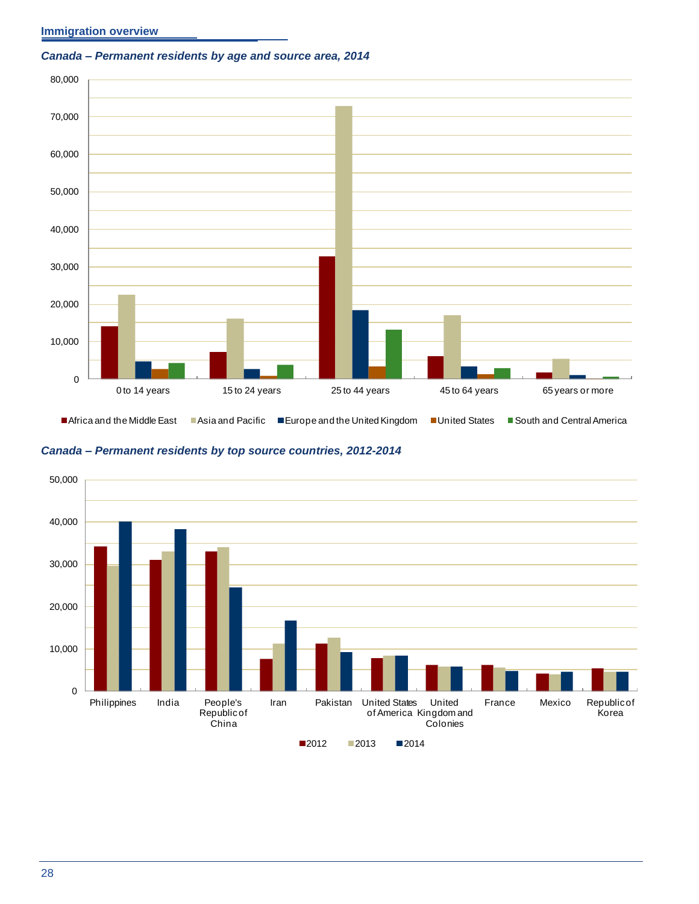## Immigration overview

### *Canada – Permanent residents by age and source area, 2014*

| | 0 to 14 years | 15 to 24 years | 25 to 44 years | 45 to 64 years | 65 years or more |
|---|---|---|---|---|---|
| Africa and the Middle East | | | | | |
| Asia and Pacific | | | | | |
| Europe and the United Kingdom | | | | | |
| United States | | | | | |
| South and Central America | | | | | |

### *Canada – Permanent residents by top source countries, 2012-2014*

| | Philippines | India | People's Republic of China | Iran | Pakistan | United States of America | United Kingdom and Colonies | France | Mexico | Republic of Korea |
|---|---|---|---|---|---|---|---|---|---|---|
| 2012 | | | | | | | | | | |
| 2013 | | | | | | | | | | |
| 2014 | | | | | | | | | | |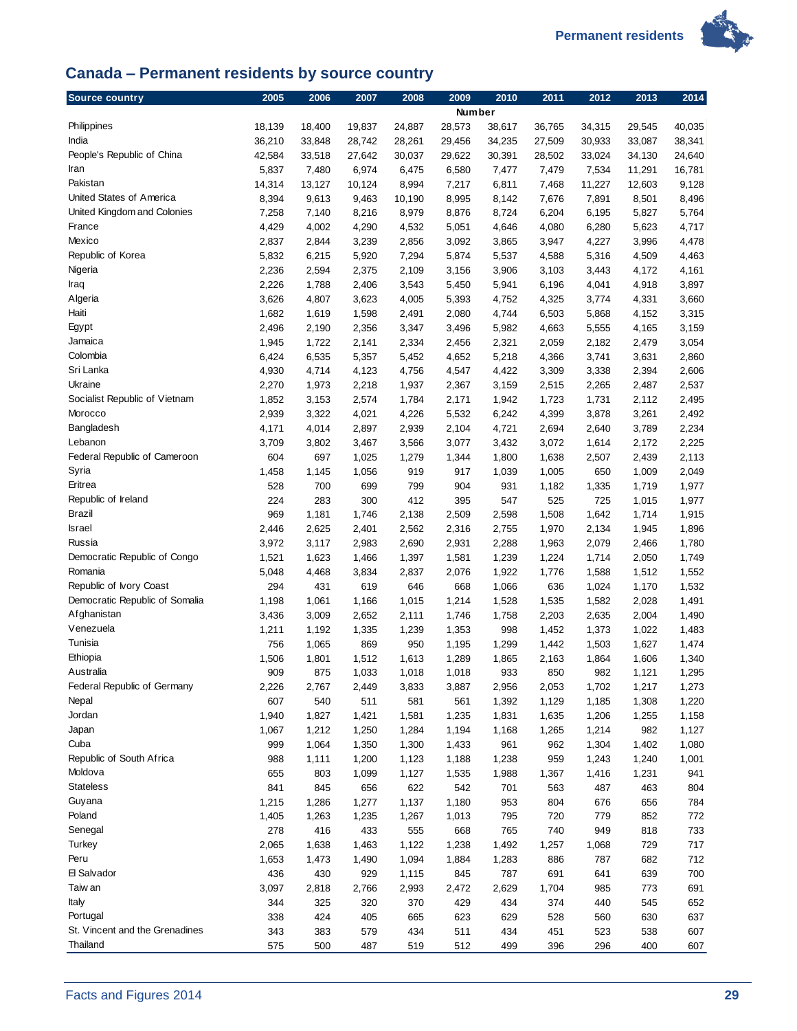## Canada – Permanent residents by source country

| Source country | 2005 | 2006 | 2007 | 2008 | 2009 | 2010 | 2011 | 2012 | 2013 | 2014 |
|---|---|---|---|---|---|---|---|---|---|---|
| | | | | | Number | | | | | |
| Philippines | 18,139 | 18,400 | 19,837 | 24,887 | 28,573 | 38,617 | 36,765 | 34,315 | 29,545 | 40,035 |
| India | 36,210 | 33,848 | 28,742 | 28,261 | 29,456 | 34,235 | 27,509 | 30,933 | 33,087 | 38,341 |
| People's Republic of China | 42,584 | 33,518 | 27,642 | 30,037 | 29,622 | 30,391 | 28,502 | 33,024 | 34,130 | 24,640 |
| Iran | 5,837 | 7,480 | 6,974 | 6,475 | 6,580 | 7,477 | 7,479 | 7,534 | 11,291 | 16,781 |
| Pakistan | 14,314 | 13,127 | 10,124 | 8,994 | 7,217 | 6,811 | 7,468 | 11,227 | 12,603 | 9,128 |
| United States of America | 8,394 | 9,613 | 9,463 | 10,190 | 8,995 | 8,142 | 7,676 | 7,891 | 8,501 | 8,496 |
| United Kingdom and Colonies | 7,258 | 7,140 | 8,216 | 8,979 | 8,876 | 8,724 | 6,204 | 6,195 | 5,827 | 5,764 |
| France | 4,429 | 4,002 | 4,290 | 4,532 | 5,051 | 4,646 | 4,080 | 6,280 | 5,623 | 4,717 |
| Mexico | 2,837 | 2,844 | 3,239 | 2,856 | 3,092 | 3,865 | 3,947 | 4,227 | 3,996 | 4,478 |
| Republic of Korea | 5,832 | 6,215 | 5,920 | 7,294 | 5,874 | 5,537 | 4,588 | 5,316 | 4,509 | 4,463 |
| Nigeria | 2,236 | 2,594 | 2,375 | 2,109 | 3,156 | 3,906 | 3,103 | 3,443 | 4,172 | 4,161 |
| Iraq | 2,226 | 1,788 | 2,406 | 3,543 | 5,450 | 5,941 | 6,196 | 4,041 | 4,918 | 3,897 |
| Algeria | 3,626 | 4,807 | 3,623 | 4,005 | 5,393 | 4,752 | 4,325 | 3,774 | 4,331 | 3,660 |
| Haiti | 1,682 | 1,619 | 1,598 | 2,491 | 2,080 | 4,744 | 6,503 | 5,868 | 4,152 | 3,315 |
| Egypt | 2,496 | 2,190 | 2,356 | 3,347 | 3,496 | 5,982 | 4,663 | 5,555 | 4,165 | 3,159 |
| Jamaica | 1,945 | 1,722 | 2,141 | 2,334 | 2,456 | 2,321 | 2,059 | 2,182 | 2,479 | 3,054 |
| Colombia | 6,424 | 6,535 | 5,357 | 5,452 | 4,652 | 5,218 | 4,366 | 3,741 | 3,631 | 2,860 |
| Sri Lanka | 4,930 | 4,714 | 4,123 | 4,756 | 4,547 | 4,422 | 3,309 | 3,338 | 2,394 | 2,606 |
| Ukraine | 2,270 | 1,973 | 2,218 | 1,937 | 2,367 | 3,159 | 2,515 | 2,265 | 2,487 | 2,537 |
| Socialist Republic of Vietnam | 1,852 | 3,153 | 2,574 | 1,784 | 2,171 | 1,942 | 1,723 | 1,731 | 2,112 | 2,495 |
| Morocco | 2,939 | 3,322 | 4,021 | 4,226 | 5,532 | 6,242 | 4,399 | 3,878 | 3,261 | 2,492 |
| Bangladesh | 4,171 | 4,014 | 2,897 | 2,939 | 2,104 | 4,721 | 2,694 | 2,640 | 3,789 | 2,234 |
| Lebanon | 3,709 | 3,802 | 3,467 | 3,566 | 3,077 | 3,432 | 3,072 | 1,614 | 2,172 | 2,225 |
| Federal Republic of Cameroon | 604 | 697 | 1,025 | 1,279 | 1,344 | 1,800 | 1,638 | 2,507 | 2,439 | 2,113 |
| Syria | 1,458 | 1,145 | 1,056 | 919 | 917 | 1,039 | 1,005 | 650 | 1,009 | 2,049 |
| Eritrea | 528 | 700 | 699 | 799 | 904 | 931 | 1,182 | 1,335 | 1,719 | 1,977 |
| Republic of Ireland | 224 | 283 | 300 | 412 | 395 | 547 | 525 | 725 | 1,015 | 1,977 |
| Brazil | 969 | 1,181 | 1,746 | 2,138 | 2,509 | 2,598 | 1,508 | 1,642 | 1,714 | 1,915 |
| Israel | 2,446 | 2,625 | 2,401 | 2,562 | 2,316 | 2,755 | 1,970 | 2,134 | 1,945 | 1,896 |
| Russia | 3,972 | 3,117 | 2,983 | 2,690 | 2,931 | 2,288 | 1,963 | 2,079 | 2,466 | 1,780 |
| Democratic Republic of Congo | 1,521 | 1,623 | 1,466 | 1,397 | 1,581 | 1,239 | 1,224 | 1,714 | 2,050 | 1,749 |
| Romania | 5,048 | 4,468 | 3,834 | 2,837 | 2,076 | 1,922 | 1,776 | 1,588 | 1,512 | 1,552 |
| Republic of Ivory Coast | 294 | 431 | 619 | 646 | 668 | 1,066 | 636 | 1,024 | 1,170 | 1,532 |
| Democratic Republic of Somalia | 1,198 | 1,061 | 1,166 | 1,015 | 1,214 | 1,528 | 1,535 | 1,582 | 2,028 | 1,491 |
| Afghanistan | 3,436 | 3,009 | 2,652 | 2,111 | 1,746 | 1,758 | 2,203 | 2,635 | 2,004 | 1,490 |
| Venezuela | 1,211 | 1,192 | 1,335 | 1,239 | 1,353 | 998 | 1,452 | 1,373 | 1,022 | 1,483 |
| Tunisia | 756 | 1,065 | 869 | 950 | 1,195 | 1,299 | 1,442 | 1,503 | 1,627 | 1,474 |
| Ethiopia | 1,506 | 1,801 | 1,512 | 1,613 | 1,289 | 1,865 | 2,163 | 1,864 | 1,606 | 1,340 |
| Australia | 909 | 875 | 1,033 | 1,018 | 1,018 | 933 | 850 | 982 | 1,121 | 1,295 |
| Federal Republic of Germany | 2,226 | 2,767 | 2,449 | 3,833 | 3,887 | 2,956 | 2,053 | 1,702 | 1,217 | 1,273 |
| Nepal | 607 | 540 | 511 | 581 | 561 | 1,392 | 1,129 | 1,185 | 1,308 | 1,220 |
| Jordan | 1,940 | 1,827 | 1,421 | 1,581 | 1,235 | 1,831 | 1,635 | 1,206 | 1,255 | 1,158 |
| Japan | 1,067 | 1,212 | 1,250 | 1,284 | 1,194 | 1,168 | 1,265 | 1,214 | 982 | 1,127 |
| Cuba | 999 | 1,064 | 1,350 | 1,300 | 1,433 | 961 | 962 | 1,304 | 1,402 | 1,080 |
| Republic of South Africa | 988 | 1,111 | 1,200 | 1,123 | 1,188 | 1,238 | 959 | 1,243 | 1,240 | 1,001 |
| Moldova | 655 | 803 | 1,099 | 1,127 | 1,535 | 1,988 | 1,367 | 1,416 | 1,231 | 941 |
| Stateless | 841 | 845 | 656 | 622 | 542 | 701 | 563 | 487 | 463 | 804 |
| Guyana | 1,215 | 1,286 | 1,277 | 1,137 | 1,180 | 953 | 804 | 676 | 656 | 784 |
| Poland | 1,405 | 1,263 | 1,235 | 1,267 | 1,013 | 795 | 720 | 779 | 852 | 772 |
| Senegal | 278 | 416 | 433 | 555 | 668 | 765 | 740 | 949 | 818 | 733 |
| Turkey | 2,065 | 1,638 | 1,463 | 1,122 | 1,238 | 1,492 | 1,257 | 1,068 | 729 | 717 |
| Peru | 1,653 | 1,473 | 1,490 | 1,094 | 1,884 | 1,283 | 886 | 787 | 682 | 712 |
| El Salvador | 436 | 430 | 929 | 1,115 | 845 | 787 | 691 | 641 | 639 | 700 |
| Taiwan | 3,097 | 2,818 | 2,766 | 2,993 | 2,472 | 2,629 | 1,704 | 985 | 773 | 691 |
| Italy | 344 | 325 | 320 | 370 | 429 | 434 | 374 | 440 | 545 | 652 |
| Portugal | 338 | 424 | 405 | 665 | 623 | 629 | 528 | 560 | 630 | 637 |
| St. Vincent and the Grenadines | 343 | 383 | 579 | 434 | 511 | 434 | 451 | 523 | 538 | 607 |
| Thailand | 575 | 500 | 487 | 519 | 512 | 499 | 396 | 296 | 400 | 607 |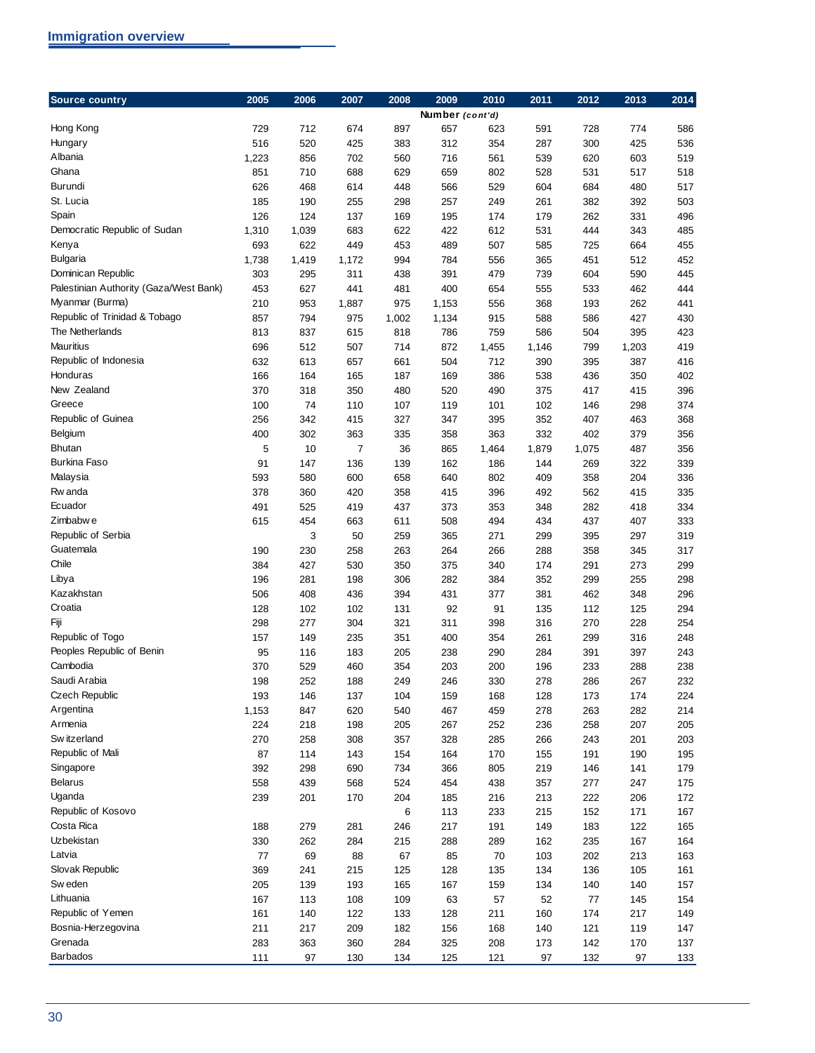## Immigration overview

| Source country | 2005 | 2006 | 2007 | 2008 | 2009 | 2010 | 2011 | 2012 | 2013 | 2014 |
|---|---|---|---|---|---|---|---|---|---|---|
| | | | | | Number *(cont'd)* | | | | | |
| Hong Kong | 729 | 712 | 674 | 897 | 657 | 623 | 591 | 728 | 774 | 586 |
| Hungary | 516 | 520 | 425 | 383 | 312 | 354 | 287 | 300 | 425 | 536 |
| Albania | 1,223 | 856 | 702 | 560 | 716 | 561 | 539 | 620 | 603 | 519 |
| Ghana | 851 | 710 | 688 | 629 | 659 | 802 | 528 | 531 | 517 | 518 |
| Burundi | 626 | 468 | 614 | 448 | 566 | 529 | 604 | 684 | 480 | 517 |
| St. Lucia | 185 | 190 | 255 | 298 | 257 | 249 | 261 | 382 | 392 | 503 |
| Spain | 126 | 124 | 137 | 169 | 195 | 174 | 179 | 262 | 331 | 496 |
| Democratic Republic of Sudan | 1,310 | 1,039 | 683 | 622 | 422 | 612 | 531 | 444 | 343 | 485 |
| Kenya | 693 | 622 | 449 | 453 | 489 | 507 | 585 | 725 | 664 | 455 |
| Bulgaria | 1,738 | 1,419 | 1,172 | 994 | 784 | 556 | 365 | 451 | 512 | 452 |
| Dominican Republic | 303 | 295 | 311 | 438 | 391 | 479 | 739 | 604 | 590 | 445 |
| Palestinian Authority (Gaza/West Bank) | 453 | 627 | 441 | 481 | 400 | 654 | 555 | 533 | 462 | 444 |
| Myanmar (Burma) | 210 | 953 | 1,887 | 975 | 1,153 | 556 | 368 | 193 | 262 | 441 |
| Republic of Trinidad & Tobago | 857 | 794 | 975 | 1,002 | 1,134 | 915 | 588 | 586 | 427 | 430 |
| The Netherlands | 813 | 837 | 615 | 818 | 786 | 759 | 586 | 504 | 395 | 423 |
| Mauritius | 696 | 512 | 507 | 714 | 872 | 1,455 | 1,146 | 799 | 1,203 | 419 |
| Republic of Indonesia | 632 | 613 | 657 | 661 | 504 | 712 | 390 | 395 | 387 | 416 |
| Honduras | 166 | 164 | 165 | 187 | 169 | 386 | 538 | 436 | 350 | 402 |
| New Zealand | 370 | 318 | 350 | 480 | 520 | 490 | 375 | 417 | 415 | 396 |
| Greece | 100 | 74 | 110 | 107 | 119 | 101 | 102 | 146 | 298 | 374 |
| Republic of Guinea | 256 | 342 | 415 | 327 | 347 | 395 | 352 | 407 | 463 | 368 |
| Belgium | 400 | 302 | 363 | 335 | 358 | 363 | 332 | 402 | 379 | 356 |
| Bhutan | 5 | 10 | 7 | 36 | 865 | 1,464 | 1,879 | 1,075 | 487 | 356 |
| Burkina Faso | 91 | 147 | 136 | 139 | 162 | 186 | 144 | 269 | 322 | 339 |
| Malaysia | 593 | 580 | 600 | 658 | 640 | 802 | 409 | 358 | 204 | 336 |
| Rwanda | 378 | 360 | 420 | 358 | 415 | 396 | 492 | 562 | 415 | 335 |
| Ecuador | 491 | 525 | 419 | 437 | 373 | 353 | 348 | 282 | 418 | 334 |
| Zimbabwe | 615 | 454 | 663 | 611 | 508 | 494 | 434 | 437 | 407 | 333 |
| Republic of Serbia | | 3 | 50 | 259 | 365 | 271 | 299 | 395 | 297 | 319 |
| Guatemala | 190 | 230 | 258 | 263 | 264 | 266 | 288 | 358 | 345 | 317 |
| Chile | 384 | 427 | 530 | 350 | 375 | 340 | 174 | 291 | 273 | 299 |
| Libya | 196 | 281 | 198 | 306 | 282 | 384 | 352 | 299 | 255 | 298 |
| Kazakhstan | 506 | 408 | 436 | 394 | 431 | 377 | 381 | 462 | 348 | 296 |
| Croatia | 128 | 102 | 102 | 131 | 92 | 91 | 135 | 112 | 125 | 294 |
| Fiji | 298 | 277 | 304 | 321 | 311 | 398 | 316 | 270 | 228 | 254 |
| Republic of Togo | 157 | 149 | 235 | 351 | 400 | 354 | 261 | 299 | 316 | 248 |
| Peoples Republic of Benin | 95 | 116 | 183 | 205 | 238 | 290 | 284 | 391 | 397 | 243 |
| Cambodia | 370 | 529 | 460 | 354 | 203 | 200 | 196 | 233 | 288 | 238 |
| Saudi Arabia | 198 | 252 | 188 | 249 | 246 | 330 | 278 | 286 | 267 | 232 |
| Czech Republic | 193 | 146 | 137 | 104 | 159 | 168 | 128 | 173 | 174 | 224 |
| Argentina | 1,153 | 847 | 620 | 540 | 467 | 459 | 278 | 263 | 282 | 214 |
| Armenia | 224 | 218 | 198 | 205 | 267 | 252 | 236 | 258 | 207 | 205 |
| Switzerland | 270 | 258 | 308 | 357 | 328 | 285 | 266 | 243 | 201 | 203 |
| Republic of Mali | 87 | 114 | 143 | 154 | 164 | 170 | 155 | 191 | 190 | 195 |
| Singapore | 392 | 298 | 690 | 734 | 366 | 805 | 219 | 146 | 141 | 179 |
| Belarus | 558 | 439 | 568 | 524 | 454 | 438 | 357 | 277 | 247 | 175 |
| Uganda | 239 | 201 | 170 | 204 | 185 | 216 | 213 | 222 | 206 | 172 |
| Republic of Kosovo | | | | 6 | 113 | 233 | 215 | 152 | 171 | 167 |
| Costa Rica | 188 | 279 | 281 | 246 | 217 | 191 | 149 | 183 | 122 | 165 |
| Uzbekistan | 330 | 262 | 284 | 215 | 288 | 289 | 162 | 235 | 167 | 164 |
| Latvia | 77 | 69 | 88 | 67 | 85 | 70 | 103 | 202 | 213 | 163 |
| Slovak Republic | 369 | 241 | 215 | 125 | 128 | 135 | 134 | 136 | 105 | 161 |
| Sweden | 205 | 139 | 193 | 165 | 167 | 159 | 134 | 140 | 140 | 157 |
| Lithuania | 167 | 113 | 108 | 109 | 63 | 57 | 52 | 77 | 145 | 154 |
| Republic of Yemen | 161 | 140 | 122 | 133 | 128 | 211 | 160 | 174 | 217 | 149 |
| Bosnia-Herzegovina | 211 | 217 | 209 | 182 | 156 | 168 | 140 | 121 | 119 | 147 |
| Grenada | 283 | 363 | 360 | 284 | 325 | 208 | 173 | 142 | 170 | 137 |
| Barbados | 111 | 97 | 130 | 134 | 125 | 121 | 97 | 132 | 97 | 133 |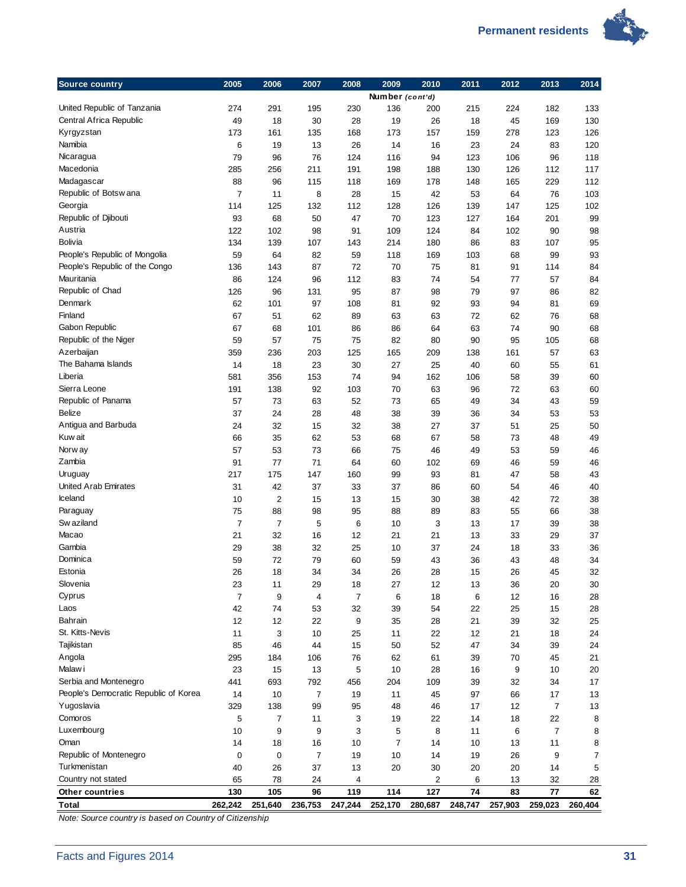| Source country | 2005 | 2006 | 2007 | 2008 | 2009 | 2010 | 2011 | 2012 | 2013 | 2014 |
|---|---|---|---|---|---|---|---|---|---|---|
| | | | | | Number *(cont'd)* | | | | | |
| United Republic of Tanzania | 274 | 291 | 195 | 230 | 136 | 200 | 215 | 224 | 182 | 133 |
| Central Africa Republic | 49 | 18 | 30 | 28 | 19 | 26 | 18 | 45 | 169 | 130 |
| Kyrgyzstan | 173 | 161 | 135 | 168 | 173 | 157 | 159 | 278 | 123 | 126 |
| Namibia | 6 | 19 | 13 | 26 | 14 | 16 | 23 | 24 | 83 | 120 |
| Nicaragua | 79 | 96 | 76 | 124 | 116 | 94 | 123 | 106 | 96 | 118 |
| Macedonia | 285 | 256 | 211 | 191 | 198 | 188 | 130 | 126 | 112 | 117 |
| Madagascar | 88 | 96 | 115 | 118 | 169 | 178 | 148 | 165 | 229 | 112 |
| Republic of Botswana | 7 | 11 | 8 | 28 | 15 | 42 | 53 | 64 | 76 | 103 |
| Georgia | 114 | 125 | 132 | 112 | 128 | 126 | 139 | 147 | 125 | 102 |
| Republic of Djibouti | 93 | 68 | 50 | 47 | 70 | 123 | 127 | 164 | 201 | 99 |
| Austria | 122 | 102 | 98 | 91 | 109 | 124 | 84 | 102 | 90 | 98 |
| Bolivia | 134 | 139 | 107 | 143 | 214 | 180 | 86 | 83 | 107 | 95 |
| People's Republic of Mongolia | 59 | 64 | 82 | 59 | 118 | 169 | 103 | 68 | 99 | 93 |
| People's Republic of the Congo | 136 | 143 | 87 | 72 | 70 | 75 | 81 | 91 | 114 | 84 |
| Mauritania | 86 | 124 | 96 | 112 | 83 | 74 | 54 | 77 | 57 | 84 |
| Republic of Chad | 126 | 96 | 131 | 95 | 87 | 98 | 79 | 97 | 86 | 82 |
| Denmark | 62 | 101 | 97 | 108 | 81 | 92 | 93 | 94 | 81 | 69 |
| Finland | 67 | 51 | 62 | 89 | 63 | 63 | 72 | 62 | 76 | 68 |
| Gabon Republic | 67 | 68 | 101 | 86 | 86 | 64 | 63 | 74 | 90 | 68 |
| Republic of the Niger | 59 | 57 | 75 | 75 | 82 | 80 | 90 | 95 | 105 | 68 |
| Azerbaijan | 359 | 236 | 203 | 125 | 165 | 209 | 138 | 161 | 57 | 63 |
| The Bahama Islands | 14 | 18 | 23 | 30 | 27 | 25 | 40 | 60 | 55 | 61 |
| Liberia | 581 | 356 | 153 | 74 | 94 | 162 | 106 | 58 | 39 | 60 |
| Sierra Leone | 191 | 138 | 92 | 103 | 70 | 63 | 96 | 72 | 63 | 60 |
| Republic of Panama | 57 | 73 | 63 | 52 | 73 | 65 | 49 | 34 | 43 | 59 |
| Belize | 37 | 24 | 28 | 48 | 38 | 39 | 36 | 34 | 53 | 53 |
| Antigua and Barbuda | 24 | 32 | 15 | 32 | 38 | 27 | 37 | 51 | 25 | 50 |
| Kuwait | 66 | 35 | 62 | 53 | 68 | 67 | 58 | 73 | 48 | 49 |
| Norway | 57 | 53 | 73 | 66 | 75 | 46 | 49 | 53 | 59 | 46 |
| Zambia | 91 | 77 | 71 | 64 | 60 | 102 | 69 | 46 | 59 | 46 |
| Uruguay | 217 | 175 | 147 | 160 | 99 | 93 | 81 | 47 | 58 | 43 |
| United Arab Emirates | 31 | 42 | 37 | 33 | 37 | 86 | 60 | 54 | 46 | 40 |
| Iceland | 10 | 2 | 15 | 13 | 15 | 30 | 38 | 42 | 72 | 38 |
| Paraguay | 75 | 88 | 98 | 95 | 88 | 89 | 83 | 55 | 66 | 38 |
| Swaziland | 7 | 7 | 5 | 6 | 10 | 3 | 13 | 17 | 39 | 38 |
| Macao | 21 | 32 | 16 | 12 | 21 | 21 | 13 | 33 | 29 | 37 |
| Gambia | 29 | 38 | 32 | 25 | 10 | 37 | 24 | 18 | 33 | 36 |
| Dominica | 59 | 72 | 79 | 60 | 59 | 43 | 36 | 43 | 48 | 34 |
| Estonia | 26 | 18 | 34 | 34 | 26 | 28 | 15 | 26 | 45 | 32 |
| Slovenia | 23 | 11 | 29 | 18 | 27 | 12 | 13 | 36 | 20 | 30 |
| Cyprus | 7 | 9 | 4 | 7 | 6 | 18 | 6 | 12 | 16 | 28 |
| Laos | 42 | 74 | 53 | 32 | 39 | 54 | 22 | 25 | 15 | 28 |
| Bahrain | 12 | 12 | 22 | 9 | 35 | 28 | 21 | 39 | 32 | 25 |
| St. Kitts-Nevis | 11 | 3 | 10 | 25 | 11 | 22 | 12 | 21 | 18 | 24 |
| Tajikistan | 85 | 46 | 44 | 15 | 50 | 52 | 47 | 34 | 39 | 24 |
| Angola | 295 | 184 | 106 | 76 | 62 | 61 | 39 | 70 | 45 | 21 |
| Malawi | 23 | 15 | 13 | 5 | 10 | 28 | 16 | 9 | 10 | 20 |
| Serbia and Montenegro | 441 | 693 | 792 | 456 | 204 | 109 | 39 | 32 | 34 | 17 |
| People's Democratic Republic of Korea | 14 | 10 | 7 | 19 | 11 | 45 | 97 | 66 | 17 | 13 |
| Yugoslavia | 329 | 138 | 99 | 95 | 48 | 46 | 17 | 12 | 7 | 13 |
| Comoros | 5 | 7 | 11 | 3 | 19 | 22 | 14 | 18 | 22 | 8 |
| Luxembourg | 10 | 9 | 9 | 3 | 5 | 8 | 11 | 6 | 7 | 8 |
| Oman | 14 | 18 | 16 | 10 | 7 | 14 | 10 | 13 | 11 | 8 |
| Republic of Montenegro | 0 | 0 | 7 | 19 | 10 | 14 | 19 | 26 | 9 | 7 |
| Turkmenistan | 40 | 26 | 37 | 13 | 20 | 30 | 20 | 20 | 14 | 5 |
| Country not stated | 65 | 78 | 24 | 4 | | 2 | 6 | 13 | 32 | 28 |
| **Other countries** | **130** | **105** | **96** | **119** | **114** | **127** | **74** | **83** | **77** | **62** |
| **Total** | **262,242** | **251,640** | **236,753** | **247,244** | **252,170** | **280,687** | **248,747** | **257,903** | **259,023** | **260,404** |

*Note: Source country is based on Country of Citizenship*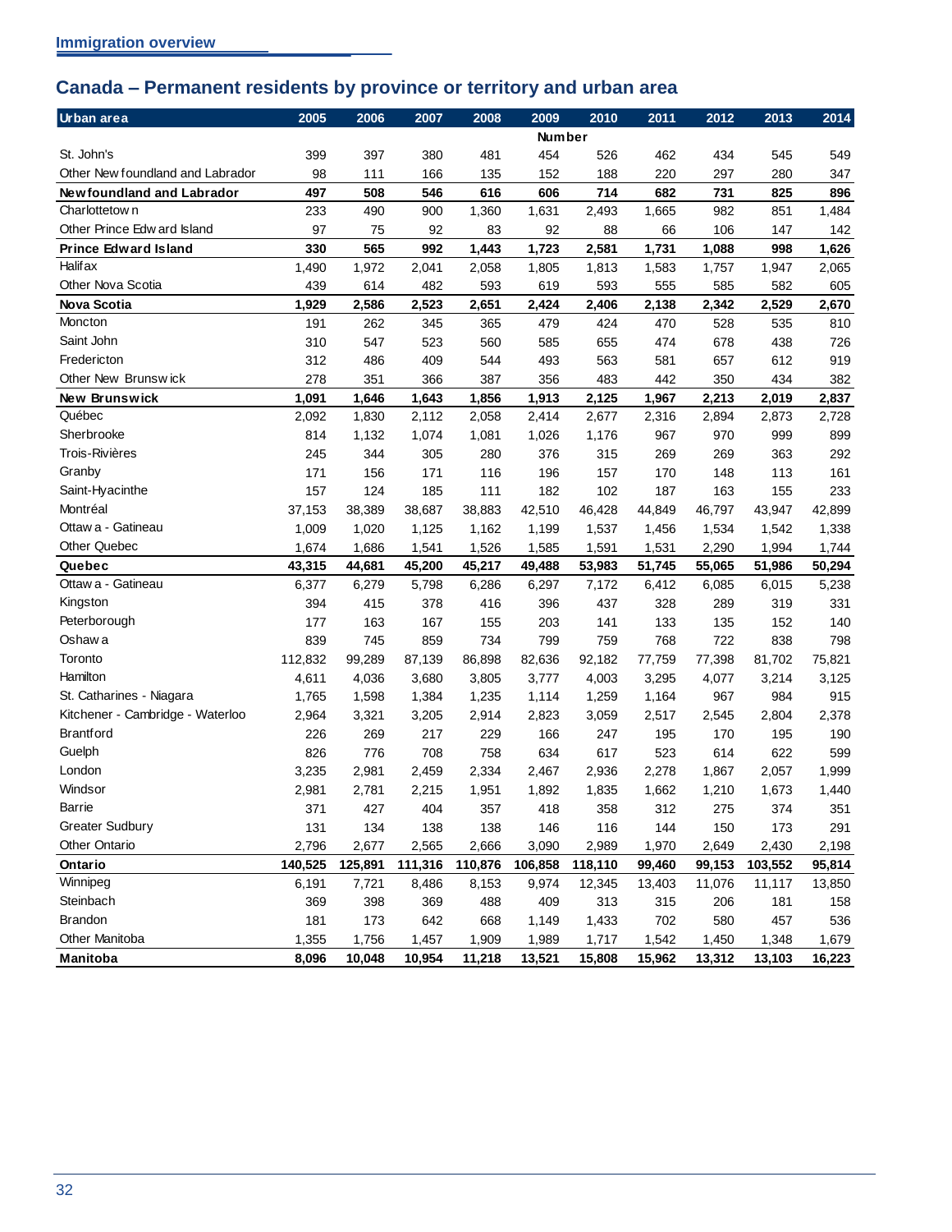## Canada – Permanent residents by province or territory and urban area

| Urban area | 2005 | 2006 | 2007 | 2008 | 2009 | 2010 | 2011 | 2012 | 2013 | 2014 |
|---|---|---|---|---|---|---|---|---|---|---|
| | | | | | Number | | | | | |
| St. John's | 399 | 397 | 380 | 481 | 454 | 526 | 462 | 434 | 545 | 549 |
| Other Newfoundland and Labrador | 98 | 111 | 166 | 135 | 152 | 188 | 220 | 297 | 280 | 347 |
| **Newfoundland and Labrador** | **497** | **508** | **546** | **616** | **606** | **714** | **682** | **731** | **825** | **896** |
| Charlottetown | 233 | 490 | 900 | 1,360 | 1,631 | 2,493 | 1,665 | 982 | 851 | 1,484 |
| Other Prince Edward Island | 97 | 75 | 92 | 83 | 92 | 88 | 66 | 106 | 147 | 142 |
| **Prince Edward Island** | **330** | **565** | **992** | **1,443** | **1,723** | **2,581** | **1,731** | **1,088** | **998** | **1,626** |
| Halifax | 1,490 | 1,972 | 2,041 | 2,058 | 1,805 | 1,813 | 1,583 | 1,757 | 1,947 | 2,065 |
| Other Nova Scotia | 439 | 614 | 482 | 593 | 619 | 593 | 555 | 585 | 582 | 605 |
| **Nova Scotia** | **1,929** | **2,586** | **2,523** | **2,651** | **2,424** | **2,406** | **2,138** | **2,342** | **2,529** | **2,670** |
| Moncton | 191 | 262 | 345 | 365 | 479 | 424 | 470 | 528 | 535 | 810 |
| Saint John | 310 | 547 | 523 | 560 | 585 | 655 | 474 | 678 | 438 | 726 |
| Fredericton | 312 | 486 | 409 | 544 | 493 | 563 | 581 | 657 | 612 | 919 |
| Other New Brunswick | 278 | 351 | 366 | 387 | 356 | 483 | 442 | 350 | 434 | 382 |
| **New Brunswick** | **1,091** | **1,646** | **1,643** | **1,856** | **1,913** | **2,125** | **1,967** | **2,213** | **2,019** | **2,837** |
| Québec | 2,092 | 1,830 | 2,112 | 2,058 | 2,414 | 2,677 | 2,316 | 2,894 | 2,873 | 2,728 |
| Sherbrooke | 814 | 1,132 | 1,074 | 1,081 | 1,026 | 1,176 | 967 | 970 | 999 | 899 |
| Trois-Rivières | 245 | 344 | 305 | 280 | 376 | 315 | 269 | 269 | 363 | 292 |
| Granby | 171 | 156 | 171 | 116 | 196 | 157 | 170 | 148 | 113 | 161 |
| Saint-Hyacinthe | 157 | 124 | 185 | 111 | 182 | 102 | 187 | 163 | 155 | 233 |
| Montréal | 37,153 | 38,389 | 38,687 | 38,883 | 42,510 | 46,428 | 44,849 | 46,797 | 43,947 | 42,899 |
| Ottawa - Gatineau | 1,009 | 1,020 | 1,125 | 1,162 | 1,199 | 1,537 | 1,456 | 1,534 | 1,542 | 1,338 |
| Other Quebec | 1,674 | 1,686 | 1,541 | 1,526 | 1,585 | 1,591 | 1,531 | 2,290 | 1,994 | 1,744 |
| **Quebec** | **43,315** | **44,681** | **45,200** | **45,217** | **49,488** | **53,983** | **51,745** | **55,065** | **51,986** | **50,294** |
| Ottawa - Gatineau | 6,377 | 6,279 | 5,798 | 6,286 | 6,297 | 7,172 | 6,412 | 6,085 | 6,015 | 5,238 |
| Kingston | 394 | 415 | 378 | 416 | 396 | 437 | 328 | 289 | 319 | 331 |
| Peterborough | 177 | 163 | 167 | 155 | 203 | 141 | 133 | 135 | 152 | 140 |
| Oshawa | 839 | 745 | 859 | 734 | 799 | 759 | 768 | 722 | 838 | 798 |
| Toronto | 112,832 | 99,289 | 87,139 | 86,898 | 82,636 | 92,182 | 77,759 | 77,398 | 81,702 | 75,821 |
| Hamilton | 4,611 | 4,036 | 3,680 | 3,805 | 3,777 | 4,003 | 3,295 | 4,077 | 3,214 | 3,125 |
| St. Catharines - Niagara | 1,765 | 1,598 | 1,384 | 1,235 | 1,114 | 1,259 | 1,164 | 967 | 984 | 915 |
| Kitchener - Cambridge - Waterloo | 2,964 | 3,321 | 3,205 | 2,914 | 2,823 | 3,059 | 2,517 | 2,545 | 2,804 | 2,378 |
| Brantford | 226 | 269 | 217 | 229 | 166 | 247 | 195 | 170 | 195 | 190 |
| Guelph | 826 | 776 | 708 | 758 | 634 | 617 | 523 | 614 | 622 | 599 |
| London | 3,235 | 2,981 | 2,459 | 2,334 | 2,467 | 2,936 | 2,278 | 1,867 | 2,057 | 1,999 |
| Windsor | 2,981 | 2,781 | 2,215 | 1,951 | 1,892 | 1,835 | 1,662 | 1,210 | 1,673 | 1,440 |
| Barrie | 371 | 427 | 404 | 357 | 418 | 358 | 312 | 275 | 374 | 351 |
| Greater Sudbury | 131 | 134 | 138 | 138 | 146 | 116 | 144 | 150 | 173 | 291 |
| Other Ontario | 2,796 | 2,677 | 2,565 | 2,666 | 3,090 | 2,989 | 1,970 | 2,649 | 2,430 | 2,198 |
| **Ontario** | **140,525** | **125,891** | **111,316** | **110,876** | **106,858** | **118,110** | **99,460** | **99,153** | **103,552** | **95,814** |
| Winnipeg | 6,191 | 7,721 | 8,486 | 8,153 | 9,974 | 12,345 | 13,403 | 11,076 | 11,117 | 13,850 |
| Steinbach | 369 | 398 | 369 | 488 | 409 | 313 | 315 | 206 | 181 | 158 |
| Brandon | 181 | 173 | 642 | 668 | 1,149 | 1,433 | 702 | 580 | 457 | 536 |
| Other Manitoba | 1,355 | 1,756 | 1,457 | 1,909 | 1,989 | 1,717 | 1,542 | 1,450 | 1,348 | 1,679 |
| **Manitoba** | **8,096** | **10,048** | **10,954** | **11,218** | **13,521** | **15,808** | **15,962** | **13,312** | **13,103** | **16,223** |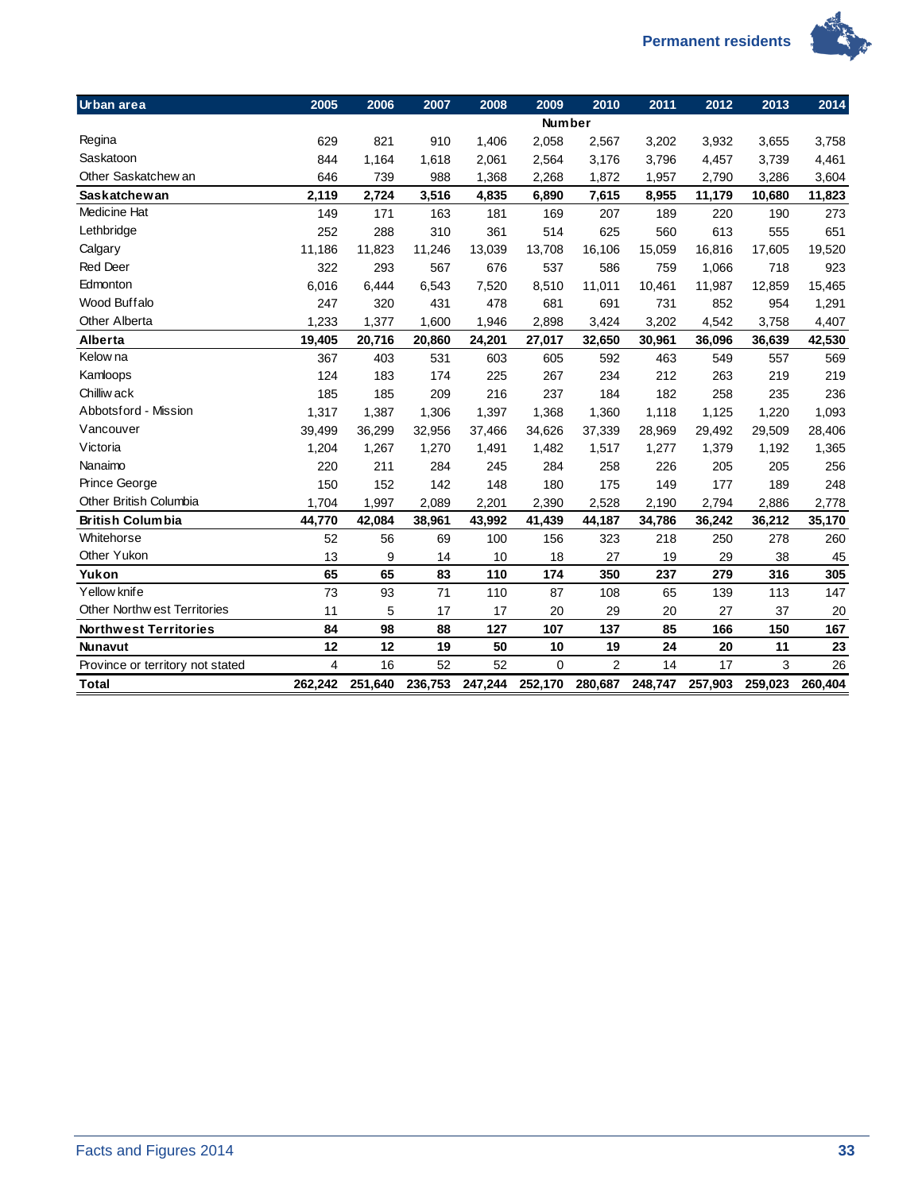| Urban area | 2005 | 2006 | 2007 | 2008 | 2009 | 2010 | 2011 | 2012 | 2013 | 2014 |
|---|---|---|---|---|---|---|---|---|---|---|
| | | | | | Number | | | | | |
| Regina | 629 | 821 | 910 | 1,406 | 2,058 | 2,567 | 3,202 | 3,932 | 3,655 | 3,758 |
| Saskatoon | 844 | 1,164 | 1,618 | 2,061 | 2,564 | 3,176 | 3,796 | 4,457 | 3,739 | 4,461 |
| Other Saskatchewan | 646 | 739 | 988 | 1,368 | 2,268 | 1,872 | 1,957 | 2,790 | 3,286 | 3,604 |
| **Saskatchewan** | **2,119** | **2,724** | **3,516** | **4,835** | **6,890** | **7,615** | **8,955** | **11,179** | **10,680** | **11,823** |
| Medicine Hat | 149 | 171 | 163 | 181 | 169 | 207 | 189 | 220 | 190 | 273 |
| Lethbridge | 252 | 288 | 310 | 361 | 514 | 625 | 560 | 613 | 555 | 651 |
| Calgary | 11,186 | 11,823 | 11,246 | 13,039 | 13,708 | 16,106 | 15,059 | 16,816 | 17,605 | 19,520 |
| Red Deer | 322 | 293 | 567 | 676 | 537 | 586 | 759 | 1,066 | 718 | 923 |
| Edmonton | 6,016 | 6,444 | 6,543 | 7,520 | 8,510 | 11,011 | 10,461 | 11,987 | 12,859 | 15,465 |
| Wood Buffalo | 247 | 320 | 431 | 478 | 681 | 691 | 731 | 852 | 954 | 1,291 |
| Other Alberta | 1,233 | 1,377 | 1,600 | 1,946 | 2,898 | 3,424 | 3,202 | 4,542 | 3,758 | 4,407 |
| **Alberta** | **19,405** | **20,716** | **20,860** | **24,201** | **27,017** | **32,650** | **30,961** | **36,096** | **36,639** | **42,530** |
| Kelowna | 367 | 403 | 531 | 603 | 605 | 592 | 463 | 549 | 557 | 569 |
| Kamloops | 124 | 183 | 174 | 225 | 267 | 234 | 212 | 263 | 219 | 219 |
| Chilliwack | 185 | 185 | 209 | 216 | 237 | 184 | 182 | 258 | 235 | 236 |
| Abbotsford - Mission | 1,317 | 1,387 | 1,306 | 1,397 | 1,368 | 1,360 | 1,118 | 1,125 | 1,220 | 1,093 |
| Vancouver | 39,499 | 36,299 | 32,956 | 37,466 | 34,626 | 37,339 | 28,969 | 29,492 | 29,509 | 28,406 |
| Victoria | 1,204 | 1,267 | 1,270 | 1,491 | 1,482 | 1,517 | 1,277 | 1,379 | 1,192 | 1,365 |
| Nanaimo | 220 | 211 | 284 | 245 | 284 | 258 | 226 | 205 | 205 | 256 |
| Prince George | 150 | 152 | 142 | 148 | 180 | 175 | 149 | 177 | 189 | 248 |
| Other British Columbia | 1,704 | 1,997 | 2,089 | 2,201 | 2,390 | 2,528 | 2,190 | 2,794 | 2,886 | 2,778 |
| **British Columbia** | **44,770** | **42,084** | **38,961** | **43,992** | **41,439** | **44,187** | **34,786** | **36,242** | **36,212** | **35,170** |
| Whitehorse | 52 | 56 | 69 | 100 | 156 | 323 | 218 | 250 | 278 | 260 |
| Other Yukon | 13 | 9 | 14 | 10 | 18 | 27 | 19 | 29 | 38 | 45 |
| **Yukon** | **65** | **65** | **83** | **110** | **174** | **350** | **237** | **279** | **316** | **305** |
| Yellowknife | 73 | 93 | 71 | 110 | 87 | 108 | 65 | 139 | 113 | 147 |
| Other Northwest Territories | 11 | 5 | 17 | 17 | 20 | 29 | 20 | 27 | 37 | 20 |
| **Northwest Territories** | **84** | **98** | **88** | **127** | **107** | **137** | **85** | **166** | **150** | **167** |
| **Nunavut** | **12** | **12** | **19** | **50** | **10** | **19** | **24** | **20** | **11** | **23** |
| Province or territory not stated | 4 | 16 | 52 | 52 | 0 | 2 | 14 | 17 | 3 | 26 |
| **Total** | **262,242** | **251,640** | **236,753** | **247,244** | **252,170** | **280,687** | **248,747** | **257,903** | **259,023** | **260,404** |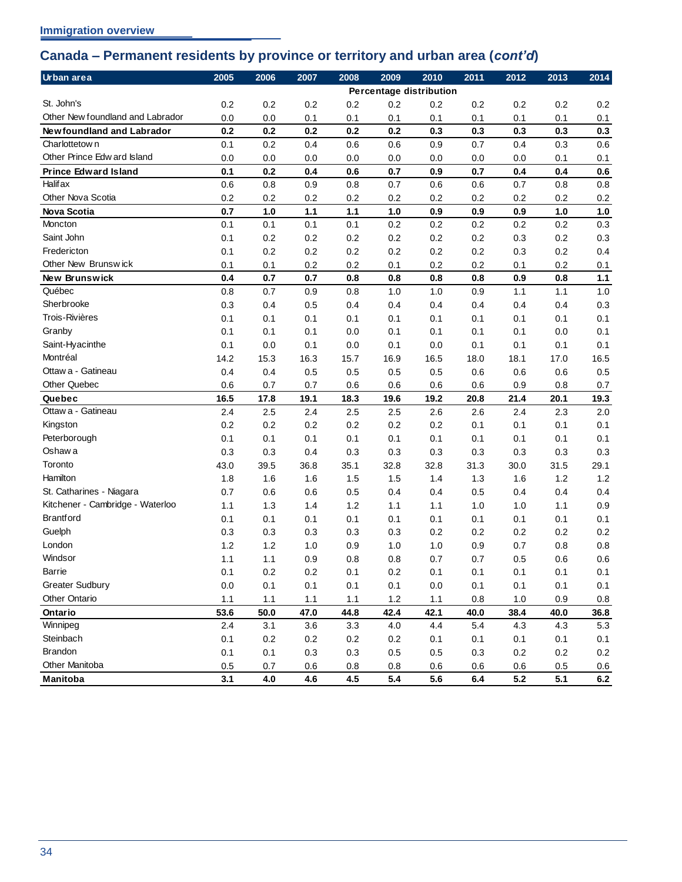Immigration overview

## Canada – Permanent residents by province or territory and urban area (*cont'd*)

| Urban area | 2005 | 2006 | 2007 | 2008 | 2009 | 2010 | 2011 | 2012 | 2013 | 2014 |
|---|---|---|---|---|---|---|---|---|---|---|
| | Percentage distribution | | | | | | | | | |
| St. John's | 0.2 | 0.2 | 0.2 | 0.2 | 0.2 | 0.2 | 0.2 | 0.2 | 0.2 | 0.2 |
| Other Newfoundland and Labrador | 0.0 | 0.0 | 0.1 | 0.1 | 0.1 | 0.1 | 0.1 | 0.1 | 0.1 | 0.1 |
| **Newfoundland and Labrador** | **0.2** | **0.2** | **0.2** | **0.2** | **0.2** | **0.3** | **0.3** | **0.3** | **0.3** | **0.3** |
| Charlottetown | 0.1 | 0.2 | 0.4 | 0.6 | 0.6 | 0.9 | 0.7 | 0.4 | 0.3 | 0.6 |
| Other Prince Edward Island | 0.0 | 0.0 | 0.0 | 0.0 | 0.0 | 0.0 | 0.0 | 0.0 | 0.1 | 0.1 |
| **Prince Edward Island** | **0.1** | **0.2** | **0.4** | **0.6** | **0.7** | **0.9** | **0.7** | **0.4** | **0.4** | **0.6** |
| Halifax | 0.6 | 0.8 | 0.9 | 0.8 | 0.7 | 0.6 | 0.6 | 0.7 | 0.8 | 0.8 |
| Other Nova Scotia | 0.2 | 0.2 | 0.2 | 0.2 | 0.2 | 0.2 | 0.2 | 0.2 | 0.2 | 0.2 |
| **Nova Scotia** | **0.7** | **1.0** | **1.1** | **1.1** | **1.0** | **0.9** | **0.9** | **0.9** | **1.0** | **1.0** |
| Moncton | 0.1 | 0.1 | 0.1 | 0.1 | 0.2 | 0.2 | 0.2 | 0.2 | 0.2 | 0.3 |
| Saint John | 0.1 | 0.2 | 0.2 | 0.2 | 0.2 | 0.2 | 0.2 | 0.3 | 0.2 | 0.3 |
| Fredericton | 0.1 | 0.2 | 0.2 | 0.2 | 0.2 | 0.2 | 0.2 | 0.3 | 0.2 | 0.4 |
| Other New Brunswick | 0.1 | 0.1 | 0.2 | 0.2 | 0.1 | 0.2 | 0.2 | 0.1 | 0.2 | 0.1 |
| **New Brunswick** | **0.4** | **0.7** | **0.7** | **0.8** | **0.8** | **0.8** | **0.8** | **0.9** | **0.8** | **1.1** |
| Québec | 0.8 | 0.7 | 0.9 | 0.8 | 1.0 | 1.0 | 0.9 | 1.1 | 1.1 | 1.0 |
| Sherbrooke | 0.3 | 0.4 | 0.5 | 0.4 | 0.4 | 0.4 | 0.4 | 0.4 | 0.4 | 0.3 |
| Trois-Rivières | 0.1 | 0.1 | 0.1 | 0.1 | 0.1 | 0.1 | 0.1 | 0.1 | 0.1 | 0.1 |
| Granby | 0.1 | 0.1 | 0.1 | 0.0 | 0.1 | 0.1 | 0.1 | 0.1 | 0.0 | 0.1 |
| Saint-Hyacinthe | 0.1 | 0.0 | 0.1 | 0.0 | 0.1 | 0.0 | 0.1 | 0.1 | 0.1 | 0.1 |
| Montréal | 14.2 | 15.3 | 16.3 | 15.7 | 16.9 | 16.5 | 18.0 | 18.1 | 17.0 | 16.5 |
| Ottawa - Gatineau | 0.4 | 0.4 | 0.5 | 0.5 | 0.5 | 0.5 | 0.6 | 0.6 | 0.6 | 0.5 |
| Other Quebec | 0.6 | 0.7 | 0.7 | 0.6 | 0.6 | 0.6 | 0.6 | 0.9 | 0.8 | 0.7 |
| **Quebec** | **16.5** | **17.8** | **19.1** | **18.3** | **19.6** | **19.2** | **20.8** | **21.4** | **20.1** | **19.3** |
| Ottawa - Gatineau | 2.4 | 2.5 | 2.4 | 2.5 | 2.5 | 2.6 | 2.6 | 2.4 | 2.3 | 2.0 |
| Kingston | 0.2 | 0.2 | 0.2 | 0.2 | 0.2 | 0.2 | 0.1 | 0.1 | 0.1 | 0.1 |
| Peterborough | 0.1 | 0.1 | 0.1 | 0.1 | 0.1 | 0.1 | 0.1 | 0.1 | 0.1 | 0.1 |
| Oshawa | 0.3 | 0.3 | 0.4 | 0.3 | 0.3 | 0.3 | 0.3 | 0.3 | 0.3 | 0.3 |
| Toronto | 43.0 | 39.5 | 36.8 | 35.1 | 32.8 | 32.8 | 31.3 | 30.0 | 31.5 | 29.1 |
| Hamilton | 1.8 | 1.6 | 1.6 | 1.5 | 1.5 | 1.4 | 1.3 | 1.6 | 1.2 | 1.2 |
| St. Catharines - Niagara | 0.7 | 0.6 | 0.6 | 0.5 | 0.4 | 0.4 | 0.5 | 0.4 | 0.4 | 0.4 |
| Kitchener - Cambridge - Waterloo | 1.1 | 1.3 | 1.4 | 1.2 | 1.1 | 1.1 | 1.0 | 1.0 | 1.1 | 0.9 |
| Brantford | 0.1 | 0.1 | 0.1 | 0.1 | 0.1 | 0.1 | 0.1 | 0.1 | 0.1 | 0.1 |
| Guelph | 0.3 | 0.3 | 0.3 | 0.3 | 0.3 | 0.2 | 0.2 | 0.2 | 0.2 | 0.2 |
| London | 1.2 | 1.2 | 1.0 | 0.9 | 1.0 | 1.0 | 0.9 | 0.7 | 0.8 | 0.8 |
| Windsor | 1.1 | 1.1 | 0.9 | 0.8 | 0.8 | 0.7 | 0.7 | 0.5 | 0.6 | 0.6 |
| Barrie | 0.1 | 0.2 | 0.2 | 0.1 | 0.2 | 0.1 | 0.1 | 0.1 | 0.1 | 0.1 |
| Greater Sudbury | 0.0 | 0.1 | 0.1 | 0.1 | 0.1 | 0.0 | 0.1 | 0.1 | 0.1 | 0.1 |
| Other Ontario | 1.1 | 1.1 | 1.1 | 1.1 | 1.2 | 1.1 | 0.8 | 1.0 | 0.9 | 0.8 |
| **Ontario** | **53.6** | **50.0** | **47.0** | **44.8** | **42.4** | **42.1** | **40.0** | **38.4** | **40.0** | **36.8** |
| Winnipeg | 2.4 | 3.1 | 3.6 | 3.3 | 4.0 | 4.4 | 5.4 | 4.3 | 4.3 | 5.3 |
| Steinbach | 0.1 | 0.2 | 0.2 | 0.2 | 0.2 | 0.1 | 0.1 | 0.1 | 0.1 | 0.1 |
| Brandon | 0.1 | 0.1 | 0.3 | 0.3 | 0.5 | 0.5 | 0.3 | 0.2 | 0.2 | 0.2 |
| Other Manitoba | 0.5 | 0.7 | 0.6 | 0.8 | 0.8 | 0.6 | 0.6 | 0.6 | 0.5 | 0.6 |
| **Manitoba** | **3.1** | **4.0** | **4.6** | **4.5** | **5.4** | **5.6** | **6.4** | **5.2** | **5.1** | **6.2** |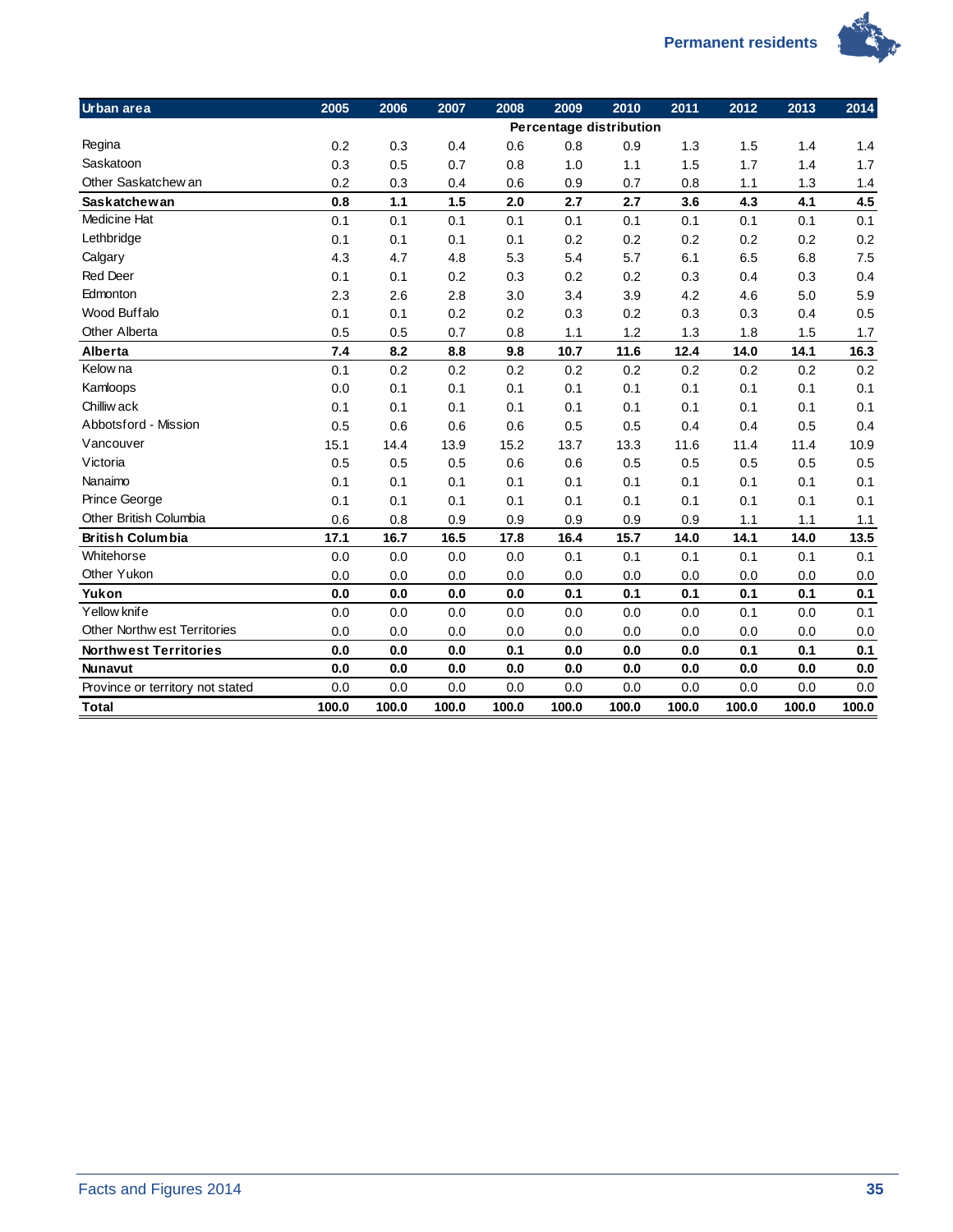| Urban area | 2005 | 2006 | 2007 | 2008 | 2009 | 2010 | 2011 | 2012 | 2013 | 2014 |
|---|---|---|---|---|---|---|---|---|---|---|
| | Percentage distribution | | | | | | | | | |
| Regina | 0.2 | 0.3 | 0.4 | 0.6 | 0.8 | 0.9 | 1.3 | 1.5 | 1.4 | 1.4 |
| Saskatoon | 0.3 | 0.5 | 0.7 | 0.8 | 1.0 | 1.1 | 1.5 | 1.7 | 1.4 | 1.7 |
| Other Saskatchewan | 0.2 | 0.3 | 0.4 | 0.6 | 0.9 | 0.7 | 0.8 | 1.1 | 1.3 | 1.4 |
| **Saskatchewan** | **0.8** | **1.1** | **1.5** | **2.0** | **2.7** | **2.7** | **3.6** | **4.3** | **4.1** | **4.5** |
| Medicine Hat | 0.1 | 0.1 | 0.1 | 0.1 | 0.1 | 0.1 | 0.1 | 0.1 | 0.1 | 0.1 |
| Lethbridge | 0.1 | 0.1 | 0.1 | 0.1 | 0.2 | 0.2 | 0.2 | 0.2 | 0.2 | 0.2 |
| Calgary | 4.3 | 4.7 | 4.8 | 5.3 | 5.4 | 5.7 | 6.1 | 6.5 | 6.8 | 7.5 |
| Red Deer | 0.1 | 0.1 | 0.2 | 0.3 | 0.2 | 0.2 | 0.3 | 0.4 | 0.3 | 0.4 |
| Edmonton | 2.3 | 2.6 | 2.8 | 3.0 | 3.4 | 3.9 | 4.2 | 4.6 | 5.0 | 5.9 |
| Wood Buffalo | 0.1 | 0.1 | 0.2 | 0.2 | 0.3 | 0.2 | 0.3 | 0.3 | 0.4 | 0.5 |
| Other Alberta | 0.5 | 0.5 | 0.7 | 0.8 | 1.1 | 1.2 | 1.3 | 1.8 | 1.5 | 1.7 |
| **Alberta** | **7.4** | **8.2** | **8.8** | **9.8** | **10.7** | **11.6** | **12.4** | **14.0** | **14.1** | **16.3** |
| Kelowna | 0.1 | 0.2 | 0.2 | 0.2 | 0.2 | 0.2 | 0.2 | 0.2 | 0.2 | 0.2 |
| Kamloops | 0.0 | 0.1 | 0.1 | 0.1 | 0.1 | 0.1 | 0.1 | 0.1 | 0.1 | 0.1 |
| Chilliwack | 0.1 | 0.1 | 0.1 | 0.1 | 0.1 | 0.1 | 0.1 | 0.1 | 0.1 | 0.1 |
| Abbotsford - Mission | 0.5 | 0.6 | 0.6 | 0.6 | 0.5 | 0.5 | 0.4 | 0.4 | 0.5 | 0.4 |
| Vancouver | 15.1 | 14.4 | 13.9 | 15.2 | 13.7 | 13.3 | 11.6 | 11.4 | 11.4 | 10.9 |
| Victoria | 0.5 | 0.5 | 0.5 | 0.6 | 0.6 | 0.5 | 0.5 | 0.5 | 0.5 | 0.5 |
| Nanaimo | 0.1 | 0.1 | 0.1 | 0.1 | 0.1 | 0.1 | 0.1 | 0.1 | 0.1 | 0.1 |
| Prince George | 0.1 | 0.1 | 0.1 | 0.1 | 0.1 | 0.1 | 0.1 | 0.1 | 0.1 | 0.1 |
| Other British Columbia | 0.6 | 0.8 | 0.9 | 0.9 | 0.9 | 0.9 | 0.9 | 1.1 | 1.1 | 1.1 |
| **British Columbia** | **17.1** | **16.7** | **16.5** | **17.8** | **16.4** | **15.7** | **14.0** | **14.1** | **14.0** | **13.5** |
| Whitehorse | 0.0 | 0.0 | 0.0 | 0.0 | 0.1 | 0.1 | 0.1 | 0.1 | 0.1 | 0.1 |
| Other Yukon | 0.0 | 0.0 | 0.0 | 0.0 | 0.0 | 0.0 | 0.0 | 0.0 | 0.0 | 0.0 |
| **Yukon** | **0.0** | **0.0** | **0.0** | **0.0** | **0.1** | **0.1** | **0.1** | **0.1** | **0.1** | **0.1** |
| Yellowknife | 0.0 | 0.0 | 0.0 | 0.0 | 0.0 | 0.0 | 0.0 | 0.1 | 0.0 | 0.1 |
| Other Northwest Territories | 0.0 | 0.0 | 0.0 | 0.0 | 0.0 | 0.0 | 0.0 | 0.0 | 0.0 | 0.0 |
| **Northwest Territories** | **0.0** | **0.0** | **0.0** | **0.1** | **0.0** | **0.0** | **0.0** | **0.1** | **0.1** | **0.1** |
| **Nunavut** | **0.0** | **0.0** | **0.0** | **0.0** | **0.0** | **0.0** | **0.0** | **0.0** | **0.0** | **0.0** |
| Province or territory not stated | 0.0 | 0.0 | 0.0 | 0.0 | 0.0 | 0.0 | 0.0 | 0.0 | 0.0 | 0.0 |
| **Total** | **100.0** | **100.0** | **100.0** | **100.0** | **100.0** | **100.0** | **100.0** | **100.0** | **100.0** | **100.0** |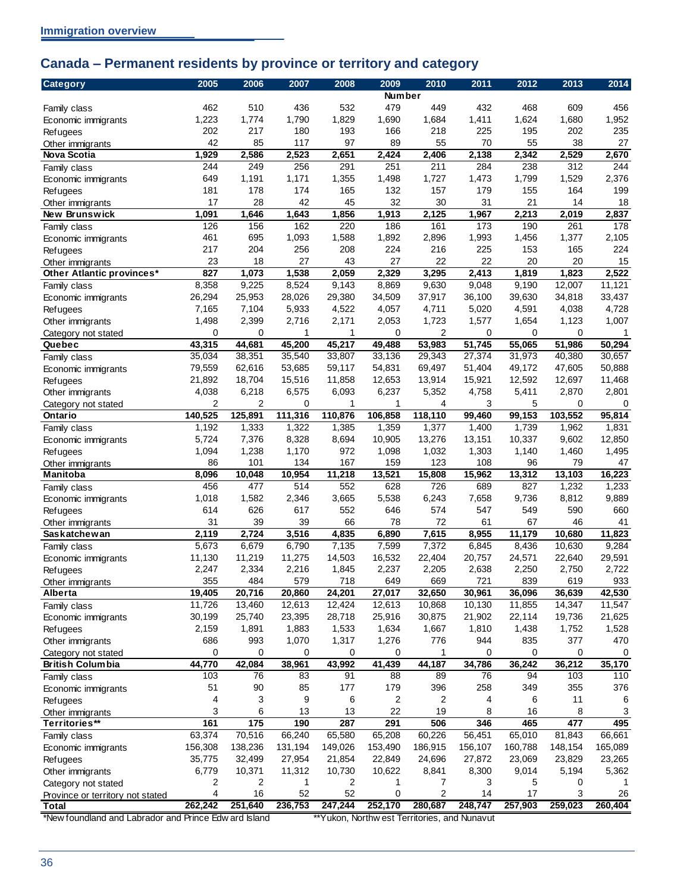## Immigration overview

# Canada – Permanent residents by province or territory and category

| Category | 2005 | 2006 | 2007 | 2008 | 2009 | 2010 | 2011 | 2012 | 2013 | 2014 |
|---|---|---|---|---|---|---|---|---|---|---|
| | | | | | Number | | | | | |
| Family class | 462 | 510 | 436 | 532 | 479 | 449 | 432 | 468 | 609 | 456 |
| Economic immigrants | 1,223 | 1,774 | 1,790 | 1,829 | 1,690 | 1,684 | 1,411 | 1,624 | 1,680 | 1,952 |
| Refugees | 202 | 217 | 180 | 193 | 166 | 218 | 225 | 195 | 202 | 235 |
| Other immigrants | 42 | 85 | 117 | 97 | 89 | 55 | 70 | 55 | 38 | 27 |
| **Nova Scotia** | **1,929** | **2,586** | **2,523** | **2,651** | **2,424** | **2,406** | **2,138** | **2,342** | **2,529** | **2,670** |
| Family class | 244 | 249 | 256 | 291 | 251 | 211 | 284 | 238 | 312 | 244 |
| Economic immigrants | 649 | 1,191 | 1,171 | 1,355 | 1,498 | 1,727 | 1,473 | 1,799 | 1,529 | 2,376 |
| Refugees | 181 | 178 | 174 | 165 | 132 | 157 | 179 | 155 | 164 | 199 |
| Other immigrants | 17 | 28 | 42 | 45 | 32 | 30 | 31 | 21 | 14 | 18 |
| **New Brunswick** | **1,091** | **1,646** | **1,643** | **1,856** | **1,913** | **2,125** | **1,967** | **2,213** | **2,019** | **2,837** |
| Family class | 126 | 156 | 162 | 220 | 186 | 161 | 173 | 190 | 261 | 178 |
| Economic immigrants | 461 | 695 | 1,093 | 1,588 | 1,892 | 2,896 | 1,993 | 1,456 | 1,377 | 2,105 |
| Refugees | 217 | 204 | 256 | 208 | 224 | 216 | 225 | 153 | 165 | 224 |
| Other immigrants | 23 | 18 | 27 | 43 | 27 | 22 | 22 | 20 | 20 | 15 |
| **Other Atlantic provinces*** | **827** | **1,073** | **1,538** | **2,059** | **2,329** | **3,295** | **2,413** | **1,819** | **1,823** | **2,522** |
| Family class | 8,358 | 9,225 | 8,524 | 9,143 | 8,869 | 9,630 | 9,048 | 9,190 | 12,007 | 11,121 |
| Economic immigrants | 26,294 | 25,953 | 28,026 | 29,380 | 34,509 | 37,917 | 36,100 | 39,630 | 34,818 | 33,437 |
| Refugees | 7,165 | 7,104 | 5,933 | 4,522 | 4,057 | 4,711 | 5,020 | 4,591 | 4,038 | 4,728 |
| Other immigrants | 1,498 | 2,399 | 2,716 | 2,171 | 2,053 | 1,723 | 1,577 | 1,654 | 1,123 | 1,007 |
| Category not stated | 0 | 0 | 1 | 1 | 0 | 2 | 0 | 0 | 0 | 1 |
| **Quebec** | **43,315** | **44,681** | **45,200** | **45,217** | **49,488** | **53,983** | **51,745** | **55,065** | **51,986** | **50,294** |
| Family class | 35,034 | 38,351 | 35,540 | 33,807 | 33,136 | 29,343 | 27,374 | 31,973 | 40,380 | 30,657 |
| Economic immigrants | 79,559 | 62,616 | 53,685 | 59,117 | 54,831 | 69,497 | 51,404 | 49,172 | 47,605 | 50,888 |
| Refugees | 21,892 | 18,704 | 15,516 | 11,858 | 12,653 | 13,914 | 15,921 | 12,592 | 12,697 | 11,468 |
| Other immigrants | 4,038 | 6,218 | 6,575 | 6,093 | 6,237 | 5,352 | 4,758 | 5,411 | 2,870 | 2,801 |
| Category not stated | 2 | 2 | 0 | 1 | 1 | 4 | 3 | 5 | 0 | 0 |
| **Ontario** | **140,525** | **125,891** | **111,316** | **110,876** | **106,858** | **118,110** | **99,460** | **99,153** | **103,552** | **95,814** |
| Family class | 1,192 | 1,333 | 1,322 | 1,385 | 1,359 | 1,377 | 1,400 | 1,739 | 1,962 | 1,831 |
| Economic immigrants | 5,724 | 7,376 | 8,328 | 8,694 | 10,905 | 13,276 | 13,151 | 10,337 | 9,602 | 12,850 |
| Refugees | 1,094 | 1,238 | 1,170 | 972 | 1,098 | 1,032 | 1,303 | 1,140 | 1,460 | 1,495 |
| Other immigrants | 86 | 101 | 134 | 167 | 159 | 123 | 108 | 96 | 79 | 47 |
| **Manitoba** | **8,096** | **10,048** | **10,954** | **11,218** | **13,521** | **15,808** | **15,962** | **13,312** | **13,103** | **16,223** |
| Family class | 456 | 477 | 514 | 552 | 628 | 726 | 689 | 827 | 1,232 | 1,233 |
| Economic immigrants | 1,018 | 1,582 | 2,346 | 3,665 | 5,538 | 6,243 | 7,658 | 9,736 | 8,812 | 9,889 |
| Refugees | 614 | 626 | 617 | 552 | 646 | 574 | 547 | 549 | 590 | 660 |
| Other immigrants | 31 | 39 | 39 | 66 | 78 | 72 | 61 | 67 | 46 | 41 |
| **Saskatchewan** | **2,119** | **2,724** | **3,516** | **4,835** | **6,890** | **7,615** | **8,955** | **11,179** | **10,680** | **11,823** |
| Family class | 5,673 | 6,679 | 6,790 | 7,135 | 7,599 | 7,372 | 6,845 | 8,436 | 10,630 | 9,284 |
| Economic immigrants | 11,130 | 11,219 | 11,275 | 14,503 | 16,532 | 22,404 | 20,757 | 24,571 | 22,640 | 29,591 |
| Refugees | 2,247 | 2,334 | 2,216 | 1,845 | 2,237 | 2,205 | 2,638 | 2,250 | 2,750 | 2,722 |
| Other immigrants | 355 | 484 | 579 | 718 | 649 | 669 | 721 | 839 | 619 | 933 |
| **Alberta** | **19,405** | **20,716** | **20,860** | **24,201** | **27,017** | **32,650** | **30,961** | **36,096** | **36,639** | **42,530** |
| Family class | 11,726 | 13,460 | 12,613 | 12,424 | 12,613 | 10,868 | 10,130 | 11,855 | 14,347 | 11,547 |
| Economic immigrants | 30,199 | 25,740 | 23,395 | 28,718 | 25,916 | 30,875 | 21,902 | 22,114 | 19,736 | 21,625 |
| Refugees | 2,159 | 1,891 | 1,883 | 1,533 | 1,634 | 1,667 | 1,810 | 1,438 | 1,752 | 1,528 |
| Other immigrants | 686 | 993 | 1,070 | 1,317 | 1,276 | 776 | 944 | 835 | 377 | 470 |
| Category not stated | 0 | 0 | 0 | 0 | 0 | 1 | 0 | 0 | 0 | 0 |
| **British Columbia** | **44,770** | **42,084** | **38,961** | **43,992** | **41,439** | **44,187** | **34,786** | **36,242** | **36,212** | **35,170** |
| Family class | 103 | 76 | 83 | 91 | 88 | 89 | 76 | 94 | 103 | 110 |
| Economic immigrants | 51 | 90 | 85 | 177 | 179 | 396 | 258 | 349 | 355 | 376 |
| Refugees | 4 | 3 | 9 | 6 | 2 | 2 | 4 | 6 | 11 | 6 |
| Other immigrants | 3 | 6 | 13 | 13 | 22 | 19 | 8 | 16 | 8 | 3 |
| **Territories**** | **161** | **175** | **190** | **287** | **291** | **506** | **346** | **465** | **477** | **495** |
| Family class | 63,374 | 70,516 | 66,240 | 65,580 | 65,208 | 60,226 | 56,451 | 65,010 | 81,843 | 66,661 |
| Economic immigrants | 156,308 | 138,236 | 131,194 | 149,026 | 153,490 | 186,915 | 156,107 | 160,788 | 148,154 | 165,089 |
| Refugees | 35,775 | 32,499 | 27,954 | 21,854 | 22,849 | 24,696 | 27,872 | 23,069 | 23,829 | 23,265 |
| Other immigrants | 6,779 | 10,371 | 11,312 | 10,730 | 10,622 | 8,841 | 8,300 | 9,014 | 5,194 | 5,362 |
| Category not stated | 2 | 2 | 1 | 2 | 1 | 7 | 3 | 5 | 0 | 1 |
| Province or territory not stated | 4 | 16 | 52 | 52 | 0 | 2 | 14 | 17 | 3 | 26 |
| **Total** | **262,242** | **251,640** | **236,753** | **247,244** | **252,170** | **280,687** | **248,747** | **257,903** | **259,023** | **260,404** |

*Newfoundland and Labrador and Prince Edward Island

**Yukon, Northwest Territories, and Nunavut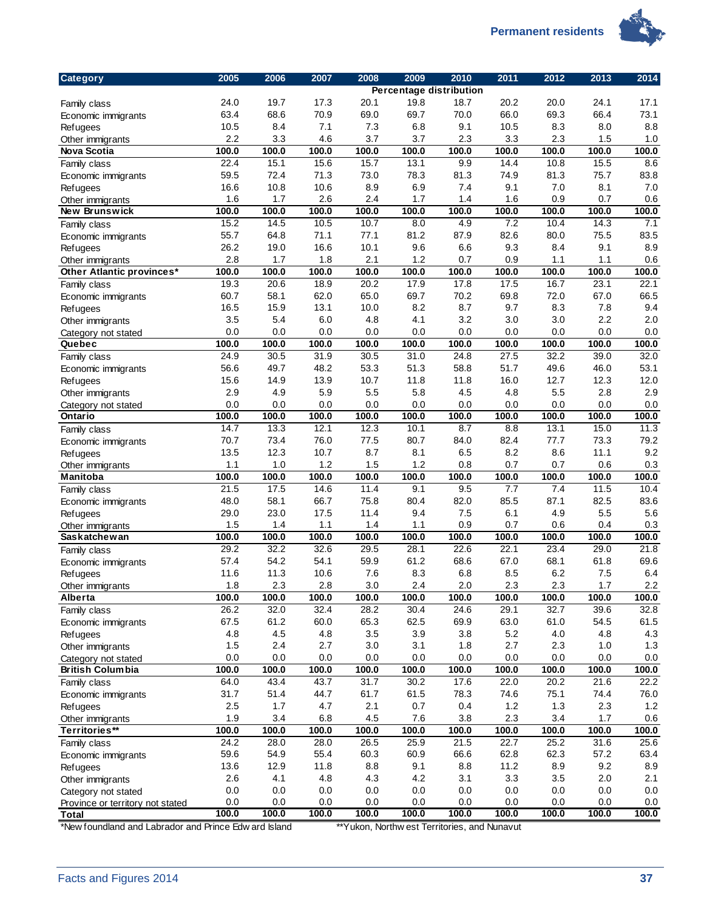| Category | 2005 | 2006 | 2007 | 2008 | 2009 | 2010 | 2011 | 2012 | 2013 | 2014 |
|---|---|---|---|---|---|---|---|---|---|---|
| | Percentage distribution | | | | | | | | | |
| Family class | 24.0 | 19.7 | 17.3 | 20.1 | 19.8 | 18.7 | 20.2 | 20.0 | 24.1 | 17.1 |
| Economic immigrants | 63.4 | 68.6 | 70.9 | 69.0 | 69.7 | 70.0 | 66.0 | 69.3 | 66.4 | 73.1 |
| Refugees | 10.5 | 8.4 | 7.1 | 7.3 | 6.8 | 9.1 | 10.5 | 8.3 | 8.0 | 8.8 |
| Other immigrants | 2.2 | 3.3 | 4.6 | 3.7 | 3.7 | 2.3 | 3.3 | 2.3 | 1.5 | 1.0 |
| **Nova Scotia** | **100.0** | **100.0** | **100.0** | **100.0** | **100.0** | **100.0** | **100.0** | **100.0** | **100.0** | **100.0** |
| Family class | 22.4 | 15.1 | 15.6 | 15.7 | 13.1 | 9.9 | 14.4 | 10.8 | 15.5 | 8.6 |
| Economic immigrants | 59.5 | 72.4 | 71.3 | 73.0 | 78.3 | 81.3 | 74.9 | 81.3 | 75.7 | 83.8 |
| Refugees | 16.6 | 10.8 | 10.6 | 8.9 | 6.9 | 7.4 | 9.1 | 7.0 | 8.1 | 7.0 |
| Other immigrants | 1.6 | 1.7 | 2.6 | 2.4 | 1.7 | 1.4 | 1.6 | 0.9 | 0.7 | 0.6 |
| **New Brunswick** | **100.0** | **100.0** | **100.0** | **100.0** | **100.0** | **100.0** | **100.0** | **100.0** | **100.0** | **100.0** |
| Family class | 15.2 | 14.5 | 10.5 | 10.7 | 8.0 | 4.9 | 7.2 | 10.4 | 14.3 | 7.1 |
| Economic immigrants | 55.7 | 64.8 | 71.1 | 77.1 | 81.2 | 87.9 | 82.6 | 80.0 | 75.5 | 83.5 |
| Refugees | 26.2 | 19.0 | 16.6 | 10.1 | 9.6 | 6.6 | 9.3 | 8.4 | 9.1 | 8.9 |
| Other immigrants | 2.8 | 1.7 | 1.8 | 2.1 | 1.2 | 0.7 | 0.9 | 1.1 | 1.1 | 0.6 |
| **Other Atlantic provinces*** | **100.0** | **100.0** | **100.0** | **100.0** | **100.0** | **100.0** | **100.0** | **100.0** | **100.0** | **100.0** |
| Family class | 19.3 | 20.6 | 18.9 | 20.2 | 17.9 | 17.8 | 17.5 | 16.7 | 23.1 | 22.1 |
| Economic immigrants | 60.7 | 58.1 | 62.0 | 65.0 | 69.7 | 70.2 | 69.8 | 72.0 | 67.0 | 66.5 |
| Refugees | 16.5 | 15.9 | 13.1 | 10.0 | 8.2 | 8.7 | 9.7 | 8.3 | 7.8 | 9.4 |
| Other immigrants | 3.5 | 5.4 | 6.0 | 4.8 | 4.1 | 3.2 | 3.0 | 3.0 | 2.2 | 2.0 |
| Category not stated | 0.0 | 0.0 | 0.0 | 0.0 | 0.0 | 0.0 | 0.0 | 0.0 | 0.0 | 0.0 |
| **Quebec** | **100.0** | **100.0** | **100.0** | **100.0** | **100.0** | **100.0** | **100.0** | **100.0** | **100.0** | **100.0** |
| Family class | 24.9 | 30.5 | 31.9 | 30.5 | 31.0 | 24.8 | 27.5 | 32.2 | 39.0 | 32.0 |
| Economic immigrants | 56.6 | 49.7 | 48.2 | 53.3 | 51.3 | 58.8 | 51.7 | 49.6 | 46.0 | 53.1 |
| Refugees | 15.6 | 14.9 | 13.9 | 10.7 | 11.8 | 11.8 | 16.0 | 12.7 | 12.3 | 12.0 |
| Other immigrants | 2.9 | 4.9 | 5.9 | 5.5 | 5.8 | 4.5 | 4.8 | 5.5 | 2.8 | 2.9 |
| Category not stated | 0.0 | 0.0 | 0.0 | 0.0 | 0.0 | 0.0 | 0.0 | 0.0 | 0.0 | 0.0 |
| **Ontario** | **100.0** | **100.0** | **100.0** | **100.0** | **100.0** | **100.0** | **100.0** | **100.0** | **100.0** | **100.0** |
| Family class | 14.7 | 13.3 | 12.1 | 12.3 | 10.1 | 8.7 | 8.8 | 13.1 | 15.0 | 11.3 |
| Economic immigrants | 70.7 | 73.4 | 76.0 | 77.5 | 80.7 | 84.0 | 82.4 | 77.7 | 73.3 | 79.2 |
| Refugees | 13.5 | 12.3 | 10.7 | 8.7 | 8.1 | 6.5 | 8.2 | 8.6 | 11.1 | 9.2 |
| Other immigrants | 1.1 | 1.0 | 1.2 | 1.5 | 1.2 | 0.8 | 0.7 | 0.7 | 0.6 | 0.3 |
| **Manitoba** | **100.0** | **100.0** | **100.0** | **100.0** | **100.0** | **100.0** | **100.0** | **100.0** | **100.0** | **100.0** |
| Family class | 21.5 | 17.5 | 14.6 | 11.4 | 9.1 | 9.5 | 7.7 | 7.4 | 11.5 | 10.4 |
| Economic immigrants | 48.0 | 58.1 | 66.7 | 75.8 | 80.4 | 82.0 | 85.5 | 87.1 | 82.5 | 83.6 |
| Refugees | 29.0 | 23.0 | 17.5 | 11.4 | 9.4 | 7.5 | 6.1 | 4.9 | 5.5 | 5.6 |
| Other immigrants | 1.5 | 1.4 | 1.1 | 1.4 | 1.1 | 0.9 | 0.7 | 0.6 | 0.4 | 0.3 |
| **Saskatchewan** | **100.0** | **100.0** | **100.0** | **100.0** | **100.0** | **100.0** | **100.0** | **100.0** | **100.0** | **100.0** |
| Family class | 29.2 | 32.2 | 32.6 | 29.5 | 28.1 | 22.6 | 22.1 | 23.4 | 29.0 | 21.8 |
| Economic immigrants | 57.4 | 54.2 | 54.1 | 59.9 | 61.2 | 68.6 | 67.0 | 68.1 | 61.8 | 69.6 |
| Refugees | 11.6 | 11.3 | 10.6 | 7.6 | 8.3 | 6.8 | 8.5 | 6.2 | 7.5 | 6.4 |
| Other immigrants | 1.8 | 2.3 | 2.8 | 3.0 | 2.4 | 2.0 | 2.3 | 2.3 | 1.7 | 2.2 |
| **Alberta** | **100.0** | **100.0** | **100.0** | **100.0** | **100.0** | **100.0** | **100.0** | **100.0** | **100.0** | **100.0** |
| Family class | 26.2 | 32.0 | 32.4 | 28.2 | 30.4 | 24.6 | 29.1 | 32.7 | 39.6 | 32.8 |
| Economic immigrants | 67.5 | 61.2 | 60.0 | 65.3 | 62.5 | 69.9 | 63.0 | 61.0 | 54.5 | 61.5 |
| Refugees | 4.8 | 4.5 | 4.8 | 3.5 | 3.9 | 3.8 | 5.2 | 4.0 | 4.8 | 4.3 |
| Other immigrants | 1.5 | 2.4 | 2.7 | 3.0 | 3.1 | 1.8 | 2.7 | 2.3 | 1.0 | 1.3 |
| Category not stated | 0.0 | 0.0 | 0.0 | 0.0 | 0.0 | 0.0 | 0.0 | 0.0 | 0.0 | 0.0 |
| **British Columbia** | **100.0** | **100.0** | **100.0** | **100.0** | **100.0** | **100.0** | **100.0** | **100.0** | **100.0** | **100.0** |
| Family class | 64.0 | 43.4 | 43.7 | 31.7 | 30.2 | 17.6 | 22.0 | 20.2 | 21.6 | 22.2 |
| Economic immigrants | 31.7 | 51.4 | 44.7 | 61.7 | 61.5 | 78.3 | 74.6 | 75.1 | 74.4 | 76.0 |
| Refugees | 2.5 | 1.7 | 4.7 | 2.1 | 0.7 | 0.4 | 1.2 | 1.3 | 2.3 | 1.2 |
| Other immigrants | 1.9 | 3.4 | 6.8 | 4.5 | 7.6 | 3.8 | 2.3 | 3.4 | 1.7 | 0.6 |
| **Territories**** | **100.0** | **100.0** | **100.0** | **100.0** | **100.0** | **100.0** | **100.0** | **100.0** | **100.0** | **100.0** |
| Family class | 24.2 | 28.0 | 28.0 | 26.5 | 25.9 | 21.5 | 22.7 | 25.2 | 31.6 | 25.6 |
| Economic immigrants | 59.6 | 54.9 | 55.4 | 60.3 | 60.9 | 66.6 | 62.8 | 62.3 | 57.2 | 63.4 |
| Refugees | 13.6 | 12.9 | 11.8 | 8.8 | 9.1 | 8.8 | 11.2 | 8.9 | 9.2 | 8.9 |
| Other immigrants | 2.6 | 4.1 | 4.8 | 4.3 | 4.2 | 3.1 | 3.3 | 3.5 | 2.0 | 2.1 |
| Category not stated | 0.0 | 0.0 | 0.0 | 0.0 | 0.0 | 0.0 | 0.0 | 0.0 | 0.0 | 0.0 |
| Province or territory not stated | 0.0 | 0.0 | 0.0 | 0.0 | 0.0 | 0.0 | 0.0 | 0.0 | 0.0 | 0.0 |
| **Total** | **100.0** | **100.0** | **100.0** | **100.0** | **100.0** | **100.0** | **100.0** | **100.0** | **100.0** | **100.0** |

*Newfoundland and Labrador and Prince Edward Island

**Yukon, Northwest Territories, and Nunavut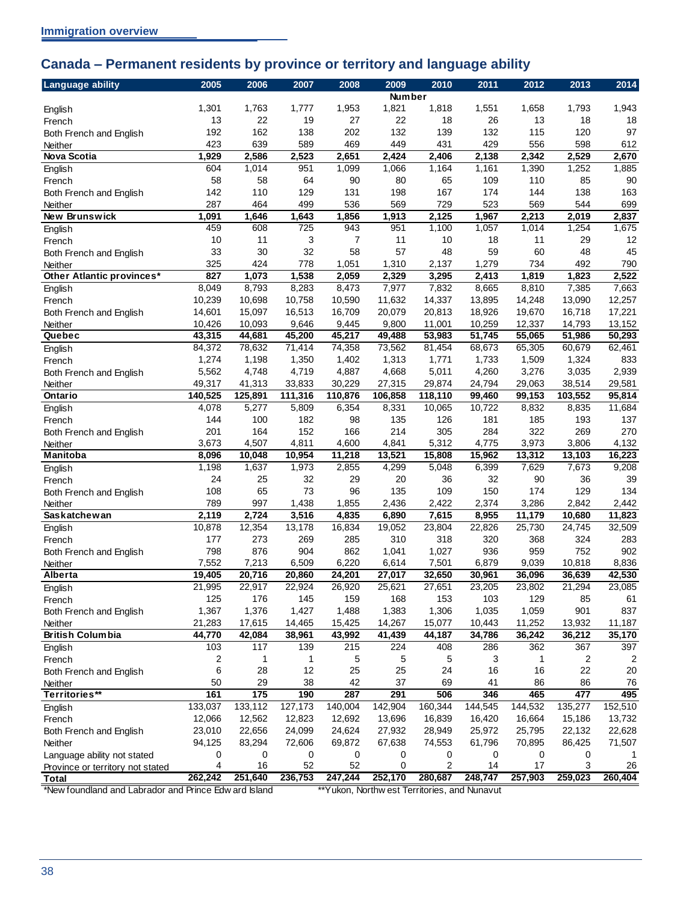Immigration overview

## Canada – Permanent residents by province or territory and language ability

| Language ability | 2005 | 2006 | 2007 | 2008 | 2009 | 2010 | 2011 | 2012 | 2013 | 2014 |
|---|---|---|---|---|---|---|---|---|---|---|
| | | | | | Number | | | | | |
| English | 1,301 | 1,763 | 1,777 | 1,953 | 1,821 | 1,818 | 1,551 | 1,658 | 1,793 | 1,943 |
| French | 13 | 22 | 19 | 27 | 22 | 18 | 26 | 13 | 18 | 18 |
| Both French and English | 192 | 162 | 138 | 202 | 132 | 139 | 132 | 115 | 120 | 97 |
| Neither | 423 | 639 | 589 | 469 | 449 | 431 | 429 | 556 | 598 | 612 |
| **Nova Scotia** | **1,929** | **2,586** | **2,523** | **2,651** | **2,424** | **2,406** | **2,138** | **2,342** | **2,529** | **2,670** |
| English | 604 | 1,014 | 951 | 1,099 | 1,066 | 1,164 | 1,161 | 1,390 | 1,252 | 1,885 |
| French | 58 | 58 | 64 | 90 | 80 | 65 | 109 | 110 | 85 | 90 |
| Both French and English | 142 | 110 | 129 | 131 | 198 | 167 | 174 | 144 | 138 | 163 |
| Neither | 287 | 464 | 499 | 536 | 569 | 729 | 523 | 569 | 544 | 699 |
| **New Brunswick** | **1,091** | **1,646** | **1,643** | **1,856** | **1,913** | **2,125** | **1,967** | **2,213** | **2,019** | **2,837** |
| English | 459 | 608 | 725 | 943 | 951 | 1,100 | 1,057 | 1,014 | 1,254 | 1,675 |
| French | 10 | 11 | 3 | 7 | 11 | 10 | 18 | 11 | 29 | 12 |
| Both French and English | 33 | 30 | 32 | 58 | 57 | 48 | 59 | 60 | 48 | 45 |
| Neither | 325 | 424 | 778 | 1,051 | 1,310 | 2,137 | 1,279 | 734 | 492 | 790 |
| **Other Atlantic provinces*** | **827** | **1,073** | **1,538** | **2,059** | **2,329** | **3,295** | **2,413** | **1,819** | **1,823** | **2,522** |
| English | 8,049 | 8,793 | 8,283 | 8,473 | 7,977 | 7,832 | 8,665 | 8,810 | 7,385 | 7,663 |
| French | 10,239 | 10,698 | 10,758 | 10,590 | 11,632 | 14,337 | 13,895 | 14,248 | 13,090 | 12,257 |
| Both French and English | 14,601 | 15,097 | 16,513 | 16,709 | 20,079 | 20,813 | 18,926 | 19,670 | 16,718 | 17,221 |
| Neither | 10,426 | 10,093 | 9,646 | 9,445 | 9,800 | 11,001 | 10,259 | 12,337 | 14,793 | 13,152 |
| **Quebec** | **43,315** | **44,681** | **45,200** | **45,217** | **49,488** | **53,983** | **51,745** | **55,065** | **51,986** | **50,293** |
| English | 84,372 | 78,632 | 71,414 | 74,358 | 73,562 | 81,454 | 68,673 | 65,305 | 60,679 | 62,461 |
| French | 1,274 | 1,198 | 1,350 | 1,402 | 1,313 | 1,771 | 1,733 | 1,509 | 1,324 | 833 |
| Both French and English | 5,562 | 4,748 | 4,719 | 4,887 | 4,668 | 5,011 | 4,260 | 3,276 | 3,035 | 2,939 |
| Neither | 49,317 | 41,313 | 33,833 | 30,229 | 27,315 | 29,874 | 24,794 | 29,063 | 38,514 | 29,581 |
| **Ontario** | **140,525** | **125,891** | **111,316** | **110,876** | **106,858** | **118,110** | **99,460** | **99,153** | **103,552** | **95,814** |
| English | 4,078 | 5,277 | 5,809 | 6,354 | 8,331 | 10,065 | 10,722 | 8,832 | 8,835 | 11,684 |
| French | 144 | 100 | 182 | 98 | 135 | 126 | 181 | 185 | 193 | 137 |
| Both French and English | 201 | 164 | 152 | 166 | 214 | 305 | 284 | 322 | 269 | 270 |
| Neither | 3,673 | 4,507 | 4,811 | 4,600 | 4,841 | 5,312 | 4,775 | 3,973 | 3,806 | 4,132 |
| **Manitoba** | **8,096** | **10,048** | **10,954** | **11,218** | **13,521** | **15,808** | **15,962** | **13,312** | **13,103** | **16,223** |
| English | 1,198 | 1,637 | 1,973 | 2,855 | 4,299 | 5,048 | 6,399 | 7,629 | 7,673 | 9,208 |
| French | 24 | 25 | 32 | 29 | 20 | 36 | 32 | 90 | 36 | 39 |
| Both French and English | 108 | 65 | 73 | 96 | 135 | 109 | 150 | 174 | 129 | 134 |
| Neither | 789 | 997 | 1,438 | 1,855 | 2,436 | 2,422 | 2,374 | 3,286 | 2,842 | 2,442 |
| **Saskatchewan** | **2,119** | **2,724** | **3,516** | **4,835** | **6,890** | **7,615** | **8,955** | **11,179** | **10,680** | **11,823** |
| English | 10,878 | 12,354 | 13,178 | 16,834 | 19,052 | 23,804 | 22,826 | 25,730 | 24,745 | 32,509 |
| French | 177 | 273 | 269 | 285 | 310 | 318 | 320 | 368 | 324 | 283 |
| Both French and English | 798 | 876 | 904 | 862 | 1,041 | 1,027 | 936 | 959 | 752 | 902 |
| Neither | 7,552 | 7,213 | 6,509 | 6,220 | 6,614 | 7,501 | 6,879 | 9,039 | 10,818 | 8,836 |
| **Alberta** | **19,405** | **20,716** | **20,860** | **24,201** | **27,017** | **32,650** | **30,961** | **36,096** | **36,639** | **42,530** |
| English | 21,995 | 22,917 | 22,924 | 26,920 | 25,621 | 27,651 | 23,205 | 23,802 | 21,294 | 23,085 |
| French | 125 | 176 | 145 | 159 | 168 | 153 | 103 | 129 | 85 | 61 |
| Both French and English | 1,367 | 1,376 | 1,427 | 1,488 | 1,383 | 1,306 | 1,035 | 1,059 | 901 | 837 |
| Neither | 21,283 | 17,615 | 14,465 | 15,425 | 14,267 | 15,077 | 10,443 | 11,252 | 13,932 | 11,187 |
| **British Columbia** | **44,770** | **42,084** | **38,961** | **43,992** | **41,439** | **44,187** | **34,786** | **36,242** | **36,212** | **35,170** |
| English | 103 | 117 | 139 | 215 | 224 | 408 | 286 | 362 | 367 | 397 |
| French | 2 | 1 | 1 | 5 | 5 | 5 | 3 | 1 | 2 | 2 |
| Both French and English | 6 | 28 | 12 | 25 | 25 | 24 | 16 | 16 | 22 | 20 |
| Neither | 50 | 29 | 38 | 42 | 37 | 69 | 41 | 86 | 86 | 76 |
| **Territories**** | **161** | **175** | **190** | **287** | **291** | **506** | **346** | **465** | **477** | **495** |
| English | 133,037 | 133,112 | 127,173 | 140,004 | 142,904 | 160,344 | 144,545 | 144,532 | 135,277 | 152,510 |
| French | 12,066 | 12,562 | 12,823 | 12,692 | 13,696 | 16,839 | 16,420 | 16,664 | 15,186 | 13,732 |
| Both French and English | 23,010 | 22,656 | 24,099 | 24,624 | 27,932 | 28,949 | 25,972 | 25,795 | 22,132 | 22,628 |
| Neither | 94,125 | 83,294 | 72,606 | 69,872 | 67,638 | 74,553 | 61,796 | 70,895 | 86,425 | 71,507 |
| Language ability not stated | 0 | 0 | 0 | 0 | 0 | 0 | 0 | 0 | 0 | 1 |
| Province or territory not stated | 4 | 16 | 52 | 52 | 0 | 2 | 14 | 17 | 3 | 26 |
| **Total** | **262,242** | **251,640** | **236,753** | **247,244** | **252,170** | **280,687** | **248,747** | **257,903** | **259,023** | **260,404** |

*Newfoundland and Labrador and Prince Edward Island

**Yukon, Northwest Territories, and Nunavut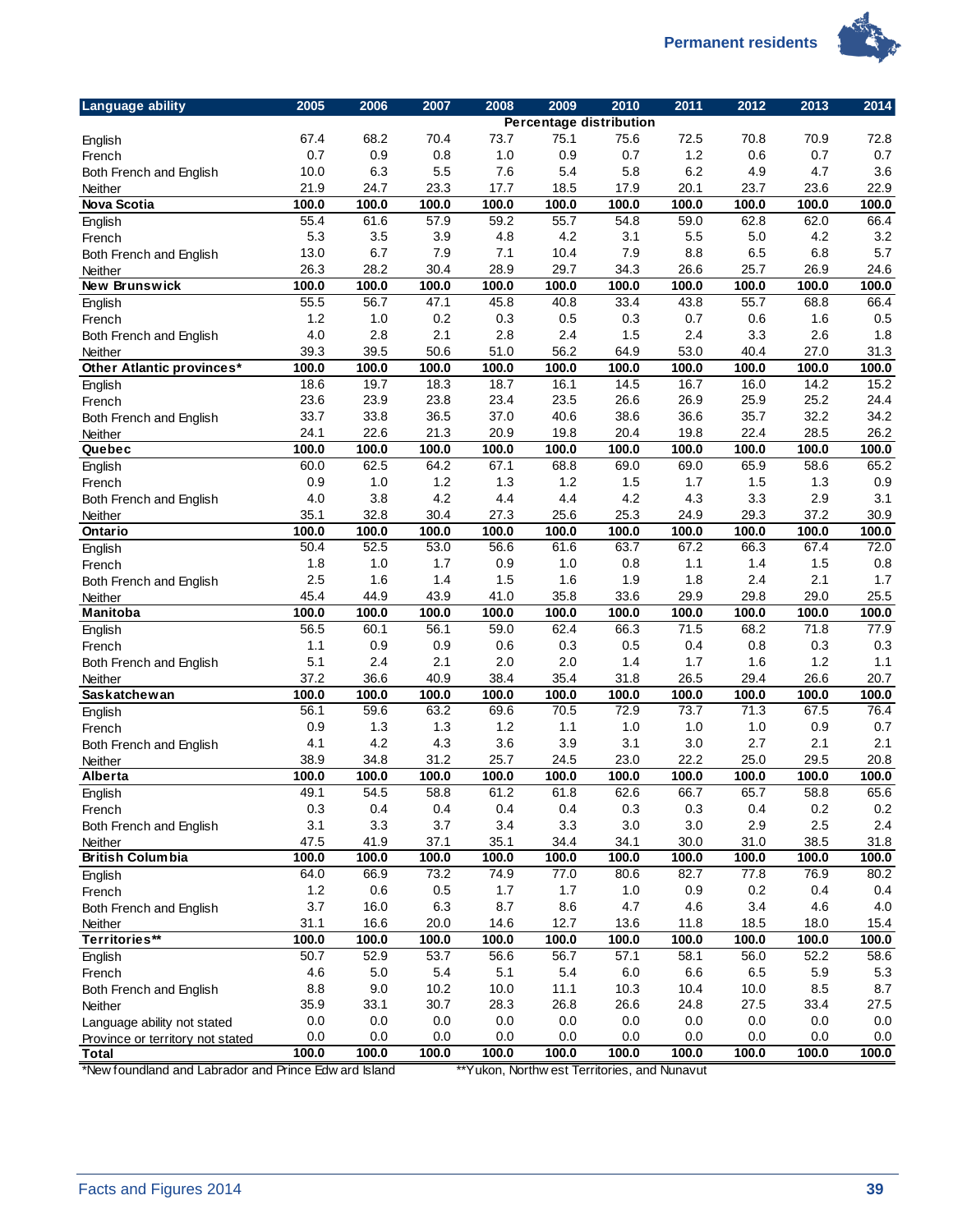| Language ability | 2005 | 2006 | 2007 | 2008 | 2009 | 2010 | 2011 | 2012 | 2013 | 2014 |
|---|---|---|---|---|---|---|---|---|---|---|
| | Percentage distribution | | | | | | | | | |
| English | 67.4 | 68.2 | 70.4 | 73.7 | 75.1 | 75.6 | 72.5 | 70.8 | 70.9 | 72.8 |
| French | 0.7 | 0.9 | 0.8 | 1.0 | 0.9 | 0.7 | 1.2 | 0.6 | 0.7 | 0.7 |
| Both French and English | 10.0 | 6.3 | 5.5 | 7.6 | 5.4 | 5.8 | 6.2 | 4.9 | 4.7 | 3.6 |
| Neither | 21.9 | 24.7 | 23.3 | 17.7 | 18.5 | 17.9 | 20.1 | 23.7 | 23.6 | 22.9 |
| **Nova Scotia** | **100.0** | **100.0** | **100.0** | **100.0** | **100.0** | **100.0** | **100.0** | **100.0** | **100.0** | **100.0** |
| English | 55.4 | 61.6 | 57.9 | 59.2 | 55.7 | 54.8 | 59.0 | 62.8 | 62.0 | 66.4 |
| French | 5.3 | 3.5 | 3.9 | 4.8 | 4.2 | 3.1 | 5.5 | 5.0 | 4.2 | 3.2 |
| Both French and English | 13.0 | 6.7 | 7.9 | 7.1 | 10.4 | 7.9 | 8.8 | 6.5 | 6.8 | 5.7 |
| Neither | 26.3 | 28.2 | 30.4 | 28.9 | 29.7 | 34.3 | 26.6 | 25.7 | 26.9 | 24.6 |
| **New Brunswick** | **100.0** | **100.0** | **100.0** | **100.0** | **100.0** | **100.0** | **100.0** | **100.0** | **100.0** | **100.0** |
| English | 55.5 | 56.7 | 47.1 | 45.8 | 40.8 | 33.4 | 43.8 | 55.7 | 68.8 | 66.4 |
| French | 1.2 | 1.0 | 0.2 | 0.3 | 0.5 | 0.3 | 0.7 | 0.6 | 1.6 | 0.5 |
| Both French and English | 4.0 | 2.8 | 2.1 | 2.8 | 2.4 | 1.5 | 2.4 | 3.3 | 2.6 | 1.8 |
| Neither | 39.3 | 39.5 | 50.6 | 51.0 | 56.2 | 64.9 | 53.0 | 40.4 | 27.0 | 31.3 |
| **Other Atlantic provinces*** | **100.0** | **100.0** | **100.0** | **100.0** | **100.0** | **100.0** | **100.0** | **100.0** | **100.0** | **100.0** |
| English | 18.6 | 19.7 | 18.3 | 18.7 | 16.1 | 14.5 | 16.7 | 16.0 | 14.2 | 15.2 |
| French | 23.6 | 23.9 | 23.8 | 23.4 | 23.5 | 26.6 | 26.9 | 25.9 | 25.2 | 24.4 |
| Both French and English | 33.7 | 33.8 | 36.5 | 37.0 | 40.6 | 38.6 | 36.6 | 35.7 | 32.2 | 34.2 |
| Neither | 24.1 | 22.6 | 21.3 | 20.9 | 19.8 | 20.4 | 19.8 | 22.4 | 28.5 | 26.2 |
| **Quebec** | **100.0** | **100.0** | **100.0** | **100.0** | **100.0** | **100.0** | **100.0** | **100.0** | **100.0** | **100.0** |
| English | 60.0 | 62.5 | 64.2 | 67.1 | 68.8 | 69.0 | 69.0 | 65.9 | 58.6 | 65.2 |
| French | 0.9 | 1.0 | 1.2 | 1.3 | 1.2 | 1.5 | 1.7 | 1.5 | 1.3 | 0.9 |
| Both French and English | 4.0 | 3.8 | 4.2 | 4.4 | 4.4 | 4.2 | 4.3 | 3.3 | 2.9 | 3.1 |
| Neither | 35.1 | 32.8 | 30.4 | 27.3 | 25.6 | 25.3 | 24.9 | 29.3 | 37.2 | 30.9 |
| **Ontario** | **100.0** | **100.0** | **100.0** | **100.0** | **100.0** | **100.0** | **100.0** | **100.0** | **100.0** | **100.0** |
| English | 50.4 | 52.5 | 53.0 | 56.6 | 61.6 | 63.7 | 67.2 | 66.3 | 67.4 | 72.0 |
| French | 1.8 | 1.0 | 1.7 | 0.9 | 1.0 | 0.8 | 1.1 | 1.4 | 1.5 | 0.8 |
| Both French and English | 2.5 | 1.6 | 1.4 | 1.5 | 1.6 | 1.9 | 1.8 | 2.4 | 2.1 | 1.7 |
| Neither | 45.4 | 44.9 | 43.9 | 41.0 | 35.8 | 33.6 | 29.9 | 29.8 | 29.0 | 25.5 |
| **Manitoba** | **100.0** | **100.0** | **100.0** | **100.0** | **100.0** | **100.0** | **100.0** | **100.0** | **100.0** | **100.0** |
| English | 56.5 | 60.1 | 56.1 | 59.0 | 62.4 | 66.3 | 71.5 | 68.2 | 71.8 | 77.9 |
| French | 1.1 | 0.9 | 0.9 | 0.6 | 0.3 | 0.5 | 0.4 | 0.8 | 0.3 | 0.3 |
| Both French and English | 5.1 | 2.4 | 2.1 | 2.0 | 2.0 | 1.4 | 1.7 | 1.6 | 1.2 | 1.1 |
| Neither | 37.2 | 36.6 | 40.9 | 38.4 | 35.4 | 31.8 | 26.5 | 29.4 | 26.6 | 20.7 |
| **Saskatchewan** | **100.0** | **100.0** | **100.0** | **100.0** | **100.0** | **100.0** | **100.0** | **100.0** | **100.0** | **100.0** |
| English | 56.1 | 59.6 | 63.2 | 69.6 | 70.5 | 72.9 | 73.7 | 71.3 | 67.5 | 76.4 |
| French | 0.9 | 1.3 | 1.3 | 1.2 | 1.1 | 1.0 | 1.0 | 1.0 | 0.9 | 0.7 |
| Both French and English | 4.1 | 4.2 | 4.3 | 3.6 | 3.9 | 3.1 | 3.0 | 2.7 | 2.1 | 2.1 |
| Neither | 38.9 | 34.8 | 31.2 | 25.7 | 24.5 | 23.0 | 22.2 | 25.0 | 29.5 | 20.8 |
| **Alberta** | **100.0** | **100.0** | **100.0** | **100.0** | **100.0** | **100.0** | **100.0** | **100.0** | **100.0** | **100.0** |
| English | 49.1 | 54.5 | 58.8 | 61.2 | 61.8 | 62.6 | 66.7 | 65.7 | 58.8 | 65.6 |
| French | 0.3 | 0.4 | 0.4 | 0.4 | 0.4 | 0.3 | 0.3 | 0.4 | 0.2 | 0.2 |
| Both French and English | 3.1 | 3.3 | 3.7 | 3.4 | 3.3 | 3.0 | 3.0 | 2.9 | 2.5 | 2.4 |
| Neither | 47.5 | 41.9 | 37.1 | 35.1 | 34.4 | 34.1 | 30.0 | 31.0 | 38.5 | 31.8 |
| **British Columbia** | **100.0** | **100.0** | **100.0** | **100.0** | **100.0** | **100.0** | **100.0** | **100.0** | **100.0** | **100.0** |
| English | 64.0 | 66.9 | 73.2 | 74.9 | 77.0 | 80.6 | 82.7 | 77.8 | 76.9 | 80.2 |
| French | 1.2 | 0.6 | 0.5 | 1.7 | 1.7 | 1.0 | 0.9 | 0.2 | 0.4 | 0.4 |
| Both French and English | 3.7 | 16.0 | 6.3 | 8.7 | 8.6 | 4.7 | 4.6 | 3.4 | 4.6 | 4.0 |
| Neither | 31.1 | 16.6 | 20.0 | 14.6 | 12.7 | 13.6 | 11.8 | 18.5 | 18.0 | 15.4 |
| **Territories**** | **100.0** | **100.0** | **100.0** | **100.0** | **100.0** | **100.0** | **100.0** | **100.0** | **100.0** | **100.0** |
| English | 50.7 | 52.9 | 53.7 | 56.6 | 56.7 | 57.1 | 58.1 | 56.0 | 52.2 | 58.6 |
| French | 4.6 | 5.0 | 5.4 | 5.1 | 5.4 | 6.0 | 6.6 | 6.5 | 5.9 | 5.3 |
| Both French and English | 8.8 | 9.0 | 10.2 | 10.0 | 11.1 | 10.3 | 10.4 | 10.0 | 8.5 | 8.7 |
| Neither | 35.9 | 33.1 | 30.7 | 28.3 | 26.8 | 26.6 | 24.8 | 27.5 | 33.4 | 27.5 |
| Language ability not stated | 0.0 | 0.0 | 0.0 | 0.0 | 0.0 | 0.0 | 0.0 | 0.0 | 0.0 | 0.0 |
| Province or territory not stated | 0.0 | 0.0 | 0.0 | 0.0 | 0.0 | 0.0 | 0.0 | 0.0 | 0.0 | 0.0 |
| **Total** | **100.0** | **100.0** | **100.0** | **100.0** | **100.0** | **100.0** | **100.0** | **100.0** | **100.0** | **100.0** |

*Newfoundland and Labrador and Prince Edward Island

**Yukon, Northwest Territories, and Nunavut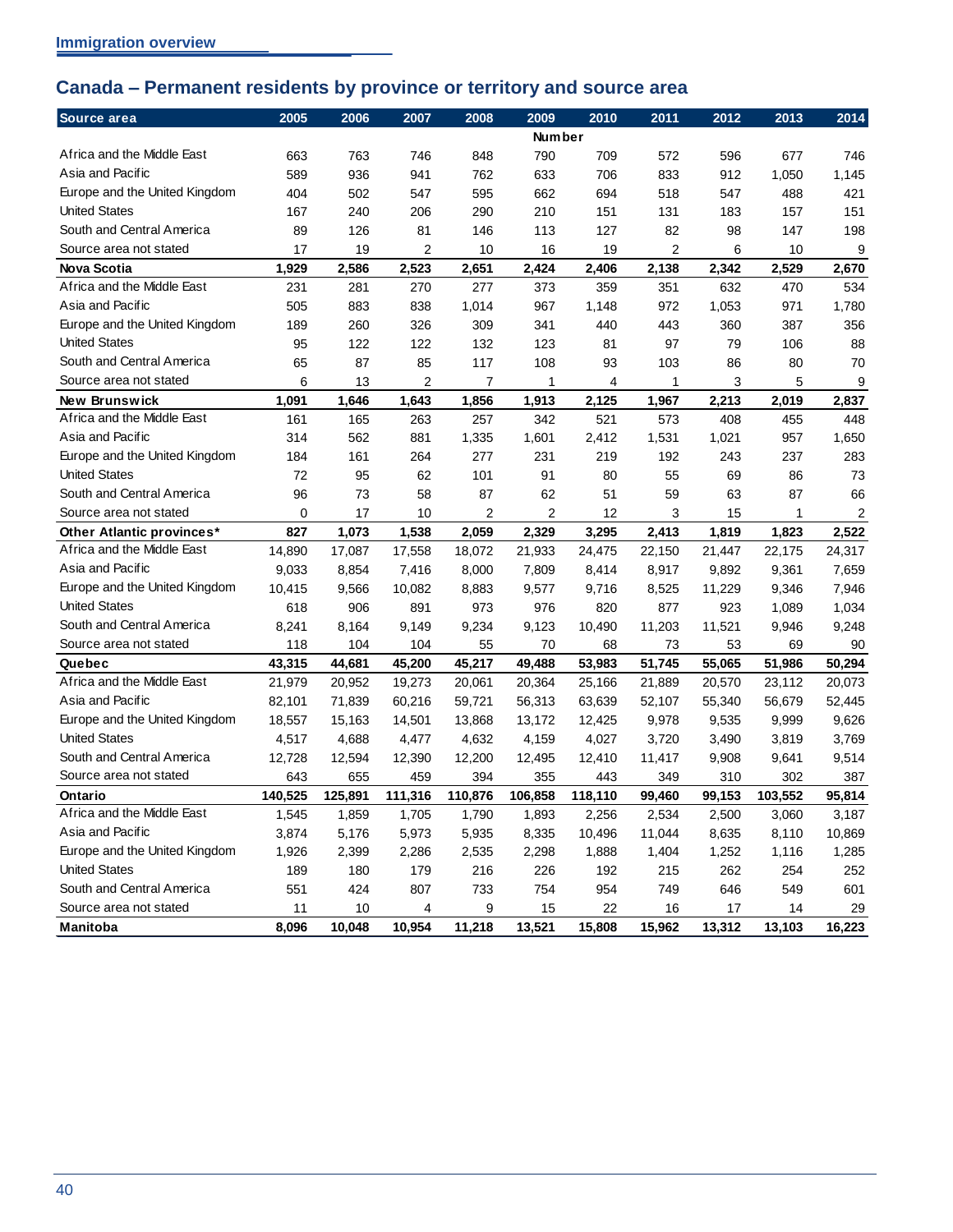## Canada – Permanent residents by province or territory and source area

| Source area | 2005 | 2006 | 2007 | 2008 | 2009 | 2010 | 2011 | 2012 | 2013 | 2014 |
|---|---|---|---|---|---|---|---|---|---|---|
| | | | | | Number | | | | | |
| Africa and the Middle East | 663 | 763 | 746 | 848 | 790 | 709 | 572 | 596 | 677 | 746 |
| Asia and Pacific | 589 | 936 | 941 | 762 | 633 | 706 | 833 | 912 | 1,050 | 1,145 |
| Europe and the United Kingdom | 404 | 502 | 547 | 595 | 662 | 694 | 518 | 547 | 488 | 421 |
| United States | 167 | 240 | 206 | 290 | 210 | 151 | 131 | 183 | 157 | 151 |
| South and Central America | 89 | 126 | 81 | 146 | 113 | 127 | 82 | 98 | 147 | 198 |
| Source area not stated | 17 | 19 | 2 | 10 | 16 | 19 | 2 | 6 | 10 | 9 |
| **Nova Scotia** | **1,929** | **2,586** | **2,523** | **2,651** | **2,424** | **2,406** | **2,138** | **2,342** | **2,529** | **2,670** |
| Africa and the Middle East | 231 | 281 | 270 | 277 | 373 | 359 | 351 | 632 | 470 | 534 |
| Asia and Pacific | 505 | 883 | 838 | 1,014 | 967 | 1,148 | 972 | 1,053 | 971 | 1,780 |
| Europe and the United Kingdom | 189 | 260 | 326 | 309 | 341 | 440 | 443 | 360 | 387 | 356 |
| United States | 95 | 122 | 122 | 132 | 123 | 81 | 97 | 79 | 106 | 88 |
| South and Central America | 65 | 87 | 85 | 117 | 108 | 93 | 103 | 86 | 80 | 70 |
| Source area not stated | 6 | 13 | 2 | 7 | 1 | 4 | 1 | 3 | 5 | 9 |
| **New Brunswick** | **1,091** | **1,646** | **1,643** | **1,856** | **1,913** | **2,125** | **1,967** | **2,213** | **2,019** | **2,837** |
| Africa and the Middle East | 161 | 165 | 263 | 257 | 342 | 521 | 573 | 408 | 455 | 448 |
| Asia and Pacific | 314 | 562 | 881 | 1,335 | 1,601 | 2,412 | 1,531 | 1,021 | 957 | 1,650 |
| Europe and the United Kingdom | 184 | 161 | 264 | 277 | 231 | 219 | 192 | 243 | 237 | 283 |
| United States | 72 | 95 | 62 | 101 | 91 | 80 | 55 | 69 | 86 | 73 |
| South and Central America | 96 | 73 | 58 | 87 | 62 | 51 | 59 | 63 | 87 | 66 |
| Source area not stated | 0 | 17 | 10 | 2 | 2 | 12 | 3 | 15 | 1 | 2 |
| **Other Atlantic provinces*** | **827** | **1,073** | **1,538** | **2,059** | **2,329** | **3,295** | **2,413** | **1,819** | **1,823** | **2,522** |
| Africa and the Middle East | 14,890 | 17,087 | 17,558 | 18,072 | 21,933 | 24,475 | 22,150 | 21,447 | 22,175 | 24,317 |
| Asia and Pacific | 9,033 | 8,854 | 7,416 | 8,000 | 7,809 | 8,414 | 8,917 | 9,892 | 9,361 | 7,659 |
| Europe and the United Kingdom | 10,415 | 9,566 | 10,082 | 8,883 | 9,577 | 9,716 | 8,525 | 11,229 | 9,346 | 7,946 |
| United States | 618 | 906 | 891 | 973 | 976 | 820 | 877 | 923 | 1,089 | 1,034 |
| South and Central America | 8,241 | 8,164 | 9,149 | 9,234 | 9,123 | 10,490 | 11,203 | 11,521 | 9,946 | 9,248 |
| Source area not stated | 118 | 104 | 104 | 55 | 70 | 68 | 73 | 53 | 69 | 90 |
| **Quebec** | **43,315** | **44,681** | **45,200** | **45,217** | **49,488** | **53,983** | **51,745** | **55,065** | **51,986** | **50,294** |
| Africa and the Middle East | 21,979 | 20,952 | 19,273 | 20,061 | 20,364 | 25,166 | 21,889 | 20,570 | 23,112 | 20,073 |
| Asia and Pacific | 82,101 | 71,839 | 60,216 | 59,721 | 56,313 | 63,639 | 52,107 | 55,340 | 56,679 | 52,445 |
| Europe and the United Kingdom | 18,557 | 15,163 | 14,501 | 13,868 | 13,172 | 12,425 | 9,978 | 9,535 | 9,999 | 9,626 |
| United States | 4,517 | 4,688 | 4,477 | 4,632 | 4,159 | 4,027 | 3,720 | 3,490 | 3,819 | 3,769 |
| South and Central America | 12,728 | 12,594 | 12,390 | 12,200 | 12,495 | 12,410 | 11,417 | 9,908 | 9,641 | 9,514 |
| Source area not stated | 643 | 655 | 459 | 394 | 355 | 443 | 349 | 310 | 302 | 387 |
| **Ontario** | **140,525** | **125,891** | **111,316** | **110,876** | **106,858** | **118,110** | **99,460** | **99,153** | **103,552** | **95,814** |
| Africa and the Middle East | 1,545 | 1,859 | 1,705 | 1,790 | 1,893 | 2,256 | 2,534 | 2,500 | 3,060 | 3,187 |
| Asia and Pacific | 3,874 | 5,176 | 5,973 | 5,935 | 8,335 | 10,496 | 11,044 | 8,635 | 8,110 | 10,869 |
| Europe and the United Kingdom | 1,926 | 2,399 | 2,286 | 2,535 | 2,298 | 1,888 | 1,404 | 1,252 | 1,116 | 1,285 |
| United States | 189 | 180 | 179 | 216 | 226 | 192 | 215 | 262 | 254 | 252 |
| South and Central America | 551 | 424 | 807 | 733 | 754 | 954 | 749 | 646 | 549 | 601 |
| Source area not stated | 11 | 10 | 4 | 9 | 15 | 22 | 16 | 17 | 14 | 29 |
| **Manitoba** | **8,096** | **10,048** | **10,954** | **11,218** | **13,521** | **15,808** | **15,962** | **13,312** | **13,103** | **16,223** |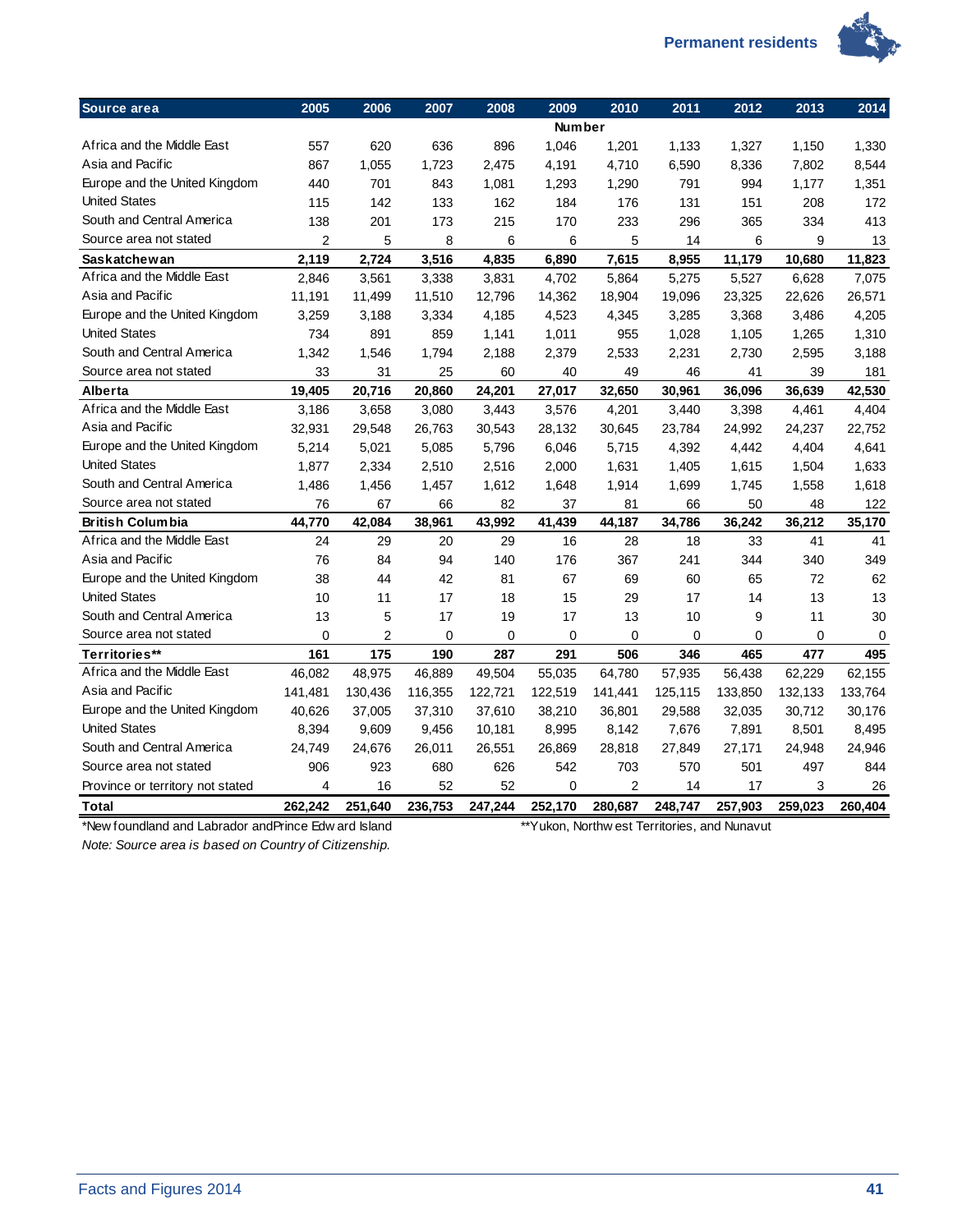| Source area | 2005 | 2006 | 2007 | 2008 | 2009 | 2010 | 2011 | 2012 | 2013 | 2014 |
|---|---|---|---|---|---|---|---|---|---|---|
| | | | | | Number | | | | | |
| Africa and the Middle East | 557 | 620 | 636 | 896 | 1,046 | 1,201 | 1,133 | 1,327 | 1,150 | 1,330 |
| Asia and Pacific | 867 | 1,055 | 1,723 | 2,475 | 4,191 | 4,710 | 6,590 | 8,336 | 7,802 | 8,544 |
| Europe and the United Kingdom | 440 | 701 | 843 | 1,081 | 1,293 | 1,290 | 791 | 994 | 1,177 | 1,351 |
| United States | 115 | 142 | 133 | 162 | 184 | 176 | 131 | 151 | 208 | 172 |
| South and Central America | 138 | 201 | 173 | 215 | 170 | 233 | 296 | 365 | 334 | 413 |
| Source area not stated | 2 | 5 | 8 | 6 | 6 | 5 | 14 | 6 | 9 | 13 |
| **Saskatchewan** | **2,119** | **2,724** | **3,516** | **4,835** | **6,890** | **7,615** | **8,955** | **11,179** | **10,680** | **11,823** |
| Africa and the Middle East | 2,846 | 3,561 | 3,338 | 3,831 | 4,702 | 5,864 | 5,275 | 5,527 | 6,628 | 7,075 |
| Asia and Pacific | 11,191 | 11,499 | 11,510 | 12,796 | 14,362 | 18,904 | 19,096 | 23,325 | 22,626 | 26,571 |
| Europe and the United Kingdom | 3,259 | 3,188 | 3,334 | 4,185 | 4,523 | 4,345 | 3,285 | 3,368 | 3,486 | 4,205 |
| United States | 734 | 891 | 859 | 1,141 | 1,011 | 955 | 1,028 | 1,105 | 1,265 | 1,310 |
| South and Central America | 1,342 | 1,546 | 1,794 | 2,188 | 2,379 | 2,533 | 2,231 | 2,730 | 2,595 | 3,188 |
| Source area not stated | 33 | 31 | 25 | 60 | 40 | 49 | 46 | 41 | 39 | 181 |
| **Alberta** | **19,405** | **20,716** | **20,860** | **24,201** | **27,017** | **32,650** | **30,961** | **36,096** | **36,639** | **42,530** |
| Africa and the Middle East | 3,186 | 3,658 | 3,080 | 3,443 | 3,576 | 4,201 | 3,440 | 3,398 | 4,461 | 4,404 |
| Asia and Pacific | 32,931 | 29,548 | 26,763 | 30,543 | 28,132 | 30,645 | 23,784 | 24,992 | 24,237 | 22,752 |
| Europe and the United Kingdom | 5,214 | 5,021 | 5,085 | 5,796 | 6,046 | 5,715 | 4,392 | 4,442 | 4,404 | 4,641 |
| United States | 1,877 | 2,334 | 2,510 | 2,516 | 2,000 | 1,631 | 1,405 | 1,615 | 1,504 | 1,633 |
| South and Central America | 1,486 | 1,456 | 1,457 | 1,612 | 1,648 | 1,914 | 1,699 | 1,745 | 1,558 | 1,618 |
| Source area not stated | 76 | 67 | 66 | 82 | 37 | 81 | 66 | 50 | 48 | 122 |
| **British Columbia** | **44,770** | **42,084** | **38,961** | **43,992** | **41,439** | **44,187** | **34,786** | **36,242** | **36,212** | **35,170** |
| Africa and the Middle East | 24 | 29 | 20 | 29 | 16 | 28 | 18 | 33 | 41 | 41 |
| Asia and Pacific | 76 | 84 | 94 | 140 | 176 | 367 | 241 | 344 | 340 | 349 |
| Europe and the United Kingdom | 38 | 44 | 42 | 81 | 67 | 69 | 60 | 65 | 72 | 62 |
| United States | 10 | 11 | 17 | 18 | 15 | 29 | 17 | 14 | 13 | 13 |
| South and Central America | 13 | 5 | 17 | 19 | 17 | 13 | 10 | 9 | 11 | 30 |
| Source area not stated | 0 | 2 | 0 | 0 | 0 | 0 | 0 | 0 | 0 | 0 |
| **Territories**** | **161** | **175** | **190** | **287** | **291** | **506** | **346** | **465** | **477** | **495** |
| Africa and the Middle East | 46,082 | 48,975 | 46,889 | 49,504 | 55,035 | 64,780 | 57,935 | 56,438 | 62,229 | 62,155 |
| Asia and Pacific | 141,481 | 130,436 | 116,355 | 122,721 | 122,519 | 141,441 | 125,115 | 133,850 | 132,133 | 133,764 |
| Europe and the United Kingdom | 40,626 | 37,005 | 37,310 | 37,610 | 38,210 | 36,801 | 29,588 | 32,035 | 30,712 | 30,176 |
| United States | 8,394 | 9,609 | 9,456 | 10,181 | 8,995 | 8,142 | 7,676 | 7,891 | 8,501 | 8,495 |
| South and Central America | 24,749 | 24,676 | 26,011 | 26,551 | 26,869 | 28,818 | 27,849 | 27,171 | 24,948 | 24,946 |
| Source area not stated | 906 | 923 | 680 | 626 | 542 | 703 | 570 | 501 | 497 | 844 |
| Province or territory not stated | 4 | 16 | 52 | 52 | 0 | 2 | 14 | 17 | 3 | 26 |
| **Total** | **262,242** | **251,640** | **236,753** | **247,244** | **252,170** | **280,687** | **248,747** | **257,903** | **259,023** | **260,404** |

*Newfoundland and Labrador and Prince Edward Island

**Yukon, Northwest Territories, and Nunavut

*Note: Source area is based on Country of Citizenship.*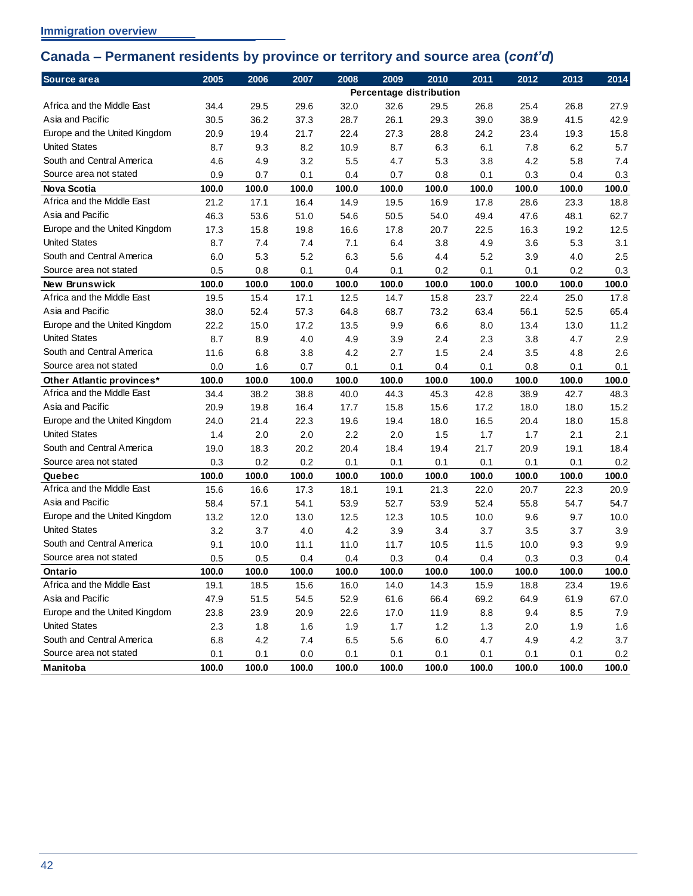## Canada – Permanent residents by province or territory and source area (*cont'd*)

| Source area | 2005 | 2006 | 2007 | 2008 | 2009 | 2010 | 2011 | 2012 | 2013 | 2014 |
|---|---|---|---|---|---|---|---|---|---|---|
| | Percentage distribution | | | | | | | | | |
| Africa and the Middle East | 34.4 | 29.5 | 29.6 | 32.0 | 32.6 | 29.5 | 26.8 | 25.4 | 26.8 | 27.9 |
| Asia and Pacific | 30.5 | 36.2 | 37.3 | 28.7 | 26.1 | 29.3 | 39.0 | 38.9 | 41.5 | 42.9 |
| Europe and the United Kingdom | 20.9 | 19.4 | 21.7 | 22.4 | 27.3 | 28.8 | 24.2 | 23.4 | 19.3 | 15.8 |
| United States | 8.7 | 9.3 | 8.2 | 10.9 | 8.7 | 6.3 | 6.1 | 7.8 | 6.2 | 5.7 |
| South and Central America | 4.6 | 4.9 | 3.2 | 5.5 | 4.7 | 5.3 | 3.8 | 4.2 | 5.8 | 7.4 |
| Source area not stated | 0.9 | 0.7 | 0.1 | 0.4 | 0.7 | 0.8 | 0.1 | 0.3 | 0.4 | 0.3 |
| **Nova Scotia** | **100.0** | **100.0** | **100.0** | **100.0** | **100.0** | **100.0** | **100.0** | **100.0** | **100.0** | **100.0** |
| Africa and the Middle East | 21.2 | 17.1 | 16.4 | 14.9 | 19.5 | 16.9 | 17.8 | 28.6 | 23.3 | 18.8 |
| Asia and Pacific | 46.3 | 53.6 | 51.0 | 54.6 | 50.5 | 54.0 | 49.4 | 47.6 | 48.1 | 62.7 |
| Europe and the United Kingdom | 17.3 | 15.8 | 19.8 | 16.6 | 17.8 | 20.7 | 22.5 | 16.3 | 19.2 | 12.5 |
| United States | 8.7 | 7.4 | 7.4 | 7.1 | 6.4 | 3.8 | 4.9 | 3.6 | 5.3 | 3.1 |
| South and Central America | 6.0 | 5.3 | 5.2 | 6.3 | 5.6 | 4.4 | 5.2 | 3.9 | 4.0 | 2.5 |
| Source area not stated | 0.5 | 0.8 | 0.1 | 0.4 | 0.1 | 0.2 | 0.1 | 0.1 | 0.2 | 0.3 |
| **New Brunswick** | **100.0** | **100.0** | **100.0** | **100.0** | **100.0** | **100.0** | **100.0** | **100.0** | **100.0** | **100.0** |
| Africa and the Middle East | 19.5 | 15.4 | 17.1 | 12.5 | 14.7 | 15.8 | 23.7 | 22.4 | 25.0 | 17.8 |
| Asia and Pacific | 38.0 | 52.4 | 57.3 | 64.8 | 68.7 | 73.2 | 63.4 | 56.1 | 52.5 | 65.4 |
| Europe and the United Kingdom | 22.2 | 15.0 | 17.2 | 13.5 | 9.9 | 6.6 | 8.0 | 13.4 | 13.0 | 11.2 |
| United States | 8.7 | 8.9 | 4.0 | 4.9 | 3.9 | 2.4 | 2.3 | 3.8 | 4.7 | 2.9 |
| South and Central America | 11.6 | 6.8 | 3.8 | 4.2 | 2.7 | 1.5 | 2.4 | 3.5 | 4.8 | 2.6 |
| Source area not stated | 0.0 | 1.6 | 0.7 | 0.1 | 0.1 | 0.4 | 0.1 | 0.8 | 0.1 | 0.1 |
| **Other Atlantic provinces*** | **100.0** | **100.0** | **100.0** | **100.0** | **100.0** | **100.0** | **100.0** | **100.0** | **100.0** | **100.0** |
| Africa and the Middle East | 34.4 | 38.2 | 38.8 | 40.0 | 44.3 | 45.3 | 42.8 | 38.9 | 42.7 | 48.3 |
| Asia and Pacific | 20.9 | 19.8 | 16.4 | 17.7 | 15.8 | 15.6 | 17.2 | 18.0 | 18.0 | 15.2 |
| Europe and the United Kingdom | 24.0 | 21.4 | 22.3 | 19.6 | 19.4 | 18.0 | 16.5 | 20.4 | 18.0 | 15.8 |
| United States | 1.4 | 2.0 | 2.0 | 2.2 | 2.0 | 1.5 | 1.7 | 1.7 | 2.1 | 2.1 |
| South and Central America | 19.0 | 18.3 | 20.2 | 20.4 | 18.4 | 19.4 | 21.7 | 20.9 | 19.1 | 18.4 |
| Source area not stated | 0.3 | 0.2 | 0.2 | 0.1 | 0.1 | 0.1 | 0.1 | 0.1 | 0.1 | 0.2 |
| **Quebec** | **100.0** | **100.0** | **100.0** | **100.0** | **100.0** | **100.0** | **100.0** | **100.0** | **100.0** | **100.0** |
| Africa and the Middle East | 15.6 | 16.6 | 17.3 | 18.1 | 19.1 | 21.3 | 22.0 | 20.7 | 22.3 | 20.9 |
| Asia and Pacific | 58.4 | 57.1 | 54.1 | 53.9 | 52.7 | 53.9 | 52.4 | 55.8 | 54.7 | 54.7 |
| Europe and the United Kingdom | 13.2 | 12.0 | 13.0 | 12.5 | 12.3 | 10.5 | 10.0 | 9.6 | 9.7 | 10.0 |
| United States | 3.2 | 3.7 | 4.0 | 4.2 | 3.9 | 3.4 | 3.7 | 3.5 | 3.7 | 3.9 |
| South and Central America | 9.1 | 10.0 | 11.1 | 11.0 | 11.7 | 10.5 | 11.5 | 10.0 | 9.3 | 9.9 |
| Source area not stated | 0.5 | 0.5 | 0.4 | 0.4 | 0.3 | 0.4 | 0.4 | 0.3 | 0.3 | 0.4 |
| **Ontario** | **100.0** | **100.0** | **100.0** | **100.0** | **100.0** | **100.0** | **100.0** | **100.0** | **100.0** | **100.0** |
| Africa and the Middle East | 19.1 | 18.5 | 15.6 | 16.0 | 14.0 | 14.3 | 15.9 | 18.8 | 23.4 | 19.6 |
| Asia and Pacific | 47.9 | 51.5 | 54.5 | 52.9 | 61.6 | 66.4 | 69.2 | 64.9 | 61.9 | 67.0 |
| Europe and the United Kingdom | 23.8 | 23.9 | 20.9 | 22.6 | 17.0 | 11.9 | 8.8 | 9.4 | 8.5 | 7.9 |
| United States | 2.3 | 1.8 | 1.6 | 1.9 | 1.7 | 1.2 | 1.3 | 2.0 | 1.9 | 1.6 |
| South and Central America | 6.8 | 4.2 | 7.4 | 6.5 | 5.6 | 6.0 | 4.7 | 4.9 | 4.2 | 3.7 |
| Source area not stated | 0.1 | 0.1 | 0.0 | 0.1 | 0.1 | 0.1 | 0.1 | 0.1 | 0.1 | 0.2 |
| **Manitoba** | **100.0** | **100.0** | **100.0** | **100.0** | **100.0** | **100.0** | **100.0** | **100.0** | **100.0** | **100.0** |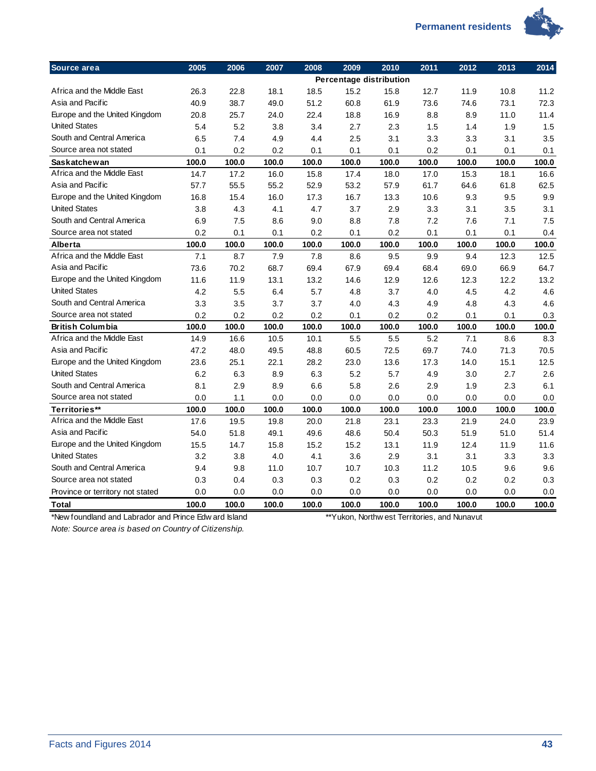| Source area | 2005 | 2006 | 2007 | 2008 | 2009 | 2010 | 2011 | 2012 | 2013 | 2014 |
|---|---|---|---|---|---|---|---|---|---|---|
| | Percentage distribution | | | | | | | | | |
| Africa and the Middle East | 26.3 | 22.8 | 18.1 | 18.5 | 15.2 | 15.8 | 12.7 | 11.9 | 10.8 | 11.2 |
| Asia and Pacific | 40.9 | 38.7 | 49.0 | 51.2 | 60.8 | 61.9 | 73.6 | 74.6 | 73.1 | 72.3 |
| Europe and the United Kingdom | 20.8 | 25.7 | 24.0 | 22.4 | 18.8 | 16.9 | 8.8 | 8.9 | 11.0 | 11.4 |
| United States | 5.4 | 5.2 | 3.8 | 3.4 | 2.7 | 2.3 | 1.5 | 1.4 | 1.9 | 1.5 |
| South and Central America | 6.5 | 7.4 | 4.9 | 4.4 | 2.5 | 3.1 | 3.3 | 3.3 | 3.1 | 3.5 |
| Source area not stated | 0.1 | 0.2 | 0.2 | 0.1 | 0.1 | 0.1 | 0.2 | 0.1 | 0.1 | 0.1 |
| **Saskatchewan** | **100.0** | **100.0** | **100.0** | **100.0** | **100.0** | **100.0** | **100.0** | **100.0** | **100.0** | **100.0** |
| Africa and the Middle East | 14.7 | 17.2 | 16.0 | 15.8 | 17.4 | 18.0 | 17.0 | 15.3 | 18.1 | 16.6 |
| Asia and Pacific | 57.7 | 55.5 | 55.2 | 52.9 | 53.2 | 57.9 | 61.7 | 64.6 | 61.8 | 62.5 |
| Europe and the United Kingdom | 16.8 | 15.4 | 16.0 | 17.3 | 16.7 | 13.3 | 10.6 | 9.3 | 9.5 | 9.9 |
| United States | 3.8 | 4.3 | 4.1 | 4.7 | 3.7 | 2.9 | 3.3 | 3.1 | 3.5 | 3.1 |
| South and Central America | 6.9 | 7.5 | 8.6 | 9.0 | 8.8 | 7.8 | 7.2 | 7.6 | 7.1 | 7.5 |
| Source area not stated | 0.2 | 0.1 | 0.1 | 0.2 | 0.1 | 0.2 | 0.1 | 0.1 | 0.1 | 0.4 |
| **Alberta** | **100.0** | **100.0** | **100.0** | **100.0** | **100.0** | **100.0** | **100.0** | **100.0** | **100.0** | **100.0** |
| Africa and the Middle East | 7.1 | 8.7 | 7.9 | 7.8 | 8.6 | 9.5 | 9.9 | 9.4 | 12.3 | 12.5 |
| Asia and Pacific | 73.6 | 70.2 | 68.7 | 69.4 | 67.9 | 69.4 | 68.4 | 69.0 | 66.9 | 64.7 |
| Europe and the United Kingdom | 11.6 | 11.9 | 13.1 | 13.2 | 14.6 | 12.9 | 12.6 | 12.3 | 12.2 | 13.2 |
| United States | 4.2 | 5.5 | 6.4 | 5.7 | 4.8 | 3.7 | 4.0 | 4.5 | 4.2 | 4.6 |
| South and Central America | 3.3 | 3.5 | 3.7 | 3.7 | 4.0 | 4.3 | 4.9 | 4.8 | 4.3 | 4.6 |
| Source area not stated | 0.2 | 0.2 | 0.2 | 0.2 | 0.1 | 0.2 | 0.2 | 0.1 | 0.1 | 0.3 |
| **British Columbia** | **100.0** | **100.0** | **100.0** | **100.0** | **100.0** | **100.0** | **100.0** | **100.0** | **100.0** | **100.0** |
| Africa and the Middle East | 14.9 | 16.6 | 10.5 | 10.1 | 5.5 | 5.5 | 5.2 | 7.1 | 8.6 | 8.3 |
| Asia and Pacific | 47.2 | 48.0 | 49.5 | 48.8 | 60.5 | 72.5 | 69.7 | 74.0 | 71.3 | 70.5 |
| Europe and the United Kingdom | 23.6 | 25.1 | 22.1 | 28.2 | 23.0 | 13.6 | 17.3 | 14.0 | 15.1 | 12.5 |
| United States | 6.2 | 6.3 | 8.9 | 6.3 | 5.2 | 5.7 | 4.9 | 3.0 | 2.7 | 2.6 |
| South and Central America | 8.1 | 2.9 | 8.9 | 6.6 | 5.8 | 2.6 | 2.9 | 1.9 | 2.3 | 6.1 |
| Source area not stated | 0.0 | 1.1 | 0.0 | 0.0 | 0.0 | 0.0 | 0.0 | 0.0 | 0.0 | 0.0 |
| **Territories\*\*** | **100.0** | **100.0** | **100.0** | **100.0** | **100.0** | **100.0** | **100.0** | **100.0** | **100.0** | **100.0** |
| Africa and the Middle East | 17.6 | 19.5 | 19.8 | 20.0 | 21.8 | 23.1 | 23.3 | 21.9 | 24.0 | 23.9 |
| Asia and Pacific | 54.0 | 51.8 | 49.1 | 49.6 | 48.6 | 50.4 | 50.3 | 51.9 | 51.0 | 51.4 |
| Europe and the United Kingdom | 15.5 | 14.7 | 15.8 | 15.2 | 15.2 | 13.1 | 11.9 | 12.4 | 11.9 | 11.6 |
| United States | 3.2 | 3.8 | 4.0 | 4.1 | 3.6 | 2.9 | 3.1 | 3.1 | 3.3 | 3.3 |
| South and Central America | 9.4 | 9.8 | 11.0 | 10.7 | 10.7 | 10.3 | 11.2 | 10.5 | 9.6 | 9.6 |
| Source area not stated | 0.3 | 0.4 | 0.3 | 0.3 | 0.2 | 0.3 | 0.2 | 0.2 | 0.2 | 0.3 |
| Province or territory not stated | 0.0 | 0.0 | 0.0 | 0.0 | 0.0 | 0.0 | 0.0 | 0.0 | 0.0 | 0.0 |
| **Total** | **100.0** | **100.0** | **100.0** | **100.0** | **100.0** | **100.0** | **100.0** | **100.0** | **100.0** | **100.0** |

*Newfoundland and Labrador and Prince Edward Island

**Yukon, Northwest Territories, and Nunavut

*Note: Source area is based on Country of Citizenship.*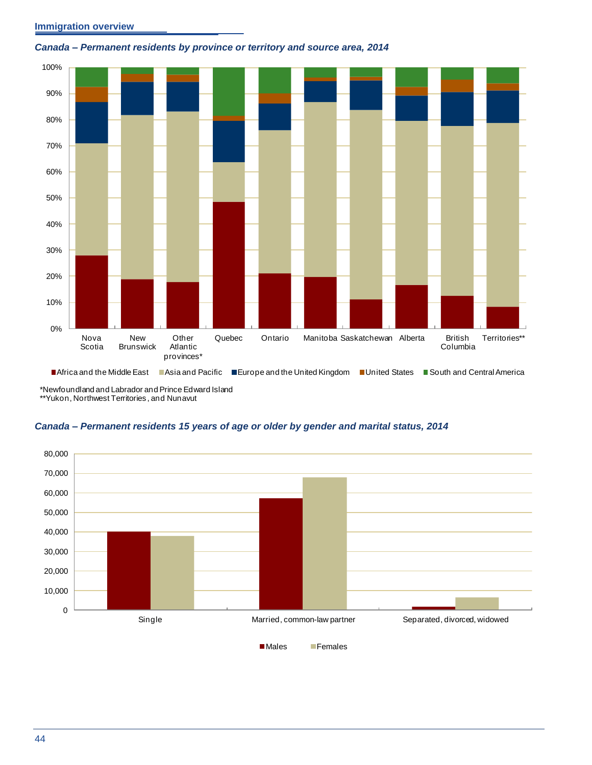## Immigration overview

*Canada – Permanent residents by province or territory and source area, 2014*

| | Nova Scotia | New Brunswick | Other Atlantic provinces* | Quebec | Ontario | Manitoba | Saskatchewan | Alberta | British Columbia | Territories** |
|---|---|---|---|---|---|---|---|---|---|---|

Africa and the Middle East | Asia and Pacific | Europe and the United Kingdom | United States | South and Central America

*Newfoundland and Labrador and Prince Edward Island
**Yukon, Northwest Territories, and Nunavut

*Canada – Permanent residents 15 years of age or older by gender and marital status, 2014*

| | Single | Married, common-law partner | Separated, divorced, widowed |
|---|---|---|---|

Males | Females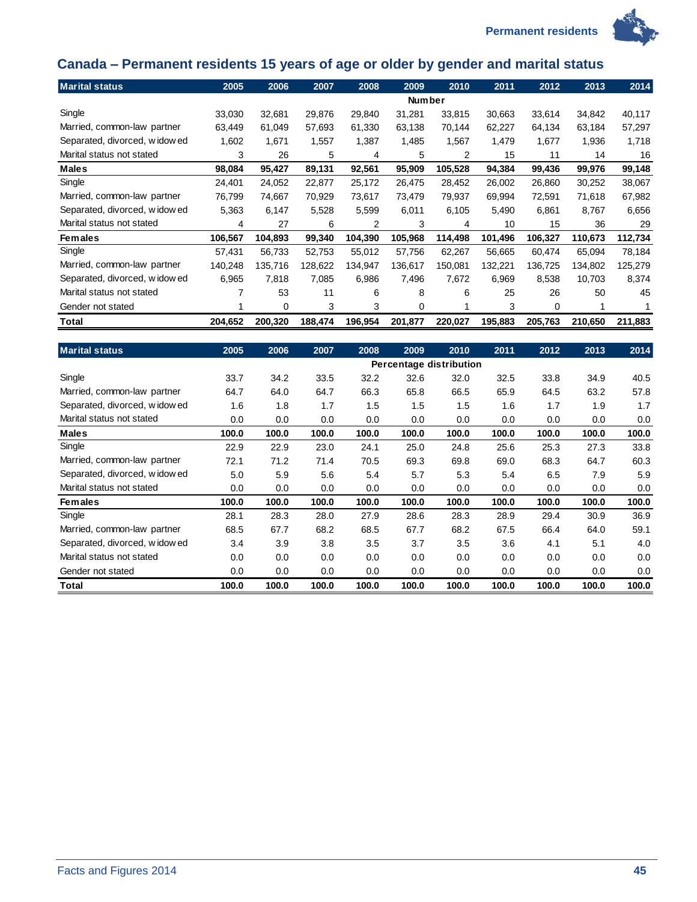## Canada – Permanent residents 15 years of age or older by gender and marital status

| Marital status | 2005 | 2006 | 2007 | 2008 | 2009 | 2010 | 2011 | 2012 | 2013 | 2014 |
|---|---|---|---|---|---|---|---|---|---|---|
| | | | | | Number | | | | | |
| Single | 33,030 | 32,681 | 29,876 | 29,840 | 31,281 | 33,815 | 30,663 | 33,614 | 34,842 | 40,117 |
| Married, common-law partner | 63,449 | 61,049 | 57,693 | 61,330 | 63,138 | 70,144 | 62,227 | 64,134 | 63,184 | 57,297 |
| Separated, divorced, widowed | 1,602 | 1,671 | 1,557 | 1,387 | 1,485 | 1,567 | 1,479 | 1,677 | 1,936 | 1,718 |
| Marital status not stated | 3 | 26 | 5 | 4 | 5 | 2 | 15 | 11 | 14 | 16 |
| **Males** | **98,084** | **95,427** | **89,131** | **92,561** | **95,909** | **105,528** | **94,384** | **99,436** | **99,976** | **99,148** |
| Single | 24,401 | 24,052 | 22,877 | 25,172 | 26,475 | 28,452 | 26,002 | 26,860 | 30,252 | 38,067 |
| Married, common-law partner | 76,799 | 74,667 | 70,929 | 73,617 | 73,479 | 79,937 | 69,994 | 72,591 | 71,618 | 67,982 |
| Separated, divorced, widowed | 5,363 | 6,147 | 5,528 | 5,599 | 6,011 | 6,105 | 5,490 | 6,861 | 8,767 | 6,656 |
| Marital status not stated | 4 | 27 | 6 | 2 | 3 | 4 | 10 | 15 | 36 | 29 |
| **Females** | **106,567** | **104,893** | **99,340** | **104,390** | **105,968** | **114,498** | **101,496** | **106,327** | **110,673** | **112,734** |
| Single | 57,431 | 56,733 | 52,753 | 55,012 | 57,756 | 62,267 | 56,665 | 60,474 | 65,094 | 78,184 |
| Married, common-law partner | 140,248 | 135,716 | 128,622 | 134,947 | 136,617 | 150,081 | 132,221 | 136,725 | 134,802 | 125,279 |
| Separated, divorced, widowed | 6,965 | 7,818 | 7,085 | 6,986 | 7,496 | 7,672 | 6,969 | 8,538 | 10,703 | 8,374 |
| Marital status not stated | 7 | 53 | 11 | 6 | 8 | 6 | 25 | 26 | 50 | 45 |
| Gender not stated | 1 | 0 | 3 | 3 | 0 | 1 | 3 | 0 | 1 | 1 |
| **Total** | **204,652** | **200,320** | **188,474** | **196,954** | **201,877** | **220,027** | **195,883** | **205,763** | **210,650** | **211,883** |

| Marital status | 2005 | 2006 | 2007 | 2008 | 2009 | 2010 | 2011 | 2012 | 2013 | 2014 |
|---|---|---|---|---|---|---|---|---|---|---|
| | | | | | Percentage distribution | | | | | |
| Single | 33.7 | 34.2 | 33.5 | 32.2 | 32.6 | 32.0 | 32.5 | 33.8 | 34.9 | 40.5 |
| Married, common-law partner | 64.7 | 64.0 | 64.7 | 66.3 | 65.8 | 66.5 | 65.9 | 64.5 | 63.2 | 57.8 |
| Separated, divorced, widowed | 1.6 | 1.8 | 1.7 | 1.5 | 1.5 | 1.5 | 1.6 | 1.7 | 1.9 | 1.7 |
| Marital status not stated | 0.0 | 0.0 | 0.0 | 0.0 | 0.0 | 0.0 | 0.0 | 0.0 | 0.0 | 0.0 |
| **Males** | **100.0** | **100.0** | **100.0** | **100.0** | **100.0** | **100.0** | **100.0** | **100.0** | **100.0** | **100.0** |
| Single | 22.9 | 22.9 | 23.0 | 24.1 | 25.0 | 24.8 | 25.6 | 25.3 | 27.3 | 33.8 |
| Married, common-law partner | 72.1 | 71.2 | 71.4 | 70.5 | 69.3 | 69.8 | 69.0 | 68.3 | 64.7 | 60.3 |
| Separated, divorced, widowed | 5.0 | 5.9 | 5.6 | 5.4 | 5.7 | 5.3 | 5.4 | 6.5 | 7.9 | 5.9 |
| Marital status not stated | 0.0 | 0.0 | 0.0 | 0.0 | 0.0 | 0.0 | 0.0 | 0.0 | 0.0 | 0.0 |
| **Females** | **100.0** | **100.0** | **100.0** | **100.0** | **100.0** | **100.0** | **100.0** | **100.0** | **100.0** | **100.0** |
| Single | 28.1 | 28.3 | 28.0 | 27.9 | 28.6 | 28.3 | 28.9 | 29.4 | 30.9 | 36.9 |
| Married, common-law partner | 68.5 | 67.7 | 68.2 | 68.5 | 67.7 | 68.2 | 67.5 | 66.4 | 64.0 | 59.1 |
| Separated, divorced, widowed | 3.4 | 3.9 | 3.8 | 3.5 | 3.7 | 3.5 | 3.6 | 4.1 | 5.1 | 4.0 |
| Marital status not stated | 0.0 | 0.0 | 0.0 | 0.0 | 0.0 | 0.0 | 0.0 | 0.0 | 0.0 | 0.0 |
| Gender not stated | 0.0 | 0.0 | 0.0 | 0.0 | 0.0 | 0.0 | 0.0 | 0.0 | 0.0 | 0.0 |
| **Total** | **100.0** | **100.0** | **100.0** | **100.0** | **100.0** | **100.0** | **100.0** | **100.0** | **100.0** | **100.0** |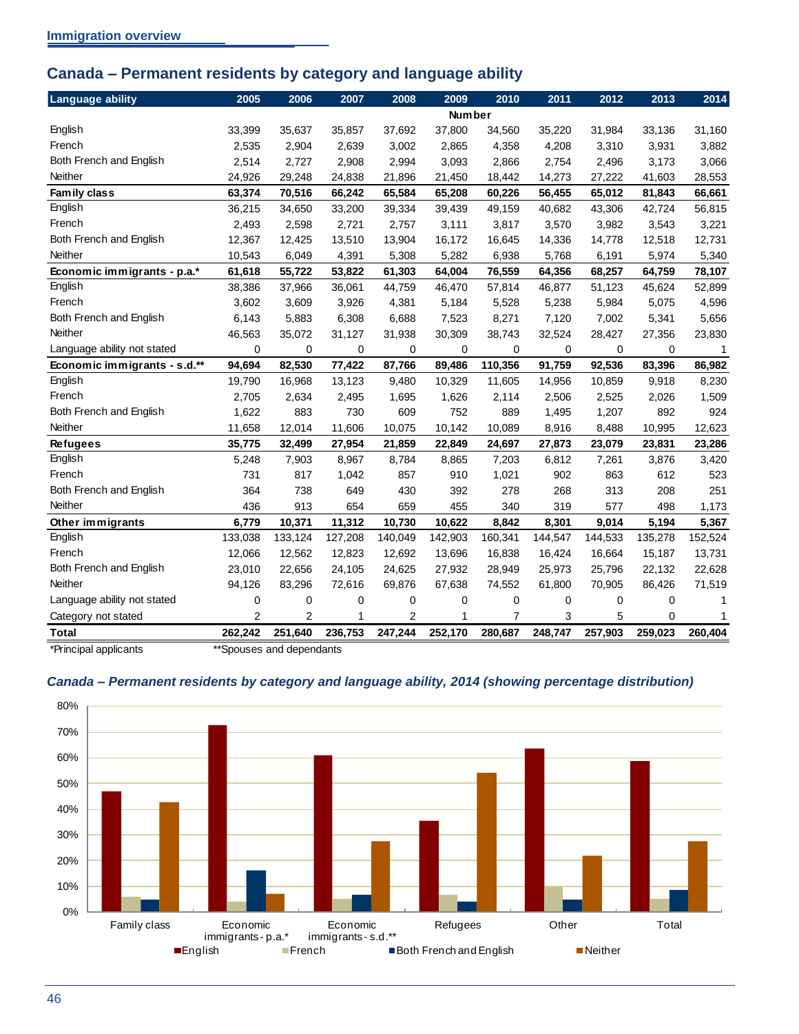## Canada – Permanent residents by category and language ability

| Language ability | 2005 | 2006 | 2007 | 2008 | 2009 | 2010 | 2011 | 2012 | 2013 | 2014 |
|---|---|---|---|---|---|---|---|---|---|---|
| | | | | | Number | | | | | |
| English | 33,399 | 35,637 | 35,857 | 37,692 | 37,800 | 34,560 | 35,220 | 31,984 | 33,136 | 31,160 |
| French | 2,535 | 2,904 | 2,639 | 3,002 | 2,865 | 4,358 | 4,208 | 3,310 | 3,931 | 3,882 |
| Both French and English | 2,514 | 2,727 | 2,908 | 2,994 | 3,093 | 2,866 | 2,754 | 2,496 | 3,173 | 3,066 |
| Neither | 24,926 | 29,248 | 24,838 | 21,896 | 21,450 | 18,442 | 14,273 | 27,222 | 41,603 | 28,553 |
| **Family class** | **63,374** | **70,516** | **66,242** | **65,584** | **65,208** | **60,226** | **56,455** | **65,012** | **81,843** | **66,661** |
| English | 36,215 | 34,650 | 33,200 | 39,334 | 39,439 | 49,159 | 40,682 | 43,306 | 42,724 | 56,815 |
| French | 2,493 | 2,598 | 2,721 | 2,757 | 3,111 | 3,817 | 3,570 | 3,982 | 3,543 | 3,221 |
| Both French and English | 12,367 | 12,425 | 13,510 | 13,904 | 16,172 | 16,645 | 14,336 | 14,778 | 12,518 | 12,731 |
| Neither | 10,543 | 6,049 | 4,391 | 5,308 | 5,282 | 6,938 | 5,768 | 6,191 | 5,974 | 5,340 |
| **Economic immigrants - p.a.*** | **61,618** | **55,722** | **53,822** | **61,303** | **64,004** | **76,559** | **64,356** | **68,257** | **64,759** | **78,107** |
| English | 38,386 | 37,966 | 36,061 | 44,759 | 46,470 | 57,814 | 46,877 | 51,123 | 45,624 | 52,899 |
| French | 3,602 | 3,609 | 3,926 | 4,381 | 5,184 | 5,528 | 5,238 | 5,984 | 5,075 | 4,596 |
| Both French and English | 6,143 | 5,883 | 6,308 | 6,688 | 7,523 | 8,271 | 7,120 | 7,002 | 5,341 | 5,656 |
| Neither | 46,563 | 35,072 | 31,127 | 31,938 | 30,309 | 38,743 | 32,524 | 28,427 | 27,356 | 23,830 |
| Language ability not stated | 0 | 0 | 0 | 0 | 0 | 0 | 0 | 0 | 0 | 1 |
| **Economic immigrants - s.d.**** | **94,694** | **82,530** | **77,422** | **87,766** | **89,486** | **110,356** | **91,759** | **92,536** | **83,396** | **86,982** |
| English | 19,790 | 16,968 | 13,123 | 9,480 | 10,329 | 11,605 | 14,956 | 10,859 | 9,918 | 8,230 |
| French | 2,705 | 2,634 | 2,495 | 1,695 | 1,626 | 2,114 | 2,506 | 2,525 | 2,026 | 1,509 |
| Both French and English | 1,622 | 883 | 730 | 609 | 752 | 889 | 1,495 | 1,207 | 892 | 924 |
| Neither | 11,658 | 12,014 | 11,606 | 10,075 | 10,142 | 10,089 | 8,916 | 8,488 | 10,995 | 12,623 |
| **Refugees** | **35,775** | **32,499** | **27,954** | **21,859** | **22,849** | **24,697** | **27,873** | **23,079** | **23,831** | **23,286** |
| English | 5,248 | 7,903 | 8,967 | 8,784 | 8,865 | 7,203 | 6,812 | 7,261 | 3,876 | 3,420 |
| French | 731 | 817 | 1,042 | 857 | 910 | 1,021 | 902 | 863 | 612 | 523 |
| Both French and English | 364 | 738 | 649 | 430 | 392 | 278 | 268 | 313 | 208 | 251 |
| Neither | 436 | 913 | 654 | 659 | 455 | 340 | 319 | 577 | 498 | 1,173 |
| **Other immigrants** | **6,779** | **10,371** | **11,312** | **10,730** | **10,622** | **8,842** | **8,301** | **9,014** | **5,194** | **5,367** |
| English | 133,038 | 133,124 | 127,208 | 140,049 | 142,903 | 160,341 | 144,547 | 144,533 | 135,278 | 152,524 |
| French | 12,066 | 12,562 | 12,823 | 12,692 | 13,696 | 16,838 | 16,424 | 16,664 | 15,187 | 13,731 |
| Both French and English | 23,010 | 22,656 | 24,105 | 24,625 | 27,932 | 28,949 | 25,973 | 25,796 | 22,132 | 22,628 |
| Neither | 94,126 | 83,296 | 72,616 | 69,876 | 67,638 | 74,552 | 61,800 | 70,905 | 86,426 | 71,519 |
| Language ability not stated | 0 | 0 | 0 | 0 | 0 | 0 | 0 | 0 | 0 | 1 |
| Category not stated | 2 | 2 | 1 | 2 | 1 | 7 | 3 | 5 | 0 | 1 |
| **Total** | **262,242** | **251,640** | **236,753** | **247,244** | **252,170** | **280,687** | **248,747** | **257,903** | **259,023** | **260,404** |

*Principal applicants **Spouses and dependants

### *Canada – Permanent residents by category and language ability, 2014 (showing percentage distribution)*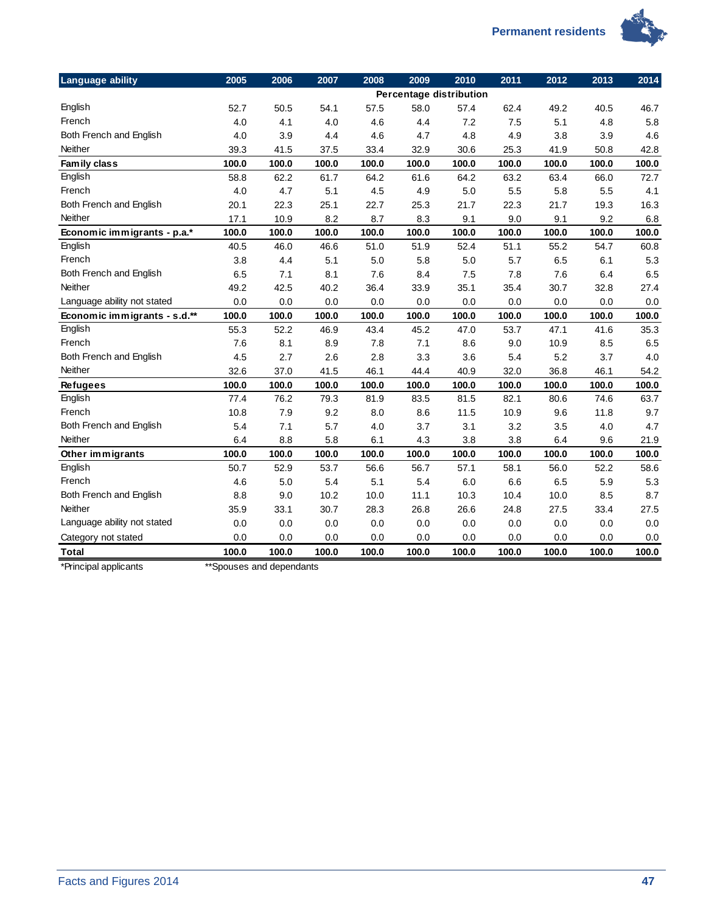| Language ability | 2005 | 2006 | 2007 | 2008 | 2009 | 2010 | 2011 | 2012 | 2013 | 2014 |
|---|---|---|---|---|---|---|---|---|---|---|
| | Percentage distribution | | | | | | | | | |
| English | 52.7 | 50.5 | 54.1 | 57.5 | 58.0 | 57.4 | 62.4 | 49.2 | 40.5 | 46.7 |
| French | 4.0 | 4.1 | 4.0 | 4.6 | 4.4 | 7.2 | 7.5 | 5.1 | 4.8 | 5.8 |
| Both French and English | 4.0 | 3.9 | 4.4 | 4.6 | 4.7 | 4.8 | 4.9 | 3.8 | 3.9 | 4.6 |
| Neither | 39.3 | 41.5 | 37.5 | 33.4 | 32.9 | 30.6 | 25.3 | 41.9 | 50.8 | 42.8 |
| **Family class** | **100.0** | **100.0** | **100.0** | **100.0** | **100.0** | **100.0** | **100.0** | **100.0** | **100.0** | **100.0** |
| English | 58.8 | 62.2 | 61.7 | 64.2 | 61.6 | 64.2 | 63.2 | 63.4 | 66.0 | 72.7 |
| French | 4.0 | 4.7 | 5.1 | 4.5 | 4.9 | 5.0 | 5.5 | 5.8 | 5.5 | 4.1 |
| Both French and English | 20.1 | 22.3 | 25.1 | 22.7 | 25.3 | 21.7 | 22.3 | 21.7 | 19.3 | 16.3 |
| Neither | 17.1 | 10.9 | 8.2 | 8.7 | 8.3 | 9.1 | 9.0 | 9.1 | 9.2 | 6.8 |
| **Economic immigrants - p.a.*** | **100.0** | **100.0** | **100.0** | **100.0** | **100.0** | **100.0** | **100.0** | **100.0** | **100.0** | **100.0** |
| English | 40.5 | 46.0 | 46.6 | 51.0 | 51.9 | 52.4 | 51.1 | 55.2 | 54.7 | 60.8 |
| French | 3.8 | 4.4 | 5.1 | 5.0 | 5.8 | 5.0 | 5.7 | 6.5 | 6.1 | 5.3 |
| Both French and English | 6.5 | 7.1 | 8.1 | 7.6 | 8.4 | 7.5 | 7.8 | 7.6 | 6.4 | 6.5 |
| Neither | 49.2 | 42.5 | 40.2 | 36.4 | 33.9 | 35.1 | 35.4 | 30.7 | 32.8 | 27.4 |
| Language ability not stated | 0.0 | 0.0 | 0.0 | 0.0 | 0.0 | 0.0 | 0.0 | 0.0 | 0.0 | 0.0 |
| **Economic immigrants - s.d.**** | **100.0** | **100.0** | **100.0** | **100.0** | **100.0** | **100.0** | **100.0** | **100.0** | **100.0** | **100.0** |
| English | 55.3 | 52.2 | 46.9 | 43.4 | 45.2 | 47.0 | 53.7 | 47.1 | 41.6 | 35.3 |
| French | 7.6 | 8.1 | 8.9 | 7.8 | 7.1 | 8.6 | 9.0 | 10.9 | 8.5 | 6.5 |
| Both French and English | 4.5 | 2.7 | 2.6 | 2.8 | 3.3 | 3.6 | 5.4 | 5.2 | 3.7 | 4.0 |
| Neither | 32.6 | 37.0 | 41.5 | 46.1 | 44.4 | 40.9 | 32.0 | 36.8 | 46.1 | 54.2 |
| **Refugees** | **100.0** | **100.0** | **100.0** | **100.0** | **100.0** | **100.0** | **100.0** | **100.0** | **100.0** | **100.0** |
| English | 77.4 | 76.2 | 79.3 | 81.9 | 83.5 | 81.5 | 82.1 | 80.6 | 74.6 | 63.7 |
| French | 10.8 | 7.9 | 9.2 | 8.0 | 8.6 | 11.5 | 10.9 | 9.6 | 11.8 | 9.7 |
| Both French and English | 5.4 | 7.1 | 5.7 | 4.0 | 3.7 | 3.1 | 3.2 | 3.5 | 4.0 | 4.7 |
| Neither | 6.4 | 8.8 | 5.8 | 6.1 | 4.3 | 3.8 | 3.8 | 6.4 | 9.6 | 21.9 |
| **Other immigrants** | **100.0** | **100.0** | **100.0** | **100.0** | **100.0** | **100.0** | **100.0** | **100.0** | **100.0** | **100.0** |
| English | 50.7 | 52.9 | 53.7 | 56.6 | 56.7 | 57.1 | 58.1 | 56.0 | 52.2 | 58.6 |
| French | 4.6 | 5.0 | 5.4 | 5.1 | 5.4 | 6.0 | 6.6 | 6.5 | 5.9 | 5.3 |
| Both French and English | 8.8 | 9.0 | 10.2 | 10.0 | 11.1 | 10.3 | 10.4 | 10.0 | 8.5 | 8.7 |
| Neither | 35.9 | 33.1 | 30.7 | 28.3 | 26.8 | 26.6 | 24.8 | 27.5 | 33.4 | 27.5 |
| Language ability not stated | 0.0 | 0.0 | 0.0 | 0.0 | 0.0 | 0.0 | 0.0 | 0.0 | 0.0 | 0.0 |
| Category not stated | 0.0 | 0.0 | 0.0 | 0.0 | 0.0 | 0.0 | 0.0 | 0.0 | 0.0 | 0.0 |
| **Total** | **100.0** | **100.0** | **100.0** | **100.0** | **100.0** | **100.0** | **100.0** | **100.0** | **100.0** | **100.0** |

*Principal applicants **Spouses and dependants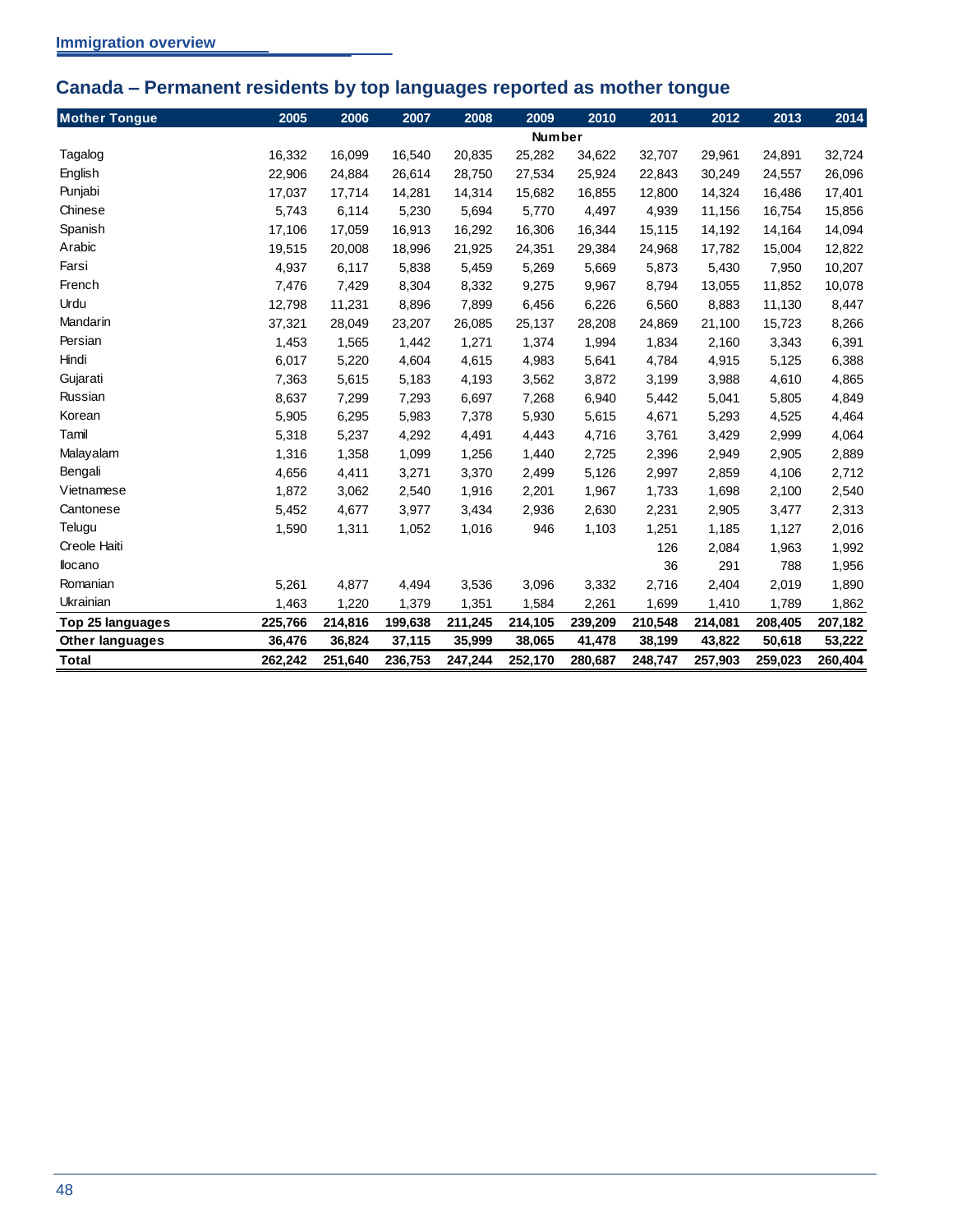## Canada – Permanent residents by top languages reported as mother tongue

| Mother Tongue | 2005 | 2006 | 2007 | 2008 | 2009 | 2010 | 2011 | 2012 | 2013 | 2014 |
|---|---|---|---|---|---|---|---|---|---|---|
| | Number | | | | | | | | | |
| Tagalog | 16,332 | 16,099 | 16,540 | 20,835 | 25,282 | 34,622 | 32,707 | 29,961 | 24,891 | 32,724 |
| English | 22,906 | 24,884 | 26,614 | 28,750 | 27,534 | 25,924 | 22,843 | 30,249 | 24,557 | 26,096 |
| Punjabi | 17,037 | 17,714 | 14,281 | 14,314 | 15,682 | 16,855 | 12,800 | 14,324 | 16,486 | 17,401 |
| Chinese | 5,743 | 6,114 | 5,230 | 5,694 | 5,770 | 4,497 | 4,939 | 11,156 | 16,754 | 15,856 |
| Spanish | 17,106 | 17,059 | 16,913 | 16,292 | 16,306 | 16,344 | 15,115 | 14,192 | 14,164 | 14,094 |
| Arabic | 19,515 | 20,008 | 18,996 | 21,925 | 24,351 | 29,384 | 24,968 | 17,782 | 15,004 | 12,822 |
| Farsi | 4,937 | 6,117 | 5,838 | 5,459 | 5,269 | 5,669 | 5,873 | 5,430 | 7,950 | 10,207 |
| French | 7,476 | 7,429 | 8,304 | 8,332 | 9,275 | 9,967 | 8,794 | 13,055 | 11,852 | 10,078 |
| Urdu | 12,798 | 11,231 | 8,896 | 7,899 | 6,456 | 6,226 | 6,560 | 8,883 | 11,130 | 8,447 |
| Mandarin | 37,321 | 28,049 | 23,207 | 26,085 | 25,137 | 28,208 | 24,869 | 21,100 | 15,723 | 8,266 |
| Persian | 1,453 | 1,565 | 1,442 | 1,271 | 1,374 | 1,994 | 1,834 | 2,160 | 3,343 | 6,391 |
| Hindi | 6,017 | 5,220 | 4,604 | 4,615 | 4,983 | 5,641 | 4,784 | 4,915 | 5,125 | 6,388 |
| Gujarati | 7,363 | 5,615 | 5,183 | 4,193 | 3,562 | 3,872 | 3,199 | 3,988 | 4,610 | 4,865 |
| Russian | 8,637 | 7,299 | 7,293 | 6,697 | 7,268 | 6,940 | 5,442 | 5,041 | 5,805 | 4,849 |
| Korean | 5,905 | 6,295 | 5,983 | 7,378 | 5,930 | 5,615 | 4,671 | 5,293 | 4,525 | 4,464 |
| Tamil | 5,318 | 5,237 | 4,292 | 4,491 | 4,443 | 4,716 | 3,761 | 3,429 | 2,999 | 4,064 |
| Malayalam | 1,316 | 1,358 | 1,099 | 1,256 | 1,440 | 2,725 | 2,396 | 2,949 | 2,905 | 2,889 |
| Bengali | 4,656 | 4,411 | 3,271 | 3,370 | 2,499 | 5,126 | 2,997 | 2,859 | 4,106 | 2,712 |
| Vietnamese | 1,872 | 3,062 | 2,540 | 1,916 | 2,201 | 1,967 | 1,733 | 1,698 | 2,100 | 2,540 |
| Cantonese | 5,452 | 4,677 | 3,977 | 3,434 | 2,936 | 2,630 | 2,231 | 2,905 | 3,477 | 2,313 |
| Telugu | 1,590 | 1,311 | 1,052 | 1,016 | 946 | 1,103 | 1,251 | 1,185 | 1,127 | 2,016 |
| Creole Haiti | | | | | | | 126 | 2,084 | 1,963 | 1,992 |
| Ilocano | | | | | | | 36 | 291 | 788 | 1,956 |
| Romanian | 5,261 | 4,877 | 4,494 | 3,536 | 3,096 | 3,332 | 2,716 | 2,404 | 2,019 | 1,890 |
| Ukrainian | 1,463 | 1,220 | 1,379 | 1,351 | 1,584 | 2,261 | 1,699 | 1,410 | 1,789 | 1,862 |
| **Top 25 languages** | **225,766** | **214,816** | **199,638** | **211,245** | **214,105** | **239,209** | **210,548** | **214,081** | **208,405** | **207,182** |
| **Other languages** | **36,476** | **36,824** | **37,115** | **35,999** | **38,065** | **41,478** | **38,199** | **43,822** | **50,618** | **53,222** |
| **Total** | **262,242** | **251,640** | **236,753** | **247,244** | **252,170** | **280,687** | **248,747** | **257,903** | **259,023** | **260,404** |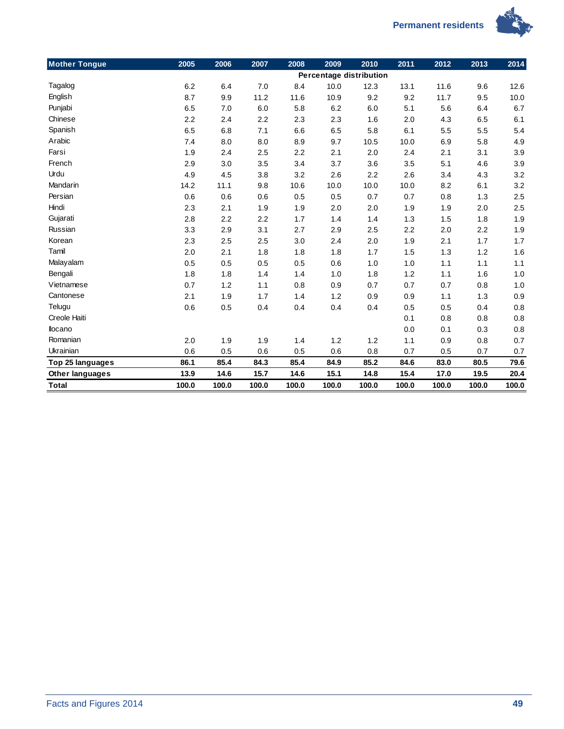| Mother Tongue | 2005 | 2006 | 2007 | 2008 | 2009 | 2010 | 2011 | 2012 | 2013 | 2014 |
|---|---|---|---|---|---|---|---|---|---|---|
| | Percentage distribution | | | | | | | | | |
| Tagalog | 6.2 | 6.4 | 7.0 | 8.4 | 10.0 | 12.3 | 13.1 | 11.6 | 9.6 | 12.6 |
| English | 8.7 | 9.9 | 11.2 | 11.6 | 10.9 | 9.2 | 9.2 | 11.7 | 9.5 | 10.0 |
| Punjabi | 6.5 | 7.0 | 6.0 | 5.8 | 6.2 | 6.0 | 5.1 | 5.6 | 6.4 | 6.7 |
| Chinese | 2.2 | 2.4 | 2.2 | 2.3 | 2.3 | 1.6 | 2.0 | 4.3 | 6.5 | 6.1 |
| Spanish | 6.5 | 6.8 | 7.1 | 6.6 | 6.5 | 5.8 | 6.1 | 5.5 | 5.5 | 5.4 |
| Arabic | 7.4 | 8.0 | 8.0 | 8.9 | 9.7 | 10.5 | 10.0 | 6.9 | 5.8 | 4.9 |
| Farsi | 1.9 | 2.4 | 2.5 | 2.2 | 2.1 | 2.0 | 2.4 | 2.1 | 3.1 | 3.9 |
| French | 2.9 | 3.0 | 3.5 | 3.4 | 3.7 | 3.6 | 3.5 | 5.1 | 4.6 | 3.9 |
| Urdu | 4.9 | 4.5 | 3.8 | 3.2 | 2.6 | 2.2 | 2.6 | 3.4 | 4.3 | 3.2 |
| Mandarin | 14.2 | 11.1 | 9.8 | 10.6 | 10.0 | 10.0 | 10.0 | 8.2 | 6.1 | 3.2 |
| Persian | 0.6 | 0.6 | 0.6 | 0.5 | 0.5 | 0.7 | 0.7 | 0.8 | 1.3 | 2.5 |
| Hindi | 2.3 | 2.1 | 1.9 | 1.9 | 2.0 | 2.0 | 1.9 | 1.9 | 2.0 | 2.5 |
| Gujarati | 2.8 | 2.2 | 2.2 | 1.7 | 1.4 | 1.4 | 1.3 | 1.5 | 1.8 | 1.9 |
| Russian | 3.3 | 2.9 | 3.1 | 2.7 | 2.9 | 2.5 | 2.2 | 2.0 | 2.2 | 1.9 |
| Korean | 2.3 | 2.5 | 2.5 | 3.0 | 2.4 | 2.0 | 1.9 | 2.1 | 1.7 | 1.7 |
| Tamil | 2.0 | 2.1 | 1.8 | 1.8 | 1.8 | 1.7 | 1.5 | 1.3 | 1.2 | 1.6 |
| Malayalam | 0.5 | 0.5 | 0.5 | 0.5 | 0.6 | 1.0 | 1.0 | 1.1 | 1.1 | 1.1 |
| Bengali | 1.8 | 1.8 | 1.4 | 1.4 | 1.0 | 1.8 | 1.2 | 1.1 | 1.6 | 1.0 |
| Vietnamese | 0.7 | 1.2 | 1.1 | 0.8 | 0.9 | 0.7 | 0.7 | 0.7 | 0.8 | 1.0 |
| Cantonese | 2.1 | 1.9 | 1.7 | 1.4 | 1.2 | 0.9 | 0.9 | 1.1 | 1.3 | 0.9 |
| Telugu | 0.6 | 0.5 | 0.4 | 0.4 | 0.4 | 0.4 | 0.5 | 0.5 | 0.4 | 0.8 |
| Creole Haiti | | | | | | | 0.1 | 0.8 | 0.8 | 0.8 |
| Ilocano | | | | | | | 0.0 | 0.1 | 0.3 | 0.8 |
| Romanian | 2.0 | 1.9 | 1.9 | 1.4 | 1.2 | 1.2 | 1.1 | 0.9 | 0.8 | 0.7 |
| Ukrainian | 0.6 | 0.5 | 0.6 | 0.5 | 0.6 | 0.8 | 0.7 | 0.5 | 0.7 | 0.7 |
| **Top 25 languages** | **86.1** | **85.4** | **84.3** | **85.4** | **84.9** | **85.2** | **84.6** | **83.0** | **80.5** | **79.6** |
| **Other languages** | **13.9** | **14.6** | **15.7** | **14.6** | **15.1** | **14.8** | **15.4** | **17.0** | **19.5** | **20.4** |
| **Total** | **100.0** | **100.0** | **100.0** | **100.0** | **100.0** | **100.0** | **100.0** | **100.0** | **100.0** | **100.0** |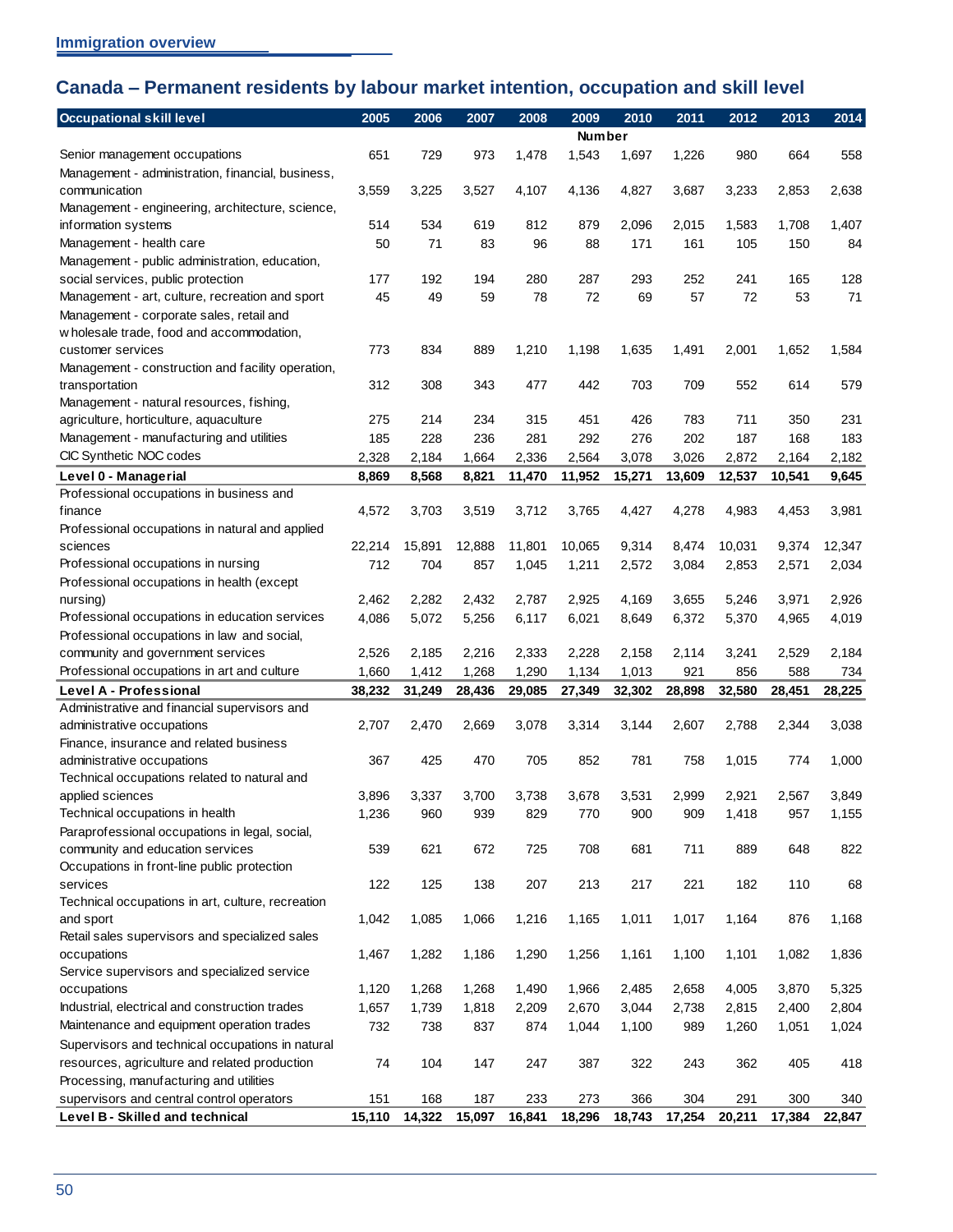## Canada – Permanent residents by labour market intention, occupation and skill level

| Occupational skill level | 2005 | 2006 | 2007 | 2008 | 2009 | 2010 | 2011 | 2012 | 2013 | 2014 |
|---|---|---|---|---|---|---|---|---|---|---|
| | | | | | Number | | | | | |
| Senior management occupations | 651 | 729 | 973 | 1,478 | 1,543 | 1,697 | 1,226 | 980 | 664 | 558 |
| Management - administration, financial, business, communication | 3,559 | 3,225 | 3,527 | 4,107 | 4,136 | 4,827 | 3,687 | 3,233 | 2,853 | 2,638 |
| Management - engineering, architecture, science, information systems | 514 | 534 | 619 | 812 | 879 | 2,096 | 2,015 | 1,583 | 1,708 | 1,407 |
| Management - health care | 50 | 71 | 83 | 96 | 88 | 171 | 161 | 105 | 150 | 84 |
| Management - public administration, education, social services, public protection | 177 | 192 | 194 | 280 | 287 | 293 | 252 | 241 | 165 | 128 |
| Management - art, culture, recreation and sport | 45 | 49 | 59 | 78 | 72 | 69 | 57 | 72 | 53 | 71 |
| Management - corporate sales, retail and wholesale trade, food and accommodation, customer services | 773 | 834 | 889 | 1,210 | 1,198 | 1,635 | 1,491 | 2,001 | 1,652 | 1,584 |
| Management - construction and facility operation, transportation | 312 | 308 | 343 | 477 | 442 | 703 | 709 | 552 | 614 | 579 |
| Management - natural resources, fishing, agriculture, horticulture, aquaculture | 275 | 214 | 234 | 315 | 451 | 426 | 783 | 711 | 350 | 231 |
| Management - manufacturing and utilities | 185 | 228 | 236 | 281 | 292 | 276 | 202 | 187 | 168 | 183 |
| CIC Synthetic NOC codes | 2,328 | 2,184 | 1,664 | 2,336 | 2,564 | 3,078 | 3,026 | 2,872 | 2,164 | 2,182 |
| **Level 0 - Managerial** | **8,869** | **8,568** | **8,821** | **11,470** | **11,952** | **15,271** | **13,609** | **12,537** | **10,541** | **9,645** |
| Professional occupations in business and finance | 4,572 | 3,703 | 3,519 | 3,712 | 3,765 | 4,427 | 4,278 | 4,983 | 4,453 | 3,981 |
| Professional occupations in natural and applied sciences | 22,214 | 15,891 | 12,888 | 11,801 | 10,065 | 9,314 | 8,474 | 10,031 | 9,374 | 12,347 |
| Professional occupations in nursing | 712 | 704 | 857 | 1,045 | 1,211 | 2,572 | 3,084 | 2,853 | 2,571 | 2,034 |
| Professional occupations in health (except nursing) | 2,462 | 2,282 | 2,432 | 2,787 | 2,925 | 4,169 | 3,655 | 5,246 | 3,971 | 2,926 |
| Professional occupations in education services | 4,086 | 5,072 | 5,256 | 6,117 | 6,021 | 8,649 | 6,372 | 5,370 | 4,965 | 4,019 |
| Professional occupations in law and social, community and government services | 2,526 | 2,185 | 2,216 | 2,333 | 2,228 | 2,158 | 2,114 | 3,241 | 2,529 | 2,184 |
| Professional occupations in art and culture | 1,660 | 1,412 | 1,268 | 1,290 | 1,134 | 1,013 | 921 | 856 | 588 | 734 |
| **Level A - Professional** | **38,232** | **31,249** | **28,436** | **29,085** | **27,349** | **32,302** | **28,898** | **32,580** | **28,451** | **28,225** |
| Administrative and financial supervisors and administrative occupations | 2,707 | 2,470 | 2,669 | 3,078 | 3,314 | 3,144 | 2,607 | 2,788 | 2,344 | 3,038 |
| Finance, insurance and related business administrative occupations | 367 | 425 | 470 | 705 | 852 | 781 | 758 | 1,015 | 774 | 1,000 |
| Technical occupations related to natural and applied sciences | 3,896 | 3,337 | 3,700 | 3,738 | 3,678 | 3,531 | 2,999 | 2,921 | 2,567 | 3,849 |
| Technical occupations in health | 1,236 | 960 | 939 | 829 | 770 | 900 | 909 | 1,418 | 957 | 1,155 |
| Paraprofessional occupations in legal, social, community and education services | 539 | 621 | 672 | 725 | 708 | 681 | 711 | 889 | 648 | 822 |
| Occupations in front-line public protection services | 122 | 125 | 138 | 207 | 213 | 217 | 221 | 182 | 110 | 68 |
| Technical occupations in art, culture, recreation and sport | 1,042 | 1,085 | 1,066 | 1,216 | 1,165 | 1,011 | 1,017 | 1,164 | 876 | 1,168 |
| Retail sales supervisors and specialized sales occupations | 1,467 | 1,282 | 1,186 | 1,290 | 1,256 | 1,161 | 1,100 | 1,101 | 1,082 | 1,836 |
| Service supervisors and specialized service occupations | 1,120 | 1,268 | 1,268 | 1,490 | 1,966 | 2,485 | 2,658 | 4,005 | 3,870 | 5,325 |
| Industrial, electrical and construction trades | 1,657 | 1,739 | 1,818 | 2,209 | 2,670 | 3,044 | 2,738 | 2,815 | 2,400 | 2,804 |
| Maintenance and equipment operation trades | 732 | 738 | 837 | 874 | 1,044 | 1,100 | 989 | 1,260 | 1,051 | 1,024 |
| Supervisors and technical occupations in natural resources, agriculture and related production | 74 | 104 | 147 | 247 | 387 | 322 | 243 | 362 | 405 | 418 |
| Processing, manufacturing and utilities supervisors and central control operators | 151 | 168 | 187 | 233 | 273 | 366 | 304 | 291 | 300 | 340 |
| **Level B - Skilled and technical** | **15,110** | **14,322** | **15,097** | **16,841** | **18,296** | **18,743** | **17,254** | **20,211** | **17,384** | **22,847** |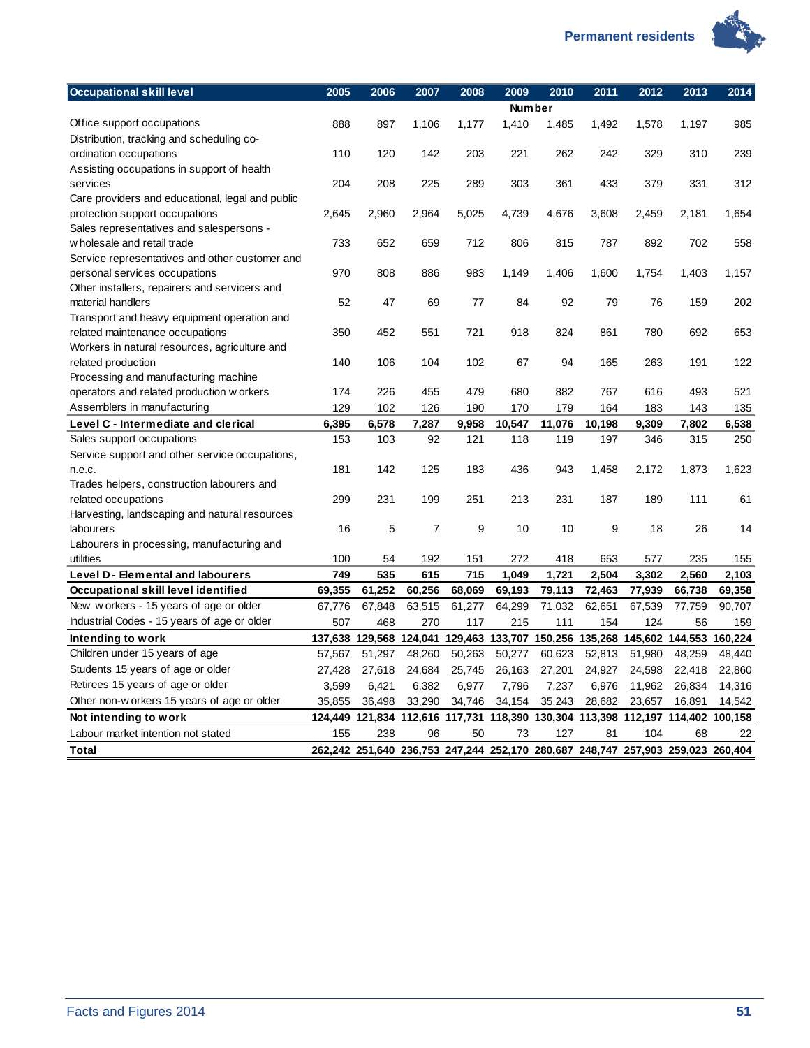| Occupational skill level | 2005 | 2006 | 2007 | 2008 | 2009 | 2010 | 2011 | 2012 | 2013 | 2014 |
|---|---|---|---|---|---|---|---|---|---|---|
| | Number | | | | | | | | | |
| Office support occupations | 888 | 897 | 1,106 | 1,177 | 1,410 | 1,485 | 1,492 | 1,578 | 1,197 | 985 |
| Distribution, tracking and scheduling co-ordination occupations | 110 | 120 | 142 | 203 | 221 | 262 | 242 | 329 | 310 | 239 |
| Assisting occupations in support of health services | 204 | 208 | 225 | 289 | 303 | 361 | 433 | 379 | 331 | 312 |
| Care providers and educational, legal and public protection support occupations | 2,645 | 2,960 | 2,964 | 5,025 | 4,739 | 4,676 | 3,608 | 2,459 | 2,181 | 1,654 |
| Sales representatives and salespersons - wholesale and retail trade | 733 | 652 | 659 | 712 | 806 | 815 | 787 | 892 | 702 | 558 |
| Service representatives and other customer and personal services occupations | 970 | 808 | 886 | 983 | 1,149 | 1,406 | 1,600 | 1,754 | 1,403 | 1,157 |
| Other installers, repairers and servicers and material handlers | 52 | 47 | 69 | 77 | 84 | 92 | 79 | 76 | 159 | 202 |
| Transport and heavy equipment operation and related maintenance occupations | 350 | 452 | 551 | 721 | 918 | 824 | 861 | 780 | 692 | 653 |
| Workers in natural resources, agriculture and related production | 140 | 106 | 104 | 102 | 67 | 94 | 165 | 263 | 191 | 122 |
| Processing and manufacturing machine operators and related production workers | 174 | 226 | 455 | 479 | 680 | 882 | 767 | 616 | 493 | 521 |
| Assemblers in manufacturing | 129 | 102 | 126 | 190 | 170 | 179 | 164 | 183 | 143 | 135 |
| **Level C - Intermediate and clerical** | **6,395** | **6,578** | **7,287** | **9,958** | **10,547** | **11,076** | **10,198** | **9,309** | **7,802** | **6,538** |
| Sales support occupations | 153 | 103 | 92 | 121 | 118 | 119 | 197 | 346 | 315 | 250 |
| Service support and other service occupations, n.e.c. | 181 | 142 | 125 | 183 | 436 | 943 | 1,458 | 2,172 | 1,873 | 1,623 |
| Trades helpers, construction labourers and related occupations | 299 | 231 | 199 | 251 | 213 | 231 | 187 | 189 | 111 | 61 |
| Harvesting, landscaping and natural resources labourers | 16 | 5 | 7 | 9 | 10 | 10 | 9 | 18 | 26 | 14 |
| Labourers in processing, manufacturing and utilities | 100 | 54 | 192 | 151 | 272 | 418 | 653 | 577 | 235 | 155 |
| **Level D - Elemental and labourers** | **749** | **535** | **615** | **715** | **1,049** | **1,721** | **2,504** | **3,302** | **2,560** | **2,103** |
| **Occupational skill level identified** | **69,355** | **61,252** | **60,256** | **68,069** | **69,193** | **79,113** | **72,463** | **77,939** | **66,738** | **69,358** |
| New workers - 15 years of age or older | 67,776 | 67,848 | 63,515 | 61,277 | 64,299 | 71,032 | 62,651 | 67,539 | 77,759 | 90,707 |
| Industrial Codes - 15 years of age or older | 507 | 468 | 270 | 117 | 215 | 111 | 154 | 124 | 56 | 159 |
| **Intending to work** | **137,638** | **129,568** | **124,041** | **129,463** | **133,707** | **150,256** | **135,268** | **145,602** | **144,553** | **160,224** |
| Children under 15 years of age | 57,567 | 51,297 | 48,260 | 50,263 | 50,277 | 60,623 | 52,813 | 51,980 | 48,259 | 48,440 |
| Students 15 years of age or older | 27,428 | 27,618 | 24,684 | 25,745 | 26,163 | 27,201 | 24,927 | 24,598 | 22,418 | 22,860 |
| Retirees 15 years of age or older | 3,599 | 6,421 | 6,382 | 6,977 | 7,796 | 7,237 | 6,976 | 11,962 | 26,834 | 14,316 |
| Other non-workers 15 years of age or older | 35,855 | 36,498 | 33,290 | 34,746 | 34,154 | 35,243 | 28,682 | 23,657 | 16,891 | 14,542 |
| **Not intending to work** | **124,449** | **121,834** | **112,616** | **117,731** | **118,390** | **130,304** | **113,398** | **112,197** | **114,402** | **100,158** |
| Labour market intention not stated | 155 | 238 | 96 | 50 | 73 | 127 | 81 | 104 | 68 | 22 |
| **Total** | **262,242** | **251,640** | **236,753** | **247,244** | **252,170** | **280,687** | **248,747** | **257,903** | **259,023** | **260,404** |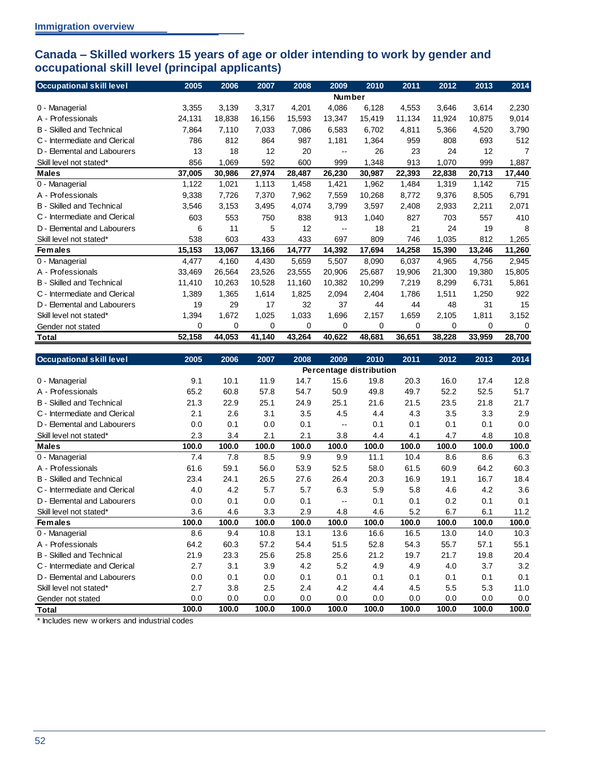## Canada – Skilled workers 15 years of age or older intending to work by gender and occupational skill level (principal applicants)

| Occupational skill level | 2005 | 2006 | 2007 | 2008 | 2009 | 2010 | 2011 | 2012 | 2013 | 2014 |
|---|---|---|---|---|---|---|---|---|---|---|
| | | | | | Number | | | | | |
| 0 - Managerial | 3,355 | 3,139 | 3,317 | 4,201 | 4,086 | 6,128 | 4,553 | 3,646 | 3,614 | 2,230 |
| A - Professionals | 24,131 | 18,838 | 16,156 | 15,593 | 13,347 | 15,419 | 11,134 | 11,924 | 10,875 | 9,014 |
| B - Skilled and Technical | 7,864 | 7,110 | 7,033 | 7,086 | 6,583 | 6,702 | 4,811 | 5,366 | 4,520 | 3,790 |
| C - Intermediate and Clerical | 786 | 812 | 864 | 987 | 1,181 | 1,364 | 959 | 808 | 693 | 512 |
| D - Elemental and Labourers | 13 | 18 | 12 | 20 | -- | 26 | 23 | 24 | 12 | 7 |
| Skill level not stated* | 856 | 1,069 | 592 | 600 | 999 | 1,348 | 913 | 1,070 | 999 | 1,887 |
| **Males** | **37,005** | **30,986** | **27,974** | **28,487** | **26,230** | **30,987** | **22,393** | **22,838** | **20,713** | **17,440** |
| 0 - Managerial | 1,122 | 1,021 | 1,113 | 1,458 | 1,421 | 1,962 | 1,484 | 1,319 | 1,142 | 715 |
| A - Professionals | 9,338 | 7,726 | 7,370 | 7,962 | 7,559 | 10,268 | 8,772 | 9,376 | 8,505 | 6,791 |
| B - Skilled and Technical | 3,546 | 3,153 | 3,495 | 4,074 | 3,799 | 3,597 | 2,408 | 2,933 | 2,211 | 2,071 |
| C - Intermediate and Clerical | 603 | 553 | 750 | 838 | 913 | 1,040 | 827 | 703 | 557 | 410 |
| D - Elemental and Labourers | 6 | 11 | 5 | 12 | -- | 18 | 21 | 24 | 19 | 8 |
| Skill level not stated* | 538 | 603 | 433 | 433 | 697 | 809 | 746 | 1,035 | 812 | 1,265 |
| **Females** | **15,153** | **13,067** | **13,166** | **14,777** | **14,392** | **17,694** | **14,258** | **15,390** | **13,246** | **11,260** |
| 0 - Managerial | 4,477 | 4,160 | 4,430 | 5,659 | 5,507 | 8,090 | 6,037 | 4,965 | 4,756 | 2,945 |
| A - Professionals | 33,469 | 26,564 | 23,526 | 23,555 | 20,906 | 25,687 | 19,906 | 21,300 | 19,380 | 15,805 |
| B - Skilled and Technical | 11,410 | 10,263 | 10,528 | 11,160 | 10,382 | 10,299 | 7,219 | 8,299 | 6,731 | 5,861 |
| C - Intermediate and Clerical | 1,389 | 1,365 | 1,614 | 1,825 | 2,094 | 2,404 | 1,786 | 1,511 | 1,250 | 922 |
| D - Elemental and Labourers | 19 | 29 | 17 | 32 | 37 | 44 | 44 | 48 | 31 | 15 |
| Skill level not stated* | 1,394 | 1,672 | 1,025 | 1,033 | 1,696 | 2,157 | 1,659 | 2,105 | 1,811 | 3,152 |
| Gender not stated | 0 | 0 | 0 | 0 | 0 | 0 | 0 | 0 | 0 | 0 |
| **Total** | **52,158** | **44,053** | **41,140** | **43,264** | **40,622** | **48,681** | **36,651** | **38,228** | **33,959** | **28,700** |

| Occupational skill level | 2005 | 2006 | 2007 | 2008 | 2009 | 2010 | 2011 | 2012 | 2013 | 2014 |
|---|---|---|---|---|---|---|---|---|---|---|
| | | | | | Percentage distribution | | | | | |
| 0 - Managerial | 9.1 | 10.1 | 11.9 | 14.7 | 15.6 | 19.8 | 20.3 | 16.0 | 17.4 | 12.8 |
| A - Professionals | 65.2 | 60.8 | 57.8 | 54.7 | 50.9 | 49.8 | 49.7 | 52.2 | 52.5 | 51.7 |
| B - Skilled and Technical | 21.3 | 22.9 | 25.1 | 24.9 | 25.1 | 21.6 | 21.5 | 23.5 | 21.8 | 21.7 |
| C - Intermediate and Clerical | 2.1 | 2.6 | 3.1 | 3.5 | 4.5 | 4.4 | 4.3 | 3.5 | 3.3 | 2.9 |
| D - Elemental and Labourers | 0.0 | 0.1 | 0.0 | 0.1 | -- | 0.1 | 0.1 | 0.1 | 0.1 | 0.0 |
| Skill level not stated* | 2.3 | 3.4 | 2.1 | 2.1 | 3.8 | 4.4 | 4.1 | 4.7 | 4.8 | 10.8 |
| **Males** | **100.0** | **100.0** | **100.0** | **100.0** | **100.0** | **100.0** | **100.0** | **100.0** | **100.0** | **100.0** |
| 0 - Managerial | 7.4 | 7.8 | 8.5 | 9.9 | 9.9 | 11.1 | 10.4 | 8.6 | 8.6 | 6.3 |
| A - Professionals | 61.6 | 59.1 | 56.0 | 53.9 | 52.5 | 58.0 | 61.5 | 60.9 | 64.2 | 60.3 |
| B - Skilled and Technical | 23.4 | 24.1 | 26.5 | 27.6 | 26.4 | 20.3 | 16.9 | 19.1 | 16.7 | 18.4 |
| C - Intermediate and Clerical | 4.0 | 4.2 | 5.7 | 5.7 | 6.3 | 5.9 | 5.8 | 4.6 | 4.2 | 3.6 |
| D - Elemental and Labourers | 0.0 | 0.1 | 0.0 | 0.1 | -- | 0.1 | 0.1 | 0.2 | 0.1 | 0.1 |
| Skill level not stated* | 3.6 | 4.6 | 3.3 | 2.9 | 4.8 | 4.6 | 5.2 | 6.7 | 6.1 | 11.2 |
| **Females** | **100.0** | **100.0** | **100.0** | **100.0** | **100.0** | **100.0** | **100.0** | **100.0** | **100.0** | **100.0** |
| 0 - Managerial | 8.6 | 9.4 | 10.8 | 13.1 | 13.6 | 16.6 | 16.5 | 13.0 | 14.0 | 10.3 |
| A - Professionals | 64.2 | 60.3 | 57.2 | 54.4 | 51.5 | 52.8 | 54.3 | 55.7 | 57.1 | 55.1 |
| B - Skilled and Technical | 21.9 | 23.3 | 25.6 | 25.8 | 25.6 | 21.2 | 19.7 | 21.7 | 19.8 | 20.4 |
| C - Intermediate and Clerical | 2.7 | 3.1 | 3.9 | 4.2 | 5.2 | 4.9 | 4.9 | 4.0 | 3.7 | 3.2 |
| D - Elemental and Labourers | 0.0 | 0.1 | 0.0 | 0.1 | 0.1 | 0.1 | 0.1 | 0.1 | 0.1 | 0.1 |
| Skill level not stated* | 2.7 | 3.8 | 2.5 | 2.4 | 4.2 | 4.4 | 4.5 | 5.5 | 5.3 | 11.0 |
| Gender not stated | 0.0 | 0.0 | 0.0 | 0.0 | 0.0 | 0.0 | 0.0 | 0.0 | 0.0 | 0.0 |
| **Total** | **100.0** | **100.0** | **100.0** | **100.0** | **100.0** | **100.0** | **100.0** | **100.0** | **100.0** | **100.0** |

* Includes new workers and industrial codes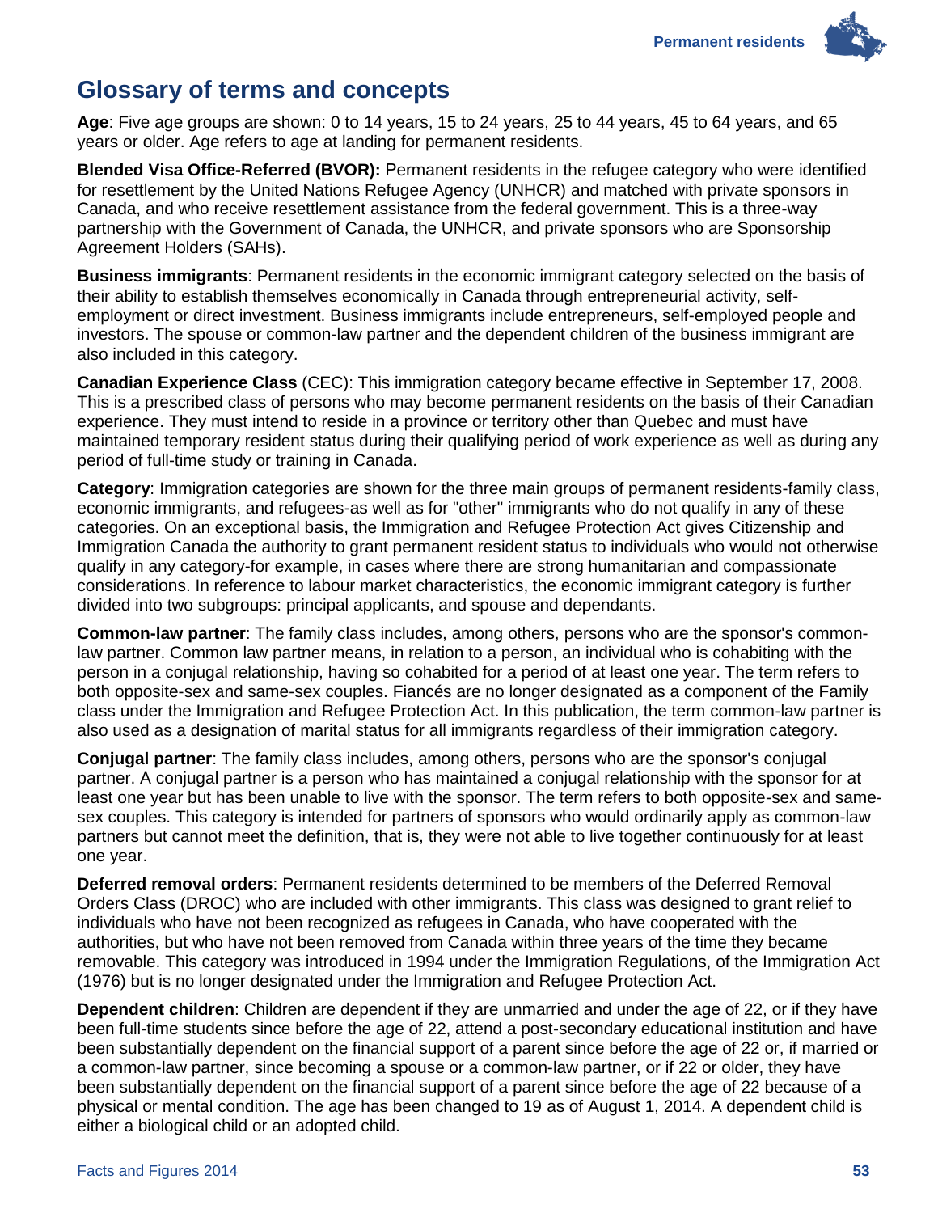## Glossary of terms and concepts

**Age**: Five age groups are shown: 0 to 14 years, 15 to 24 years, 25 to 44 years, 45 to 64 years, and 65 years or older. Age refers to age at landing for permanent residents.

**Blended Visa Office-Referred (BVOR):** Permanent residents in the refugee category who were identified for resettlement by the United Nations Refugee Agency (UNHCR) and matched with private sponsors in Canada, and who receive resettlement assistance from the federal government. This is a three-way partnership with the Government of Canada, the UNHCR, and private sponsors who are Sponsorship Agreement Holders (SAHs).

**Business immigrants**: Permanent residents in the economic immigrant category selected on the basis of their ability to establish themselves economically in Canada through entrepreneurial activity, self-employment or direct investment. Business immigrants include entrepreneurs, self-employed people and investors. The spouse or common-law partner and the dependent children of the business immigrant are also included in this category.

**Canadian Experience Class** (CEC): This immigration category became effective in September 17, 2008. This is a prescribed class of persons who may become permanent residents on the basis of their Canadian experience. They must intend to reside in a province or territory other than Quebec and must have maintained temporary resident status during their qualifying period of work experience as well as during any period of full-time study or training in Canada.

**Category**: Immigration categories are shown for the three main groups of permanent residents-family class, economic immigrants, and refugees-as well as for "other" immigrants who do not qualify in any of these categories. On an exceptional basis, the Immigration and Refugee Protection Act gives Citizenship and Immigration Canada the authority to grant permanent resident status to individuals who would not otherwise qualify in any category-for example, in cases where there are strong humanitarian and compassionate considerations. In reference to labour market characteristics, the economic immigrant category is further divided into two subgroups: principal applicants, and spouse and dependants.

**Common-law partner**: The family class includes, among others, persons who are the sponsor's common-law partner. Common law partner means, in relation to a person, an individual who is cohabiting with the person in a conjugal relationship, having so cohabited for a period of at least one year. The term refers to both opposite-sex and same-sex couples. Fiancés are no longer designated as a component of the Family class under the Immigration and Refugee Protection Act. In this publication, the term common-law partner is also used as a designation of marital status for all immigrants regardless of their immigration category.

**Conjugal partner**: The family class includes, among others, persons who are the sponsor's conjugal partner. A conjugal partner is a person who has maintained a conjugal relationship with the sponsor for at least one year but has been unable to live with the sponsor. The term refers to both opposite-sex and same-sex couples. This category is intended for partners of sponsors who would ordinarily apply as common-law partners but cannot meet the definition, that is, they were not able to live together continuously for at least one year.

**Deferred removal orders**: Permanent residents determined to be members of the Deferred Removal Orders Class (DROC) who are included with other immigrants. This class was designed to grant relief to individuals who have not been recognized as refugees in Canada, who have cooperated with the authorities, but who have not been removed from Canada within three years of the time they became removable. This category was introduced in 1994 under the Immigration Regulations, of the Immigration Act (1976) but is no longer designated under the Immigration and Refugee Protection Act.

**Dependent children**: Children are dependent if they are unmarried and under the age of 22, or if they have been full-time students since before the age of 22, attend a post-secondary educational institution and have been substantially dependent on the financial support of a parent since before the age of 22 or, if married or a common-law partner, since becoming a spouse or a common-law partner, or if 22 or older, they have been substantially dependent on the financial support of a parent since before the age of 22 because of a physical or mental condition. The age has been changed to 19 as of August 1, 2014. A dependent child is either a biological child or an adopted child.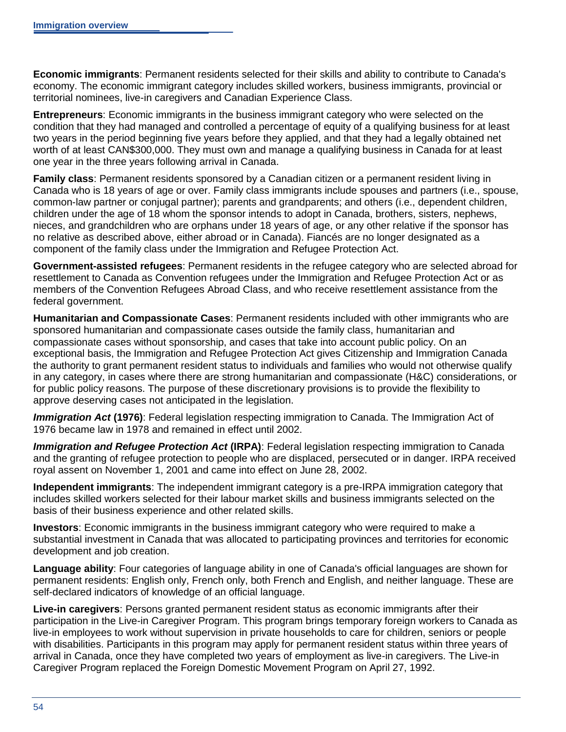**Economic immigrants**: Permanent residents selected for their skills and ability to contribute to Canada's economy. The economic immigrant category includes skilled workers, business immigrants, provincial or territorial nominees, live-in caregivers and Canadian Experience Class.

**Entrepreneurs**: Economic immigrants in the business immigrant category who were selected on the condition that they had managed and controlled a percentage of equity of a qualifying business for at least two years in the period beginning five years before they applied, and that they had a legally obtained net worth of at least CAN$300,000. They must own and manage a qualifying business in Canada for at least one year in the three years following arrival in Canada.

**Family class**: Permanent residents sponsored by a Canadian citizen or a permanent resident living in Canada who is 18 years of age or over. Family class immigrants include spouses and partners (i.e., spouse, common-law partner or conjugal partner); parents and grandparents; and others (i.e., dependent children, children under the age of 18 whom the sponsor intends to adopt in Canada, brothers, sisters, nephews, nieces, and grandchildren who are orphans under 18 years of age, or any other relative if the sponsor has no relative as described above, either abroad or in Canada). Fiancés are no longer designated as a component of the family class under the Immigration and Refugee Protection Act.

**Government-assisted refugees**: Permanent residents in the refugee category who are selected abroad for resettlement to Canada as Convention refugees under the Immigration and Refugee Protection Act or as members of the Convention Refugees Abroad Class, and who receive resettlement assistance from the federal government.

**Humanitarian and Compassionate Cases**: Permanent residents included with other immigrants who are sponsored humanitarian and compassionate cases outside the family class, humanitarian and compassionate cases without sponsorship, and cases that take into account public policy. On an exceptional basis, the Immigration and Refugee Protection Act gives Citizenship and Immigration Canada the authority to grant permanent resident status to individuals and families who would not otherwise qualify in any category, in cases where there are strong humanitarian and compassionate (H&C) considerations, or for public policy reasons. The purpose of these discretionary provisions is to provide the flexibility to approve deserving cases not anticipated in the legislation.

***Immigration Act* (1976)**: Federal legislation respecting immigration to Canada. The Immigration Act of 1976 became law in 1978 and remained in effect until 2002.

***Immigration and Refugee Protection Act* (IRPA)**: Federal legislation respecting immigration to Canada and the granting of refugee protection to people who are displaced, persecuted or in danger. IRPA received royal assent on November 1, 2001 and came into effect on June 28, 2002.

**Independent immigrants**: The independent immigrant category is a pre-IRPA immigration category that includes skilled workers selected for their labour market skills and business immigrants selected on the basis of their business experience and other related skills.

**Investors**: Economic immigrants in the business immigrant category who were required to make a substantial investment in Canada that was allocated to participating provinces and territories for economic development and job creation.

**Language ability**: Four categories of language ability in one of Canada's official languages are shown for permanent residents: English only, French only, both French and English, and neither language. These are self-declared indicators of knowledge of an official language.

**Live-in caregivers**: Persons granted permanent resident status as economic immigrants after their participation in the Live-in Caregiver Program. This program brings temporary foreign workers to Canada as live-in employees to work without supervision in private households to care for children, seniors or people with disabilities. Participants in this program may apply for permanent resident status within three years of arrival in Canada, once they have completed two years of employment as live-in caregivers. The Live-in Caregiver Program replaced the Foreign Domestic Movement Program on April 27, 1992.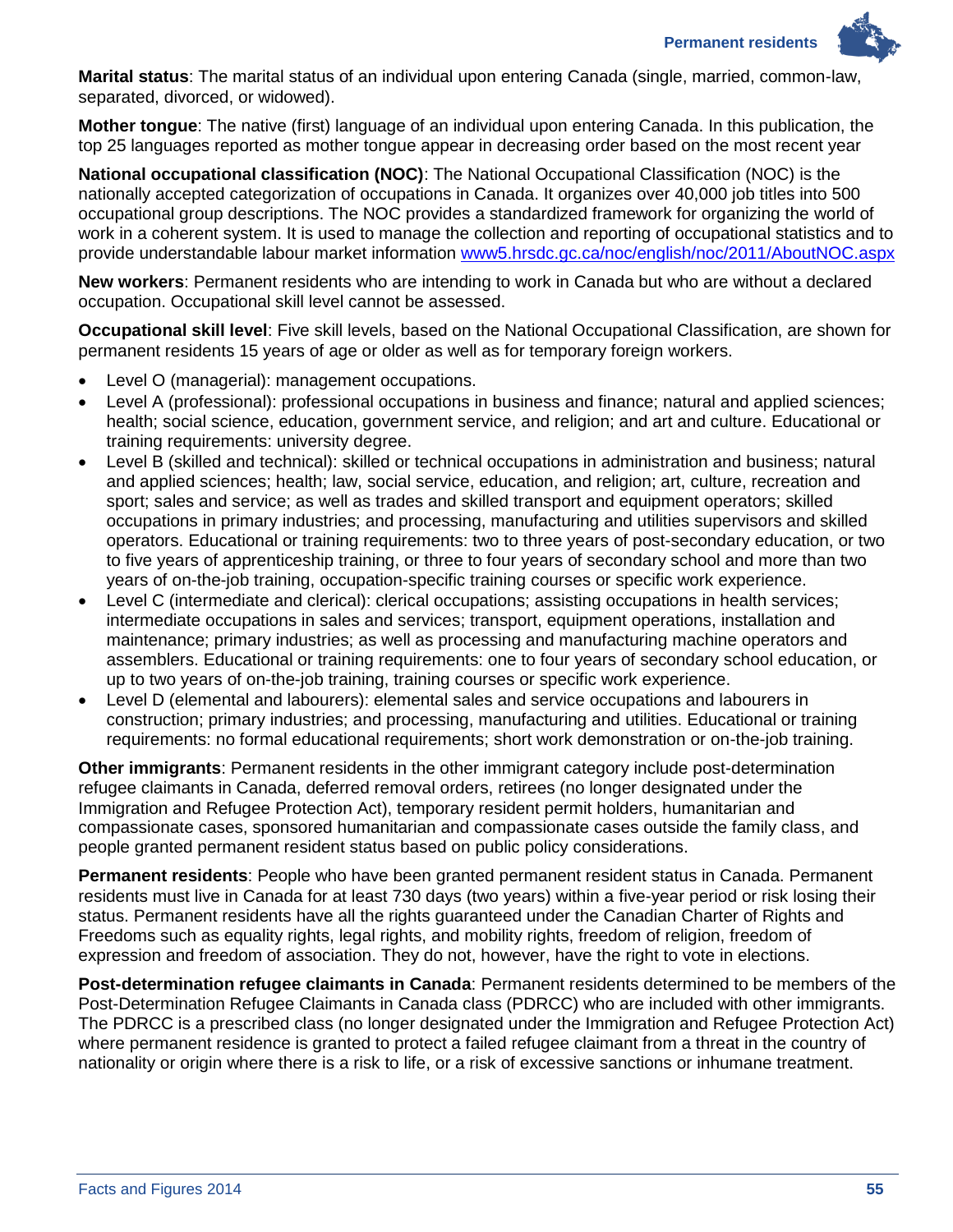**Marital status**: The marital status of an individual upon entering Canada (single, married, common-law, separated, divorced, or widowed).

**Mother tongue**: The native (first) language of an individual upon entering Canada. In this publication, the top 25 languages reported as mother tongue appear in decreasing order based on the most recent year

**National occupational classification (NOC)**: The National Occupational Classification (NOC) is the nationally accepted categorization of occupations in Canada. It organizes over 40,000 job titles into 500 occupational group descriptions. The NOC provides a standardized framework for organizing the world of work in a coherent system. It is used to manage the collection and reporting of occupational statistics and to provide understandable labour market information [www5.hrsdc.gc.ca/noc/english/noc/2011/AboutNOC.aspx](www5.hrsdc.gc.ca/noc/english/noc/2011/AboutNOC.aspx)

**New workers**: Permanent residents who are intending to work in Canada but who are without a declared occupation. Occupational skill level cannot be assessed.

**Occupational skill level**: Five skill levels, based on the National Occupational Classification, are shown for permanent residents 15 years of age or older as well as for temporary foreign workers.

- Level O (managerial): management occupations.
- Level A (professional): professional occupations in business and finance; natural and applied sciences; health; social science, education, government service, and religion; and art and culture. Educational or training requirements: university degree.
- Level B (skilled and technical): skilled or technical occupations in administration and business; natural and applied sciences; health; law, social service, education, and religion; art, culture, recreation and sport; sales and service; as well as trades and skilled transport and equipment operators; skilled occupations in primary industries; and processing, manufacturing and utilities supervisors and skilled operators. Educational or training requirements: two to three years of post-secondary education, or two to five years of apprenticeship training, or three to four years of secondary school and more than two years of on-the-job training, occupation-specific training courses or specific work experience.
- Level C (intermediate and clerical): clerical occupations; assisting occupations in health services; intermediate occupations in sales and services; transport, equipment operations, installation and maintenance; primary industries; as well as processing and manufacturing machine operators and assemblers. Educational or training requirements: one to four years of secondary school education, or up to two years of on-the-job training, training courses or specific work experience.
- Level D (elemental and labourers): elemental sales and service occupations and labourers in construction; primary industries; and processing, manufacturing and utilities. Educational or training requirements: no formal educational requirements; short work demonstration or on-the-job training.

**Other immigrants**: Permanent residents in the other immigrant category include post-determination refugee claimants in Canada, deferred removal orders, retirees (no longer designated under the Immigration and Refugee Protection Act), temporary resident permit holders, humanitarian and compassionate cases, sponsored humanitarian and compassionate cases outside the family class, and people granted permanent resident status based on public policy considerations.

**Permanent residents**: People who have been granted permanent resident status in Canada. Permanent residents must live in Canada for at least 730 days (two years) within a five-year period or risk losing their status. Permanent residents have all the rights guaranteed under the Canadian Charter of Rights and Freedoms such as equality rights, legal rights, and mobility rights, freedom of religion, freedom of expression and freedom of association. They do not, however, have the right to vote in elections.

**Post-determination refugee claimants in Canada**: Permanent residents determined to be members of the Post-Determination Refugee Claimants in Canada class (PDRCC) who are included with other immigrants. The PDRCC is a prescribed class (no longer designated under the Immigration and Refugee Protection Act) where permanent residence is granted to protect a failed refugee claimant from a threat in the country of nationality or origin where there is a risk to life, or a risk of excessive sanctions or inhumane treatment.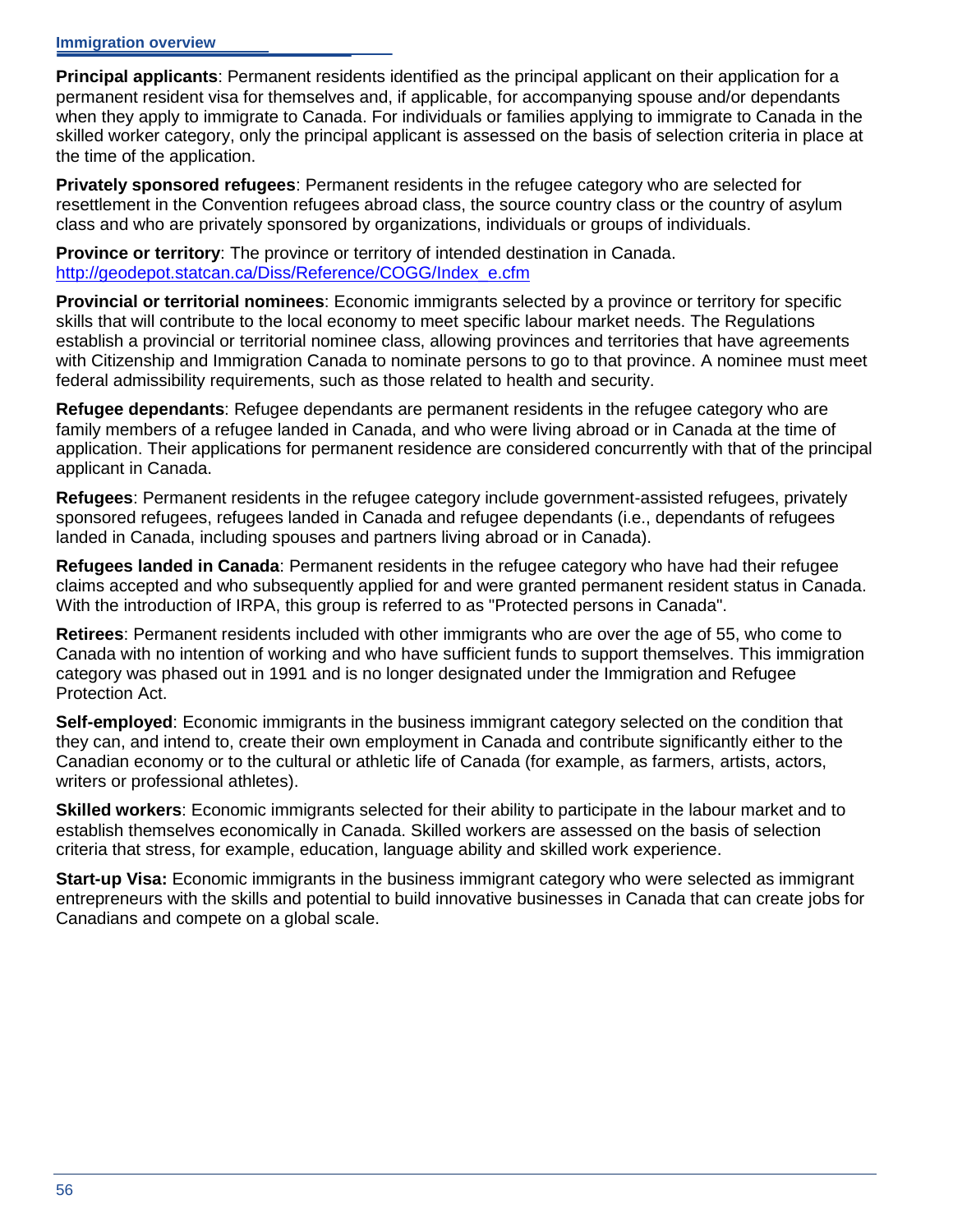**Principal applicants**: Permanent residents identified as the principal applicant on their application for a permanent resident visa for themselves and, if applicable, for accompanying spouse and/or dependants when they apply to immigrate to Canada. For individuals or families applying to immigrate to Canada in the skilled worker category, only the principal applicant is assessed on the basis of selection criteria in place at the time of the application.

**Privately sponsored refugees**: Permanent residents in the refugee category who are selected for resettlement in the Convention refugees abroad class, the source country class or the country of asylum class and who are privately sponsored by organizations, individuals or groups of individuals.

**Province or territory**: The province or territory of intended destination in Canada. http://geodepot.statcan.ca/Diss/Reference/COGG/Index_e.cfm

**Provincial or territorial nominees**: Economic immigrants selected by a province or territory for specific skills that will contribute to the local economy to meet specific labour market needs. The Regulations establish a provincial or territorial nominee class, allowing provinces and territories that have agreements with Citizenship and Immigration Canada to nominate persons to go to that province. A nominee must meet federal admissibility requirements, such as those related to health and security.

**Refugee dependants**: Refugee dependants are permanent residents in the refugee category who are family members of a refugee landed in Canada, and who were living abroad or in Canada at the time of application. Their applications for permanent residence are considered concurrently with that of the principal applicant in Canada.

**Refugees**: Permanent residents in the refugee category include government-assisted refugees, privately sponsored refugees, refugees landed in Canada and refugee dependants (i.e., dependants of refugees landed in Canada, including spouses and partners living abroad or in Canada).

**Refugees landed in Canada**: Permanent residents in the refugee category who have had their refugee claims accepted and who subsequently applied for and were granted permanent resident status in Canada. With the introduction of IRPA, this group is referred to as "Protected persons in Canada".

**Retirees**: Permanent residents included with other immigrants who are over the age of 55, who come to Canada with no intention of working and who have sufficient funds to support themselves. This immigration category was phased out in 1991 and is no longer designated under the Immigration and Refugee Protection Act.

**Self-employed**: Economic immigrants in the business immigrant category selected on the condition that they can, and intend to, create their own employment in Canada and contribute significantly either to the Canadian economy or to the cultural or athletic life of Canada (for example, as farmers, artists, actors, writers or professional athletes).

**Skilled workers**: Economic immigrants selected for their ability to participate in the labour market and to establish themselves economically in Canada. Skilled workers are assessed on the basis of selection criteria that stress, for example, education, language ability and skilled work experience.

**Start-up Visa:** Economic immigrants in the business immigrant category who were selected as immigrant entrepreneurs with the skills and potential to build innovative businesses in Canada that can create jobs for Canadians and compete on a global scale.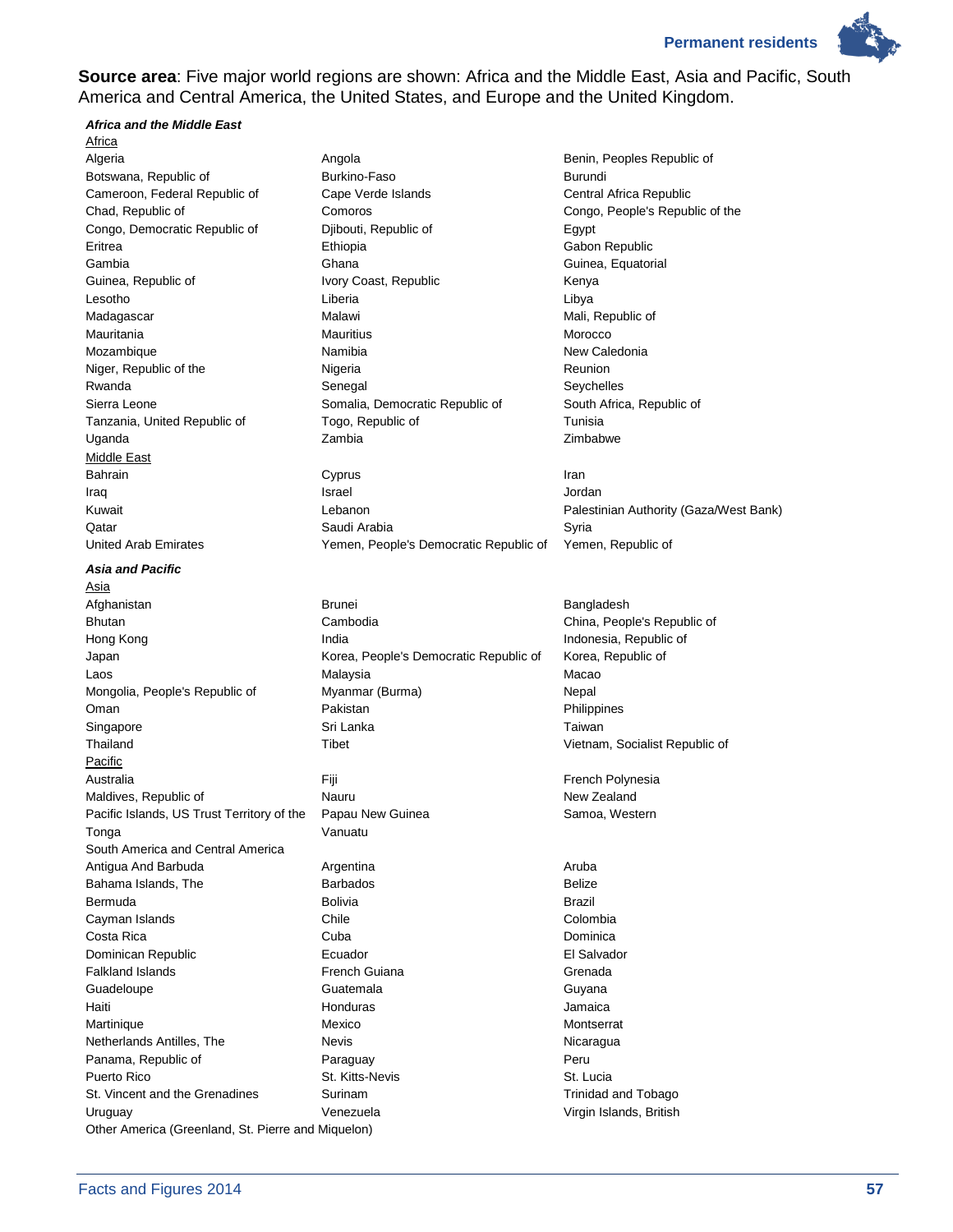**Source area**: Five major world regions are shown: Africa and the Middle East, Asia and Pacific, South America and Central America, the United States, and Europe and the United Kingdom.

***Africa and the Middle East***

Africa

Algeria
Angola
Benin, Peoples Republic of
Botswana, Republic of
Burkino-Faso
Burundi
Cameroon, Federal Republic of
Cape Verde Islands
Central Africa Republic
Chad, Republic of
Comoros
Congo, People's Republic of the
Congo, Democratic Republic of
Djibouti, Republic of
Egypt
Eritrea
Ethiopia
Gabon Republic
Gambia
Ghana
Guinea, Equatorial
Guinea, Republic of
Ivory Coast, Republic
Kenya
Lesotho
Liberia
Libya
Madagascar
Malawi
Mali, Republic of
Mauritania
Mauritius
Morocco
Mozambique
Namibia
New Caledonia
Niger, Republic of the
Nigeria
Reunion
Rwanda
Senegal
Seychelles
Sierra Leone
Somalia, Democratic Republic of
South Africa, Republic of
Tanzania, United Republic of
Togo, Republic of
Tunisia
Uganda
Zambia
Zimbabwe

Middle East

Bahrain
Cyprus
Iran
Iraq
Israel
Jordan
Kuwait
Lebanon
Palestinian Authority (Gaza/West Bank)
Qatar
Saudi Arabia
Syria
United Arab Emirates
Yemen, People's Democratic Republic of
Yemen, Republic of

***Asia and Pacific***

Asia

Afghanistan
Brunei
Bangladesh
Bhutan
Cambodia
China, People's Republic of
Hong Kong
India
Indonesia, Republic of
Japan
Korea, People's Democratic Republic of
Korea, Republic of
Laos
Malaysia
Macao
Mongolia, People's Republic of
Myanmar (Burma)
Nepal
Oman
Pakistan
Philippines
Singapore
Sri Lanka
Taiwan
Thailand
Tibet
Vietnam, Socialist Republic of

Pacific

Australia
Fiji
French Polynesia
Maldives, Republic of
Nauru
New Zealand
Pacific Islands, US Trust Territory of the
Papau New Guinea
Samoa, Western
Tonga
Vanuatu

South America and Central America

Antigua And Barbuda
Argentina
Aruba
Bahama Islands, The
Barbados
Belize
Bermuda
Bolivia
Brazil
Cayman Islands
Chile
Colombia
Costa Rica
Cuba
Dominica
Dominican Republic
Ecuador
El Salvador
Falkland Islands
French Guiana
Grenada
Guadeloupe
Guatemala
Guyana
Haiti
Honduras
Jamaica
Martinique
Mexico
Montserrat
Netherlands Antilles, The
Nevis
Nicaragua
Panama, Republic of
Paraguay
Peru
Puerto Rico
St. Kitts-Nevis
St. Lucia
St. Vincent and the Grenadines
Surinam
Trinidad and Tobago
Uruguay
Venezuela
Virgin Islands, British
Other America (Greenland, St. Pierre and Miquelon)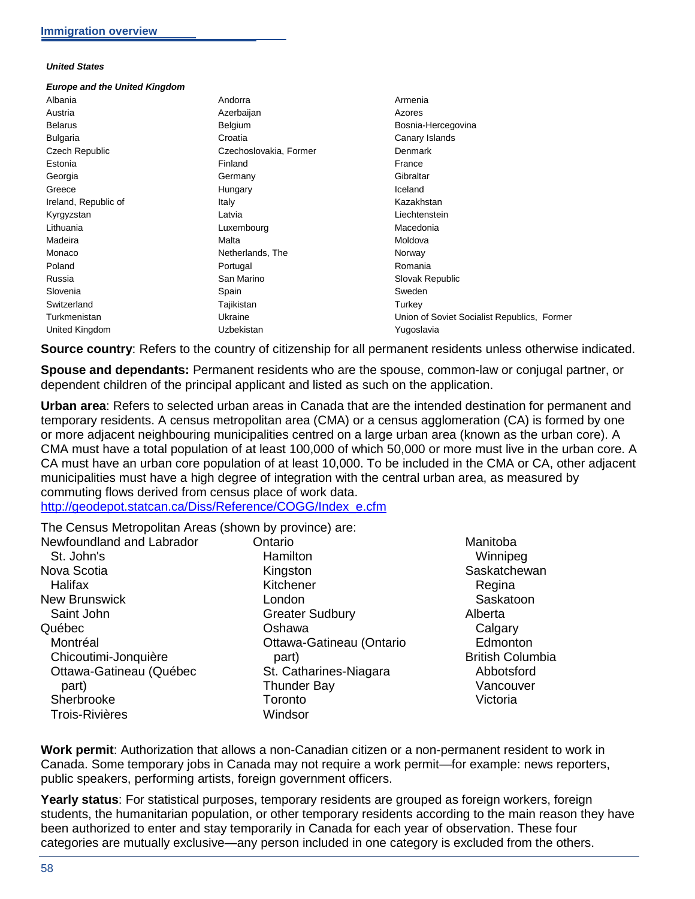***United States***

***Europe and the United Kingdom***

| | | |
|---|---|---|
| Albania | Andorra | Armenia |
| Austria | Azerbaijan | Azores |
| Belarus | Belgium | Bosnia-Hercegovina |
| Bulgaria | Croatia | Canary Islands |
| Czech Republic | Czechoslovakia, Former | Denmark |
| Estonia | Finland | France |
| Georgia | Germany | Gibraltar |
| Greece | Hungary | Iceland |
| Ireland, Republic of | Italy | Kazakhstan |
| Kyrgyzstan | Latvia | Liechtenstein |
| Lithuania | Luxembourg | Macedonia |
| Madeira | Malta | Moldova |
| Monaco | Netherlands, The | Norway |
| Poland | Portugal | Romania |
| Russia | San Marino | Slovak Republic |
| Slovenia | Spain | Sweden |
| Switzerland | Tajikistan | Turkey |
| Turkmenistan | Ukraine | Union of Soviet Socialist Republics, Former |
| United Kingdom | Uzbekistan | Yugoslavia |

**Source country**: Refers to the country of citizenship for all permanent residents unless otherwise indicated.

**Spouse and dependants:** Permanent residents who are the spouse, common-law or conjugal partner, or dependent children of the principal applicant and listed as such on the application.

**Urban area**: Refers to selected urban areas in Canada that are the intended destination for permanent and temporary residents. A census metropolitan area (CMA) or a census agglomeration (CA) is formed by one or more adjacent neighbouring municipalities centred on a large urban area (known as the urban core). A CMA must have a total population of at least 100,000 of which 50,000 or more must live in the urban core. A CA must have an urban core population of at least 10,000. To be included in the CMA or CA, other adjacent municipalities must have a high degree of integration with the central urban area, as measured by commuting flows derived from census place of work data.
http://geodepot.statcan.ca/Diss/Reference/COGG/Index_e.cfm

The Census Metropolitan Areas (shown by province) are:

- Newfoundland and Labrador
  - St. John's
- Nova Scotia
  - Halifax
- New Brunswick
  - Saint John
- Québec
  - Montréal
  - Chicoutimi-Jonquière
  - Ottawa-Gatineau (Québec part)
  - Sherbrooke
  - Trois-Rivières
- Ontario
  - Hamilton
  - Kingston
  - Kitchener
  - London
  - Greater Sudbury
  - Oshawa
  - Ottawa-Gatineau (Ontario part)
  - St. Catharines-Niagara
  - Thunder Bay
  - Toronto
  - Windsor
- Manitoba
  - Winnipeg
- Saskatchewan
  - Regina
  - Saskatoon
- Alberta
  - Calgary
  - Edmonton
- British Columbia
  - Abbotsford
  - Vancouver
  - Victoria

**Work permit**: Authorization that allows a non-Canadian citizen or a non-permanent resident to work in Canada. Some temporary jobs in Canada may not require a work permit—for example: news reporters, public speakers, performing artists, foreign government officers.

**Yearly status**: For statistical purposes, temporary residents are grouped as foreign workers, foreign students, the humanitarian population, or other temporary residents according to the main reason they have been authorized to enter and stay temporarily in Canada for each year of observation. These four categories are mutually exclusive—any person included in one category is excluded from the others.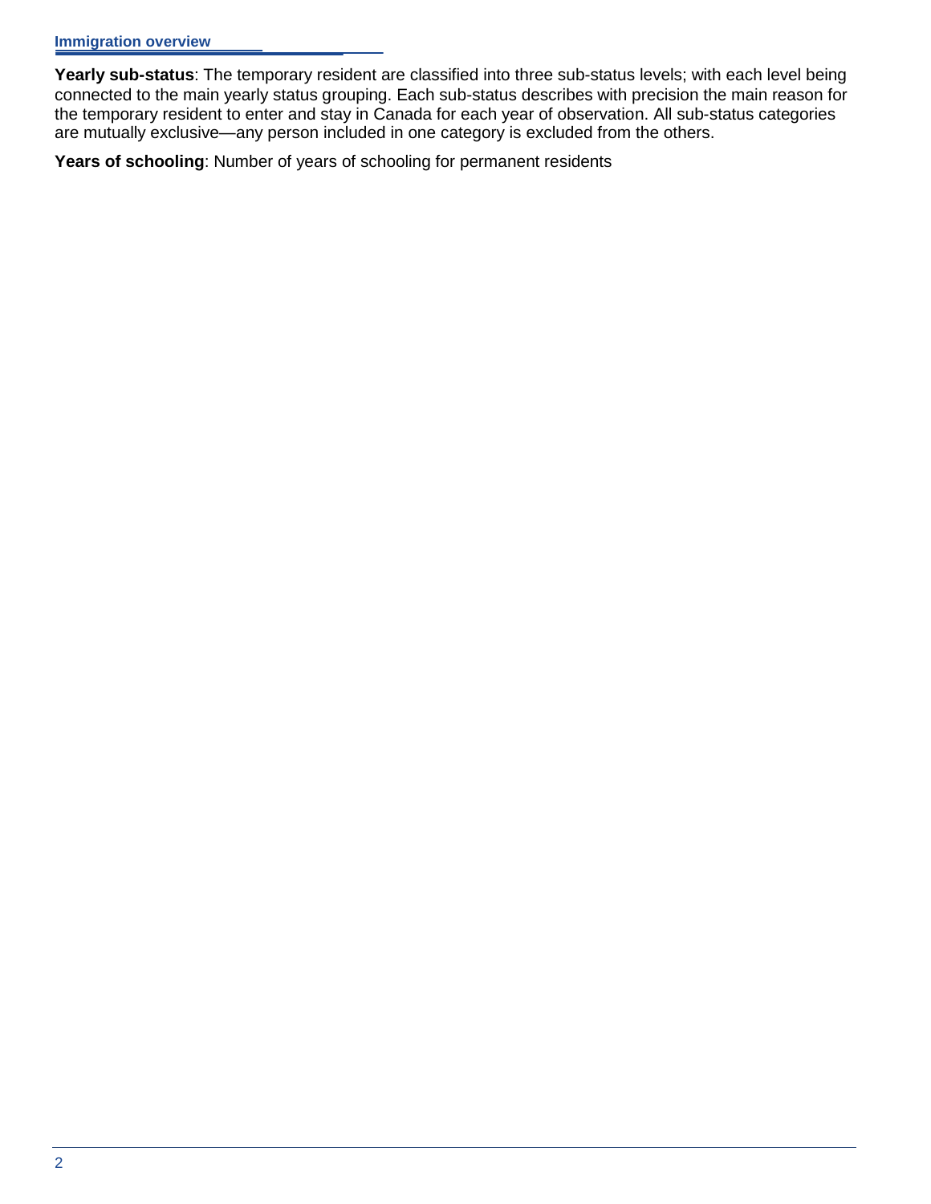**Yearly sub-status**: The temporary resident are classified into three sub-status levels; with each level being connected to the main yearly status grouping. Each sub-status describes with precision the main reason for the temporary resident to enter and stay in Canada for each year of observation. All sub-status categories are mutually exclusive—any person included in one category is excluded from the others.

**Years of schooling**: Number of years of schooling for permanent residents